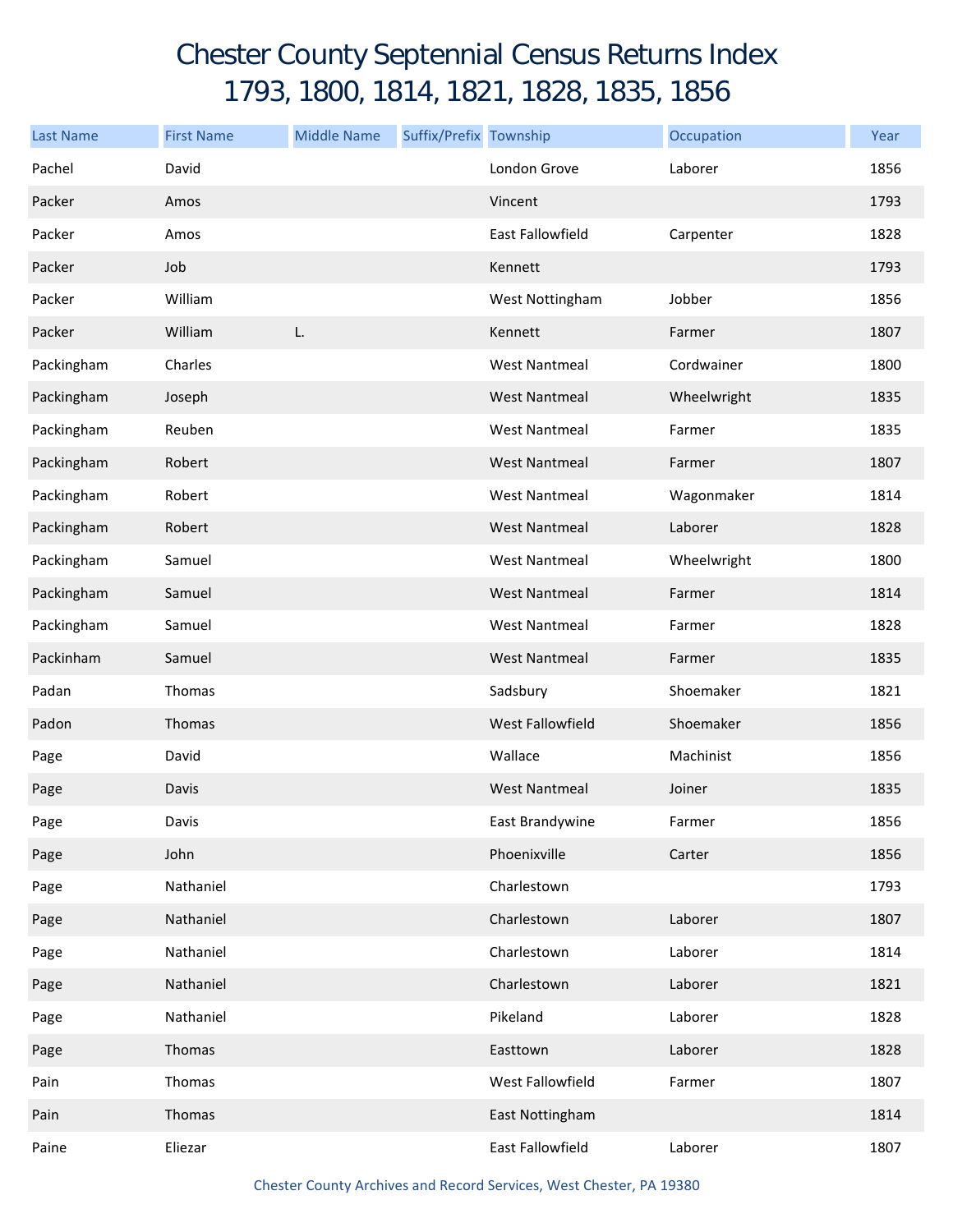# Chester County Septennial Census Returns Index
# 1793, 1800, 1814, 1821, 1828, 1835, 1856

| Last Name | First Name | Middle Name | Suffix/Prefix | Township | Occupation | Year |
|---|---|---|---|---|---|---|
| Pachel | David | | | London Grove | Laborer | 1856 |
| Packer | Amos | | | Vincent | | 1793 |
| Packer | Amos | | | East Fallowfield | Carpenter | 1828 |
| Packer | Job | | | Kennett | | 1793 |
| Packer | William | | | West Nottingham | Jobber | 1856 |
| Packer | William | L. | | Kennett | Farmer | 1807 |
| Packingham | Charles | | | West Nantmeal | Cordwainer | 1800 |
| Packingham | Joseph | | | West Nantmeal | Wheelwright | 1835 |
| Packingham | Reuben | | | West Nantmeal | Farmer | 1835 |
| Packingham | Robert | | | West Nantmeal | Farmer | 1807 |
| Packingham | Robert | | | West Nantmeal | Wagonmaker | 1814 |
| Packingham | Robert | | | West Nantmeal | Laborer | 1828 |
| Packingham | Samuel | | | West Nantmeal | Wheelwright | 1800 |
| Packingham | Samuel | | | West Nantmeal | Farmer | 1814 |
| Packingham | Samuel | | | West Nantmeal | Farmer | 1828 |
| Packinham | Samuel | | | West Nantmeal | Farmer | 1835 |
| Padan | Thomas | | | Sadsbury | Shoemaker | 1821 |
| Padon | Thomas | | | West Fallowfield | Shoemaker | 1856 |
| Page | David | | | Wallace | Machinist | 1856 |
| Page | Davis | | | West Nantmeal | Joiner | 1835 |
| Page | Davis | | | East Brandywine | Farmer | 1856 |
| Page | John | | | Phoenixville | Carter | 1856 |
| Page | Nathaniel | | | Charlestown | | 1793 |
| Page | Nathaniel | | | Charlestown | Laborer | 1807 |
| Page | Nathaniel | | | Charlestown | Laborer | 1814 |
| Page | Nathaniel | | | Charlestown | Laborer | 1821 |
| Page | Nathaniel | | | Pikeland | Laborer | 1828 |
| Page | Thomas | | | Easttown | Laborer | 1828 |
| Pain | Thomas | | | West Fallowfield | Farmer | 1807 |
| Pain | Thomas | | | East Nottingham | | 1814 |
| Paine | Eliezar | | | East Fallowfield | Laborer | 1807 |

Chester County Archives and Record Services, West Chester, PA 19380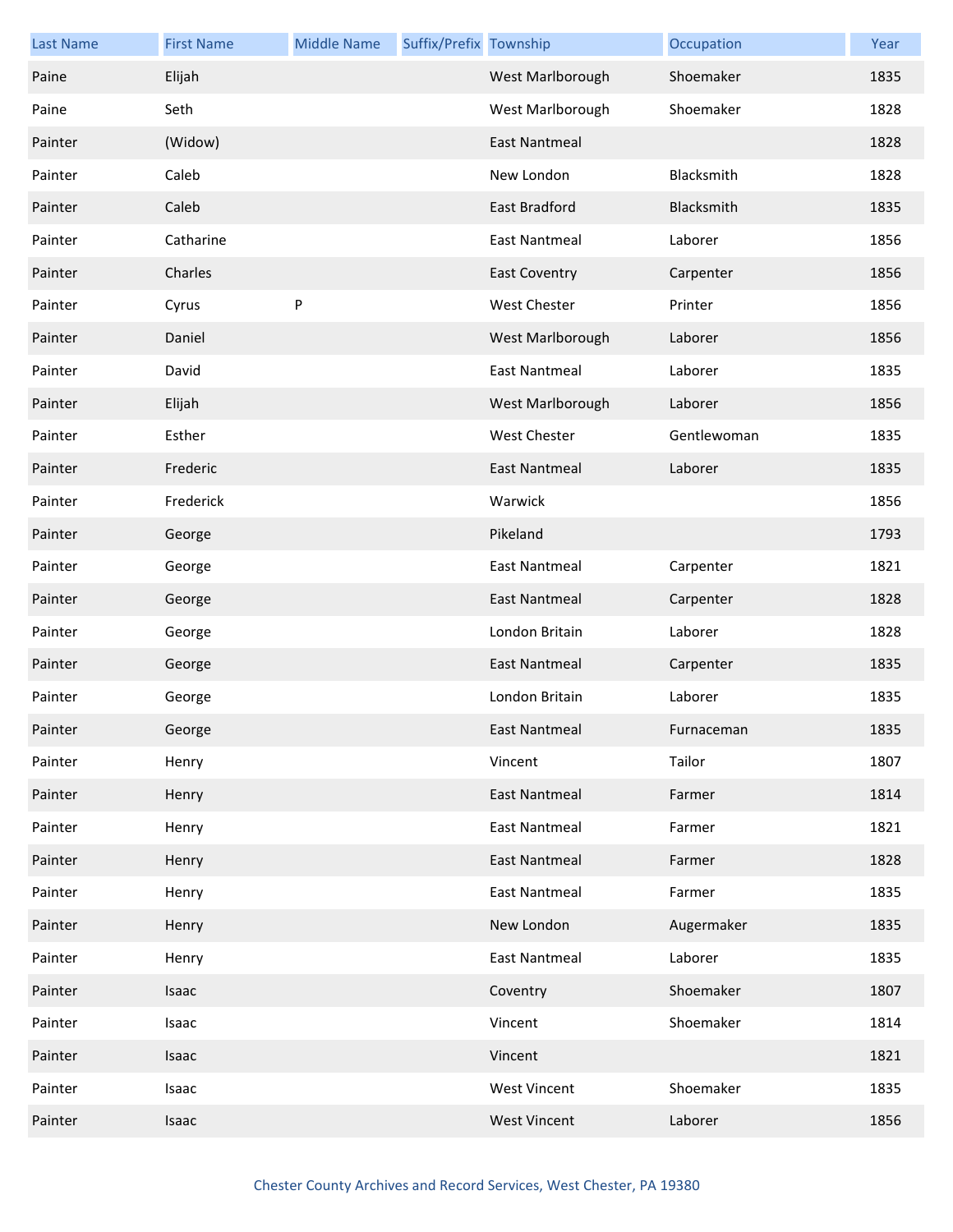| Last Name | First Name | Middle Name | Suffix/Prefix | Township | Occupation | Year |
|---|---|---|---|---|---|---|
| Paine | Elijah | | | West Marlborough | Shoemaker | 1835 |
| Paine | Seth | | | West Marlborough | Shoemaker | 1828 |
| Painter | (Widow) | | | East Nantmeal | | 1828 |
| Painter | Caleb | | | New London | Blacksmith | 1828 |
| Painter | Caleb | | | East Bradford | Blacksmith | 1835 |
| Painter | Catharine | | | East Nantmeal | Laborer | 1856 |
| Painter | Charles | | | East Coventry | Carpenter | 1856 |
| Painter | Cyrus | P | | West Chester | Printer | 1856 |
| Painter | Daniel | | | West Marlborough | Laborer | 1856 |
| Painter | David | | | East Nantmeal | Laborer | 1835 |
| Painter | Elijah | | | West Marlborough | Laborer | 1856 |
| Painter | Esther | | | West Chester | Gentlewoman | 1835 |
| Painter | Frederic | | | East Nantmeal | Laborer | 1835 |
| Painter | Frederick | | | Warwick | | 1856 |
| Painter | George | | | Pikeland | | 1793 |
| Painter | George | | | East Nantmeal | Carpenter | 1821 |
| Painter | George | | | East Nantmeal | Carpenter | 1828 |
| Painter | George | | | London Britain | Laborer | 1828 |
| Painter | George | | | East Nantmeal | Carpenter | 1835 |
| Painter | George | | | London Britain | Laborer | 1835 |
| Painter | George | | | East Nantmeal | Furnaceman | 1835 |
| Painter | Henry | | | Vincent | Tailor | 1807 |
| Painter | Henry | | | East Nantmeal | Farmer | 1814 |
| Painter | Henry | | | East Nantmeal | Farmer | 1821 |
| Painter | Henry | | | East Nantmeal | Farmer | 1828 |
| Painter | Henry | | | East Nantmeal | Farmer | 1835 |
| Painter | Henry | | | New London | Augermaker | 1835 |
| Painter | Henry | | | East Nantmeal | Laborer | 1835 |
| Painter | Isaac | | | Coventry | Shoemaker | 1807 |
| Painter | Isaac | | | Vincent | Shoemaker | 1814 |
| Painter | Isaac | | | Vincent | | 1821 |
| Painter | Isaac | | | West Vincent | Shoemaker | 1835 |
| Painter | Isaac | | | West Vincent | Laborer | 1856 |

Chester County Archives and Record Services, West Chester, PA 19380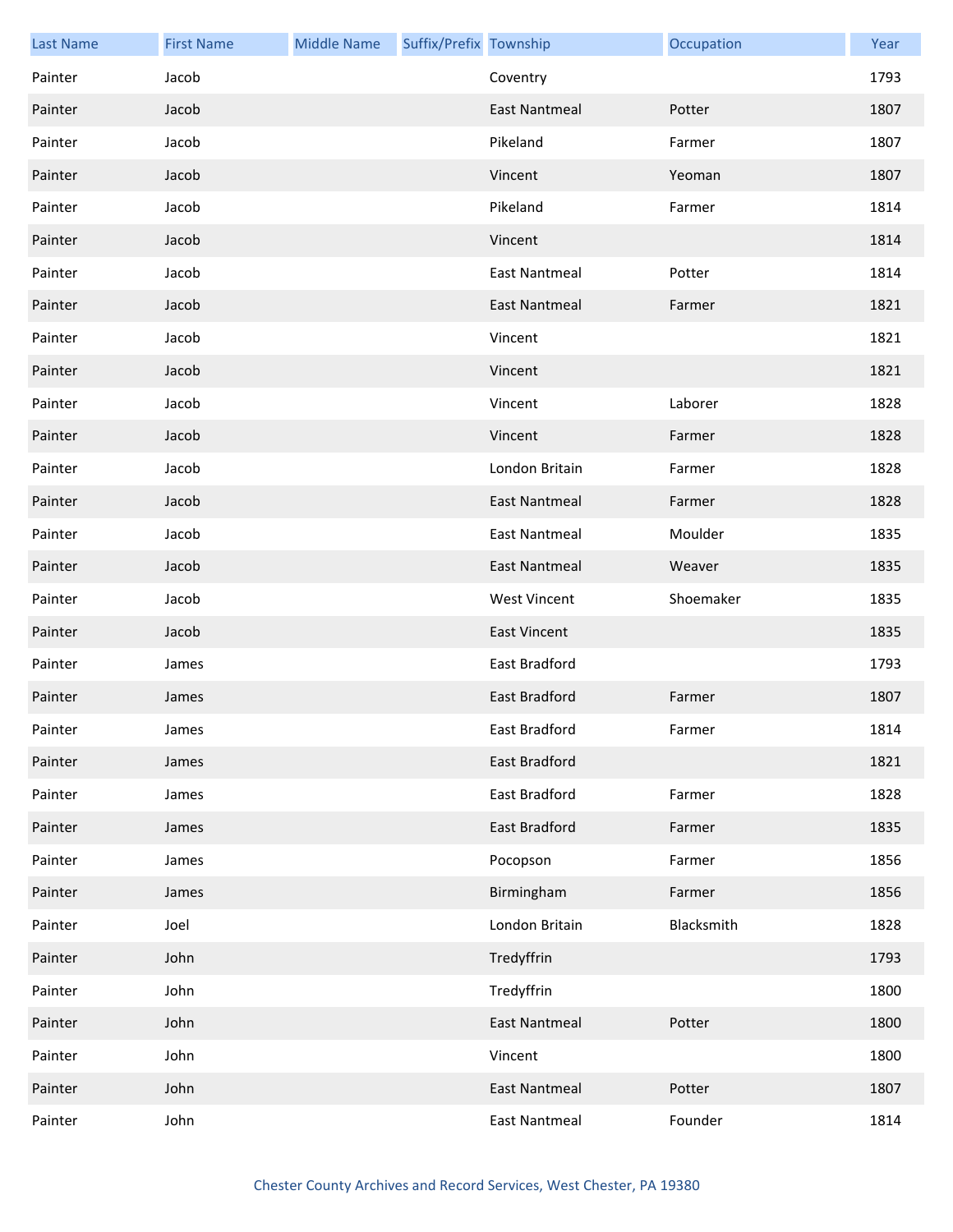| Last Name | First Name | Middle Name | Suffix/Prefix | Township | Occupation | Year |
|---|---|---|---|---|---|---|
| Painter | Jacob | | | Coventry | | 1793 |
| Painter | Jacob | | | East Nantmeal | Potter | 1807 |
| Painter | Jacob | | | Pikeland | Farmer | 1807 |
| Painter | Jacob | | | Vincent | Yeoman | 1807 |
| Painter | Jacob | | | Pikeland | Farmer | 1814 |
| Painter | Jacob | | | Vincent | | 1814 |
| Painter | Jacob | | | East Nantmeal | Potter | 1814 |
| Painter | Jacob | | | East Nantmeal | Farmer | 1821 |
| Painter | Jacob | | | Vincent | | 1821 |
| Painter | Jacob | | | Vincent | | 1821 |
| Painter | Jacob | | | Vincent | Laborer | 1828 |
| Painter | Jacob | | | Vincent | Farmer | 1828 |
| Painter | Jacob | | | London Britain | Farmer | 1828 |
| Painter | Jacob | | | East Nantmeal | Farmer | 1828 |
| Painter | Jacob | | | East Nantmeal | Moulder | 1835 |
| Painter | Jacob | | | East Nantmeal | Weaver | 1835 |
| Painter | Jacob | | | West Vincent | Shoemaker | 1835 |
| Painter | Jacob | | | East Vincent | | 1835 |
| Painter | James | | | East Bradford | | 1793 |
| Painter | James | | | East Bradford | Farmer | 1807 |
| Painter | James | | | East Bradford | Farmer | 1814 |
| Painter | James | | | East Bradford | | 1821 |
| Painter | James | | | East Bradford | Farmer | 1828 |
| Painter | James | | | East Bradford | Farmer | 1835 |
| Painter | James | | | Pocopson | Farmer | 1856 |
| Painter | James | | | Birmingham | Farmer | 1856 |
| Painter | Joel | | | London Britain | Blacksmith | 1828 |
| Painter | John | | | Tredyffrin | | 1793 |
| Painter | John | | | Tredyffrin | | 1800 |
| Painter | John | | | East Nantmeal | Potter | 1800 |
| Painter | John | | | Vincent | | 1800 |
| Painter | John | | | East Nantmeal | Potter | 1807 |
| Painter | John | | | East Nantmeal | Founder | 1814 |

Chester County Archives and Record Services, West Chester, PA 19380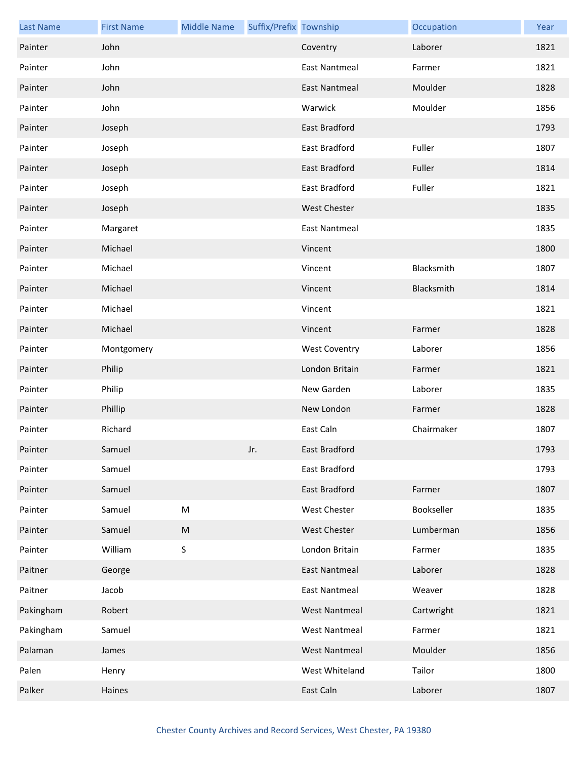| Last Name | First Name | Middle Name | Suffix/Prefix | Township | Occupation | Year |
|---|---|---|---|---|---|---|
| Painter | John | | | Coventry | Laborer | 1821 |
| Painter | John | | | East Nantmeal | Farmer | 1821 |
| Painter | John | | | East Nantmeal | Moulder | 1828 |
| Painter | John | | | Warwick | Moulder | 1856 |
| Painter | Joseph | | | East Bradford | | 1793 |
| Painter | Joseph | | | East Bradford | Fuller | 1807 |
| Painter | Joseph | | | East Bradford | Fuller | 1814 |
| Painter | Joseph | | | East Bradford | Fuller | 1821 |
| Painter | Joseph | | | West Chester | | 1835 |
| Painter | Margaret | | | East Nantmeal | | 1835 |
| Painter | Michael | | | Vincent | | 1800 |
| Painter | Michael | | | Vincent | Blacksmith | 1807 |
| Painter | Michael | | | Vincent | Blacksmith | 1814 |
| Painter | Michael | | | Vincent | | 1821 |
| Painter | Michael | | | Vincent | Farmer | 1828 |
| Painter | Montgomery | | | West Coventry | Laborer | 1856 |
| Painter | Philip | | | London Britain | Farmer | 1821 |
| Painter | Philip | | | New Garden | Laborer | 1835 |
| Painter | Phillip | | | New London | Farmer | 1828 |
| Painter | Richard | | | East Caln | Chairmaker | 1807 |
| Painter | Samuel | | Jr. | East Bradford | | 1793 |
| Painter | Samuel | | | East Bradford | | 1793 |
| Painter | Samuel | | | East Bradford | Farmer | 1807 |
| Painter | Samuel | M | | West Chester | Bookseller | 1835 |
| Painter | Samuel | M | | West Chester | Lumberman | 1856 |
| Painter | William | S | | London Britain | Farmer | 1835 |
| Paitner | George | | | East Nantmeal | Laborer | 1828 |
| Paitner | Jacob | | | East Nantmeal | Weaver | 1828 |
| Pakingham | Robert | | | West Nantmeal | Cartwright | 1821 |
| Pakingham | Samuel | | | West Nantmeal | Farmer | 1821 |
| Palaman | James | | | West Nantmeal | Moulder | 1856 |
| Palen | Henry | | | West Whiteland | Tailor | 1800 |
| Palker | Haines | | | East Caln | Laborer | 1807 |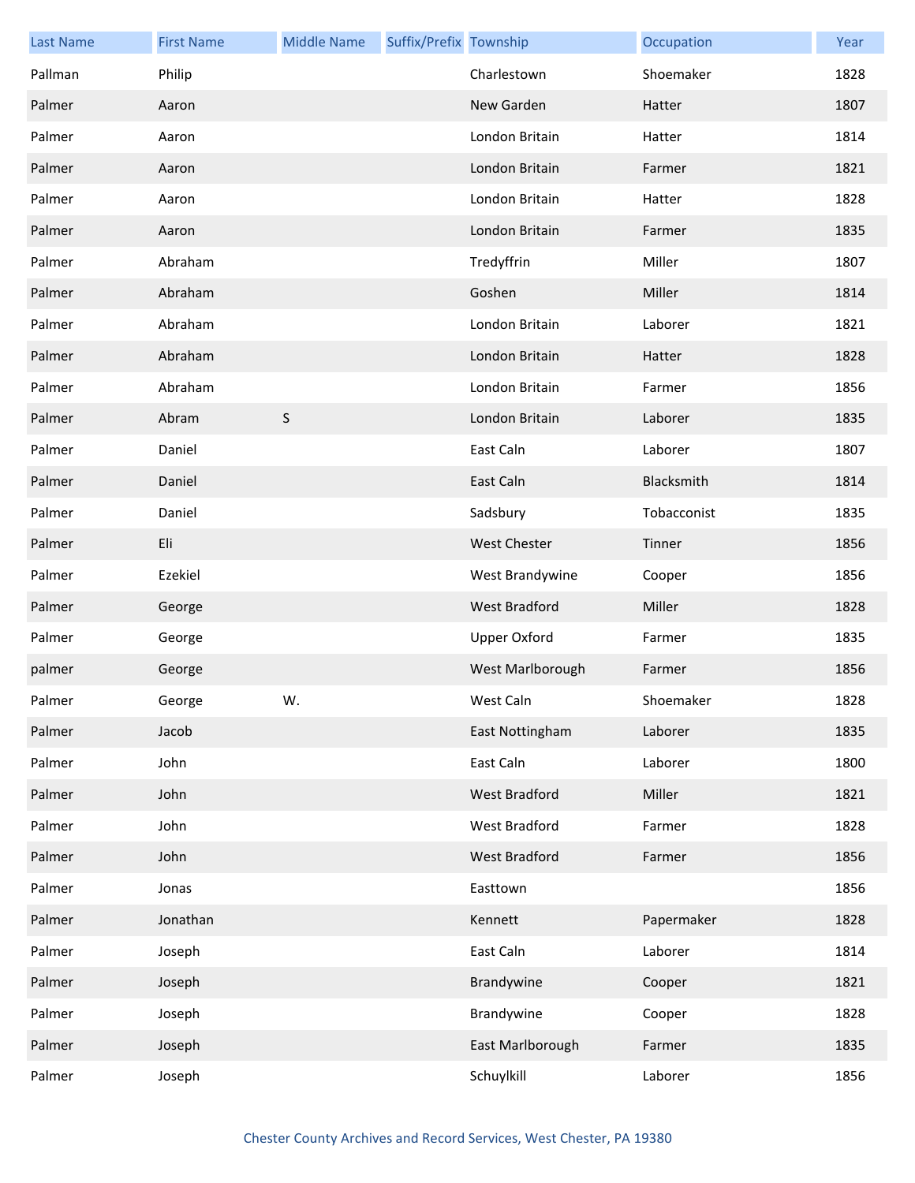| Last Name | First Name | Middle Name | Suffix/Prefix | Township | Occupation | Year |
|---|---|---|---|---|---|---|
| Pallman | Philip | | | Charlestown | Shoemaker | 1828 |
| Palmer | Aaron | | | New Garden | Hatter | 1807 |
| Palmer | Aaron | | | London Britain | Hatter | 1814 |
| Palmer | Aaron | | | London Britain | Farmer | 1821 |
| Palmer | Aaron | | | London Britain | Hatter | 1828 |
| Palmer | Aaron | | | London Britain | Farmer | 1835 |
| Palmer | Abraham | | | Tredyffrin | Miller | 1807 |
| Palmer | Abraham | | | Goshen | Miller | 1814 |
| Palmer | Abraham | | | London Britain | Laborer | 1821 |
| Palmer | Abraham | | | London Britain | Hatter | 1828 |
| Palmer | Abraham | | | London Britain | Farmer | 1856 |
| Palmer | Abram | S | | London Britain | Laborer | 1835 |
| Palmer | Daniel | | | East Caln | Laborer | 1807 |
| Palmer | Daniel | | | East Caln | Blacksmith | 1814 |
| Palmer | Daniel | | | Sadsbury | Tobacconist | 1835 |
| Palmer | Eli | | | West Chester | Tinner | 1856 |
| Palmer | Ezekiel | | | West Brandywine | Cooper | 1856 |
| Palmer | George | | | West Bradford | Miller | 1828 |
| Palmer | George | | | Upper Oxford | Farmer | 1835 |
| palmer | George | | | West Marlborough | Farmer | 1856 |
| Palmer | George | W. | | West Caln | Shoemaker | 1828 |
| Palmer | Jacob | | | East Nottingham | Laborer | 1835 |
| Palmer | John | | | East Caln | Laborer | 1800 |
| Palmer | John | | | West Bradford | Miller | 1821 |
| Palmer | John | | | West Bradford | Farmer | 1828 |
| Palmer | John | | | West Bradford | Farmer | 1856 |
| Palmer | Jonas | | | Easttown | | 1856 |
| Palmer | Jonathan | | | Kennett | Papermaker | 1828 |
| Palmer | Joseph | | | East Caln | Laborer | 1814 |
| Palmer | Joseph | | | Brandywine | Cooper | 1821 |
| Palmer | Joseph | | | Brandywine | Cooper | 1828 |
| Palmer | Joseph | | | East Marlborough | Farmer | 1835 |
| Palmer | Joseph | | | Schuylkill | Laborer | 1856 |

Chester County Archives and Record Services, West Chester, PA 19380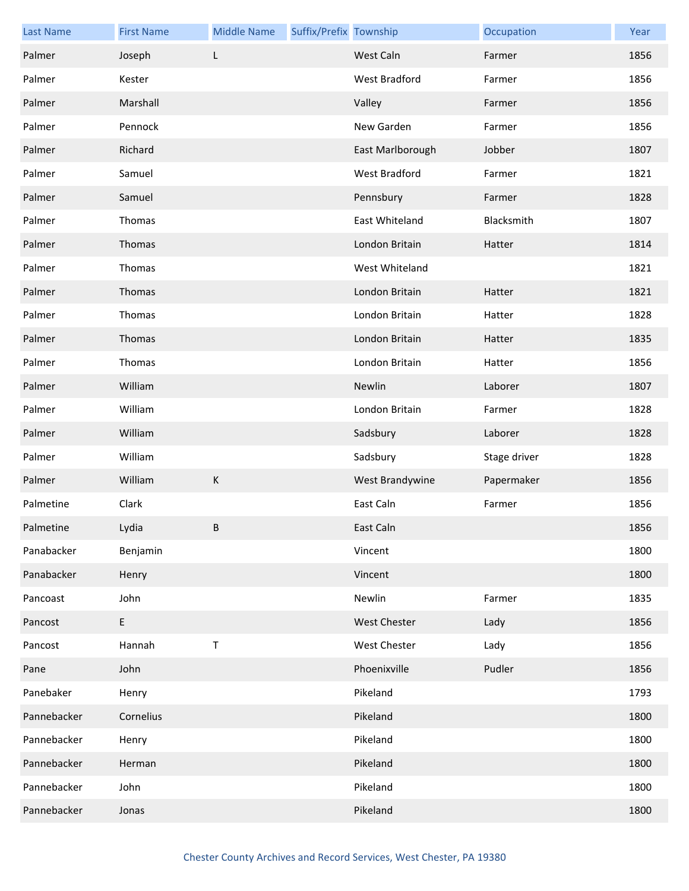| Last Name | First Name | Middle Name | Suffix/Prefix | Township | Occupation | Year |
|---|---|---|---|---|---|---|
| Palmer | Joseph | L | | West Caln | Farmer | 1856 |
| Palmer | Kester | | | West Bradford | Farmer | 1856 |
| Palmer | Marshall | | | Valley | Farmer | 1856 |
| Palmer | Pennock | | | New Garden | Farmer | 1856 |
| Palmer | Richard | | | East Marlborough | Jobber | 1807 |
| Palmer | Samuel | | | West Bradford | Farmer | 1821 |
| Palmer | Samuel | | | Pennsbury | Farmer | 1828 |
| Palmer | Thomas | | | East Whiteland | Blacksmith | 1807 |
| Palmer | Thomas | | | London Britain | Hatter | 1814 |
| Palmer | Thomas | | | West Whiteland | | 1821 |
| Palmer | Thomas | | | London Britain | Hatter | 1821 |
| Palmer | Thomas | | | London Britain | Hatter | 1828 |
| Palmer | Thomas | | | London Britain | Hatter | 1835 |
| Palmer | Thomas | | | London Britain | Hatter | 1856 |
| Palmer | William | | | Newlin | Laborer | 1807 |
| Palmer | William | | | London Britain | Farmer | 1828 |
| Palmer | William | | | Sadsbury | Laborer | 1828 |
| Palmer | William | | | Sadsbury | Stage driver | 1828 |
| Palmer | William | K | | West Brandywine | Papermaker | 1856 |
| Palmetine | Clark | | | East Caln | Farmer | 1856 |
| Palmetine | Lydia | B | | East Caln | | 1856 |
| Panabacker | Benjamin | | | Vincent | | 1800 |
| Panabacker | Henry | | | Vincent | | 1800 |
| Pancoast | John | | | Newlin | Farmer | 1835 |
| Pancost | E | | | West Chester | Lady | 1856 |
| Pancost | Hannah | T | | West Chester | Lady | 1856 |
| Pane | John | | | Phoenixville | Pudler | 1856 |
| Panebaker | Henry | | | Pikeland | | 1793 |
| Pannebacker | Cornelius | | | Pikeland | | 1800 |
| Pannebacker | Henry | | | Pikeland | | 1800 |
| Pannebacker | Herman | | | Pikeland | | 1800 |
| Pannebacker | John | | | Pikeland | | 1800 |
| Pannebacker | Jonas | | | Pikeland | | 1800 |

Chester County Archives and Record Services, West Chester, PA 19380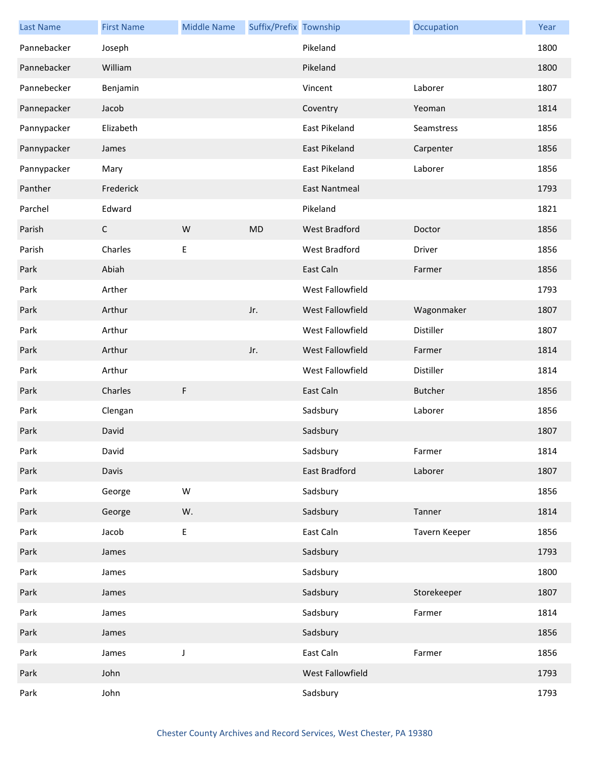| Last Name | First Name | Middle Name | Suffix/Prefix | Township | Occupation | Year |
|---|---|---|---|---|---|---|
| Pannebacker | Joseph | | | Pikeland | | 1800 |
| Pannebacker | William | | | Pikeland | | 1800 |
| Pannebecker | Benjamin | | | Vincent | Laborer | 1807 |
| Pannepacker | Jacob | | | Coventry | Yeoman | 1814 |
| Pannypacker | Elizabeth | | | East Pikeland | Seamstress | 1856 |
| Pannypacker | James | | | East Pikeland | Carpenter | 1856 |
| Pannypacker | Mary | | | East Pikeland | Laborer | 1856 |
| Panther | Frederick | | | East Nantmeal | | 1793 |
| Parchel | Edward | | | Pikeland | | 1821 |
| Parish | C | W | MD | West Bradford | Doctor | 1856 |
| Parish | Charles | E | | West Bradford | Driver | 1856 |
| Park | Abiah | | | East Caln | Farmer | 1856 |
| Park | Arther | | | West Fallowfield | | 1793 |
| Park | Arthur | | Jr. | West Fallowfield | Wagonmaker | 1807 |
| Park | Arthur | | | West Fallowfield | Distiller | 1807 |
| Park | Arthur | | Jr. | West Fallowfield | Farmer | 1814 |
| Park | Arthur | | | West Fallowfield | Distiller | 1814 |
| Park | Charles | F | | East Caln | Butcher | 1856 |
| Park | Clengan | | | Sadsbury | Laborer | 1856 |
| Park | David | | | Sadsbury | | 1807 |
| Park | David | | | Sadsbury | Farmer | 1814 |
| Park | Davis | | | East Bradford | Laborer | 1807 |
| Park | George | W | | Sadsbury | | 1856 |
| Park | George | W. | | Sadsbury | Tanner | 1814 |
| Park | Jacob | E | | East Caln | Tavern Keeper | 1856 |
| Park | James | | | Sadsbury | | 1793 |
| Park | James | | | Sadsbury | | 1800 |
| Park | James | | | Sadsbury | Storekeeper | 1807 |
| Park | James | | | Sadsbury | Farmer | 1814 |
| Park | James | | | Sadsbury | | 1856 |
| Park | James | J | | East Caln | Farmer | 1856 |
| Park | John | | | West Fallowfield | | 1793 |
| Park | John | | | Sadsbury | | 1793 |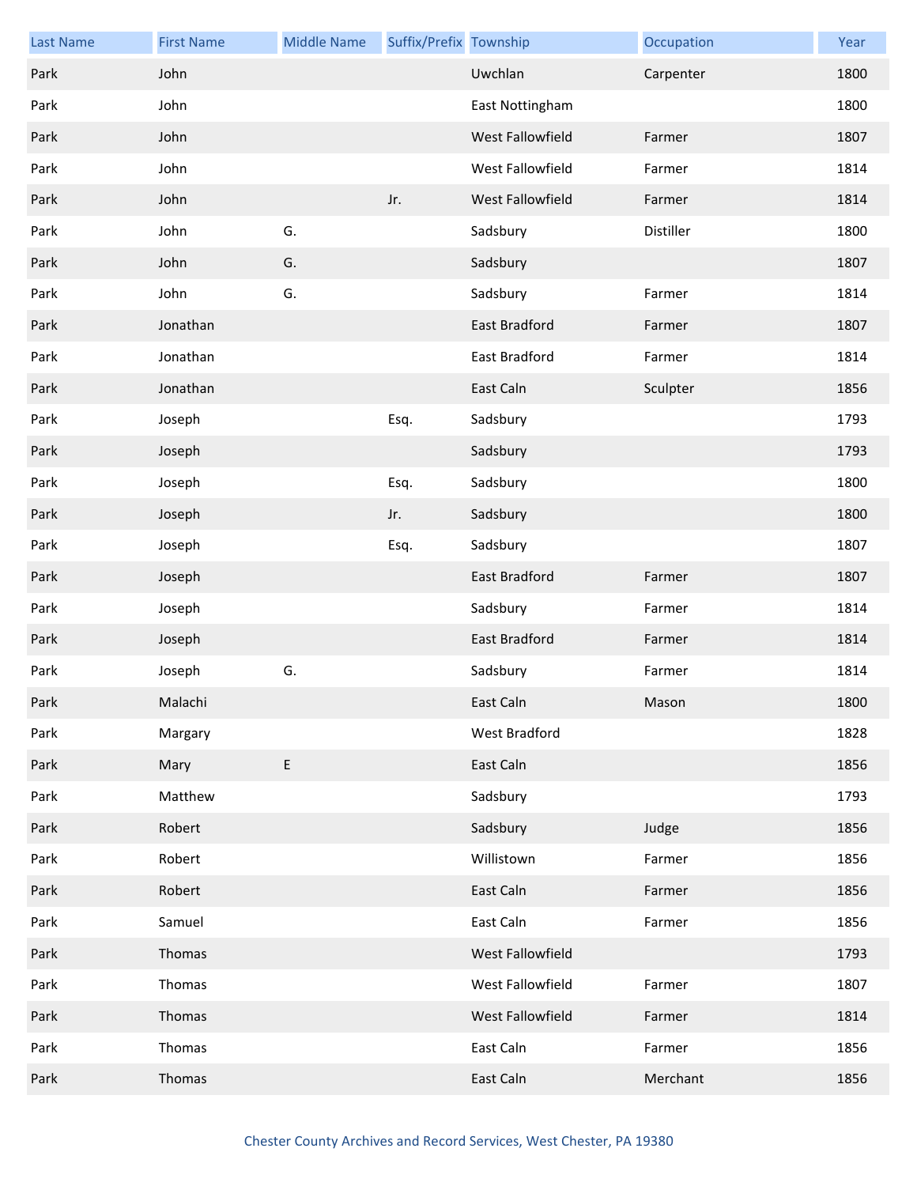| Last Name | First Name | Middle Name | Suffix/Prefix | Township | Occupation | Year |
|---|---|---|---|---|---|---|
| Park | John | | | Uwchlan | Carpenter | 1800 |
| Park | John | | | East Nottingham | | 1800 |
| Park | John | | | West Fallowfield | Farmer | 1807 |
| Park | John | | | West Fallowfield | Farmer | 1814 |
| Park | John | | Jr. | West Fallowfield | Farmer | 1814 |
| Park | John | G. | | Sadsbury | Distiller | 1800 |
| Park | John | G. | | Sadsbury | | 1807 |
| Park | John | G. | | Sadsbury | Farmer | 1814 |
| Park | Jonathan | | | East Bradford | Farmer | 1807 |
| Park | Jonathan | | | East Bradford | Farmer | 1814 |
| Park | Jonathan | | | East Caln | Sculpter | 1856 |
| Park | Joseph | | Esq. | Sadsbury | | 1793 |
| Park | Joseph | | | Sadsbury | | 1793 |
| Park | Joseph | | Esq. | Sadsbury | | 1800 |
| Park | Joseph | | Jr. | Sadsbury | | 1800 |
| Park | Joseph | | Esq. | Sadsbury | | 1807 |
| Park | Joseph | | | East Bradford | Farmer | 1807 |
| Park | Joseph | | | Sadsbury | Farmer | 1814 |
| Park | Joseph | | | East Bradford | Farmer | 1814 |
| Park | Joseph | G. | | Sadsbury | Farmer | 1814 |
| Park | Malachi | | | East Caln | Mason | 1800 |
| Park | Margary | | | West Bradford | | 1828 |
| Park | Mary | E | | East Caln | | 1856 |
| Park | Matthew | | | Sadsbury | | 1793 |
| Park | Robert | | | Sadsbury | Judge | 1856 |
| Park | Robert | | | Willistown | Farmer | 1856 |
| Park | Robert | | | East Caln | Farmer | 1856 |
| Park | Samuel | | | East Caln | Farmer | 1856 |
| Park | Thomas | | | West Fallowfield | | 1793 |
| Park | Thomas | | | West Fallowfield | Farmer | 1807 |
| Park | Thomas | | | West Fallowfield | Farmer | 1814 |
| Park | Thomas | | | East Caln | Farmer | 1856 |
| Park | Thomas | | | East Caln | Merchant | 1856 |

Chester County Archives and Record Services, West Chester, PA 19380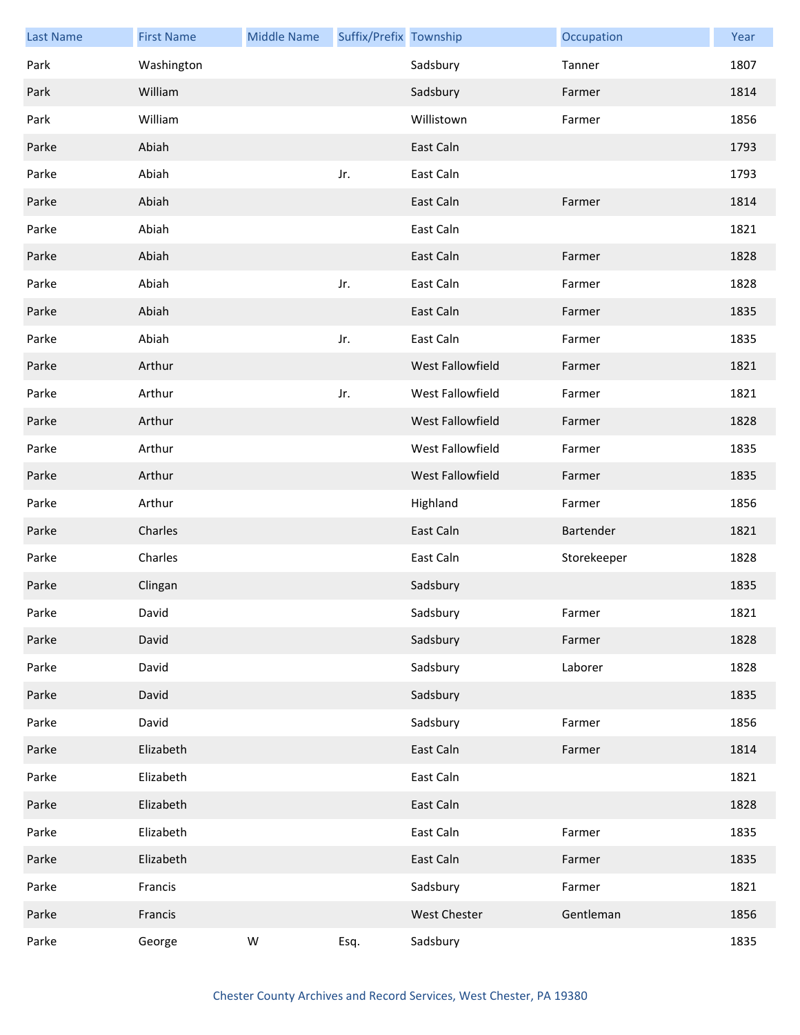| Last Name | First Name | Middle Name | Suffix/Prefix | Township | Occupation | Year |
|---|---|---|---|---|---|---|
| Park | Washington | | | Sadsbury | Tanner | 1807 |
| Park | William | | | Sadsbury | Farmer | 1814 |
| Park | William | | | Willistown | Farmer | 1856 |
| Parke | Abiah | | | East Caln | | 1793 |
| Parke | Abiah | | Jr. | East Caln | | 1793 |
| Parke | Abiah | | | East Caln | Farmer | 1814 |
| Parke | Abiah | | | East Caln | | 1821 |
| Parke | Abiah | | | East Caln | Farmer | 1828 |
| Parke | Abiah | | Jr. | East Caln | Farmer | 1828 |
| Parke | Abiah | | | East Caln | Farmer | 1835 |
| Parke | Abiah | | Jr. | East Caln | Farmer | 1835 |
| Parke | Arthur | | | West Fallowfield | Farmer | 1821 |
| Parke | Arthur | | Jr. | West Fallowfield | Farmer | 1821 |
| Parke | Arthur | | | West Fallowfield | Farmer | 1828 |
| Parke | Arthur | | | West Fallowfield | Farmer | 1835 |
| Parke | Arthur | | | West Fallowfield | Farmer | 1835 |
| Parke | Arthur | | | Highland | Farmer | 1856 |
| Parke | Charles | | | East Caln | Bartender | 1821 |
| Parke | Charles | | | East Caln | Storekeeper | 1828 |
| Parke | Clingan | | | Sadsbury | | 1835 |
| Parke | David | | | Sadsbury | Farmer | 1821 |
| Parke | David | | | Sadsbury | Farmer | 1828 |
| Parke | David | | | Sadsbury | Laborer | 1828 |
| Parke | David | | | Sadsbury | | 1835 |
| Parke | David | | | Sadsbury | Farmer | 1856 |
| Parke | Elizabeth | | | East Caln | Farmer | 1814 |
| Parke | Elizabeth | | | East Caln | | 1821 |
| Parke | Elizabeth | | | East Caln | | 1828 |
| Parke | Elizabeth | | | East Caln | Farmer | 1835 |
| Parke | Elizabeth | | | East Caln | Farmer | 1835 |
| Parke | Francis | | | Sadsbury | Farmer | 1821 |
| Parke | Francis | | | West Chester | Gentleman | 1856 |
| Parke | George | W | Esq. | Sadsbury | | 1835 |

Chester County Archives and Record Services, West Chester, PA 19380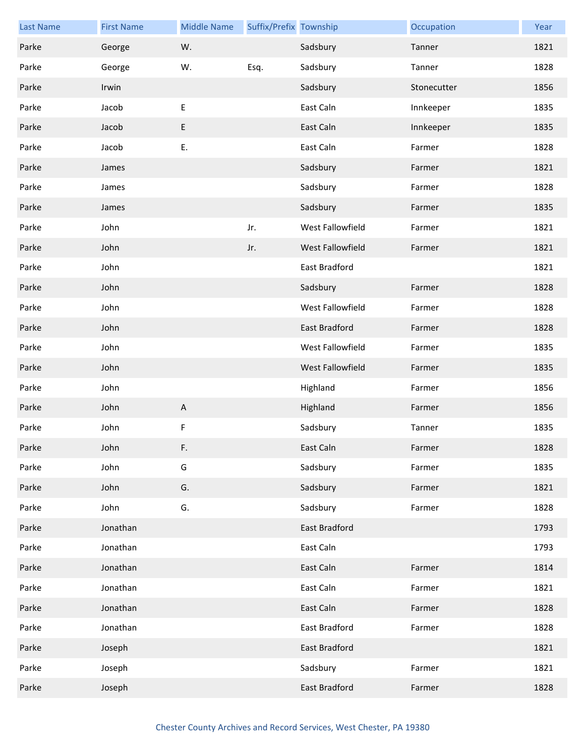| Last Name | First Name | Middle Name | Suffix/Prefix | Township | Occupation | Year |
|---|---|---|---|---|---|---|
| Parke | George | W. | | Sadsbury | Tanner | 1821 |
| Parke | George | W. | Esq. | Sadsbury | Tanner | 1828 |
| Parke | Irwin | | | Sadsbury | Stonecutter | 1856 |
| Parke | Jacob | E | | East Caln | Innkeeper | 1835 |
| Parke | Jacob | E | | East Caln | Innkeeper | 1835 |
| Parke | Jacob | E. | | East Caln | Farmer | 1828 |
| Parke | James | | | Sadsbury | Farmer | 1821 |
| Parke | James | | | Sadsbury | Farmer | 1828 |
| Parke | James | | | Sadsbury | Farmer | 1835 |
| Parke | John | | Jr. | West Fallowfield | Farmer | 1821 |
| Parke | John | | Jr. | West Fallowfield | Farmer | 1821 |
| Parke | John | | | East Bradford | | 1821 |
| Parke | John | | | Sadsbury | Farmer | 1828 |
| Parke | John | | | West Fallowfield | Farmer | 1828 |
| Parke | John | | | East Bradford | Farmer | 1828 |
| Parke | John | | | West Fallowfield | Farmer | 1835 |
| Parke | John | | | West Fallowfield | Farmer | 1835 |
| Parke | John | | | Highland | Farmer | 1856 |
| Parke | John | A | | Highland | Farmer | 1856 |
| Parke | John | F | | Sadsbury | Tanner | 1835 |
| Parke | John | F. | | East Caln | Farmer | 1828 |
| Parke | John | G | | Sadsbury | Farmer | 1835 |
| Parke | John | G. | | Sadsbury | Farmer | 1821 |
| Parke | John | G. | | Sadsbury | Farmer | 1828 |
| Parke | Jonathan | | | East Bradford | | 1793 |
| Parke | Jonathan | | | East Caln | | 1793 |
| Parke | Jonathan | | | East Caln | Farmer | 1814 |
| Parke | Jonathan | | | East Caln | Farmer | 1821 |
| Parke | Jonathan | | | East Caln | Farmer | 1828 |
| Parke | Jonathan | | | East Bradford | Farmer | 1828 |
| Parke | Joseph | | | East Bradford | | 1821 |
| Parke | Joseph | | | Sadsbury | Farmer | 1821 |
| Parke | Joseph | | | East Bradford | Farmer | 1828 |

Chester County Archives and Record Services, West Chester, PA 19380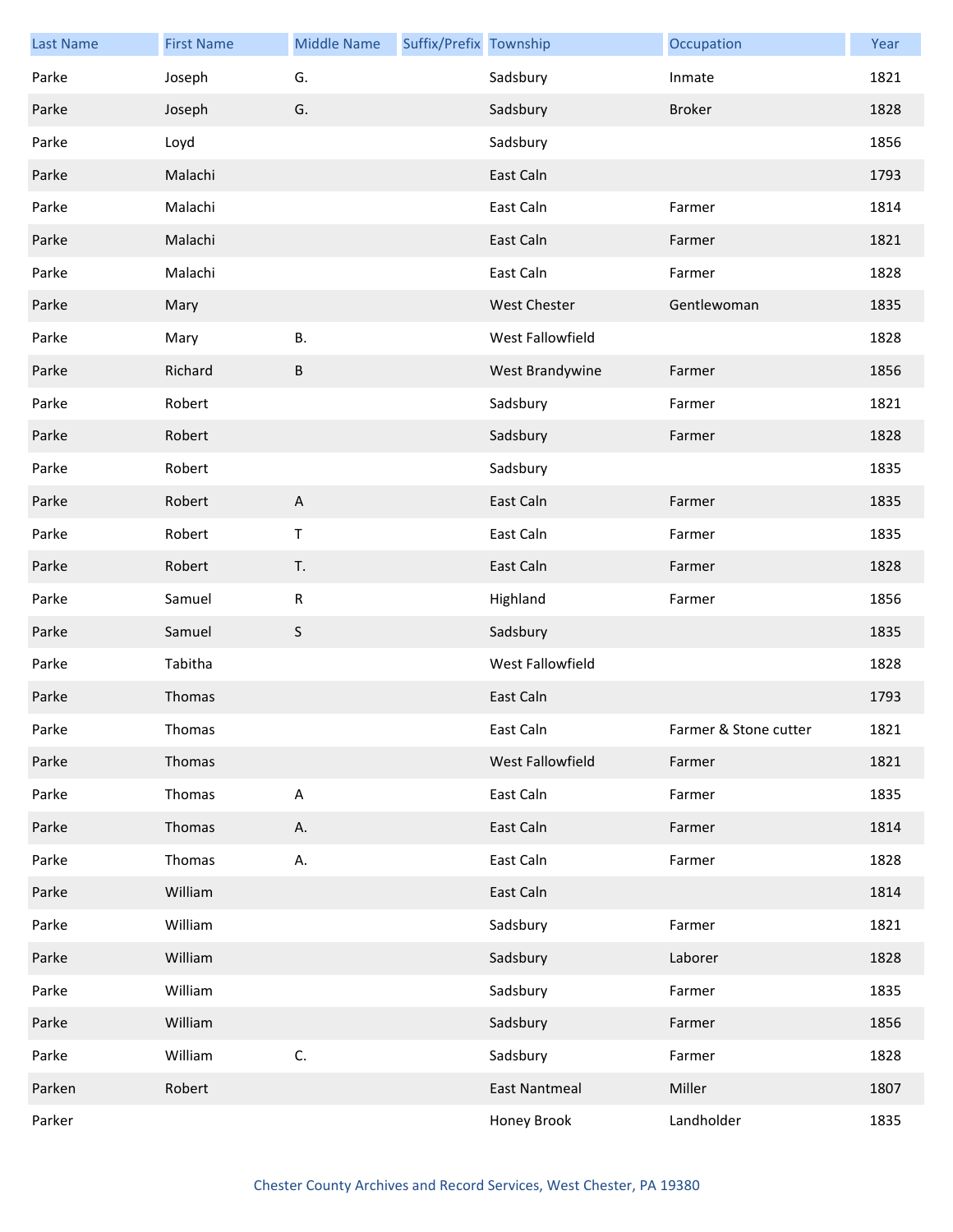| Last Name | First Name | Middle Name | Suffix/Prefix | Township | Occupation | Year |
|---|---|---|---|---|---|---|
| Parke | Joseph | G. | | Sadsbury | Inmate | 1821 |
| Parke | Joseph | G. | | Sadsbury | Broker | 1828 |
| Parke | Loyd | | | Sadsbury | | 1856 |
| Parke | Malachi | | | East Caln | | 1793 |
| Parke | Malachi | | | East Caln | Farmer | 1814 |
| Parke | Malachi | | | East Caln | Farmer | 1821 |
| Parke | Malachi | | | East Caln | Farmer | 1828 |
| Parke | Mary | | | West Chester | Gentlewoman | 1835 |
| Parke | Mary | B. | | West Fallowfield | | 1828 |
| Parke | Richard | B | | West Brandywine | Farmer | 1856 |
| Parke | Robert | | | Sadsbury | Farmer | 1821 |
| Parke | Robert | | | Sadsbury | Farmer | 1828 |
| Parke | Robert | | | Sadsbury | | 1835 |
| Parke | Robert | A | | East Caln | Farmer | 1835 |
| Parke | Robert | T | | East Caln | Farmer | 1835 |
| Parke | Robert | T. | | East Caln | Farmer | 1828 |
| Parke | Samuel | R | | Highland | Farmer | 1856 |
| Parke | Samuel | S | | Sadsbury | | 1835 |
| Parke | Tabitha | | | West Fallowfield | | 1828 |
| Parke | Thomas | | | East Caln | | 1793 |
| Parke | Thomas | | | East Caln | Farmer & Stone cutter | 1821 |
| Parke | Thomas | | | West Fallowfield | Farmer | 1821 |
| Parke | Thomas | A | | East Caln | Farmer | 1835 |
| Parke | Thomas | A. | | East Caln | Farmer | 1814 |
| Parke | Thomas | A. | | East Caln | Farmer | 1828 |
| Parke | William | | | East Caln | | 1814 |
| Parke | William | | | Sadsbury | Farmer | 1821 |
| Parke | William | | | Sadsbury | Laborer | 1828 |
| Parke | William | | | Sadsbury | Farmer | 1835 |
| Parke | William | | | Sadsbury | Farmer | 1856 |
| Parke | William | C. | | Sadsbury | Farmer | 1828 |
| Parken | Robert | | | East Nantmeal | Miller | 1807 |
| Parker | | | | Honey Brook | Landholder | 1835 |

Chester County Archives and Record Services, West Chester, PA 19380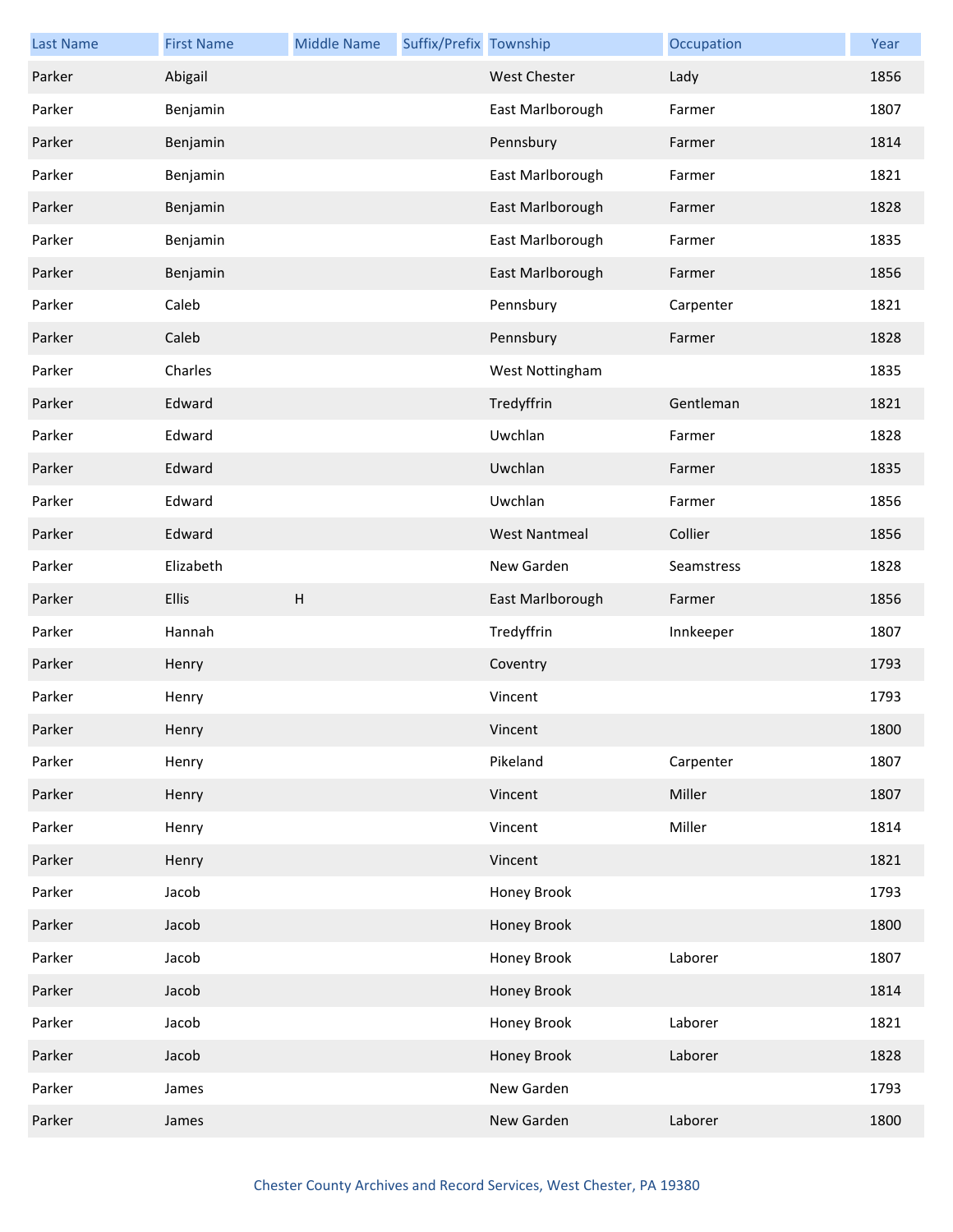| Last Name | First Name | Middle Name | Suffix/Prefix | Township | Occupation | Year |
|---|---|---|---|---|---|---|
| Parker | Abigail | | | West Chester | Lady | 1856 |
| Parker | Benjamin | | | East Marlborough | Farmer | 1807 |
| Parker | Benjamin | | | Pennsbury | Farmer | 1814 |
| Parker | Benjamin | | | East Marlborough | Farmer | 1821 |
| Parker | Benjamin | | | East Marlborough | Farmer | 1828 |
| Parker | Benjamin | | | East Marlborough | Farmer | 1835 |
| Parker | Benjamin | | | East Marlborough | Farmer | 1856 |
| Parker | Caleb | | | Pennsbury | Carpenter | 1821 |
| Parker | Caleb | | | Pennsbury | Farmer | 1828 |
| Parker | Charles | | | West Nottingham | | 1835 |
| Parker | Edward | | | Tredyffrin | Gentleman | 1821 |
| Parker | Edward | | | Uwchlan | Farmer | 1828 |
| Parker | Edward | | | Uwchlan | Farmer | 1835 |
| Parker | Edward | | | Uwchlan | Farmer | 1856 |
| Parker | Edward | | | West Nantmeal | Collier | 1856 |
| Parker | Elizabeth | | | New Garden | Seamstress | 1828 |
| Parker | Ellis | H | | East Marlborough | Farmer | 1856 |
| Parker | Hannah | | | Tredyffrin | Innkeeper | 1807 |
| Parker | Henry | | | Coventry | | 1793 |
| Parker | Henry | | | Vincent | | 1793 |
| Parker | Henry | | | Vincent | | 1800 |
| Parker | Henry | | | Pikeland | Carpenter | 1807 |
| Parker | Henry | | | Vincent | Miller | 1807 |
| Parker | Henry | | | Vincent | Miller | 1814 |
| Parker | Henry | | | Vincent | | 1821 |
| Parker | Jacob | | | Honey Brook | | 1793 |
| Parker | Jacob | | | Honey Brook | | 1800 |
| Parker | Jacob | | | Honey Brook | Laborer | 1807 |
| Parker | Jacob | | | Honey Brook | | 1814 |
| Parker | Jacob | | | Honey Brook | Laborer | 1821 |
| Parker | Jacob | | | Honey Brook | Laborer | 1828 |
| Parker | James | | | New Garden | | 1793 |
| Parker | James | | | New Garden | Laborer | 1800 |

Chester County Archives and Record Services, West Chester, PA 19380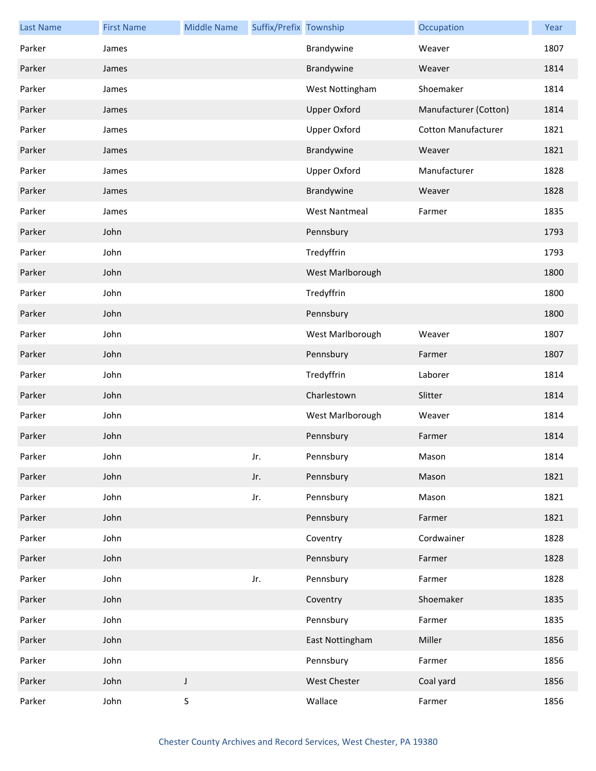| Last Name | First Name | Middle Name | Suffix/Prefix | Township | Occupation | Year |
|---|---|---|---|---|---|---|
| Parker | James | | | Brandywine | Weaver | 1807 |
| Parker | James | | | Brandywine | Weaver | 1814 |
| Parker | James | | | West Nottingham | Shoemaker | 1814 |
| Parker | James | | | Upper Oxford | Manufacturer (Cotton) | 1814 |
| Parker | James | | | Upper Oxford | Cotton Manufacturer | 1821 |
| Parker | James | | | Brandywine | Weaver | 1821 |
| Parker | James | | | Upper Oxford | Manufacturer | 1828 |
| Parker | James | | | Brandywine | Weaver | 1828 |
| Parker | James | | | West Nantmeal | Farmer | 1835 |
| Parker | John | | | Pennsbury | | 1793 |
| Parker | John | | | Tredyffrin | | 1793 |
| Parker | John | | | West Marlborough | | 1800 |
| Parker | John | | | Tredyffrin | | 1800 |
| Parker | John | | | Pennsbury | | 1800 |
| Parker | John | | | West Marlborough | Weaver | 1807 |
| Parker | John | | | Pennsbury | Farmer | 1807 |
| Parker | John | | | Tredyffrin | Laborer | 1814 |
| Parker | John | | | Charlestown | Slitter | 1814 |
| Parker | John | | | West Marlborough | Weaver | 1814 |
| Parker | John | | | Pennsbury | Farmer | 1814 |
| Parker | John | | Jr. | Pennsbury | Mason | 1814 |
| Parker | John | | Jr. | Pennsbury | Mason | 1821 |
| Parker | John | | Jr. | Pennsbury | Mason | 1821 |
| Parker | John | | | Pennsbury | Farmer | 1821 |
| Parker | John | | | Coventry | Cordwainer | 1828 |
| Parker | John | | | Pennsbury | Farmer | 1828 |
| Parker | John | | Jr. | Pennsbury | Farmer | 1828 |
| Parker | John | | | Coventry | Shoemaker | 1835 |
| Parker | John | | | Pennsbury | Farmer | 1835 |
| Parker | John | | | East Nottingham | Miller | 1856 |
| Parker | John | | | Pennsbury | Farmer | 1856 |
| Parker | John | J | | West Chester | Coal yard | 1856 |
| Parker | John | S | | Wallace | Farmer | 1856 |

Chester County Archives and Record Services, West Chester, PA 19380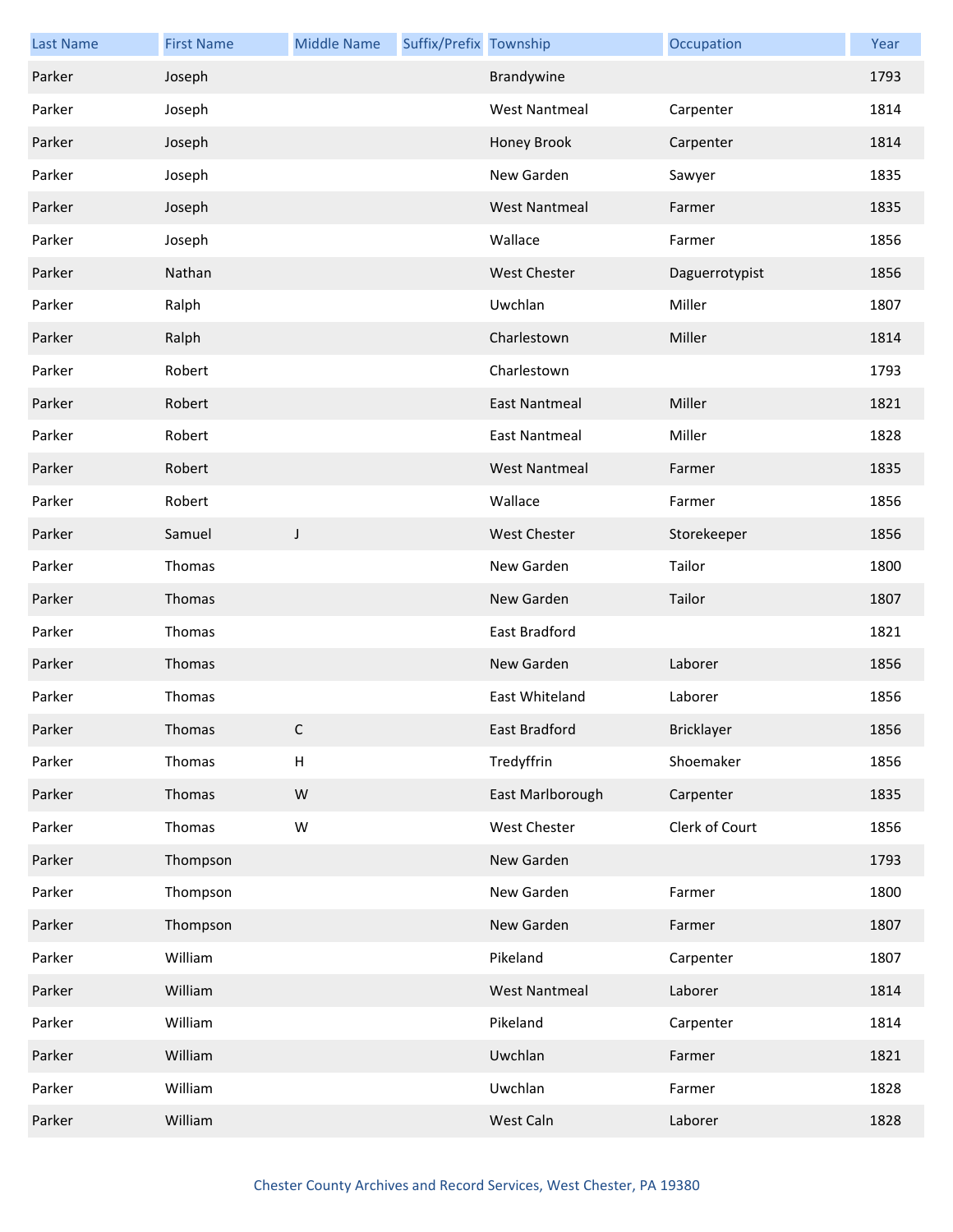| Last Name | First Name | Middle Name | Suffix/Prefix | Township | Occupation | Year |
|---|---|---|---|---|---|---|
| Parker | Joseph | | | Brandywine | | 1793 |
| Parker | Joseph | | | West Nantmeal | Carpenter | 1814 |
| Parker | Joseph | | | Honey Brook | Carpenter | 1814 |
| Parker | Joseph | | | New Garden | Sawyer | 1835 |
| Parker | Joseph | | | West Nantmeal | Farmer | 1835 |
| Parker | Joseph | | | Wallace | Farmer | 1856 |
| Parker | Nathan | | | West Chester | Daguerrotypist | 1856 |
| Parker | Ralph | | | Uwchlan | Miller | 1807 |
| Parker | Ralph | | | Charlestown | Miller | 1814 |
| Parker | Robert | | | Charlestown | | 1793 |
| Parker | Robert | | | East Nantmeal | Miller | 1821 |
| Parker | Robert | | | East Nantmeal | Miller | 1828 |
| Parker | Robert | | | West Nantmeal | Farmer | 1835 |
| Parker | Robert | | | Wallace | Farmer | 1856 |
| Parker | Samuel | J | | West Chester | Storekeeper | 1856 |
| Parker | Thomas | | | New Garden | Tailor | 1800 |
| Parker | Thomas | | | New Garden | Tailor | 1807 |
| Parker | Thomas | | | East Bradford | | 1821 |
| Parker | Thomas | | | New Garden | Laborer | 1856 |
| Parker | Thomas | | | East Whiteland | Laborer | 1856 |
| Parker | Thomas | C | | East Bradford | Bricklayer | 1856 |
| Parker | Thomas | H | | Tredyffrin | Shoemaker | 1856 |
| Parker | Thomas | W | | East Marlborough | Carpenter | 1835 |
| Parker | Thomas | W | | West Chester | Clerk of Court | 1856 |
| Parker | Thompson | | | New Garden | | 1793 |
| Parker | Thompson | | | New Garden | Farmer | 1800 |
| Parker | Thompson | | | New Garden | Farmer | 1807 |
| Parker | William | | | Pikeland | Carpenter | 1807 |
| Parker | William | | | West Nantmeal | Laborer | 1814 |
| Parker | William | | | Pikeland | Carpenter | 1814 |
| Parker | William | | | Uwchlan | Farmer | 1821 |
| Parker | William | | | Uwchlan | Farmer | 1828 |
| Parker | William | | | West Caln | Laborer | 1828 |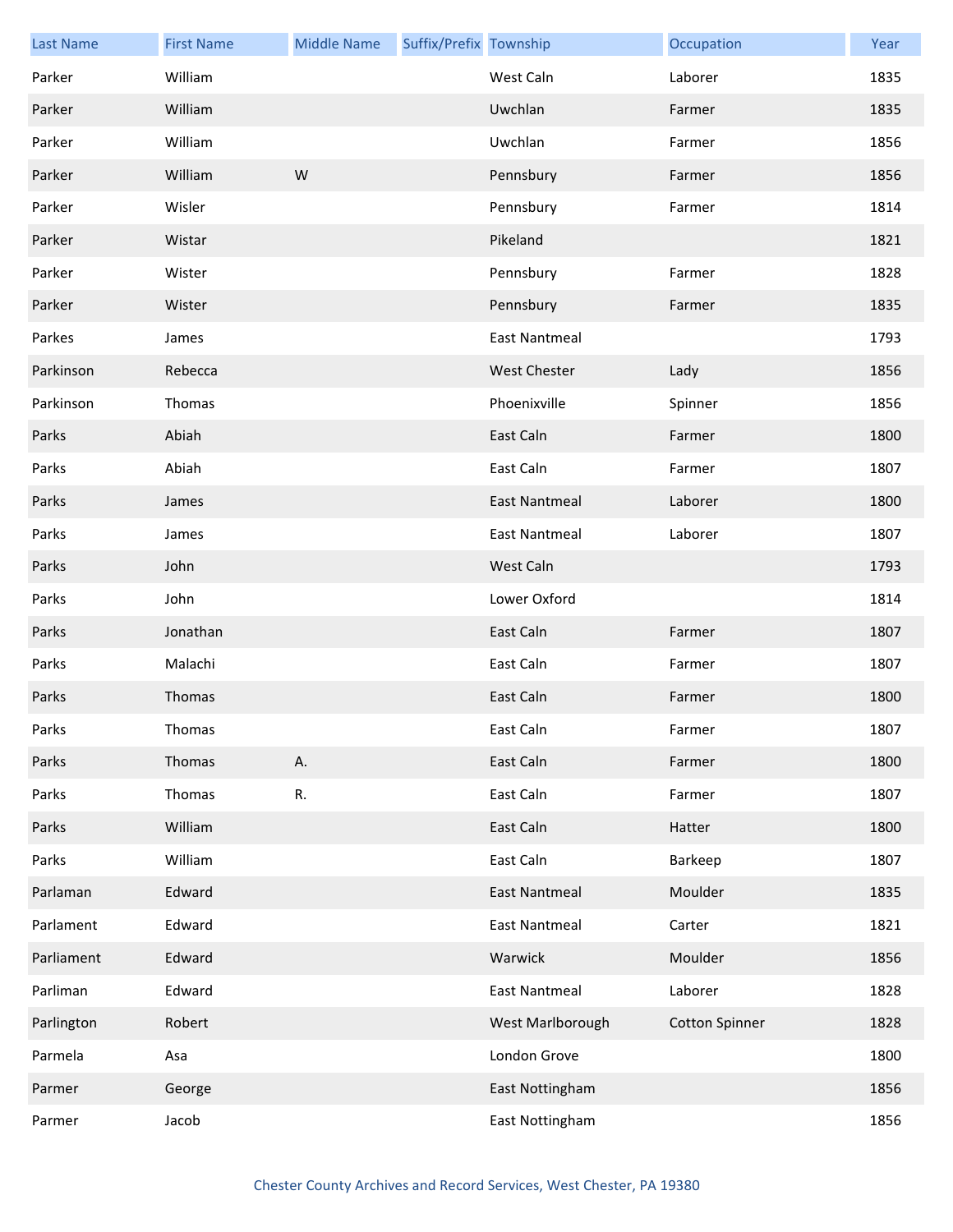| Last Name | First Name | Middle Name | Suffix/Prefix | Township | Occupation | Year |
|---|---|---|---|---|---|---|
| Parker | William | | | West Caln | Laborer | 1835 |
| Parker | William | | | Uwchlan | Farmer | 1835 |
| Parker | William | | | Uwchlan | Farmer | 1856 |
| Parker | William | W | | Pennsbury | Farmer | 1856 |
| Parker | Wisler | | | Pennsbury | Farmer | 1814 |
| Parker | Wistar | | | Pikeland | | 1821 |
| Parker | Wister | | | Pennsbury | Farmer | 1828 |
| Parker | Wister | | | Pennsbury | Farmer | 1835 |
| Parkes | James | | | East Nantmeal | | 1793 |
| Parkinson | Rebecca | | | West Chester | Lady | 1856 |
| Parkinson | Thomas | | | Phoenixville | Spinner | 1856 |
| Parks | Abiah | | | East Caln | Farmer | 1800 |
| Parks | Abiah | | | East Caln | Farmer | 1807 |
| Parks | James | | | East Nantmeal | Laborer | 1800 |
| Parks | James | | | East Nantmeal | Laborer | 1807 |
| Parks | John | | | West Caln | | 1793 |
| Parks | John | | | Lower Oxford | | 1814 |
| Parks | Jonathan | | | East Caln | Farmer | 1807 |
| Parks | Malachi | | | East Caln | Farmer | 1807 |
| Parks | Thomas | | | East Caln | Farmer | 1800 |
| Parks | Thomas | | | East Caln | Farmer | 1807 |
| Parks | Thomas | A. | | East Caln | Farmer | 1800 |
| Parks | Thomas | R. | | East Caln | Farmer | 1807 |
| Parks | William | | | East Caln | Hatter | 1800 |
| Parks | William | | | East Caln | Barkeep | 1807 |
| Parlaman | Edward | | | East Nantmeal | Moulder | 1835 |
| Parlament | Edward | | | East Nantmeal | Carter | 1821 |
| Parliament | Edward | | | Warwick | Moulder | 1856 |
| Parliman | Edward | | | East Nantmeal | Laborer | 1828 |
| Parlington | Robert | | | West Marlborough | Cotton Spinner | 1828 |
| Parmela | Asa | | | London Grove | | 1800 |
| Parmer | George | | | East Nottingham | | 1856 |
| Parmer | Jacob | | | East Nottingham | | 1856 |

Chester County Archives and Record Services, West Chester, PA 19380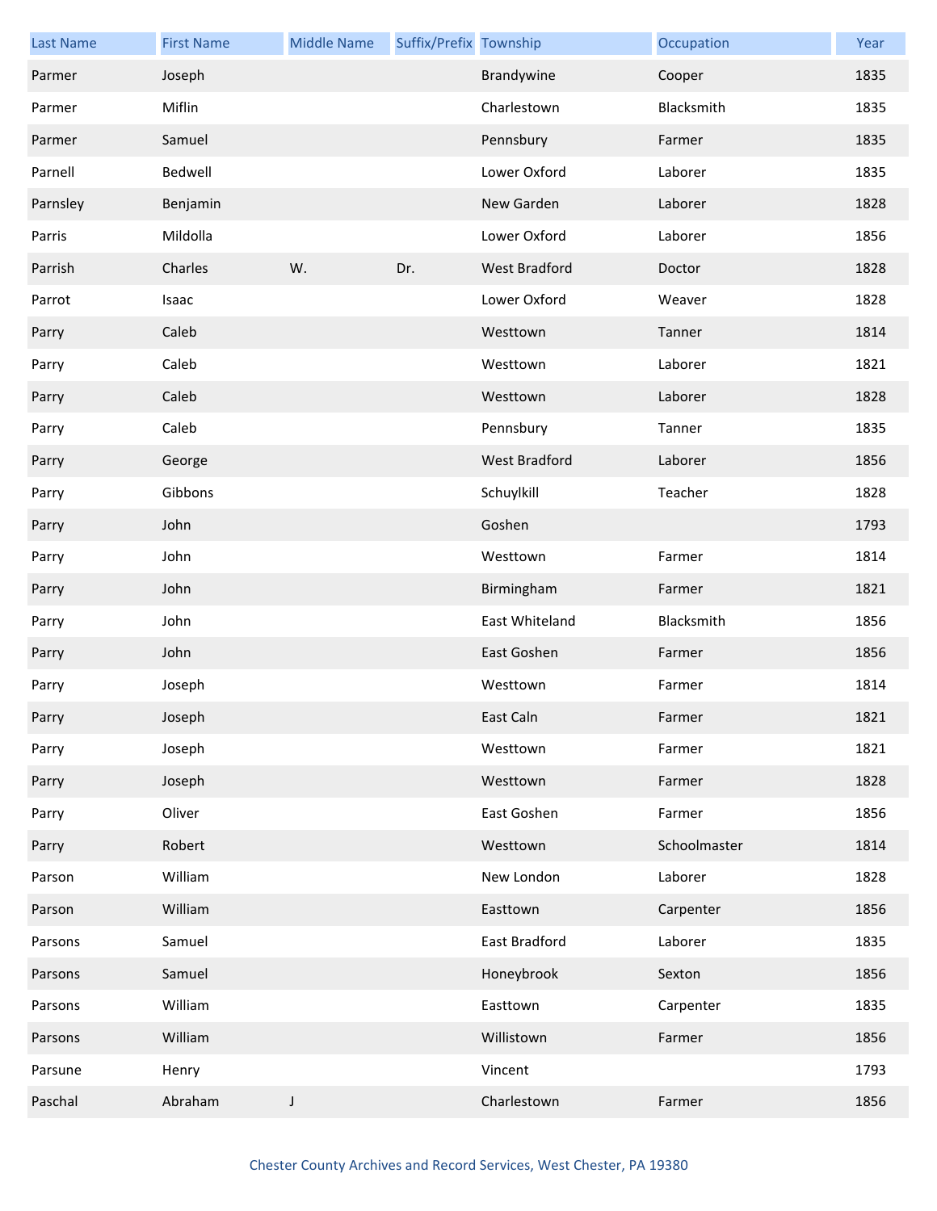| Last Name | First Name | Middle Name | Suffix/Prefix | Township | Occupation | Year |
| --- | --- | --- | --- | --- | --- | --- |
| Parmer | Joseph | | | Brandywine | Cooper | 1835 |
| Parmer | Miflin | | | Charlestown | Blacksmith | 1835 |
| Parmer | Samuel | | | Pennsbury | Farmer | 1835 |
| Parnell | Bedwell | | | Lower Oxford | Laborer | 1835 |
| Parnsley | Benjamin | | | New Garden | Laborer | 1828 |
| Parris | Mildolla | | | Lower Oxford | Laborer | 1856 |
| Parrish | Charles | W. | Dr. | West Bradford | Doctor | 1828 |
| Parrot | Isaac | | | Lower Oxford | Weaver | 1828 |
| Parry | Caleb | | | Westtown | Tanner | 1814 |
| Parry | Caleb | | | Westtown | Laborer | 1821 |
| Parry | Caleb | | | Westtown | Laborer | 1828 |
| Parry | Caleb | | | Pennsbury | Tanner | 1835 |
| Parry | George | | | West Bradford | Laborer | 1856 |
| Parry | Gibbons | | | Schuylkill | Teacher | 1828 |
| Parry | John | | | Goshen | | 1793 |
| Parry | John | | | Westtown | Farmer | 1814 |
| Parry | John | | | Birmingham | Farmer | 1821 |
| Parry | John | | | East Whiteland | Blacksmith | 1856 |
| Parry | John | | | East Goshen | Farmer | 1856 |
| Parry | Joseph | | | Westtown | Farmer | 1814 |
| Parry | Joseph | | | East Caln | Farmer | 1821 |
| Parry | Joseph | | | Westtown | Farmer | 1821 |
| Parry | Joseph | | | Westtown | Farmer | 1828 |
| Parry | Oliver | | | East Goshen | Farmer | 1856 |
| Parry | Robert | | | Westtown | Schoolmaster | 1814 |
| Parson | William | | | New London | Laborer | 1828 |
| Parson | William | | | Easttown | Carpenter | 1856 |
| Parsons | Samuel | | | East Bradford | Laborer | 1835 |
| Parsons | Samuel | | | Honeybrook | Sexton | 1856 |
| Parsons | William | | | Easttown | Carpenter | 1835 |
| Parsons | William | | | Willistown | Farmer | 1856 |
| Parsune | Henry | | | Vincent | | 1793 |
| Paschal | Abraham | J | | Charlestown | Farmer | 1856 |

Chester County Archives and Record Services, West Chester, PA 19380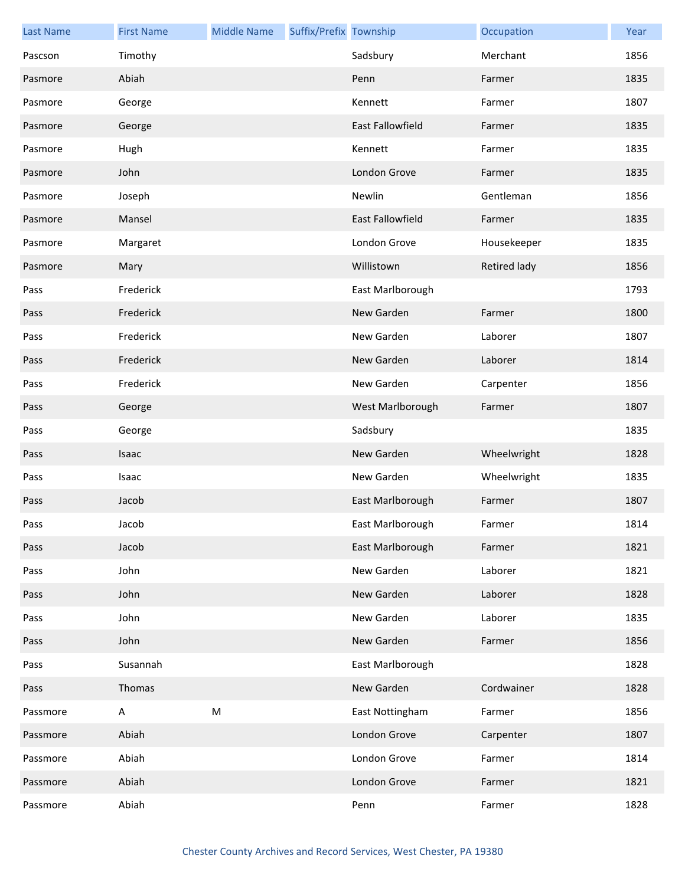| Last Name | First Name | Middle Name | Suffix/Prefix | Township | Occupation | Year |
|---|---|---|---|---|---|---|
| Pascson | Timothy | | | Sadsbury | Merchant | 1856 |
| Pasmore | Abiah | | | Penn | Farmer | 1835 |
| Pasmore | George | | | Kennett | Farmer | 1807 |
| Pasmore | George | | | East Fallowfield | Farmer | 1835 |
| Pasmore | Hugh | | | Kennett | Farmer | 1835 |
| Pasmore | John | | | London Grove | Farmer | 1835 |
| Pasmore | Joseph | | | Newlin | Gentleman | 1856 |
| Pasmore | Mansel | | | East Fallowfield | Farmer | 1835 |
| Pasmore | Margaret | | | London Grove | Housekeeper | 1835 |
| Pasmore | Mary | | | Willistown | Retired lady | 1856 |
| Pass | Frederick | | | East Marlborough | | 1793 |
| Pass | Frederick | | | New Garden | Farmer | 1800 |
| Pass | Frederick | | | New Garden | Laborer | 1807 |
| Pass | Frederick | | | New Garden | Laborer | 1814 |
| Pass | Frederick | | | New Garden | Carpenter | 1856 |
| Pass | George | | | West Marlborough | Farmer | 1807 |
| Pass | George | | | Sadsbury | | 1835 |
| Pass | Isaac | | | New Garden | Wheelwright | 1828 |
| Pass | Isaac | | | New Garden | Wheelwright | 1835 |
| Pass | Jacob | | | East Marlborough | Farmer | 1807 |
| Pass | Jacob | | | East Marlborough | Farmer | 1814 |
| Pass | Jacob | | | East Marlborough | Farmer | 1821 |
| Pass | John | | | New Garden | Laborer | 1821 |
| Pass | John | | | New Garden | Laborer | 1828 |
| Pass | John | | | New Garden | Laborer | 1835 |
| Pass | John | | | New Garden | Farmer | 1856 |
| Pass | Susannah | | | East Marlborough | | 1828 |
| Pass | Thomas | | | New Garden | Cordwainer | 1828 |
| Passmore | A | M | | East Nottingham | Farmer | 1856 |
| Passmore | Abiah | | | London Grove | Carpenter | 1807 |
| Passmore | Abiah | | | London Grove | Farmer | 1814 |
| Passmore | Abiah | | | London Grove | Farmer | 1821 |
| Passmore | Abiah | | | Penn | Farmer | 1828 |

Chester County Archives and Record Services, West Chester, PA 19380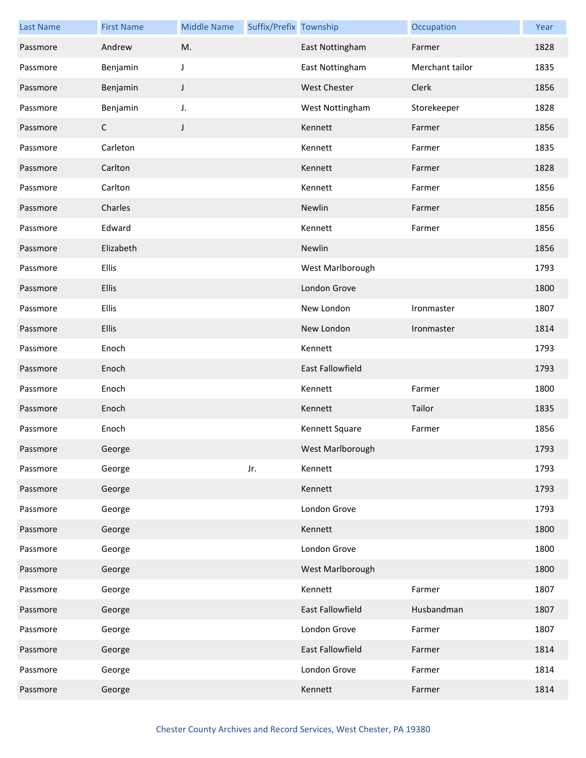| Last Name | First Name | Middle Name | Suffix/Prefix | Township | Occupation | Year |
|---|---|---|---|---|---|---|
| Passmore | Andrew | M. | | East Nottingham | Farmer | 1828 |
| Passmore | Benjamin | J | | East Nottingham | Merchant tailor | 1835 |
| Passmore | Benjamin | J | | West Chester | Clerk | 1856 |
| Passmore | Benjamin | J. | | West Nottingham | Storekeeper | 1828 |
| Passmore | C | J | | Kennett | Farmer | 1856 |
| Passmore | Carleton | | | Kennett | Farmer | 1835 |
| Passmore | Carlton | | | Kennett | Farmer | 1828 |
| Passmore | Carlton | | | Kennett | Farmer | 1856 |
| Passmore | Charles | | | Newlin | Farmer | 1856 |
| Passmore | Edward | | | Kennett | Farmer | 1856 |
| Passmore | Elizabeth | | | Newlin | | 1856 |
| Passmore | Ellis | | | West Marlborough | | 1793 |
| Passmore | Ellis | | | London Grove | | 1800 |
| Passmore | Ellis | | | New London | Ironmaster | 1807 |
| Passmore | Ellis | | | New London | Ironmaster | 1814 |
| Passmore | Enoch | | | Kennett | | 1793 |
| Passmore | Enoch | | | East Fallowfield | | 1793 |
| Passmore | Enoch | | | Kennett | Farmer | 1800 |
| Passmore | Enoch | | | Kennett | Tailor | 1835 |
| Passmore | Enoch | | | Kennett Square | Farmer | 1856 |
| Passmore | George | | | West Marlborough | | 1793 |
| Passmore | George | | Jr. | Kennett | | 1793 |
| Passmore | George | | | Kennett | | 1793 |
| Passmore | George | | | London Grove | | 1793 |
| Passmore | George | | | Kennett | | 1800 |
| Passmore | George | | | London Grove | | 1800 |
| Passmore | George | | | West Marlborough | | 1800 |
| Passmore | George | | | Kennett | Farmer | 1807 |
| Passmore | George | | | East Fallowfield | Husbandman | 1807 |
| Passmore | George | | | London Grove | Farmer | 1807 |
| Passmore | George | | | East Fallowfield | Farmer | 1814 |
| Passmore | George | | | London Grove | Farmer | 1814 |
| Passmore | George | | | Kennett | Farmer | 1814 |

Chester County Archives and Record Services, West Chester, PA 19380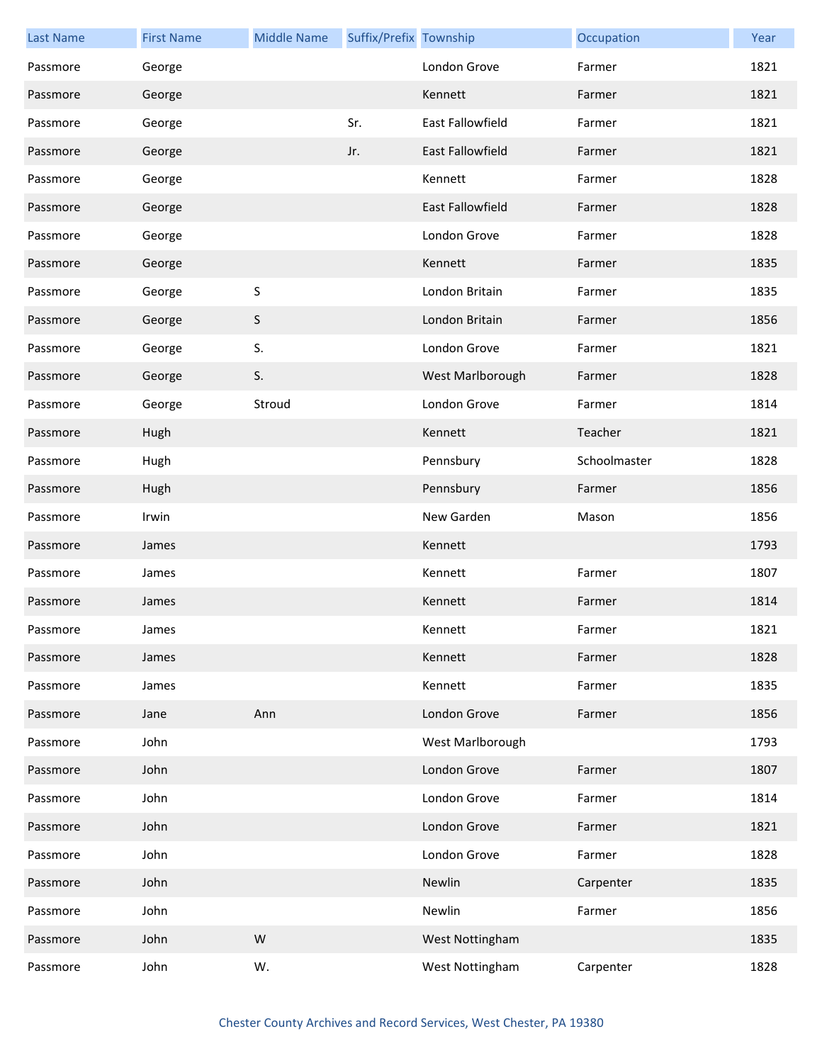| Last Name | First Name | Middle Name | Suffix/Prefix | Township | Occupation | Year |
|---|---|---|---|---|---|---|
| Passmore | George | | | London Grove | Farmer | 1821 |
| Passmore | George | | | Kennett | Farmer | 1821 |
| Passmore | George | | Sr. | East Fallowfield | Farmer | 1821 |
| Passmore | George | | Jr. | East Fallowfield | Farmer | 1821 |
| Passmore | George | | | Kennett | Farmer | 1828 |
| Passmore | George | | | East Fallowfield | Farmer | 1828 |
| Passmore | George | | | London Grove | Farmer | 1828 |
| Passmore | George | | | Kennett | Farmer | 1835 |
| Passmore | George | S | | London Britain | Farmer | 1835 |
| Passmore | George | S | | London Britain | Farmer | 1856 |
| Passmore | George | S. | | London Grove | Farmer | 1821 |
| Passmore | George | S. | | West Marlborough | Farmer | 1828 |
| Passmore | George | Stroud | | London Grove | Farmer | 1814 |
| Passmore | Hugh | | | Kennett | Teacher | 1821 |
| Passmore | Hugh | | | Pennsbury | Schoolmaster | 1828 |
| Passmore | Hugh | | | Pennsbury | Farmer | 1856 |
| Passmore | Irwin | | | New Garden | Mason | 1856 |
| Passmore | James | | | Kennett | | 1793 |
| Passmore | James | | | Kennett | Farmer | 1807 |
| Passmore | James | | | Kennett | Farmer | 1814 |
| Passmore | James | | | Kennett | Farmer | 1821 |
| Passmore | James | | | Kennett | Farmer | 1828 |
| Passmore | James | | | Kennett | Farmer | 1835 |
| Passmore | Jane | Ann | | London Grove | Farmer | 1856 |
| Passmore | John | | | West Marlborough | | 1793 |
| Passmore | John | | | London Grove | Farmer | 1807 |
| Passmore | John | | | London Grove | Farmer | 1814 |
| Passmore | John | | | London Grove | Farmer | 1821 |
| Passmore | John | | | London Grove | Farmer | 1828 |
| Passmore | John | | | Newlin | Carpenter | 1835 |
| Passmore | John | | | Newlin | Farmer | 1856 |
| Passmore | John | W | | West Nottingham | | 1835 |
| Passmore | John | W. | | West Nottingham | Carpenter | 1828 |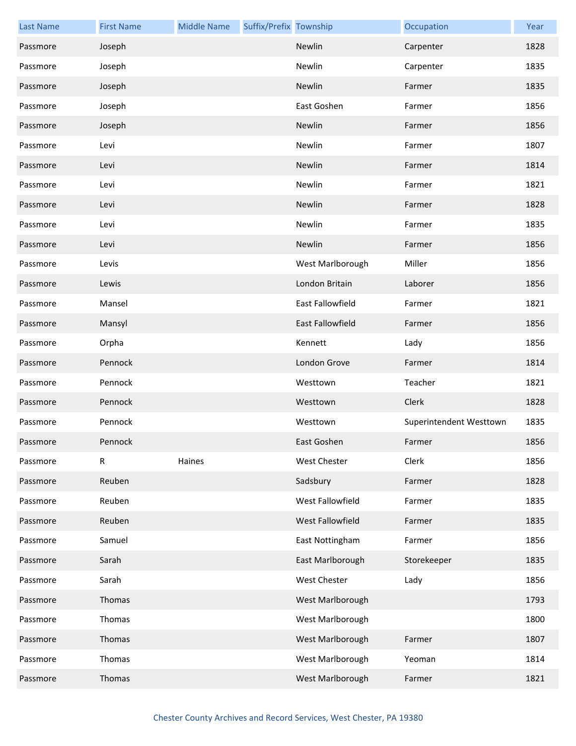| Last Name | First Name | Middle Name | Suffix/Prefix | Township | Occupation | Year |
| --- | --- | --- | --- | --- | --- | --- |
| Passmore | Joseph | | | Newlin | Carpenter | 1828 |
| Passmore | Joseph | | | Newlin | Carpenter | 1835 |
| Passmore | Joseph | | | Newlin | Farmer | 1835 |
| Passmore | Joseph | | | East Goshen | Farmer | 1856 |
| Passmore | Joseph | | | Newlin | Farmer | 1856 |
| Passmore | Levi | | | Newlin | Farmer | 1807 |
| Passmore | Levi | | | Newlin | Farmer | 1814 |
| Passmore | Levi | | | Newlin | Farmer | 1821 |
| Passmore | Levi | | | Newlin | Farmer | 1828 |
| Passmore | Levi | | | Newlin | Farmer | 1835 |
| Passmore | Levi | | | Newlin | Farmer | 1856 |
| Passmore | Levis | | | West Marlborough | Miller | 1856 |
| Passmore | Lewis | | | London Britain | Laborer | 1856 |
| Passmore | Mansel | | | East Fallowfield | Farmer | 1821 |
| Passmore | Mansyl | | | East Fallowfield | Farmer | 1856 |
| Passmore | Orpha | | | Kennett | Lady | 1856 |
| Passmore | Pennock | | | London Grove | Farmer | 1814 |
| Passmore | Pennock | | | Westtown | Teacher | 1821 |
| Passmore | Pennock | | | Westtown | Clerk | 1828 |
| Passmore | Pennock | | | Westtown | Superintendent Westtown | 1835 |
| Passmore | Pennock | | | East Goshen | Farmer | 1856 |
| Passmore | R | Haines | | West Chester | Clerk | 1856 |
| Passmore | Reuben | | | Sadsbury | Farmer | 1828 |
| Passmore | Reuben | | | West Fallowfield | Farmer | 1835 |
| Passmore | Reuben | | | West Fallowfield | Farmer | 1835 |
| Passmore | Samuel | | | East Nottingham | Farmer | 1856 |
| Passmore | Sarah | | | East Marlborough | Storekeeper | 1835 |
| Passmore | Sarah | | | West Chester | Lady | 1856 |
| Passmore | Thomas | | | West Marlborough | | 1793 |
| Passmore | Thomas | | | West Marlborough | | 1800 |
| Passmore | Thomas | | | West Marlborough | Farmer | 1807 |
| Passmore | Thomas | | | West Marlborough | Yeoman | 1814 |
| Passmore | Thomas | | | West Marlborough | Farmer | 1821 |

Chester County Archives and Record Services, West Chester, PA 19380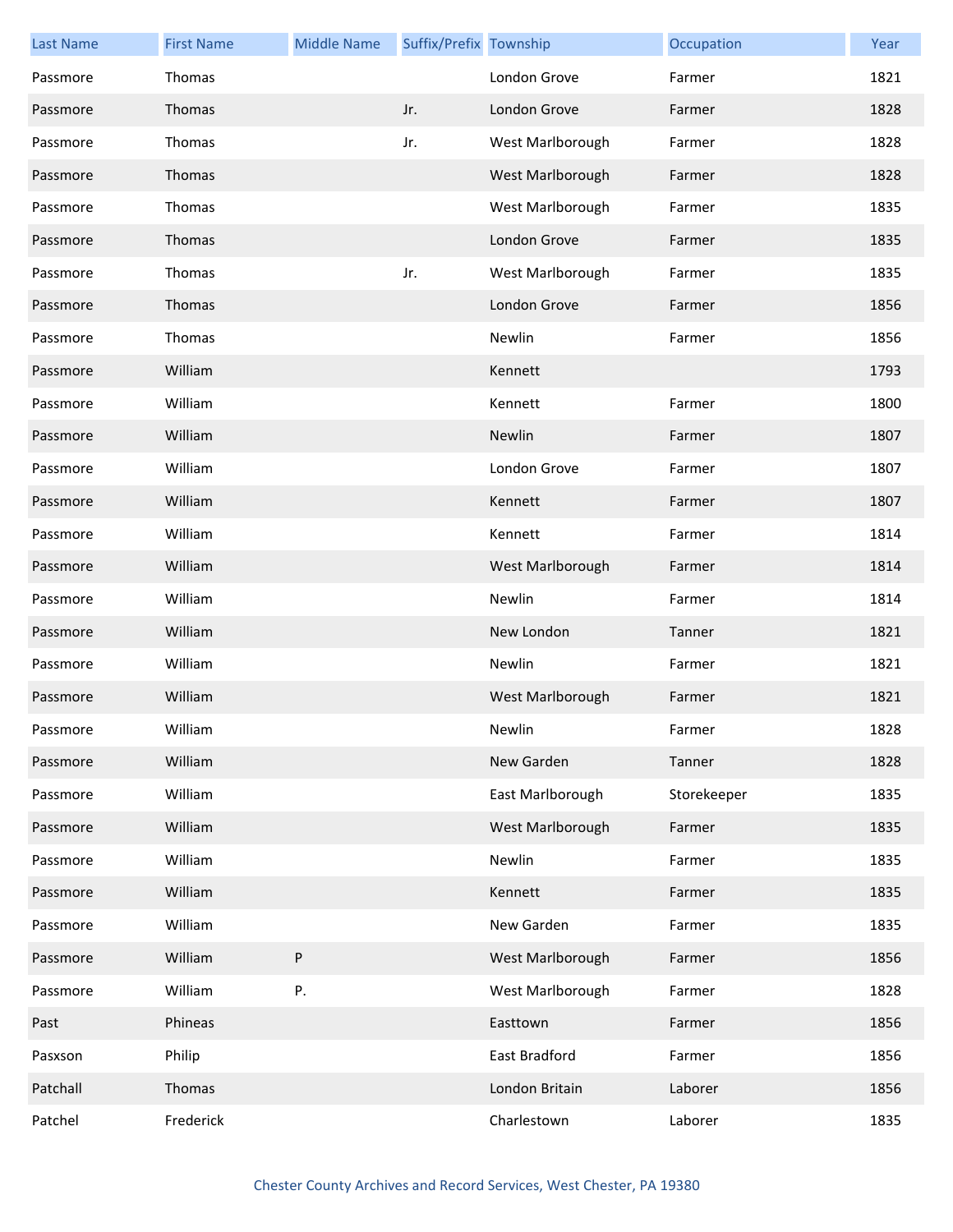| Last Name | First Name | Middle Name | Suffix/Prefix | Township | Occupation | Year |
|---|---|---|---|---|---|---|
| Passmore | Thomas | | | London Grove | Farmer | 1821 |
| Passmore | Thomas | | Jr. | London Grove | Farmer | 1828 |
| Passmore | Thomas | | Jr. | West Marlborough | Farmer | 1828 |
| Passmore | Thomas | | | West Marlborough | Farmer | 1828 |
| Passmore | Thomas | | | West Marlborough | Farmer | 1835 |
| Passmore | Thomas | | | London Grove | Farmer | 1835 |
| Passmore | Thomas | | Jr. | West Marlborough | Farmer | 1835 |
| Passmore | Thomas | | | London Grove | Farmer | 1856 |
| Passmore | Thomas | | | Newlin | Farmer | 1856 |
| Passmore | William | | | Kennett | | 1793 |
| Passmore | William | | | Kennett | Farmer | 1800 |
| Passmore | William | | | Newlin | Farmer | 1807 |
| Passmore | William | | | London Grove | Farmer | 1807 |
| Passmore | William | | | Kennett | Farmer | 1807 |
| Passmore | William | | | Kennett | Farmer | 1814 |
| Passmore | William | | | West Marlborough | Farmer | 1814 |
| Passmore | William | | | Newlin | Farmer | 1814 |
| Passmore | William | | | New London | Tanner | 1821 |
| Passmore | William | | | Newlin | Farmer | 1821 |
| Passmore | William | | | West Marlborough | Farmer | 1821 |
| Passmore | William | | | Newlin | Farmer | 1828 |
| Passmore | William | | | New Garden | Tanner | 1828 |
| Passmore | William | | | East Marlborough | Storekeeper | 1835 |
| Passmore | William | | | West Marlborough | Farmer | 1835 |
| Passmore | William | | | Newlin | Farmer | 1835 |
| Passmore | William | | | Kennett | Farmer | 1835 |
| Passmore | William | | | New Garden | Farmer | 1835 |
| Passmore | William | P | | West Marlborough | Farmer | 1856 |
| Passmore | William | P. | | West Marlborough | Farmer | 1828 |
| Past | Phineas | | | Easttown | Farmer | 1856 |
| Pasxson | Philip | | | East Bradford | Farmer | 1856 |
| Patchall | Thomas | | | London Britain | Laborer | 1856 |
| Patchel | Frederick | | | Charlestown | Laborer | 1835 |

Chester County Archives and Record Services, West Chester, PA 19380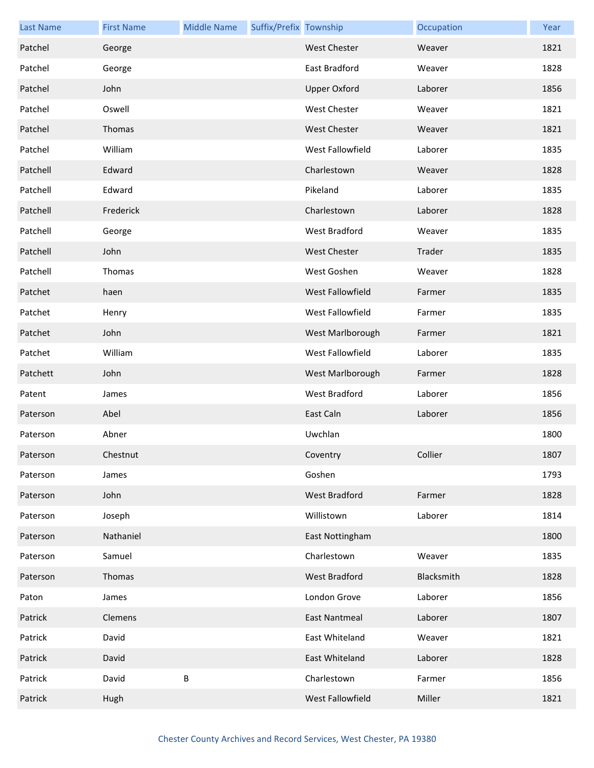| Last Name | First Name | Middle Name | Suffix/Prefix | Township | Occupation | Year |
|---|---|---|---|---|---|---|
| Patchel | George | | | West Chester | Weaver | 1821 |
| Patchel | George | | | East Bradford | Weaver | 1828 |
| Patchel | John | | | Upper Oxford | Laborer | 1856 |
| Patchel | Oswell | | | West Chester | Weaver | 1821 |
| Patchel | Thomas | | | West Chester | Weaver | 1821 |
| Patchel | William | | | West Fallowfield | Laborer | 1835 |
| Patchell | Edward | | | Charlestown | Weaver | 1828 |
| Patchell | Edward | | | Pikeland | Laborer | 1835 |
| Patchell | Frederick | | | Charlestown | Laborer | 1828 |
| Patchell | George | | | West Bradford | Weaver | 1835 |
| Patchell | John | | | West Chester | Trader | 1835 |
| Patchell | Thomas | | | West Goshen | Weaver | 1828 |
| Patchet | haen | | | West Fallowfield | Farmer | 1835 |
| Patchet | Henry | | | West Fallowfield | Farmer | 1835 |
| Patchet | John | | | West Marlborough | Farmer | 1821 |
| Patchet | William | | | West Fallowfield | Laborer | 1835 |
| Patchett | John | | | West Marlborough | Farmer | 1828 |
| Patent | James | | | West Bradford | Laborer | 1856 |
| Paterson | Abel | | | East Caln | Laborer | 1856 |
| Paterson | Abner | | | Uwchlan | | 1800 |
| Paterson | Chestnut | | | Coventry | Collier | 1807 |
| Paterson | James | | | Goshen | | 1793 |
| Paterson | John | | | West Bradford | Farmer | 1828 |
| Paterson | Joseph | | | Willistown | Laborer | 1814 |
| Paterson | Nathaniel | | | East Nottingham | | 1800 |
| Paterson | Samuel | | | Charlestown | Weaver | 1835 |
| Paterson | Thomas | | | West Bradford | Blacksmith | 1828 |
| Paton | James | | | London Grove | Laborer | 1856 |
| Patrick | Clemens | | | East Nantmeal | Laborer | 1807 |
| Patrick | David | | | East Whiteland | Weaver | 1821 |
| Patrick | David | | | East Whiteland | Laborer | 1828 |
| Patrick | David | B | | Charlestown | Farmer | 1856 |
| Patrick | Hugh | | | West Fallowfield | Miller | 1821 |

Chester County Archives and Record Services, West Chester, PA 19380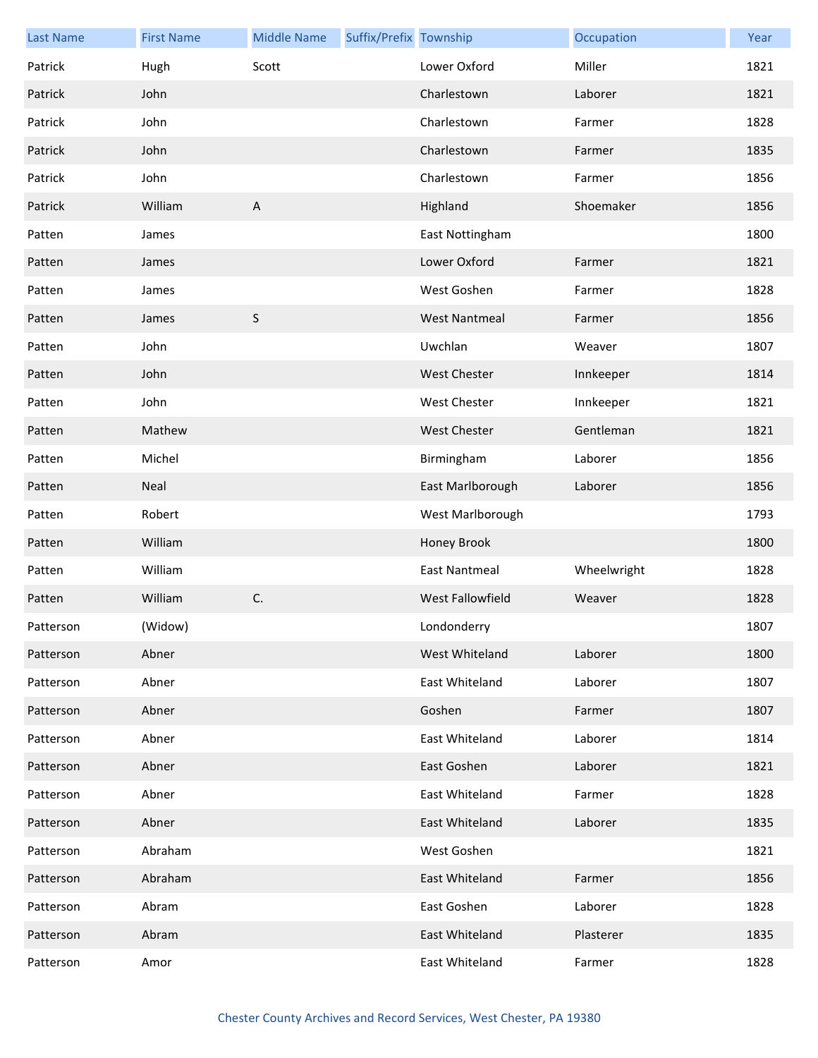| Last Name | First Name | Middle Name | Suffix/Prefix | Township | Occupation | Year |
|---|---|---|---|---|---|---|
| Patrick | Hugh | Scott | | Lower Oxford | Miller | 1821 |
| Patrick | John | | | Charlestown | Laborer | 1821 |
| Patrick | John | | | Charlestown | Farmer | 1828 |
| Patrick | John | | | Charlestown | Farmer | 1835 |
| Patrick | John | | | Charlestown | Farmer | 1856 |
| Patrick | William | A | | Highland | Shoemaker | 1856 |
| Patten | James | | | East Nottingham | | 1800 |
| Patten | James | | | Lower Oxford | Farmer | 1821 |
| Patten | James | | | West Goshen | Farmer | 1828 |
| Patten | James | S | | West Nantmeal | Farmer | 1856 |
| Patten | John | | | Uwchlan | Weaver | 1807 |
| Patten | John | | | West Chester | Innkeeper | 1814 |
| Patten | John | | | West Chester | Innkeeper | 1821 |
| Patten | Mathew | | | West Chester | Gentleman | 1821 |
| Patten | Michel | | | Birmingham | Laborer | 1856 |
| Patten | Neal | | | East Marlborough | Laborer | 1856 |
| Patten | Robert | | | West Marlborough | | 1793 |
| Patten | William | | | Honey Brook | | 1800 |
| Patten | William | | | East Nantmeal | Wheelwright | 1828 |
| Patten | William | C. | | West Fallowfield | Weaver | 1828 |
| Patterson | (Widow) | | | Londonderry | | 1807 |
| Patterson | Abner | | | West Whiteland | Laborer | 1800 |
| Patterson | Abner | | | East Whiteland | Laborer | 1807 |
| Patterson | Abner | | | Goshen | Farmer | 1807 |
| Patterson | Abner | | | East Whiteland | Laborer | 1814 |
| Patterson | Abner | | | East Goshen | Laborer | 1821 |
| Patterson | Abner | | | East Whiteland | Farmer | 1828 |
| Patterson | Abner | | | East Whiteland | Laborer | 1835 |
| Patterson | Abraham | | | West Goshen | | 1821 |
| Patterson | Abraham | | | East Whiteland | Farmer | 1856 |
| Patterson | Abram | | | East Goshen | Laborer | 1828 |
| Patterson | Abram | | | East Whiteland | Plasterer | 1835 |
| Patterson | Amor | | | East Whiteland | Farmer | 1828 |

Chester County Archives and Record Services, West Chester, PA 19380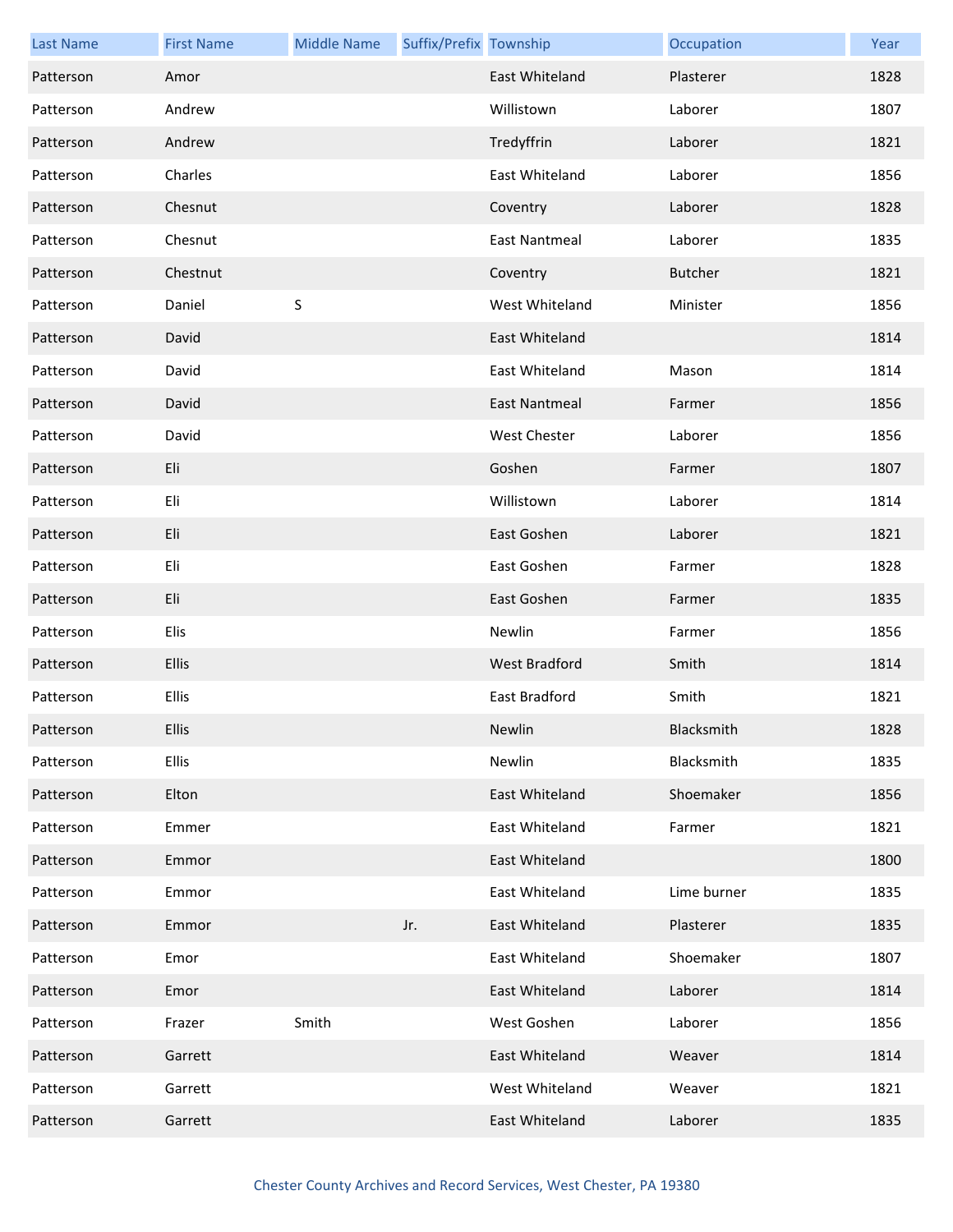| Last Name | First Name | Middle Name | Suffix/Prefix | Township | Occupation | Year |
|---|---|---|---|---|---|---|
| Patterson | Amor | | | East Whiteland | Plasterer | 1828 |
| Patterson | Andrew | | | Willistown | Laborer | 1807 |
| Patterson | Andrew | | | Tredyffrin | Laborer | 1821 |
| Patterson | Charles | | | East Whiteland | Laborer | 1856 |
| Patterson | Chesnut | | | Coventry | Laborer | 1828 |
| Patterson | Chesnut | | | East Nantmeal | Laborer | 1835 |
| Patterson | Chestnut | | | Coventry | Butcher | 1821 |
| Patterson | Daniel | S | | West Whiteland | Minister | 1856 |
| Patterson | David | | | East Whiteland | | 1814 |
| Patterson | David | | | East Whiteland | Mason | 1814 |
| Patterson | David | | | East Nantmeal | Farmer | 1856 |
| Patterson | David | | | West Chester | Laborer | 1856 |
| Patterson | Eli | | | Goshen | Farmer | 1807 |
| Patterson | Eli | | | Willistown | Laborer | 1814 |
| Patterson | Eli | | | East Goshen | Laborer | 1821 |
| Patterson | Eli | | | East Goshen | Farmer | 1828 |
| Patterson | Eli | | | East Goshen | Farmer | 1835 |
| Patterson | Elis | | | Newlin | Farmer | 1856 |
| Patterson | Ellis | | | West Bradford | Smith | 1814 |
| Patterson | Ellis | | | East Bradford | Smith | 1821 |
| Patterson | Ellis | | | Newlin | Blacksmith | 1828 |
| Patterson | Ellis | | | Newlin | Blacksmith | 1835 |
| Patterson | Elton | | | East Whiteland | Shoemaker | 1856 |
| Patterson | Emmer | | | East Whiteland | Farmer | 1821 |
| Patterson | Emmor | | | East Whiteland | | 1800 |
| Patterson | Emmor | | | East Whiteland | Lime burner | 1835 |
| Patterson | Emmor | | Jr. | East Whiteland | Plasterer | 1835 |
| Patterson | Emor | | | East Whiteland | Shoemaker | 1807 |
| Patterson | Emor | | | East Whiteland | Laborer | 1814 |
| Patterson | Frazer | Smith | | West Goshen | Laborer | 1856 |
| Patterson | Garrett | | | East Whiteland | Weaver | 1814 |
| Patterson | Garrett | | | West Whiteland | Weaver | 1821 |
| Patterson | Garrett | | | East Whiteland | Laborer | 1835 |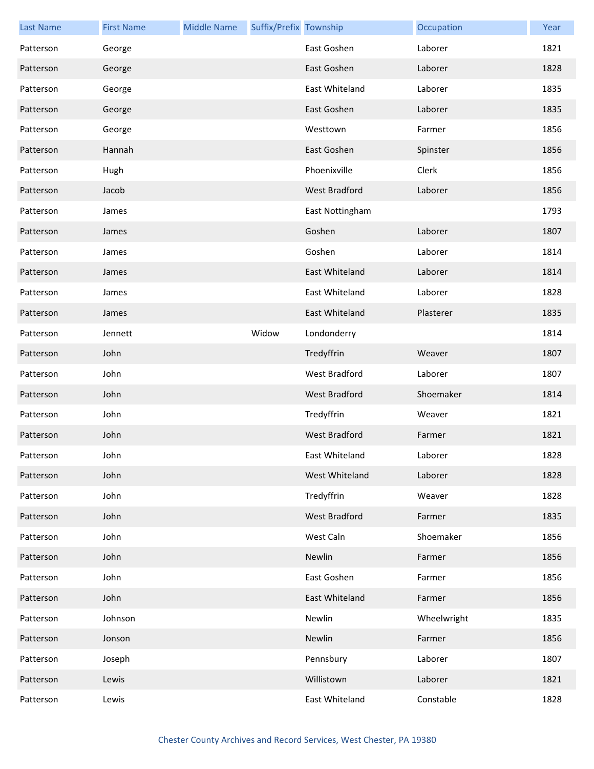| Last Name | First Name | Middle Name | Suffix/Prefix | Township | Occupation | Year |
|---|---|---|---|---|---|---|
| Patterson | George | | | East Goshen | Laborer | 1821 |
| Patterson | George | | | East Goshen | Laborer | 1828 |
| Patterson | George | | | East Whiteland | Laborer | 1835 |
| Patterson | George | | | East Goshen | Laborer | 1835 |
| Patterson | George | | | Westtown | Farmer | 1856 |
| Patterson | Hannah | | | East Goshen | Spinster | 1856 |
| Patterson | Hugh | | | Phoenixville | Clerk | 1856 |
| Patterson | Jacob | | | West Bradford | Laborer | 1856 |
| Patterson | James | | | East Nottingham | | 1793 |
| Patterson | James | | | Goshen | Laborer | 1807 |
| Patterson | James | | | Goshen | Laborer | 1814 |
| Patterson | James | | | East Whiteland | Laborer | 1814 |
| Patterson | James | | | East Whiteland | Laborer | 1828 |
| Patterson | James | | | East Whiteland | Plasterer | 1835 |
| Patterson | Jennett | | Widow | Londonderry | | 1814 |
| Patterson | John | | | Tredyffrin | Weaver | 1807 |
| Patterson | John | | | West Bradford | Laborer | 1807 |
| Patterson | John | | | West Bradford | Shoemaker | 1814 |
| Patterson | John | | | Tredyffrin | Weaver | 1821 |
| Patterson | John | | | West Bradford | Farmer | 1821 |
| Patterson | John | | | East Whiteland | Laborer | 1828 |
| Patterson | John | | | West Whiteland | Laborer | 1828 |
| Patterson | John | | | Tredyffrin | Weaver | 1828 |
| Patterson | John | | | West Bradford | Farmer | 1835 |
| Patterson | John | | | West Caln | Shoemaker | 1856 |
| Patterson | John | | | Newlin | Farmer | 1856 |
| Patterson | John | | | East Goshen | Farmer | 1856 |
| Patterson | John | | | East Whiteland | Farmer | 1856 |
| Patterson | Johnson | | | Newlin | Wheelwright | 1835 |
| Patterson | Jonson | | | Newlin | Farmer | 1856 |
| Patterson | Joseph | | | Pennsbury | Laborer | 1807 |
| Patterson | Lewis | | | Willistown | Laborer | 1821 |
| Patterson | Lewis | | | East Whiteland | Constable | 1828 |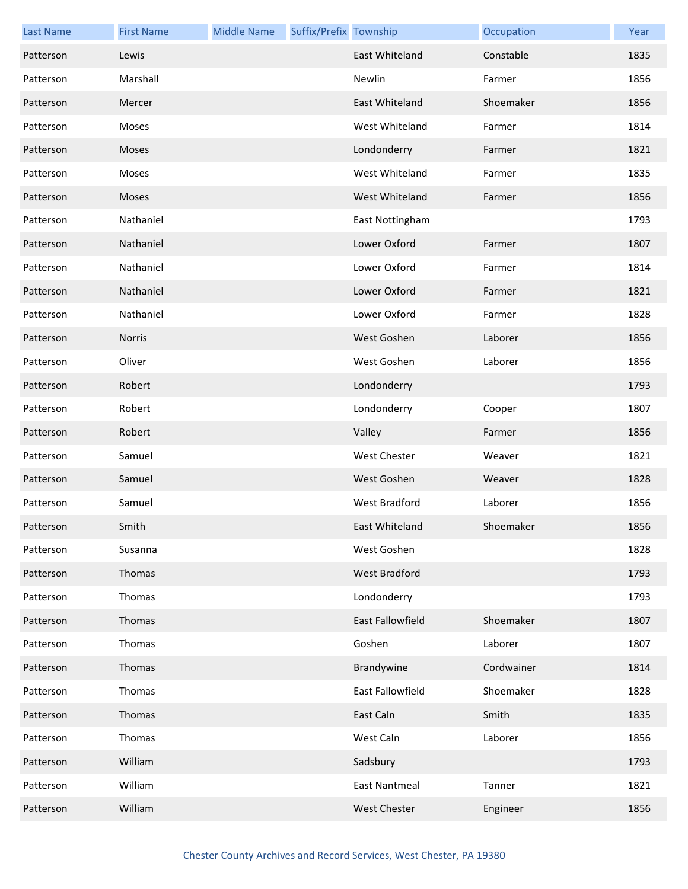| Last Name | First Name | Middle Name | Suffix/Prefix | Township | Occupation | Year |
|---|---|---|---|---|---|---|
| Patterson | Lewis | | | East Whiteland | Constable | 1835 |
| Patterson | Marshall | | | Newlin | Farmer | 1856 |
| Patterson | Mercer | | | East Whiteland | Shoemaker | 1856 |
| Patterson | Moses | | | West Whiteland | Farmer | 1814 |
| Patterson | Moses | | | Londonderry | Farmer | 1821 |
| Patterson | Moses | | | West Whiteland | Farmer | 1835 |
| Patterson | Moses | | | West Whiteland | Farmer | 1856 |
| Patterson | Nathaniel | | | East Nottingham | | 1793 |
| Patterson | Nathaniel | | | Lower Oxford | Farmer | 1807 |
| Patterson | Nathaniel | | | Lower Oxford | Farmer | 1814 |
| Patterson | Nathaniel | | | Lower Oxford | Farmer | 1821 |
| Patterson | Nathaniel | | | Lower Oxford | Farmer | 1828 |
| Patterson | Norris | | | West Goshen | Laborer | 1856 |
| Patterson | Oliver | | | West Goshen | Laborer | 1856 |
| Patterson | Robert | | | Londonderry | | 1793 |
| Patterson | Robert | | | Londonderry | Cooper | 1807 |
| Patterson | Robert | | | Valley | Farmer | 1856 |
| Patterson | Samuel | | | West Chester | Weaver | 1821 |
| Patterson | Samuel | | | West Goshen | Weaver | 1828 |
| Patterson | Samuel | | | West Bradford | Laborer | 1856 |
| Patterson | Smith | | | East Whiteland | Shoemaker | 1856 |
| Patterson | Susanna | | | West Goshen | | 1828 |
| Patterson | Thomas | | | West Bradford | | 1793 |
| Patterson | Thomas | | | Londonderry | | 1793 |
| Patterson | Thomas | | | East Fallowfield | Shoemaker | 1807 |
| Patterson | Thomas | | | Goshen | Laborer | 1807 |
| Patterson | Thomas | | | Brandywine | Cordwainer | 1814 |
| Patterson | Thomas | | | East Fallowfield | Shoemaker | 1828 |
| Patterson | Thomas | | | East Caln | Smith | 1835 |
| Patterson | Thomas | | | West Caln | Laborer | 1856 |
| Patterson | William | | | Sadsbury | | 1793 |
| Patterson | William | | | East Nantmeal | Tanner | 1821 |
| Patterson | William | | | West Chester | Engineer | 1856 |

Chester County Archives and Record Services, West Chester, PA 19380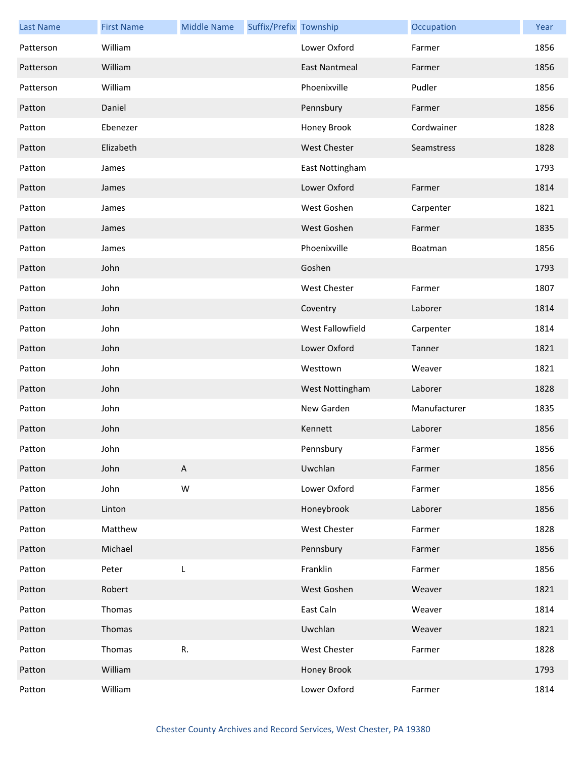| Last Name | First Name | Middle Name | Suffix/Prefix | Township | Occupation | Year |
|---|---|---|---|---|---|---|
| Patterson | William | | | Lower Oxford | Farmer | 1856 |
| Patterson | William | | | East Nantmeal | Farmer | 1856 |
| Patterson | William | | | Phoenixville | Pudler | 1856 |
| Patton | Daniel | | | Pennsbury | Farmer | 1856 |
| Patton | Ebenezer | | | Honey Brook | Cordwainer | 1828 |
| Patton | Elizabeth | | | West Chester | Seamstress | 1828 |
| Patton | James | | | East Nottingham | | 1793 |
| Patton | James | | | Lower Oxford | Farmer | 1814 |
| Patton | James | | | West Goshen | Carpenter | 1821 |
| Patton | James | | | West Goshen | Farmer | 1835 |
| Patton | James | | | Phoenixville | Boatman | 1856 |
| Patton | John | | | Goshen | | 1793 |
| Patton | John | | | West Chester | Farmer | 1807 |
| Patton | John | | | Coventry | Laborer | 1814 |
| Patton | John | | | West Fallowfield | Carpenter | 1814 |
| Patton | John | | | Lower Oxford | Tanner | 1821 |
| Patton | John | | | Westtown | Weaver | 1821 |
| Patton | John | | | West Nottingham | Laborer | 1828 |
| Patton | John | | | New Garden | Manufacturer | 1835 |
| Patton | John | | | Kennett | Laborer | 1856 |
| Patton | John | | | Pennsbury | Farmer | 1856 |
| Patton | John | A | | Uwchlan | Farmer | 1856 |
| Patton | John | W | | Lower Oxford | Farmer | 1856 |
| Patton | Linton | | | Honeybrook | Laborer | 1856 |
| Patton | Matthew | | | West Chester | Farmer | 1828 |
| Patton | Michael | | | Pennsbury | Farmer | 1856 |
| Patton | Peter | L | | Franklin | Farmer | 1856 |
| Patton | Robert | | | West Goshen | Weaver | 1821 |
| Patton | Thomas | | | East Caln | Weaver | 1814 |
| Patton | Thomas | | | Uwchlan | Weaver | 1821 |
| Patton | Thomas | R. | | West Chester | Farmer | 1828 |
| Patton | William | | | Honey Brook | | 1793 |
| Patton | William | | | Lower Oxford | Farmer | 1814 |

Chester County Archives and Record Services, West Chester, PA 19380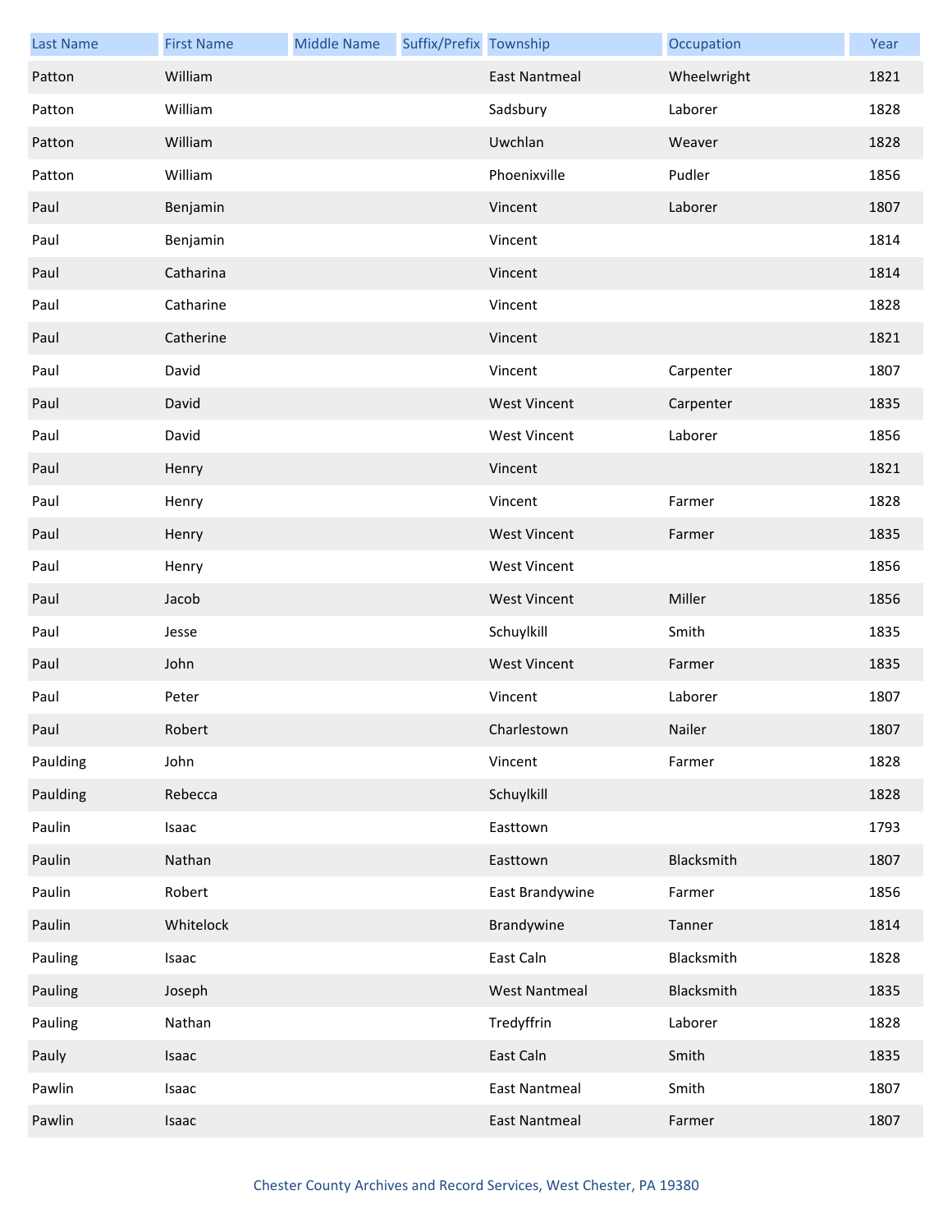| Last Name | First Name | Middle Name | Suffix/Prefix | Township | Occupation | Year |
|---|---|---|---|---|---|---|
| Patton | William | | | East Nantmeal | Wheelwright | 1821 |
| Patton | William | | | Sadsbury | Laborer | 1828 |
| Patton | William | | | Uwchlan | Weaver | 1828 |
| Patton | William | | | Phoenixville | Pudler | 1856 |
| Paul | Benjamin | | | Vincent | Laborer | 1807 |
| Paul | Benjamin | | | Vincent | | 1814 |
| Paul | Catharina | | | Vincent | | 1814 |
| Paul | Catharine | | | Vincent | | 1828 |
| Paul | Catherine | | | Vincent | | 1821 |
| Paul | David | | | Vincent | Carpenter | 1807 |
| Paul | David | | | West Vincent | Carpenter | 1835 |
| Paul | David | | | West Vincent | Laborer | 1856 |
| Paul | Henry | | | Vincent | | 1821 |
| Paul | Henry | | | Vincent | Farmer | 1828 |
| Paul | Henry | | | West Vincent | Farmer | 1835 |
| Paul | Henry | | | West Vincent | | 1856 |
| Paul | Jacob | | | West Vincent | Miller | 1856 |
| Paul | Jesse | | | Schuylkill | Smith | 1835 |
| Paul | John | | | West Vincent | Farmer | 1835 |
| Paul | Peter | | | Vincent | Laborer | 1807 |
| Paul | Robert | | | Charlestown | Nailer | 1807 |
| Paulding | John | | | Vincent | Farmer | 1828 |
| Paulding | Rebecca | | | Schuylkill | | 1828 |
| Paulin | Isaac | | | Easttown | | 1793 |
| Paulin | Nathan | | | Easttown | Blacksmith | 1807 |
| Paulin | Robert | | | East Brandywine | Farmer | 1856 |
| Paulin | Whitelock | | | Brandywine | Tanner | 1814 |
| Pauling | Isaac | | | East Caln | Blacksmith | 1828 |
| Pauling | Joseph | | | West Nantmeal | Blacksmith | 1835 |
| Pauling | Nathan | | | Tredyffrin | Laborer | 1828 |
| Pauly | Isaac | | | East Caln | Smith | 1835 |
| Pawlin | Isaac | | | East Nantmeal | Smith | 1807 |
| Pawlin | Isaac | | | East Nantmeal | Farmer | 1807 |

Chester County Archives and Record Services, West Chester, PA 19380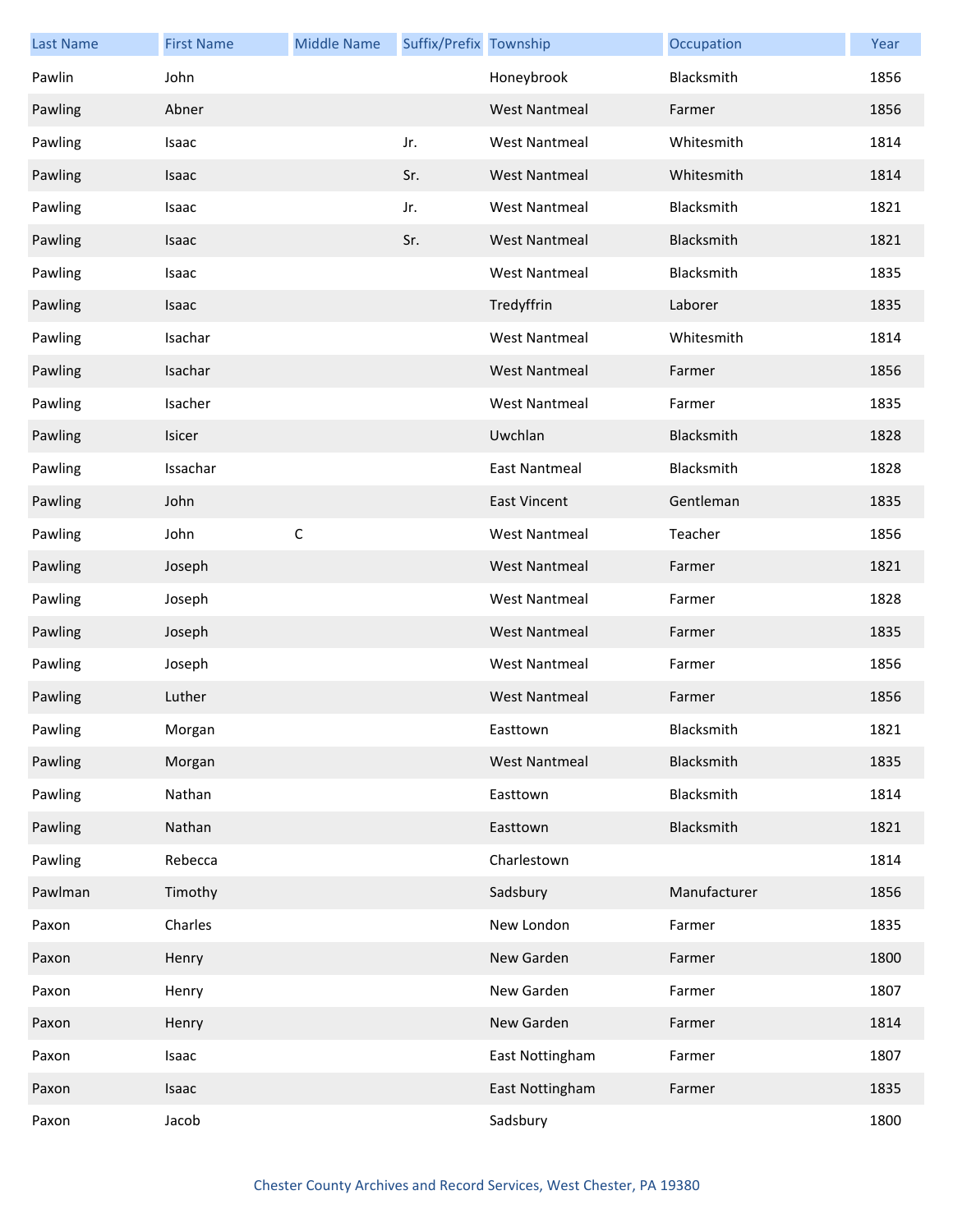| Last Name | First Name | Middle Name | Suffix/Prefix | Township | Occupation | Year |
|---|---|---|---|---|---|---|
| Pawlin | John | | | Honeybrook | Blacksmith | 1856 |
| Pawling | Abner | | | West Nantmeal | Farmer | 1856 |
| Pawling | Isaac | | Jr. | West Nantmeal | Whitesmith | 1814 |
| Pawling | Isaac | | Sr. | West Nantmeal | Whitesmith | 1814 |
| Pawling | Isaac | | Jr. | West Nantmeal | Blacksmith | 1821 |
| Pawling | Isaac | | Sr. | West Nantmeal | Blacksmith | 1821 |
| Pawling | Isaac | | | West Nantmeal | Blacksmith | 1835 |
| Pawling | Isaac | | | Tredyffrin | Laborer | 1835 |
| Pawling | Isachar | | | West Nantmeal | Whitesmith | 1814 |
| Pawling | Isachar | | | West Nantmeal | Farmer | 1856 |
| Pawling | Isacher | | | West Nantmeal | Farmer | 1835 |
| Pawling | Isicer | | | Uwchlan | Blacksmith | 1828 |
| Pawling | Issachar | | | East Nantmeal | Blacksmith | 1828 |
| Pawling | John | | | East Vincent | Gentleman | 1835 |
| Pawling | John | C | | West Nantmeal | Teacher | 1856 |
| Pawling | Joseph | | | West Nantmeal | Farmer | 1821 |
| Pawling | Joseph | | | West Nantmeal | Farmer | 1828 |
| Pawling | Joseph | | | West Nantmeal | Farmer | 1835 |
| Pawling | Joseph | | | West Nantmeal | Farmer | 1856 |
| Pawling | Luther | | | West Nantmeal | Farmer | 1856 |
| Pawling | Morgan | | | Easttown | Blacksmith | 1821 |
| Pawling | Morgan | | | West Nantmeal | Blacksmith | 1835 |
| Pawling | Nathan | | | Easttown | Blacksmith | 1814 |
| Pawling | Nathan | | | Easttown | Blacksmith | 1821 |
| Pawling | Rebecca | | | Charlestown | | 1814 |
| Pawlman | Timothy | | | Sadsbury | Manufacturer | 1856 |
| Paxon | Charles | | | New London | Farmer | 1835 |
| Paxon | Henry | | | New Garden | Farmer | 1800 |
| Paxon | Henry | | | New Garden | Farmer | 1807 |
| Paxon | Henry | | | New Garden | Farmer | 1814 |
| Paxon | Isaac | | | East Nottingham | Farmer | 1807 |
| Paxon | Isaac | | | East Nottingham | Farmer | 1835 |
| Paxon | Jacob | | | Sadsbury | | 1800 |

Chester County Archives and Record Services, West Chester, PA 19380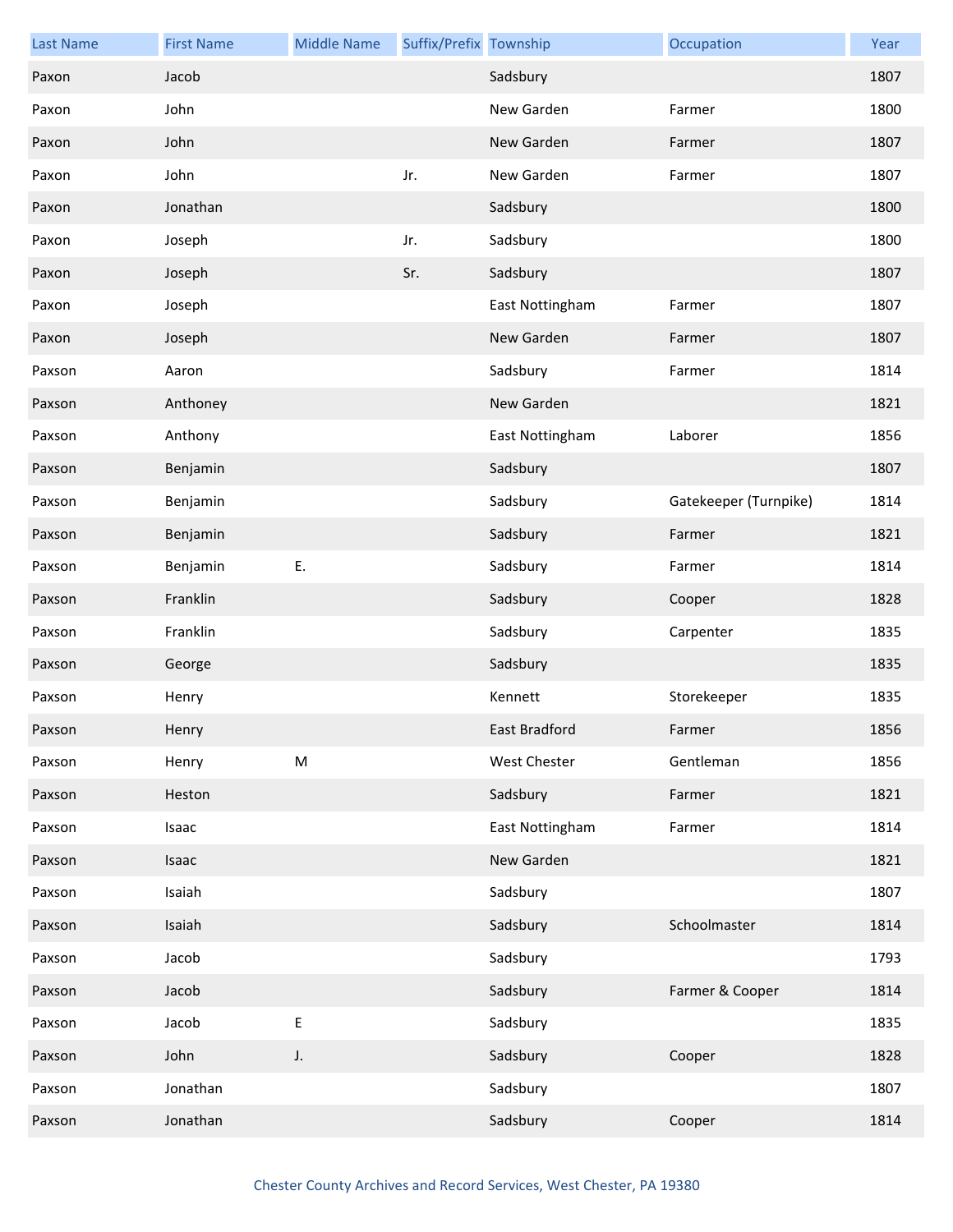| Last Name | First Name | Middle Name | Suffix/Prefix | Township | Occupation | Year |
|---|---|---|---|---|---|---|
| Paxon | Jacob | | | Sadsbury | | 1807 |
| Paxon | John | | | New Garden | Farmer | 1800 |
| Paxon | John | | | New Garden | Farmer | 1807 |
| Paxon | John | | Jr. | New Garden | Farmer | 1807 |
| Paxon | Jonathan | | | Sadsbury | | 1800 |
| Paxon | Joseph | | Jr. | Sadsbury | | 1800 |
| Paxon | Joseph | | Sr. | Sadsbury | | 1807 |
| Paxon | Joseph | | | East Nottingham | Farmer | 1807 |
| Paxon | Joseph | | | New Garden | Farmer | 1807 |
| Paxson | Aaron | | | Sadsbury | Farmer | 1814 |
| Paxson | Anthoney | | | New Garden | | 1821 |
| Paxson | Anthony | | | East Nottingham | Laborer | 1856 |
| Paxson | Benjamin | | | Sadsbury | | 1807 |
| Paxson | Benjamin | | | Sadsbury | Gatekeeper (Turnpike) | 1814 |
| Paxson | Benjamin | | | Sadsbury | Farmer | 1821 |
| Paxson | Benjamin | E. | | Sadsbury | Farmer | 1814 |
| Paxson | Franklin | | | Sadsbury | Cooper | 1828 |
| Paxson | Franklin | | | Sadsbury | Carpenter | 1835 |
| Paxson | George | | | Sadsbury | | 1835 |
| Paxson | Henry | | | Kennett | Storekeeper | 1835 |
| Paxson | Henry | | | East Bradford | Farmer | 1856 |
| Paxson | Henry | M | | West Chester | Gentleman | 1856 |
| Paxson | Heston | | | Sadsbury | Farmer | 1821 |
| Paxson | Isaac | | | East Nottingham | Farmer | 1814 |
| Paxson | Isaac | | | New Garden | | 1821 |
| Paxson | Isaiah | | | Sadsbury | | 1807 |
| Paxson | Isaiah | | | Sadsbury | Schoolmaster | 1814 |
| Paxson | Jacob | | | Sadsbury | | 1793 |
| Paxson | Jacob | | | Sadsbury | Farmer & Cooper | 1814 |
| Paxson | Jacob | E | | Sadsbury | | 1835 |
| Paxson | John | J. | | Sadsbury | Cooper | 1828 |
| Paxson | Jonathan | | | Sadsbury | | 1807 |
| Paxson | Jonathan | | | Sadsbury | Cooper | 1814 |

Chester County Archives and Record Services, West Chester, PA 19380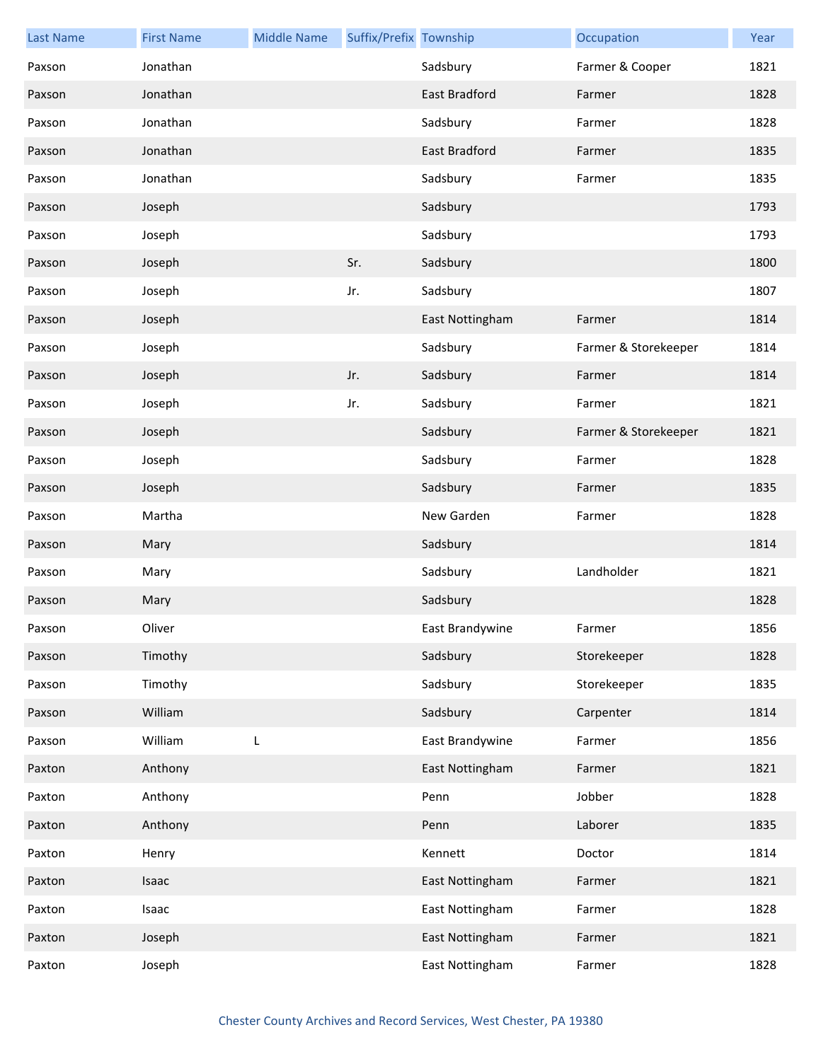| Last Name | First Name | Middle Name | Suffix/Prefix | Township | Occupation | Year |
|---|---|---|---|---|---|---|
| Paxson | Jonathan | | | Sadsbury | Farmer & Cooper | 1821 |
| Paxson | Jonathan | | | East Bradford | Farmer | 1828 |
| Paxson | Jonathan | | | Sadsbury | Farmer | 1828 |
| Paxson | Jonathan | | | East Bradford | Farmer | 1835 |
| Paxson | Jonathan | | | Sadsbury | Farmer | 1835 |
| Paxson | Joseph | | | Sadsbury | | 1793 |
| Paxson | Joseph | | | Sadsbury | | 1793 |
| Paxson | Joseph | | Sr. | Sadsbury | | 1800 |
| Paxson | Joseph | | Jr. | Sadsbury | | 1807 |
| Paxson | Joseph | | | East Nottingham | Farmer | 1814 |
| Paxson | Joseph | | | Sadsbury | Farmer & Storekeeper | 1814 |
| Paxson | Joseph | | Jr. | Sadsbury | Farmer | 1814 |
| Paxson | Joseph | | Jr. | Sadsbury | Farmer | 1821 |
| Paxson | Joseph | | | Sadsbury | Farmer & Storekeeper | 1821 |
| Paxson | Joseph | | | Sadsbury | Farmer | 1828 |
| Paxson | Joseph | | | Sadsbury | Farmer | 1835 |
| Paxson | Martha | | | New Garden | Farmer | 1828 |
| Paxson | Mary | | | Sadsbury | | 1814 |
| Paxson | Mary | | | Sadsbury | Landholder | 1821 |
| Paxson | Mary | | | Sadsbury | | 1828 |
| Paxson | Oliver | | | East Brandywine | Farmer | 1856 |
| Paxson | Timothy | | | Sadsbury | Storekeeper | 1828 |
| Paxson | Timothy | | | Sadsbury | Storekeeper | 1835 |
| Paxson | William | | | Sadsbury | Carpenter | 1814 |
| Paxson | William | L | | East Brandywine | Farmer | 1856 |
| Paxton | Anthony | | | East Nottingham | Farmer | 1821 |
| Paxton | Anthony | | | Penn | Jobber | 1828 |
| Paxton | Anthony | | | Penn | Laborer | 1835 |
| Paxton | Henry | | | Kennett | Doctor | 1814 |
| Paxton | Isaac | | | East Nottingham | Farmer | 1821 |
| Paxton | Isaac | | | East Nottingham | Farmer | 1828 |
| Paxton | Joseph | | | East Nottingham | Farmer | 1821 |
| Paxton | Joseph | | | East Nottingham | Farmer | 1828 |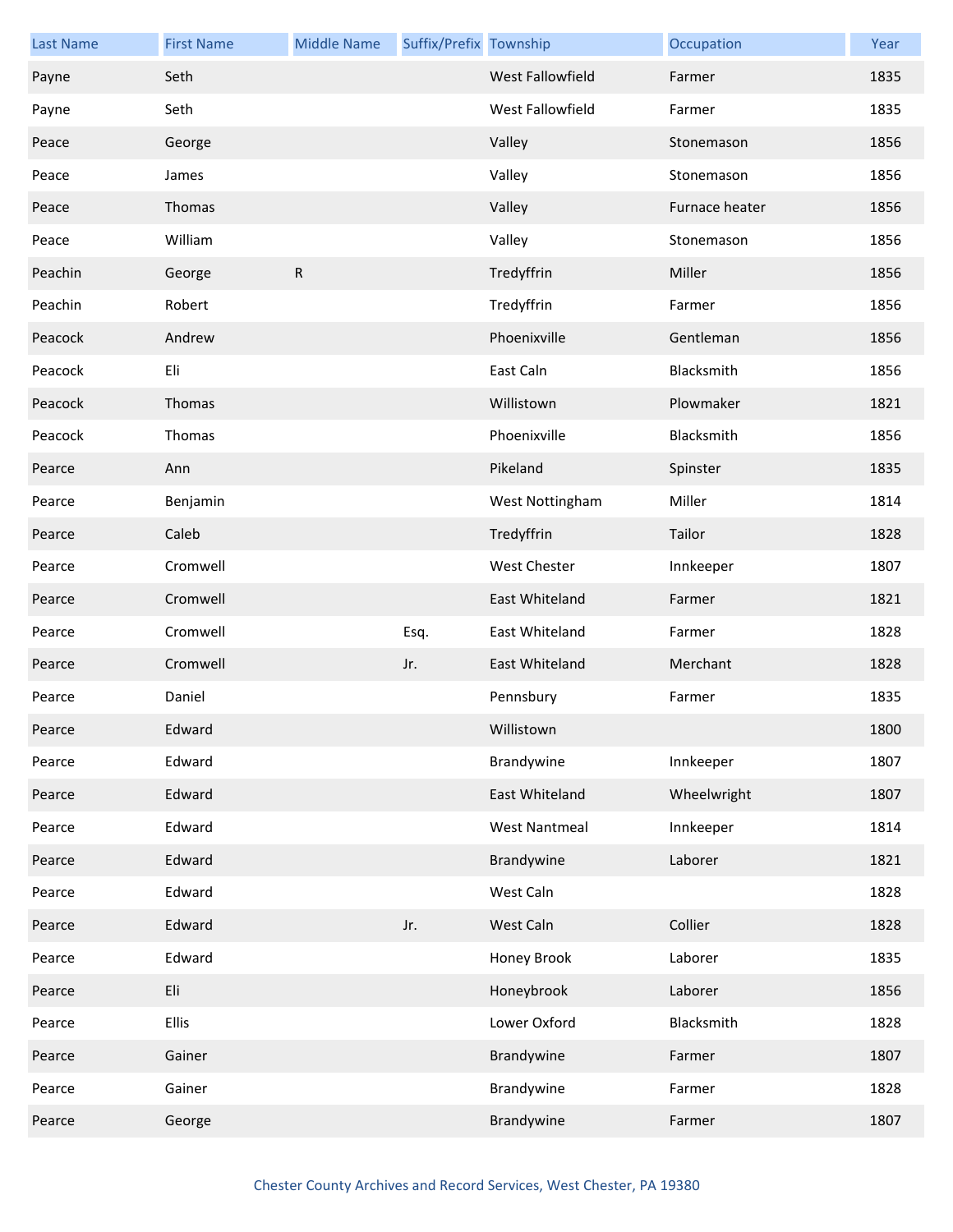| Last Name | First Name | Middle Name | Suffix/Prefix | Township | Occupation | Year |
|---|---|---|---|---|---|---|
| Payne | Seth | | | West Fallowfield | Farmer | 1835 |
| Payne | Seth | | | West Fallowfield | Farmer | 1835 |
| Peace | George | | | Valley | Stonemason | 1856 |
| Peace | James | | | Valley | Stonemason | 1856 |
| Peace | Thomas | | | Valley | Furnace heater | 1856 |
| Peace | William | | | Valley | Stonemason | 1856 |
| Peachin | George | R | | Tredyffrin | Miller | 1856 |
| Peachin | Robert | | | Tredyffrin | Farmer | 1856 |
| Peacock | Andrew | | | Phoenixville | Gentleman | 1856 |
| Peacock | Eli | | | East Caln | Blacksmith | 1856 |
| Peacock | Thomas | | | Willistown | Plowmaker | 1821 |
| Peacock | Thomas | | | Phoenixville | Blacksmith | 1856 |
| Pearce | Ann | | | Pikeland | Spinster | 1835 |
| Pearce | Benjamin | | | West Nottingham | Miller | 1814 |
| Pearce | Caleb | | | Tredyffrin | Tailor | 1828 |
| Pearce | Cromwell | | | West Chester | Innkeeper | 1807 |
| Pearce | Cromwell | | | East Whiteland | Farmer | 1821 |
| Pearce | Cromwell | | Esq. | East Whiteland | Farmer | 1828 |
| Pearce | Cromwell | | Jr. | East Whiteland | Merchant | 1828 |
| Pearce | Daniel | | | Pennsbury | Farmer | 1835 |
| Pearce | Edward | | | Willistown | | 1800 |
| Pearce | Edward | | | Brandywine | Innkeeper | 1807 |
| Pearce | Edward | | | East Whiteland | Wheelwright | 1807 |
| Pearce | Edward | | | West Nantmeal | Innkeeper | 1814 |
| Pearce | Edward | | | Brandywine | Laborer | 1821 |
| Pearce | Edward | | | West Caln | | 1828 |
| Pearce | Edward | | Jr. | West Caln | Collier | 1828 |
| Pearce | Edward | | | Honey Brook | Laborer | 1835 |
| Pearce | Eli | | | Honeybrook | Laborer | 1856 |
| Pearce | Ellis | | | Lower Oxford | Blacksmith | 1828 |
| Pearce | Gainer | | | Brandywine | Farmer | 1807 |
| Pearce | Gainer | | | Brandywine | Farmer | 1828 |
| Pearce | George | | | Brandywine | Farmer | 1807 |

Chester County Archives and Record Services, West Chester, PA 19380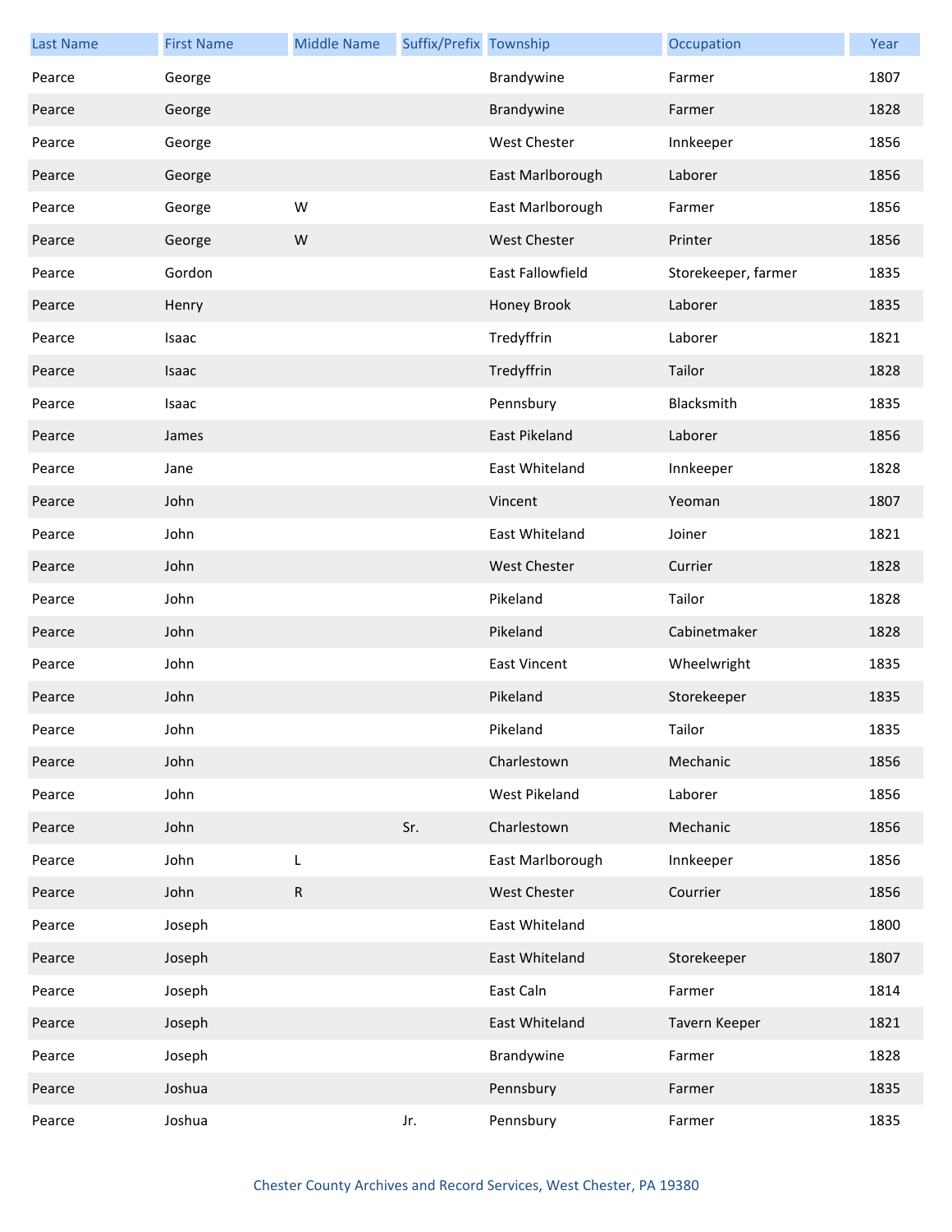| Last Name | First Name | Middle Name | Suffix/Prefix | Township | Occupation | Year |
|---|---|---|---|---|---|---|
| Pearce | George | | | Brandywine | Farmer | 1807 |
| Pearce | George | | | Brandywine | Farmer | 1828 |
| Pearce | George | | | West Chester | Innkeeper | 1856 |
| Pearce | George | | | East Marlborough | Laborer | 1856 |
| Pearce | George | W | | East Marlborough | Farmer | 1856 |
| Pearce | George | W | | West Chester | Printer | 1856 |
| Pearce | Gordon | | | East Fallowfield | Storekeeper, farmer | 1835 |
| Pearce | Henry | | | Honey Brook | Laborer | 1835 |
| Pearce | Isaac | | | Tredyffrin | Laborer | 1821 |
| Pearce | Isaac | | | Tredyffrin | Tailor | 1828 |
| Pearce | Isaac | | | Pennsbury | Blacksmith | 1835 |
| Pearce | James | | | East Pikeland | Laborer | 1856 |
| Pearce | Jane | | | East Whiteland | Innkeeper | 1828 |
| Pearce | John | | | Vincent | Yeoman | 1807 |
| Pearce | John | | | East Whiteland | Joiner | 1821 |
| Pearce | John | | | West Chester | Currier | 1828 |
| Pearce | John | | | Pikeland | Tailor | 1828 |
| Pearce | John | | | Pikeland | Cabinetmaker | 1828 |
| Pearce | John | | | East Vincent | Wheelwright | 1835 |
| Pearce | John | | | Pikeland | Storekeeper | 1835 |
| Pearce | John | | | Pikeland | Tailor | 1835 |
| Pearce | John | | | Charlestown | Mechanic | 1856 |
| Pearce | John | | | West Pikeland | Laborer | 1856 |
| Pearce | John | | Sr. | Charlestown | Mechanic | 1856 |
| Pearce | John | L | | East Marlborough | Innkeeper | 1856 |
| Pearce | John | R | | West Chester | Courrier | 1856 |
| Pearce | Joseph | | | East Whiteland | | 1800 |
| Pearce | Joseph | | | East Whiteland | Storekeeper | 1807 |
| Pearce | Joseph | | | East Caln | Farmer | 1814 |
| Pearce | Joseph | | | East Whiteland | Tavern Keeper | 1821 |
| Pearce | Joseph | | | Brandywine | Farmer | 1828 |
| Pearce | Joshua | | | Pennsbury | Farmer | 1835 |
| Pearce | Joshua | | Jr. | Pennsbury | Farmer | 1835 |

Chester County Archives and Record Services, West Chester, PA 19380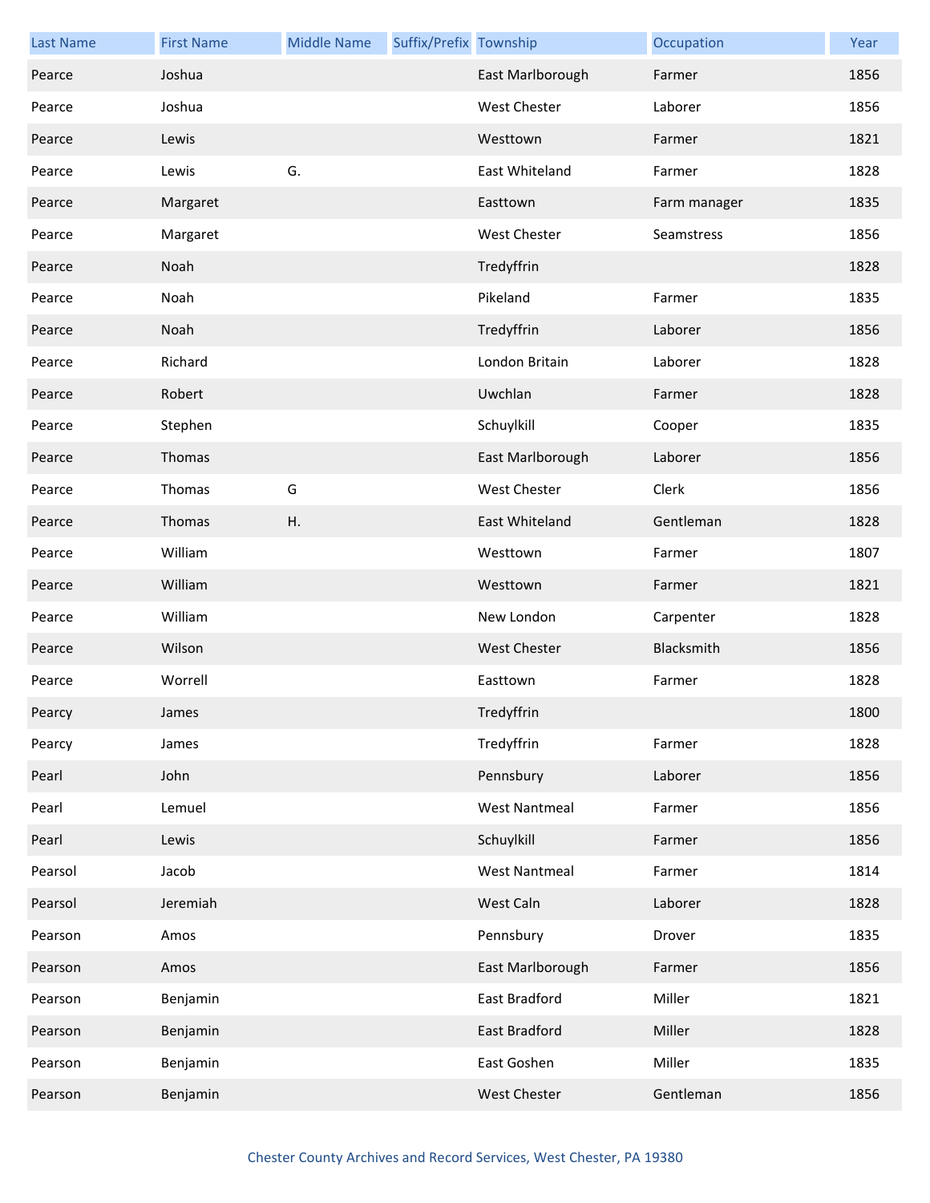| Last Name | First Name | Middle Name | Suffix/Prefix | Township | Occupation | Year |
|---|---|---|---|---|---|---|
| Pearce | Joshua | | | East Marlborough | Farmer | 1856 |
| Pearce | Joshua | | | West Chester | Laborer | 1856 |
| Pearce | Lewis | | | Westtown | Farmer | 1821 |
| Pearce | Lewis | G. | | East Whiteland | Farmer | 1828 |
| Pearce | Margaret | | | Easttown | Farm manager | 1835 |
| Pearce | Margaret | | | West Chester | Seamstress | 1856 |
| Pearce | Noah | | | Tredyffrin | | 1828 |
| Pearce | Noah | | | Pikeland | Farmer | 1835 |
| Pearce | Noah | | | Tredyffrin | Laborer | 1856 |
| Pearce | Richard | | | London Britain | Laborer | 1828 |
| Pearce | Robert | | | Uwchlan | Farmer | 1828 |
| Pearce | Stephen | | | Schuylkill | Cooper | 1835 |
| Pearce | Thomas | | | East Marlborough | Laborer | 1856 |
| Pearce | Thomas | G | | West Chester | Clerk | 1856 |
| Pearce | Thomas | H. | | East Whiteland | Gentleman | 1828 |
| Pearce | William | | | Westtown | Farmer | 1807 |
| Pearce | William | | | Westtown | Farmer | 1821 |
| Pearce | William | | | New London | Carpenter | 1828 |
| Pearce | Wilson | | | West Chester | Blacksmith | 1856 |
| Pearce | Worrell | | | Easttown | Farmer | 1828 |
| Pearcy | James | | | Tredyffrin | | 1800 |
| Pearcy | James | | | Tredyffrin | Farmer | 1828 |
| Pearl | John | | | Pennsbury | Laborer | 1856 |
| Pearl | Lemuel | | | West Nantmeal | Farmer | 1856 |
| Pearl | Lewis | | | Schuylkill | Farmer | 1856 |
| Pearsol | Jacob | | | West Nantmeal | Farmer | 1814 |
| Pearsol | Jeremiah | | | West Caln | Laborer | 1828 |
| Pearson | Amos | | | Pennsbury | Drover | 1835 |
| Pearson | Amos | | | East Marlborough | Farmer | 1856 |
| Pearson | Benjamin | | | East Bradford | Miller | 1821 |
| Pearson | Benjamin | | | East Bradford | Miller | 1828 |
| Pearson | Benjamin | | | East Goshen | Miller | 1835 |
| Pearson | Benjamin | | | West Chester | Gentleman | 1856 |

Chester County Archives and Record Services, West Chester, PA 19380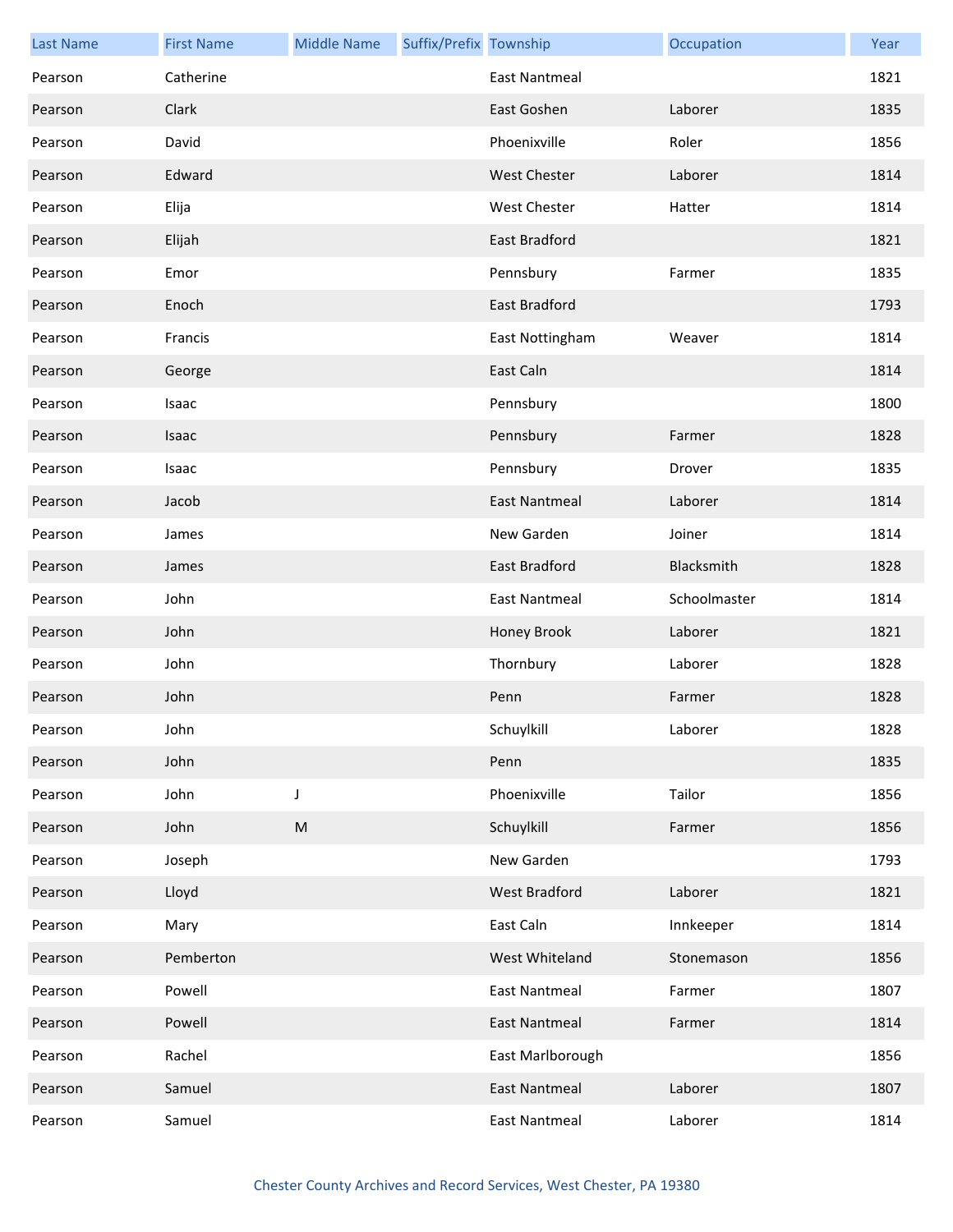| Last Name | First Name | Middle Name | Suffix/Prefix | Township | Occupation | Year |
| --- | --- | --- | --- | --- | --- | --- |
| Pearson | Catherine | | | East Nantmeal | | 1821 |
| Pearson | Clark | | | East Goshen | Laborer | 1835 |
| Pearson | David | | | Phoenixville | Roler | 1856 |
| Pearson | Edward | | | West Chester | Laborer | 1814 |
| Pearson | Elija | | | West Chester | Hatter | 1814 |
| Pearson | Elijah | | | East Bradford | | 1821 |
| Pearson | Emor | | | Pennsbury | Farmer | 1835 |
| Pearson | Enoch | | | East Bradford | | 1793 |
| Pearson | Francis | | | East Nottingham | Weaver | 1814 |
| Pearson | George | | | East Caln | | 1814 |
| Pearson | Isaac | | | Pennsbury | | 1800 |
| Pearson | Isaac | | | Pennsbury | Farmer | 1828 |
| Pearson | Isaac | | | Pennsbury | Drover | 1835 |
| Pearson | Jacob | | | East Nantmeal | Laborer | 1814 |
| Pearson | James | | | New Garden | Joiner | 1814 |
| Pearson | James | | | East Bradford | Blacksmith | 1828 |
| Pearson | John | | | East Nantmeal | Schoolmaster | 1814 |
| Pearson | John | | | Honey Brook | Laborer | 1821 |
| Pearson | John | | | Thornbury | Laborer | 1828 |
| Pearson | John | | | Penn | Farmer | 1828 |
| Pearson | John | | | Schuylkill | Laborer | 1828 |
| Pearson | John | | | Penn | | 1835 |
| Pearson | John | J | | Phoenixville | Tailor | 1856 |
| Pearson | John | M | | Schuylkill | Farmer | 1856 |
| Pearson | Joseph | | | New Garden | | 1793 |
| Pearson | Lloyd | | | West Bradford | Laborer | 1821 |
| Pearson | Mary | | | East Caln | Innkeeper | 1814 |
| Pearson | Pemberton | | | West Whiteland | Stonemason | 1856 |
| Pearson | Powell | | | East Nantmeal | Farmer | 1807 |
| Pearson | Powell | | | East Nantmeal | Farmer | 1814 |
| Pearson | Rachel | | | East Marlborough | | 1856 |
| Pearson | Samuel | | | East Nantmeal | Laborer | 1807 |
| Pearson | Samuel | | | East Nantmeal | Laborer | 1814 |

Chester County Archives and Record Services, West Chester, PA 19380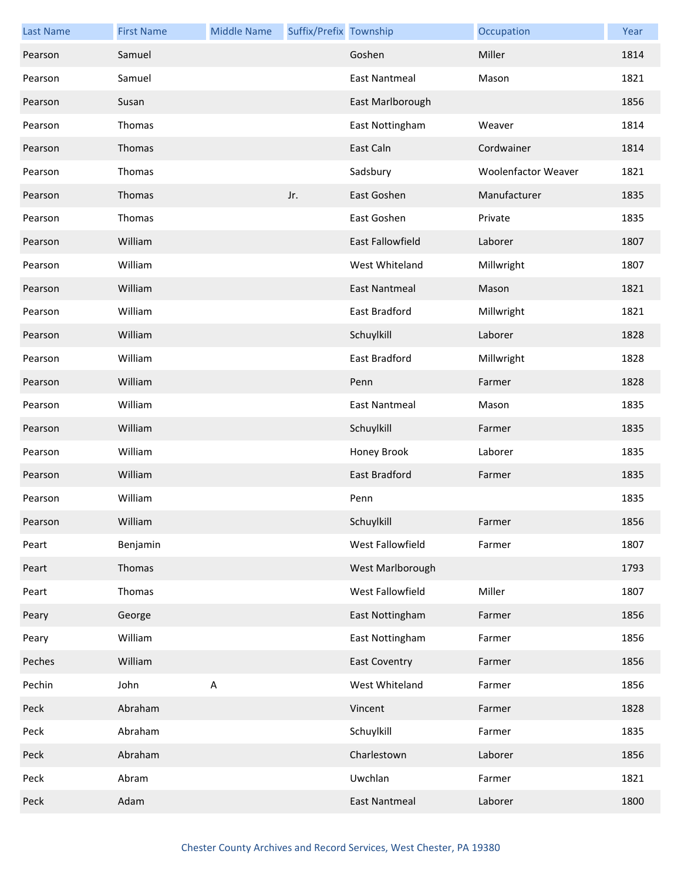| Last Name | First Name | Middle Name | Suffix/Prefix | Township | Occupation | Year |
|---|---|---|---|---|---|---|
| Pearson | Samuel | | | Goshen | Miller | 1814 |
| Pearson | Samuel | | | East Nantmeal | Mason | 1821 |
| Pearson | Susan | | | East Marlborough | | 1856 |
| Pearson | Thomas | | | East Nottingham | Weaver | 1814 |
| Pearson | Thomas | | | East Caln | Cordwainer | 1814 |
| Pearson | Thomas | | | Sadsbury | Woolenfactor Weaver | 1821 |
| Pearson | Thomas | | Jr. | East Goshen | Manufacturer | 1835 |
| Pearson | Thomas | | | East Goshen | Private | 1835 |
| Pearson | William | | | East Fallowfield | Laborer | 1807 |
| Pearson | William | | | West Whiteland | Millwright | 1807 |
| Pearson | William | | | East Nantmeal | Mason | 1821 |
| Pearson | William | | | East Bradford | Millwright | 1821 |
| Pearson | William | | | Schuylkill | Laborer | 1828 |
| Pearson | William | | | East Bradford | Millwright | 1828 |
| Pearson | William | | | Penn | Farmer | 1828 |
| Pearson | William | | | East Nantmeal | Mason | 1835 |
| Pearson | William | | | Schuylkill | Farmer | 1835 |
| Pearson | William | | | Honey Brook | Laborer | 1835 |
| Pearson | William | | | East Bradford | Farmer | 1835 |
| Pearson | William | | | Penn | | 1835 |
| Pearson | William | | | Schuylkill | Farmer | 1856 |
| Peart | Benjamin | | | West Fallowfield | Farmer | 1807 |
| Peart | Thomas | | | West Marlborough | | 1793 |
| Peart | Thomas | | | West Fallowfield | Miller | 1807 |
| Peary | George | | | East Nottingham | Farmer | 1856 |
| Peary | William | | | East Nottingham | Farmer | 1856 |
| Peches | William | | | East Coventry | Farmer | 1856 |
| Pechin | John | A | | West Whiteland | Farmer | 1856 |
| Peck | Abraham | | | Vincent | Farmer | 1828 |
| Peck | Abraham | | | Schuylkill | Farmer | 1835 |
| Peck | Abraham | | | Charlestown | Laborer | 1856 |
| Peck | Abram | | | Uwchlan | Farmer | 1821 |
| Peck | Adam | | | East Nantmeal | Laborer | 1800 |

Chester County Archives and Record Services, West Chester, PA 19380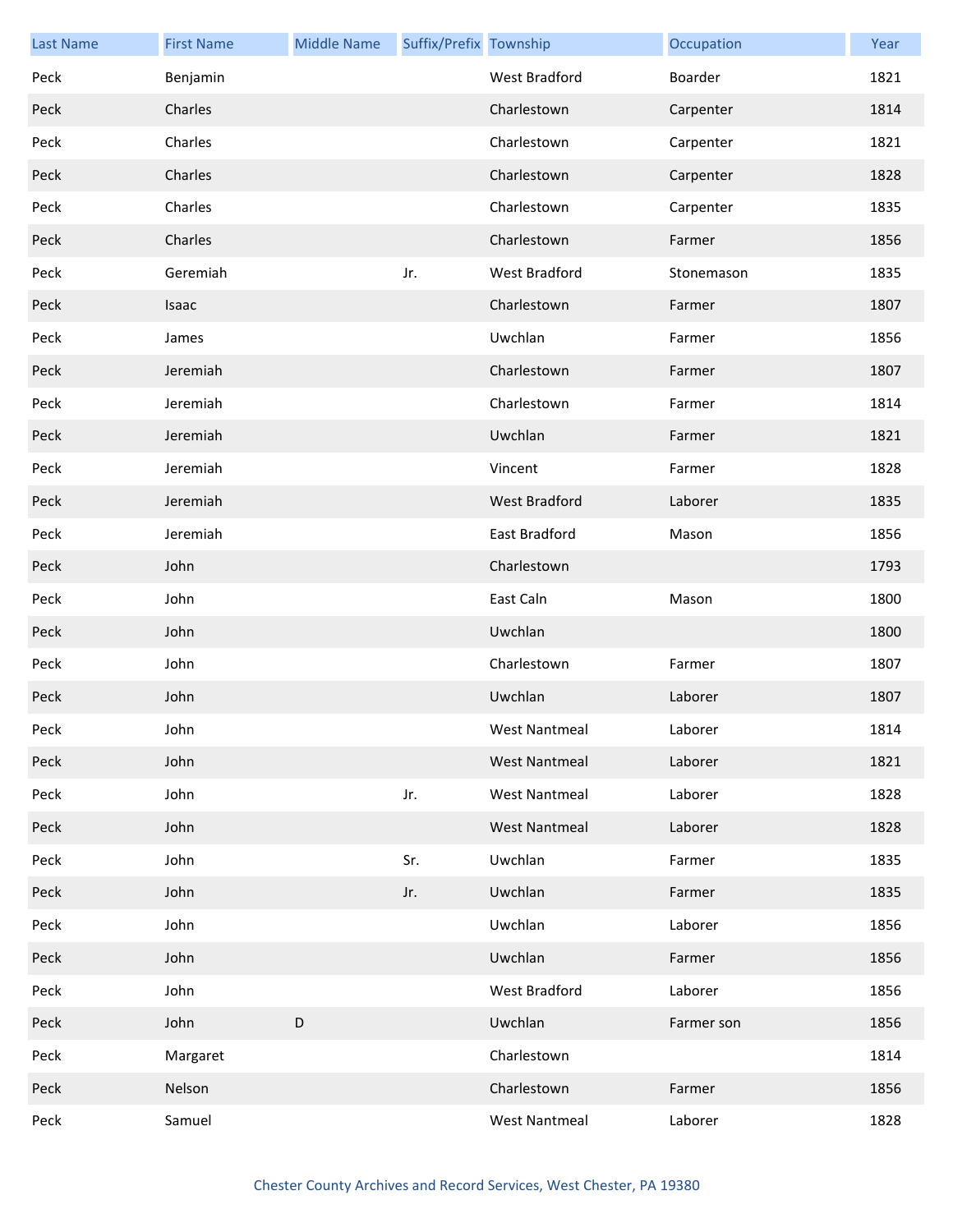| Last Name | First Name | Middle Name | Suffix/Prefix | Township | Occupation | Year |
|---|---|---|---|---|---|---|
| Peck | Benjamin | | | West Bradford | Boarder | 1821 |
| Peck | Charles | | | Charlestown | Carpenter | 1814 |
| Peck | Charles | | | Charlestown | Carpenter | 1821 |
| Peck | Charles | | | Charlestown | Carpenter | 1828 |
| Peck | Charles | | | Charlestown | Carpenter | 1835 |
| Peck | Charles | | | Charlestown | Farmer | 1856 |
| Peck | Geremiah | | Jr. | West Bradford | Stonemason | 1835 |
| Peck | Isaac | | | Charlestown | Farmer | 1807 |
| Peck | James | | | Uwchlan | Farmer | 1856 |
| Peck | Jeremiah | | | Charlestown | Farmer | 1807 |
| Peck | Jeremiah | | | Charlestown | Farmer | 1814 |
| Peck | Jeremiah | | | Uwchlan | Farmer | 1821 |
| Peck | Jeremiah | | | Vincent | Farmer | 1828 |
| Peck | Jeremiah | | | West Bradford | Laborer | 1835 |
| Peck | Jeremiah | | | East Bradford | Mason | 1856 |
| Peck | John | | | Charlestown | | 1793 |
| Peck | John | | | East Caln | Mason | 1800 |
| Peck | John | | | Uwchlan | | 1800 |
| Peck | John | | | Charlestown | Farmer | 1807 |
| Peck | John | | | Uwchlan | Laborer | 1807 |
| Peck | John | | | West Nantmeal | Laborer | 1814 |
| Peck | John | | | West Nantmeal | Laborer | 1821 |
| Peck | John | | Jr. | West Nantmeal | Laborer | 1828 |
| Peck | John | | | West Nantmeal | Laborer | 1828 |
| Peck | John | | Sr. | Uwchlan | Farmer | 1835 |
| Peck | John | | Jr. | Uwchlan | Farmer | 1835 |
| Peck | John | | | Uwchlan | Laborer | 1856 |
| Peck | John | | | Uwchlan | Farmer | 1856 |
| Peck | John | | | West Bradford | Laborer | 1856 |
| Peck | John | D | | Uwchlan | Farmer son | 1856 |
| Peck | Margaret | | | Charlestown | | 1814 |
| Peck | Nelson | | | Charlestown | Farmer | 1856 |
| Peck | Samuel | | | West Nantmeal | Laborer | 1828 |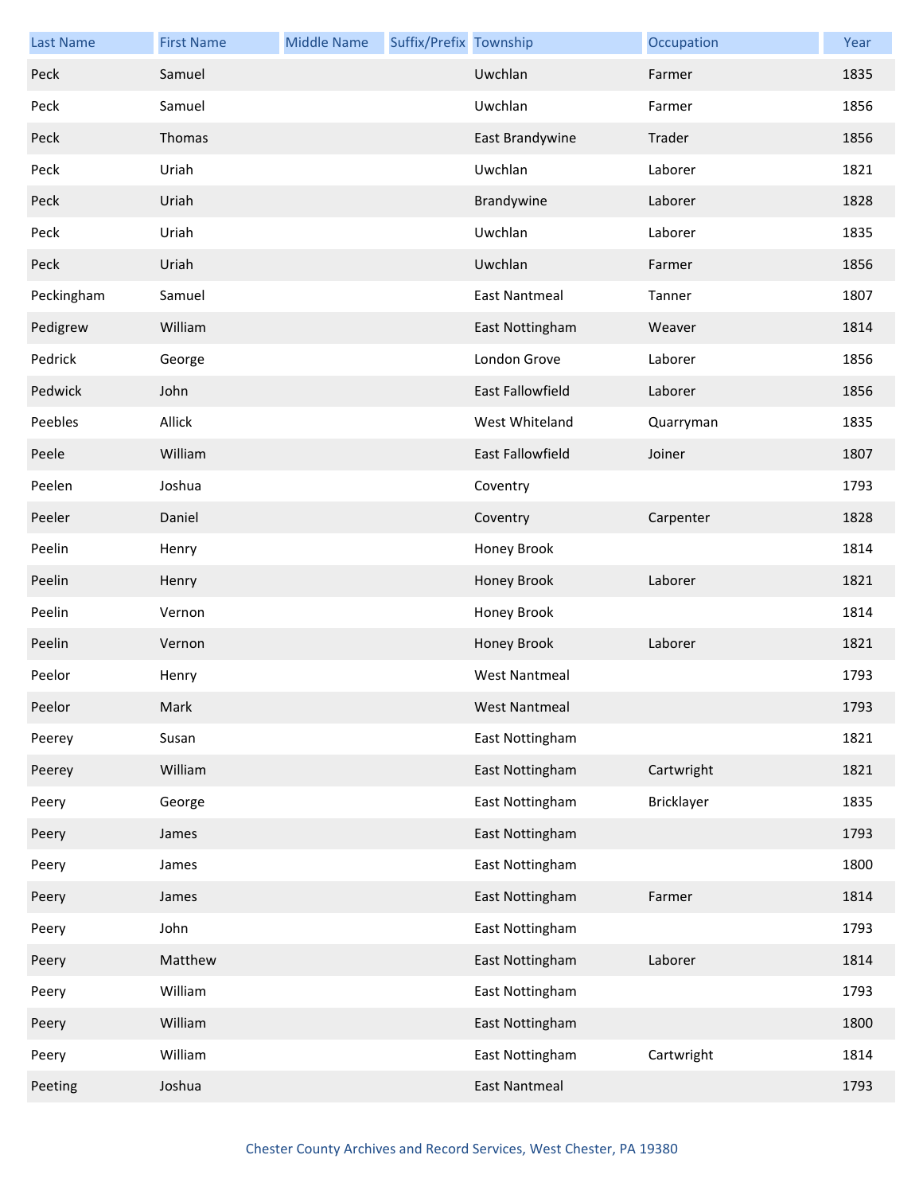| Last Name | First Name | Middle Name | Suffix/Prefix | Township | Occupation | Year |
| --- | --- | --- | --- | --- | --- | --- |
| Peck | Samuel | | | Uwchlan | Farmer | 1835 |
| Peck | Samuel | | | Uwchlan | Farmer | 1856 |
| Peck | Thomas | | | East Brandywine | Trader | 1856 |
| Peck | Uriah | | | Uwchlan | Laborer | 1821 |
| Peck | Uriah | | | Brandywine | Laborer | 1828 |
| Peck | Uriah | | | Uwchlan | Laborer | 1835 |
| Peck | Uriah | | | Uwchlan | Farmer | 1856 |
| Peckingham | Samuel | | | East Nantmeal | Tanner | 1807 |
| Pedigrew | William | | | East Nottingham | Weaver | 1814 |
| Pedrick | George | | | London Grove | Laborer | 1856 |
| Pedwick | John | | | East Fallowfield | Laborer | 1856 |
| Peebles | Allick | | | West Whiteland | Quarryman | 1835 |
| Peele | William | | | East Fallowfield | Joiner | 1807 |
| Peelen | Joshua | | | Coventry | | 1793 |
| Peeler | Daniel | | | Coventry | Carpenter | 1828 |
| Peelin | Henry | | | Honey Brook | | 1814 |
| Peelin | Henry | | | Honey Brook | Laborer | 1821 |
| Peelin | Vernon | | | Honey Brook | | 1814 |
| Peelin | Vernon | | | Honey Brook | Laborer | 1821 |
| Peelor | Henry | | | West Nantmeal | | 1793 |
| Peelor | Mark | | | West Nantmeal | | 1793 |
| Peerey | Susan | | | East Nottingham | | 1821 |
| Peerey | William | | | East Nottingham | Cartwright | 1821 |
| Peery | George | | | East Nottingham | Bricklayer | 1835 |
| Peery | James | | | East Nottingham | | 1793 |
| Peery | James | | | East Nottingham | | 1800 |
| Peery | James | | | East Nottingham | Farmer | 1814 |
| Peery | John | | | East Nottingham | | 1793 |
| Peery | Matthew | | | East Nottingham | Laborer | 1814 |
| Peery | William | | | East Nottingham | | 1793 |
| Peery | William | | | East Nottingham | | 1800 |
| Peery | William | | | East Nottingham | Cartwright | 1814 |
| Peeting | Joshua | | | East Nantmeal | | 1793 |

Chester County Archives and Record Services, West Chester, PA 19380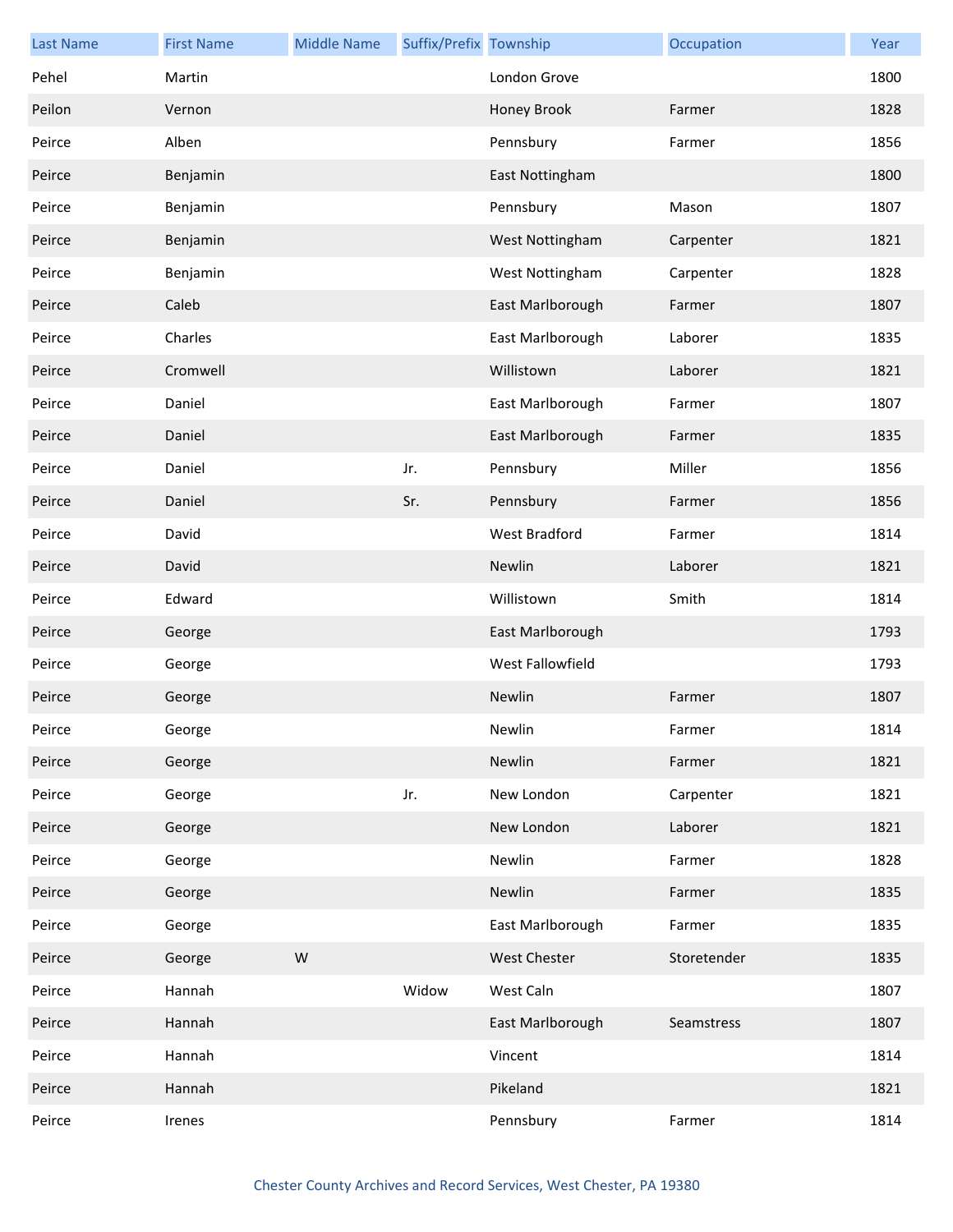| Last Name | First Name | Middle Name | Suffix/Prefix | Township | Occupation | Year |
|---|---|---|---|---|---|---|
| Pehel | Martin | | | London Grove | | 1800 |
| Peilon | Vernon | | | Honey Brook | Farmer | 1828 |
| Peirce | Alben | | | Pennsbury | Farmer | 1856 |
| Peirce | Benjamin | | | East Nottingham | | 1800 |
| Peirce | Benjamin | | | Pennsbury | Mason | 1807 |
| Peirce | Benjamin | | | West Nottingham | Carpenter | 1821 |
| Peirce | Benjamin | | | West Nottingham | Carpenter | 1828 |
| Peirce | Caleb | | | East Marlborough | Farmer | 1807 |
| Peirce | Charles | | | East Marlborough | Laborer | 1835 |
| Peirce | Cromwell | | | Willistown | Laborer | 1821 |
| Peirce | Daniel | | | East Marlborough | Farmer | 1807 |
| Peirce | Daniel | | | East Marlborough | Farmer | 1835 |
| Peirce | Daniel | | Jr. | Pennsbury | Miller | 1856 |
| Peirce | Daniel | | Sr. | Pennsbury | Farmer | 1856 |
| Peirce | David | | | West Bradford | Farmer | 1814 |
| Peirce | David | | | Newlin | Laborer | 1821 |
| Peirce | Edward | | | Willistown | Smith | 1814 |
| Peirce | George | | | East Marlborough | | 1793 |
| Peirce | George | | | West Fallowfield | | 1793 |
| Peirce | George | | | Newlin | Farmer | 1807 |
| Peirce | George | | | Newlin | Farmer | 1814 |
| Peirce | George | | | Newlin | Farmer | 1821 |
| Peirce | George | | Jr. | New London | Carpenter | 1821 |
| Peirce | George | | | New London | Laborer | 1821 |
| Peirce | George | | | Newlin | Farmer | 1828 |
| Peirce | George | | | Newlin | Farmer | 1835 |
| Peirce | George | | | East Marlborough | Farmer | 1835 |
| Peirce | George | W | | West Chester | Storetender | 1835 |
| Peirce | Hannah | | Widow | West Caln | | 1807 |
| Peirce | Hannah | | | East Marlborough | Seamstress | 1807 |
| Peirce | Hannah | | | Vincent | | 1814 |
| Peirce | Hannah | | | Pikeland | | 1821 |
| Peirce | Irenes | | | Pennsbury | Farmer | 1814 |

Chester County Archives and Record Services, West Chester, PA 19380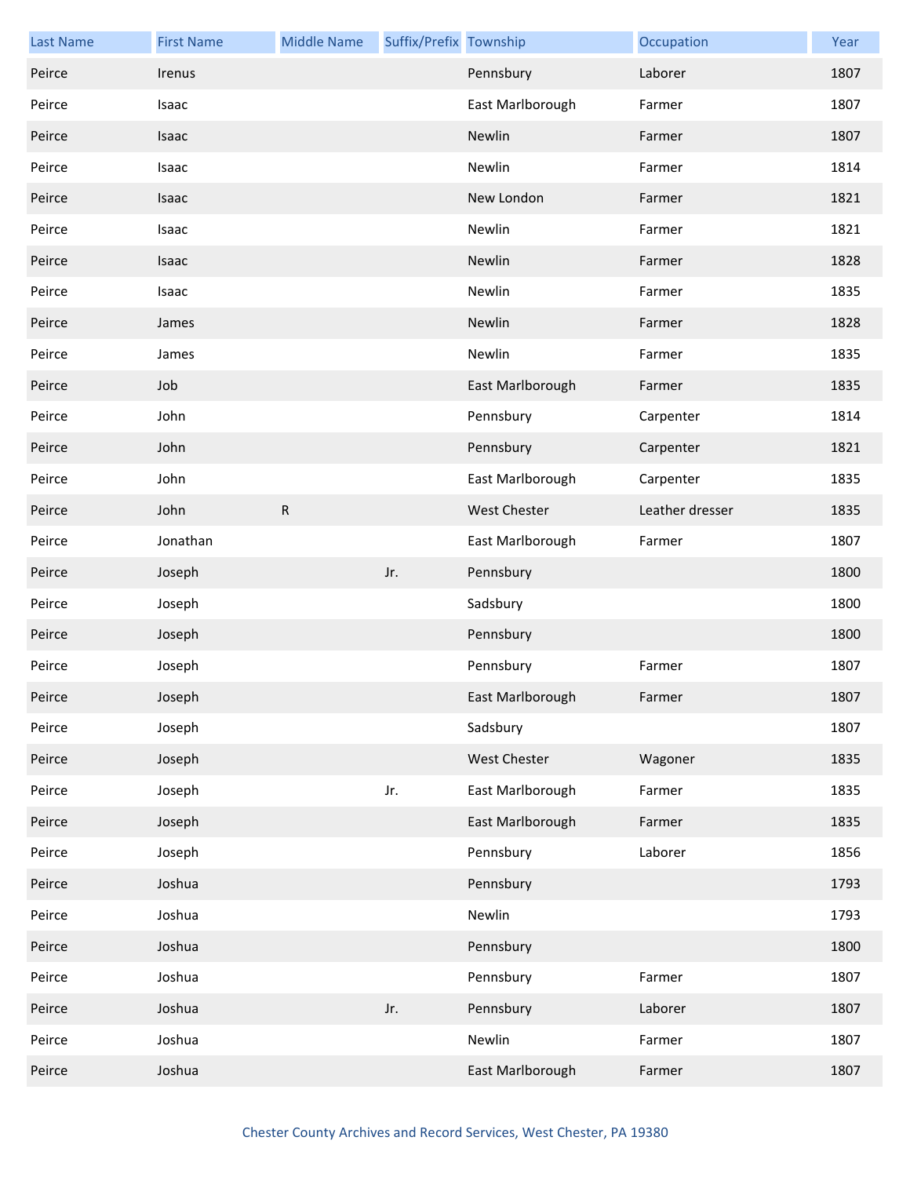| Last Name | First Name | Middle Name | Suffix/Prefix | Township | Occupation | Year |
| --- | --- | --- | --- | --- | --- | --- |
| Peirce | Irenus | | | Pennsbury | Laborer | 1807 |
| Peirce | Isaac | | | East Marlborough | Farmer | 1807 |
| Peirce | Isaac | | | Newlin | Farmer | 1807 |
| Peirce | Isaac | | | Newlin | Farmer | 1814 |
| Peirce | Isaac | | | New London | Farmer | 1821 |
| Peirce | Isaac | | | Newlin | Farmer | 1821 |
| Peirce | Isaac | | | Newlin | Farmer | 1828 |
| Peirce | Isaac | | | Newlin | Farmer | 1835 |
| Peirce | James | | | Newlin | Farmer | 1828 |
| Peirce | James | | | Newlin | Farmer | 1835 |
| Peirce | Job | | | East Marlborough | Farmer | 1835 |
| Peirce | John | | | Pennsbury | Carpenter | 1814 |
| Peirce | John | | | Pennsbury | Carpenter | 1821 |
| Peirce | John | | | East Marlborough | Carpenter | 1835 |
| Peirce | John | R | | West Chester | Leather dresser | 1835 |
| Peirce | Jonathan | | | East Marlborough | Farmer | 1807 |
| Peirce | Joseph | | Jr. | Pennsbury | | 1800 |
| Peirce | Joseph | | | Sadsbury | | 1800 |
| Peirce | Joseph | | | Pennsbury | | 1800 |
| Peirce | Joseph | | | Pennsbury | Farmer | 1807 |
| Peirce | Joseph | | | East Marlborough | Farmer | 1807 |
| Peirce | Joseph | | | Sadsbury | | 1807 |
| Peirce | Joseph | | | West Chester | Wagoner | 1835 |
| Peirce | Joseph | | Jr. | East Marlborough | Farmer | 1835 |
| Peirce | Joseph | | | East Marlborough | Farmer | 1835 |
| Peirce | Joseph | | | Pennsbury | Laborer | 1856 |
| Peirce | Joshua | | | Pennsbury | | 1793 |
| Peirce | Joshua | | | Newlin | | 1793 |
| Peirce | Joshua | | | Pennsbury | | 1800 |
| Peirce | Joshua | | | Pennsbury | Farmer | 1807 |
| Peirce | Joshua | | Jr. | Pennsbury | Laborer | 1807 |
| Peirce | Joshua | | | Newlin | Farmer | 1807 |
| Peirce | Joshua | | | East Marlborough | Farmer | 1807 |

Chester County Archives and Record Services, West Chester, PA 19380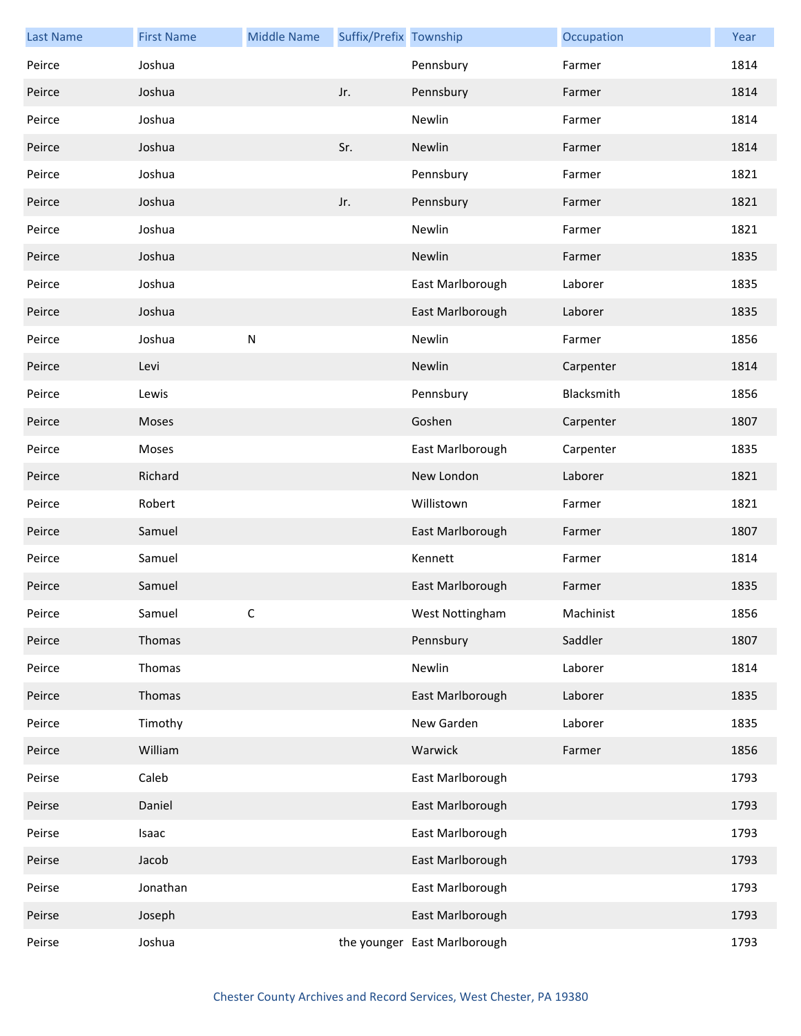| Last Name | First Name | Middle Name | Suffix/Prefix | Township | Occupation | Year |
|---|---|---|---|---|---|---|
| Peirce | Joshua | | | Pennsbury | Farmer | 1814 |
| Peirce | Joshua | | Jr. | Pennsbury | Farmer | 1814 |
| Peirce | Joshua | | | Newlin | Farmer | 1814 |
| Peirce | Joshua | | Sr. | Newlin | Farmer | 1814 |
| Peirce | Joshua | | | Pennsbury | Farmer | 1821 |
| Peirce | Joshua | | Jr. | Pennsbury | Farmer | 1821 |
| Peirce | Joshua | | | Newlin | Farmer | 1821 |
| Peirce | Joshua | | | Newlin | Farmer | 1835 |
| Peirce | Joshua | | | East Marlborough | Laborer | 1835 |
| Peirce | Joshua | | | East Marlborough | Laborer | 1835 |
| Peirce | Joshua | N | | Newlin | Farmer | 1856 |
| Peirce | Levi | | | Newlin | Carpenter | 1814 |
| Peirce | Lewis | | | Pennsbury | Blacksmith | 1856 |
| Peirce | Moses | | | Goshen | Carpenter | 1807 |
| Peirce | Moses | | | East Marlborough | Carpenter | 1835 |
| Peirce | Richard | | | New London | Laborer | 1821 |
| Peirce | Robert | | | Willistown | Farmer | 1821 |
| Peirce | Samuel | | | East Marlborough | Farmer | 1807 |
| Peirce | Samuel | | | Kennett | Farmer | 1814 |
| Peirce | Samuel | | | East Marlborough | Farmer | 1835 |
| Peirce | Samuel | C | | West Nottingham | Machinist | 1856 |
| Peirce | Thomas | | | Pennsbury | Saddler | 1807 |
| Peirce | Thomas | | | Newlin | Laborer | 1814 |
| Peirce | Thomas | | | East Marlborough | Laborer | 1835 |
| Peirce | Timothy | | | New Garden | Laborer | 1835 |
| Peirce | William | | | Warwick | Farmer | 1856 |
| Peirse | Caleb | | | East Marlborough | | 1793 |
| Peirse | Daniel | | | East Marlborough | | 1793 |
| Peirse | Isaac | | | East Marlborough | | 1793 |
| Peirse | Jacob | | | East Marlborough | | 1793 |
| Peirse | Jonathan | | | East Marlborough | | 1793 |
| Peirse | Joseph | | | East Marlborough | | 1793 |
| Peirse | Joshua | | the younger | East Marlborough | | 1793 |

Chester County Archives and Record Services, West Chester, PA 19380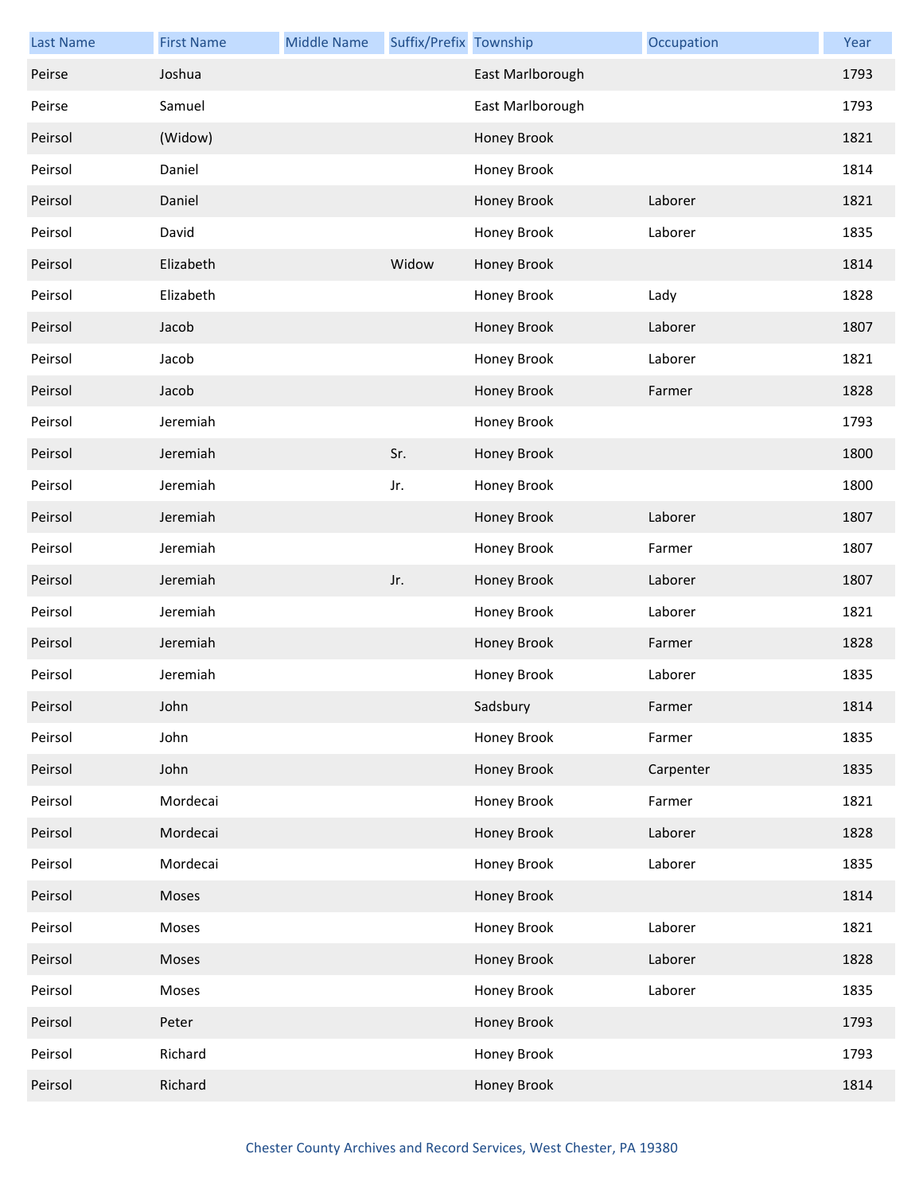| Last Name | First Name | Middle Name | Suffix/Prefix | Township | Occupation | Year |
|---|---|---|---|---|---|---|
| Peirse | Joshua | | | East Marlborough | | 1793 |
| Peirse | Samuel | | | East Marlborough | | 1793 |
| Peirsol | (Widow) | | | Honey Brook | | 1821 |
| Peirsol | Daniel | | | Honey Brook | | 1814 |
| Peirsol | Daniel | | | Honey Brook | Laborer | 1821 |
| Peirsol | David | | | Honey Brook | Laborer | 1835 |
| Peirsol | Elizabeth | | Widow | Honey Brook | | 1814 |
| Peirsol | Elizabeth | | | Honey Brook | Lady | 1828 |
| Peirsol | Jacob | | | Honey Brook | Laborer | 1807 |
| Peirsol | Jacob | | | Honey Brook | Laborer | 1821 |
| Peirsol | Jacob | | | Honey Brook | Farmer | 1828 |
| Peirsol | Jeremiah | | | Honey Brook | | 1793 |
| Peirsol | Jeremiah | | Sr. | Honey Brook | | 1800 |
| Peirsol | Jeremiah | | Jr. | Honey Brook | | 1800 |
| Peirsol | Jeremiah | | | Honey Brook | Laborer | 1807 |
| Peirsol | Jeremiah | | | Honey Brook | Farmer | 1807 |
| Peirsol | Jeremiah | | Jr. | Honey Brook | Laborer | 1807 |
| Peirsol | Jeremiah | | | Honey Brook | Laborer | 1821 |
| Peirsol | Jeremiah | | | Honey Brook | Farmer | 1828 |
| Peirsol | Jeremiah | | | Honey Brook | Laborer | 1835 |
| Peirsol | John | | | Sadsbury | Farmer | 1814 |
| Peirsol | John | | | Honey Brook | Farmer | 1835 |
| Peirsol | John | | | Honey Brook | Carpenter | 1835 |
| Peirsol | Mordecai | | | Honey Brook | Farmer | 1821 |
| Peirsol | Mordecai | | | Honey Brook | Laborer | 1828 |
| Peirsol | Mordecai | | | Honey Brook | Laborer | 1835 |
| Peirsol | Moses | | | Honey Brook | | 1814 |
| Peirsol | Moses | | | Honey Brook | Laborer | 1821 |
| Peirsol | Moses | | | Honey Brook | Laborer | 1828 |
| Peirsol | Moses | | | Honey Brook | Laborer | 1835 |
| Peirsol | Peter | | | Honey Brook | | 1793 |
| Peirsol | Richard | | | Honey Brook | | 1793 |
| Peirsol | Richard | | | Honey Brook | | 1814 |

Chester County Archives and Record Services, West Chester, PA 19380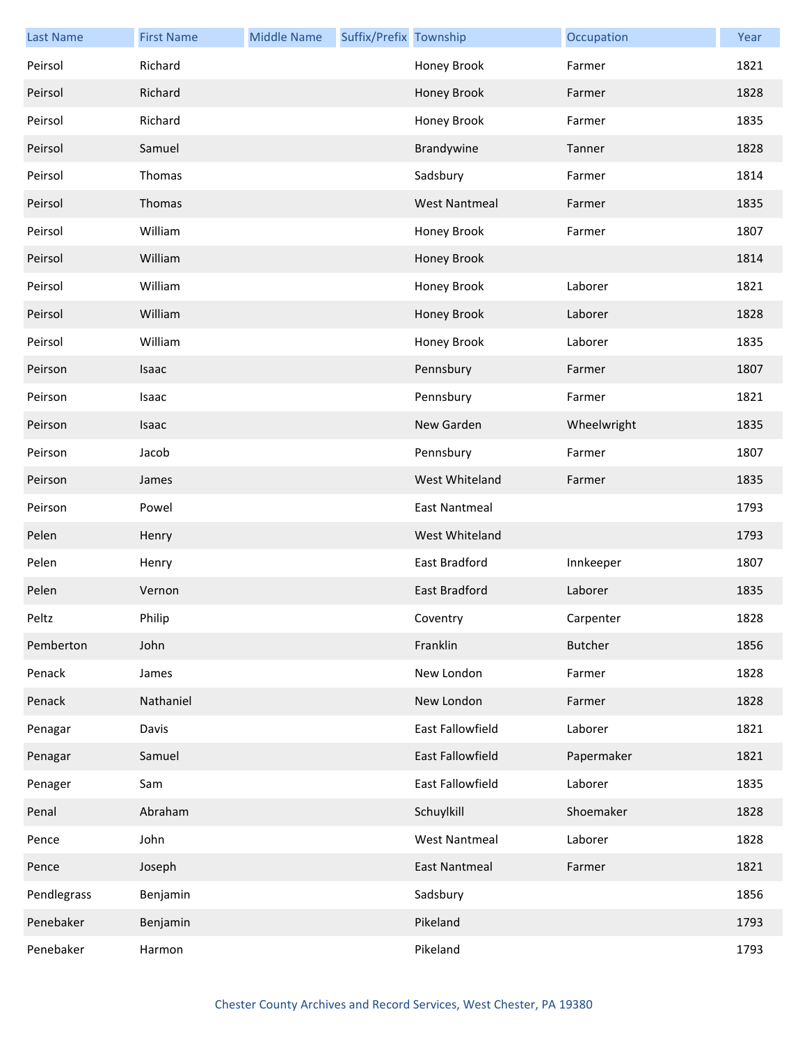| Last Name | First Name | Middle Name | Suffix/Prefix | Township | Occupation | Year |
|---|---|---|---|---|---|---|
| Peirsol | Richard | | | Honey Brook | Farmer | 1821 |
| Peirsol | Richard | | | Honey Brook | Farmer | 1828 |
| Peirsol | Richard | | | Honey Brook | Farmer | 1835 |
| Peirsol | Samuel | | | Brandywine | Tanner | 1828 |
| Peirsol | Thomas | | | Sadsbury | Farmer | 1814 |
| Peirsol | Thomas | | | West Nantmeal | Farmer | 1835 |
| Peirsol | William | | | Honey Brook | Farmer | 1807 |
| Peirsol | William | | | Honey Brook | | 1814 |
| Peirsol | William | | | Honey Brook | Laborer | 1821 |
| Peirsol | William | | | Honey Brook | Laborer | 1828 |
| Peirsol | William | | | Honey Brook | Laborer | 1835 |
| Peirson | Isaac | | | Pennsbury | Farmer | 1807 |
| Peirson | Isaac | | | Pennsbury | Farmer | 1821 |
| Peirson | Isaac | | | New Garden | Wheelwright | 1835 |
| Peirson | Jacob | | | Pennsbury | Farmer | 1807 |
| Peirson | James | | | West Whiteland | Farmer | 1835 |
| Peirson | Powel | | | East Nantmeal | | 1793 |
| Pelen | Henry | | | West Whiteland | | 1793 |
| Pelen | Henry | | | East Bradford | Innkeeper | 1807 |
| Pelen | Vernon | | | East Bradford | Laborer | 1835 |
| Peltz | Philip | | | Coventry | Carpenter | 1828 |
| Pemberton | John | | | Franklin | Butcher | 1856 |
| Penack | James | | | New London | Farmer | 1828 |
| Penack | Nathaniel | | | New London | Farmer | 1828 |
| Penagar | Davis | | | East Fallowfield | Laborer | 1821 |
| Penagar | Samuel | | | East Fallowfield | Papermaker | 1821 |
| Penager | Sam | | | East Fallowfield | Laborer | 1835 |
| Penal | Abraham | | | Schuylkill | Shoemaker | 1828 |
| Pence | John | | | West Nantmeal | Laborer | 1828 |
| Pence | Joseph | | | East Nantmeal | Farmer | 1821 |
| Pendlegrass | Benjamin | | | Sadsbury | | 1856 |
| Penebaker | Benjamin | | | Pikeland | | 1793 |
| Penebaker | Harmon | | | Pikeland | | 1793 |

Chester County Archives and Record Services, West Chester, PA 19380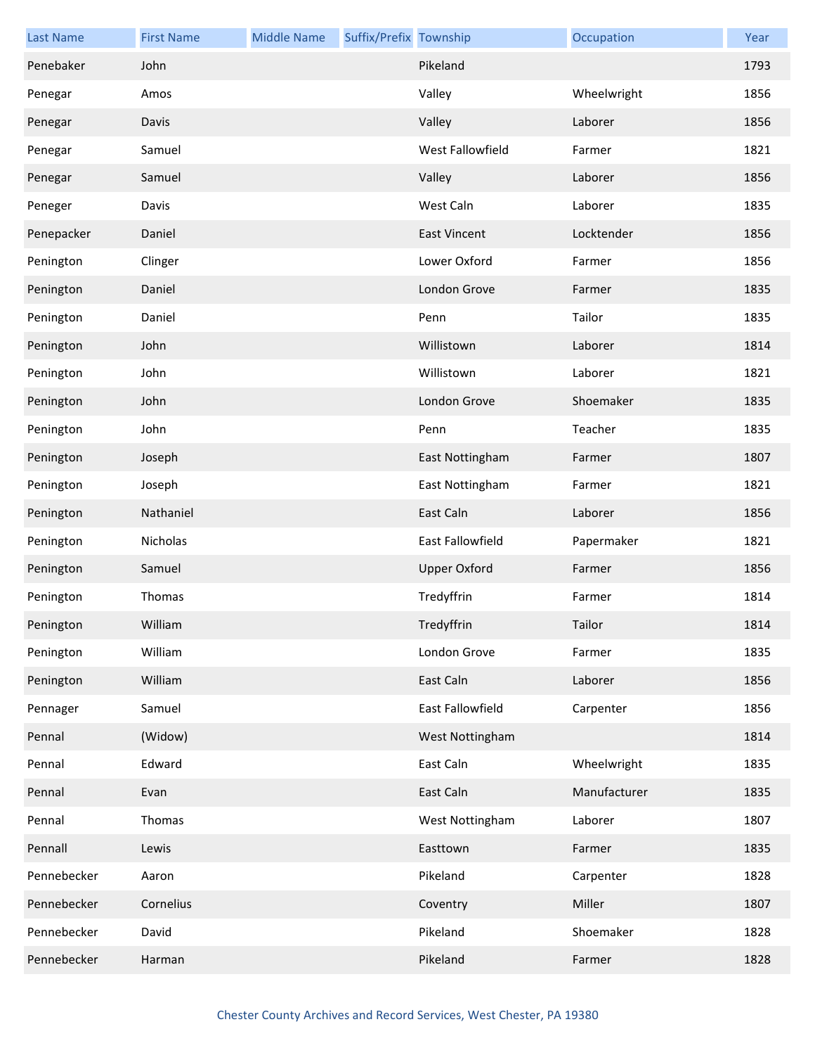| Last Name | First Name | Middle Name | Suffix/Prefix | Township | Occupation | Year |
|---|---|---|---|---|---|---|
| Penebaker | John | | | Pikeland | | 1793 |
| Penegar | Amos | | | Valley | Wheelwright | 1856 |
| Penegar | Davis | | | Valley | Laborer | 1856 |
| Penegar | Samuel | | | West Fallowfield | Farmer | 1821 |
| Penegar | Samuel | | | Valley | Laborer | 1856 |
| Peneger | Davis | | | West Caln | Laborer | 1835 |
| Penepacker | Daniel | | | East Vincent | Locktender | 1856 |
| Penington | Clinger | | | Lower Oxford | Farmer | 1856 |
| Penington | Daniel | | | London Grove | Farmer | 1835 |
| Penington | Daniel | | | Penn | Tailor | 1835 |
| Penington | John | | | Willistown | Laborer | 1814 |
| Penington | John | | | Willistown | Laborer | 1821 |
| Penington | John | | | London Grove | Shoemaker | 1835 |
| Penington | John | | | Penn | Teacher | 1835 |
| Penington | Joseph | | | East Nottingham | Farmer | 1807 |
| Penington | Joseph | | | East Nottingham | Farmer | 1821 |
| Penington | Nathaniel | | | East Caln | Laborer | 1856 |
| Penington | Nicholas | | | East Fallowfield | Papermaker | 1821 |
| Penington | Samuel | | | Upper Oxford | Farmer | 1856 |
| Penington | Thomas | | | Tredyffrin | Farmer | 1814 |
| Penington | William | | | Tredyffrin | Tailor | 1814 |
| Penington | William | | | London Grove | Farmer | 1835 |
| Penington | William | | | East Caln | Laborer | 1856 |
| Pennager | Samuel | | | East Fallowfield | Carpenter | 1856 |
| Pennal | (Widow) | | | West Nottingham | | 1814 |
| Pennal | Edward | | | East Caln | Wheelwright | 1835 |
| Pennal | Evan | | | East Caln | Manufacturer | 1835 |
| Pennal | Thomas | | | West Nottingham | Laborer | 1807 |
| Pennall | Lewis | | | Easttown | Farmer | 1835 |
| Pennebecker | Aaron | | | Pikeland | Carpenter | 1828 |
| Pennebecker | Cornelius | | | Coventry | Miller | 1807 |
| Pennebecker | David | | | Pikeland | Shoemaker | 1828 |
| Pennebecker | Harman | | | Pikeland | Farmer | 1828 |

Chester County Archives and Record Services, West Chester, PA 19380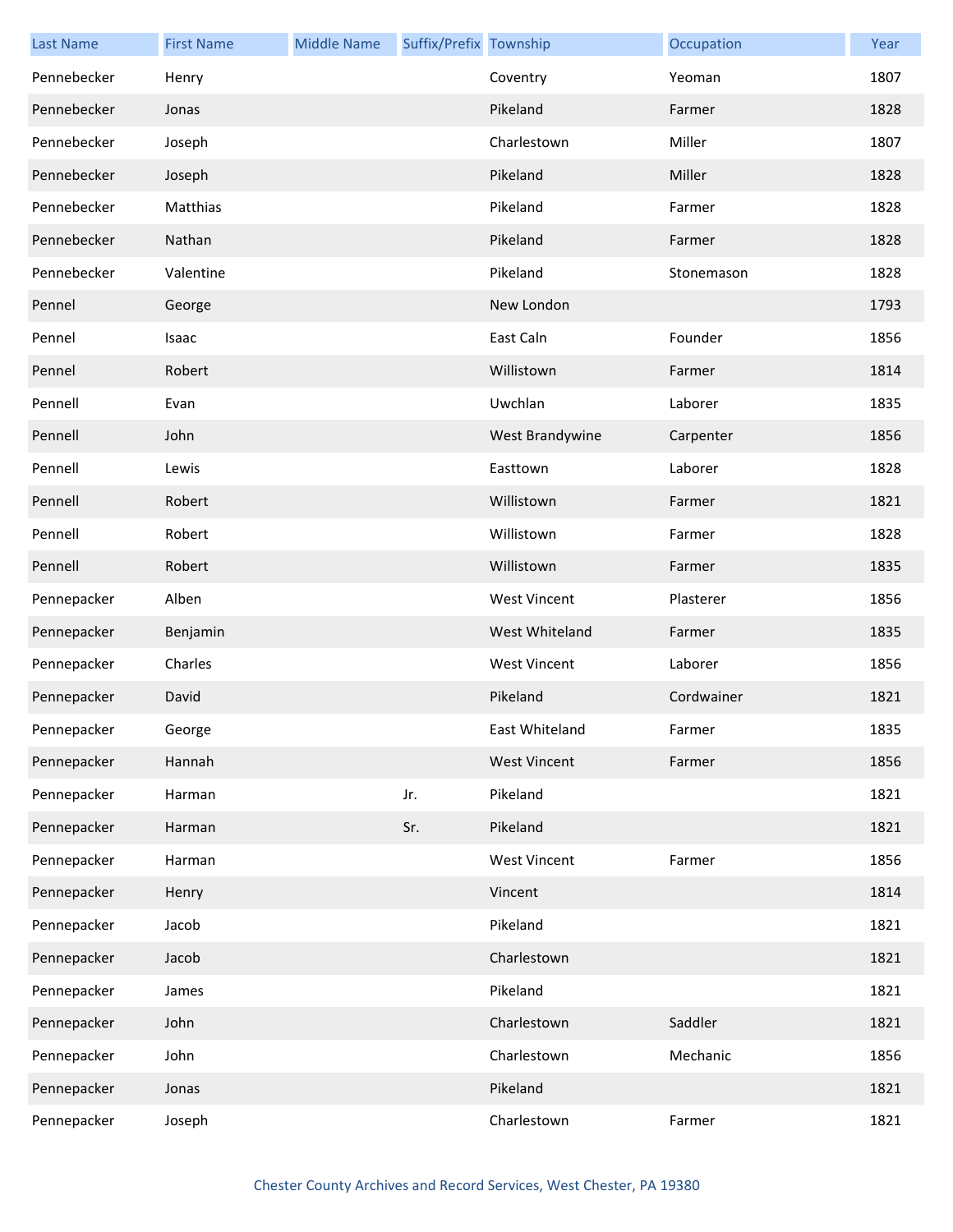| Last Name | First Name | Middle Name | Suffix/Prefix | Township | Occupation | Year |
|---|---|---|---|---|---|---|
| Pennebecker | Henry | | | Coventry | Yeoman | 1807 |
| Pennebecker | Jonas | | | Pikeland | Farmer | 1828 |
| Pennebecker | Joseph | | | Charlestown | Miller | 1807 |
| Pennebecker | Joseph | | | Pikeland | Miller | 1828 |
| Pennebecker | Matthias | | | Pikeland | Farmer | 1828 |
| Pennebecker | Nathan | | | Pikeland | Farmer | 1828 |
| Pennebecker | Valentine | | | Pikeland | Stonemason | 1828 |
| Pennel | George | | | New London | | 1793 |
| Pennel | Isaac | | | East Caln | Founder | 1856 |
| Pennel | Robert | | | Willistown | Farmer | 1814 |
| Pennell | Evan | | | Uwchlan | Laborer | 1835 |
| Pennell | John | | | West Brandywine | Carpenter | 1856 |
| Pennell | Lewis | | | Easttown | Laborer | 1828 |
| Pennell | Robert | | | Willistown | Farmer | 1821 |
| Pennell | Robert | | | Willistown | Farmer | 1828 |
| Pennell | Robert | | | Willistown | Farmer | 1835 |
| Pennepacker | Alben | | | West Vincent | Plasterer | 1856 |
| Pennepacker | Benjamin | | | West Whiteland | Farmer | 1835 |
| Pennepacker | Charles | | | West Vincent | Laborer | 1856 |
| Pennepacker | David | | | Pikeland | Cordwainer | 1821 |
| Pennepacker | George | | | East Whiteland | Farmer | 1835 |
| Pennepacker | Hannah | | | West Vincent | Farmer | 1856 |
| Pennepacker | Harman | | Jr. | Pikeland | | 1821 |
| Pennepacker | Harman | | Sr. | Pikeland | | 1821 |
| Pennepacker | Harman | | | West Vincent | Farmer | 1856 |
| Pennepacker | Henry | | | Vincent | | 1814 |
| Pennepacker | Jacob | | | Pikeland | | 1821 |
| Pennepacker | Jacob | | | Charlestown | | 1821 |
| Pennepacker | James | | | Pikeland | | 1821 |
| Pennepacker | John | | | Charlestown | Saddler | 1821 |
| Pennepacker | John | | | Charlestown | Mechanic | 1856 |
| Pennepacker | Jonas | | | Pikeland | | 1821 |
| Pennepacker | Joseph | | | Charlestown | Farmer | 1821 |

Chester County Archives and Record Services, West Chester, PA 19380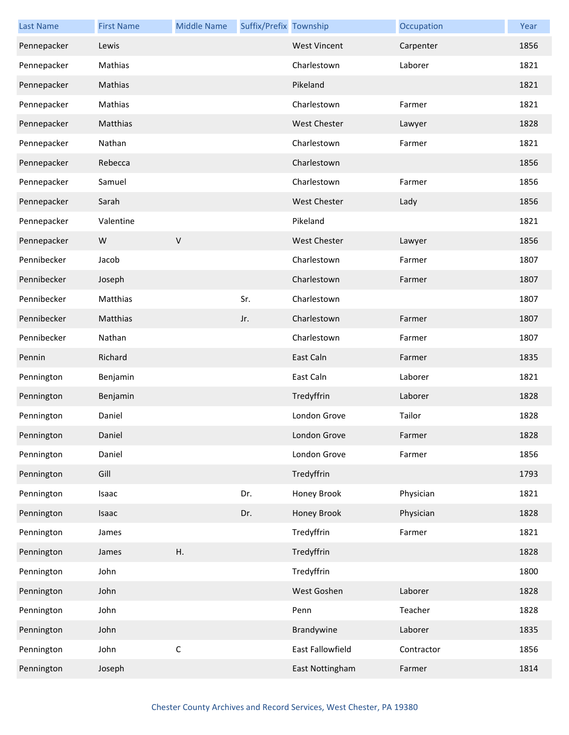| Last Name | First Name | Middle Name | Suffix/Prefix | Township | Occupation | Year |
|---|---|---|---|---|---|---|
| Pennepacker | Lewis | | | West Vincent | Carpenter | 1856 |
| Pennepacker | Mathias | | | Charlestown | Laborer | 1821 |
| Pennepacker | Mathias | | | Pikeland | | 1821 |
| Pennepacker | Mathias | | | Charlestown | Farmer | 1821 |
| Pennepacker | Matthias | | | West Chester | Lawyer | 1828 |
| Pennepacker | Nathan | | | Charlestown | Farmer | 1821 |
| Pennepacker | Rebecca | | | Charlestown | | 1856 |
| Pennepacker | Samuel | | | Charlestown | Farmer | 1856 |
| Pennepacker | Sarah | | | West Chester | Lady | 1856 |
| Pennepacker | Valentine | | | Pikeland | | 1821 |
| Pennepacker | W | V | | West Chester | Lawyer | 1856 |
| Pennibecker | Jacob | | | Charlestown | Farmer | 1807 |
| Pennibecker | Joseph | | | Charlestown | Farmer | 1807 |
| Pennibecker | Matthias | | Sr. | Charlestown | | 1807 |
| Pennibecker | Matthias | | Jr. | Charlestown | Farmer | 1807 |
| Pennibecker | Nathan | | | Charlestown | Farmer | 1807 |
| Pennin | Richard | | | East Caln | Farmer | 1835 |
| Pennington | Benjamin | | | East Caln | Laborer | 1821 |
| Pennington | Benjamin | | | Tredyffrin | Laborer | 1828 |
| Pennington | Daniel | | | London Grove | Tailor | 1828 |
| Pennington | Daniel | | | London Grove | Farmer | 1828 |
| Pennington | Daniel | | | London Grove | Farmer | 1856 |
| Pennington | Gill | | | Tredyffrin | | 1793 |
| Pennington | Isaac | | Dr. | Honey Brook | Physician | 1821 |
| Pennington | Isaac | | Dr. | Honey Brook | Physician | 1828 |
| Pennington | James | | | Tredyffrin | Farmer | 1821 |
| Pennington | James | H. | | Tredyffrin | | 1828 |
| Pennington | John | | | Tredyffrin | | 1800 |
| Pennington | John | | | West Goshen | Laborer | 1828 |
| Pennington | John | | | Penn | Teacher | 1828 |
| Pennington | John | | | Brandywine | Laborer | 1835 |
| Pennington | John | C | | East Fallowfield | Contractor | 1856 |
| Pennington | Joseph | | | East Nottingham | Farmer | 1814 |

Chester County Archives and Record Services, West Chester, PA 19380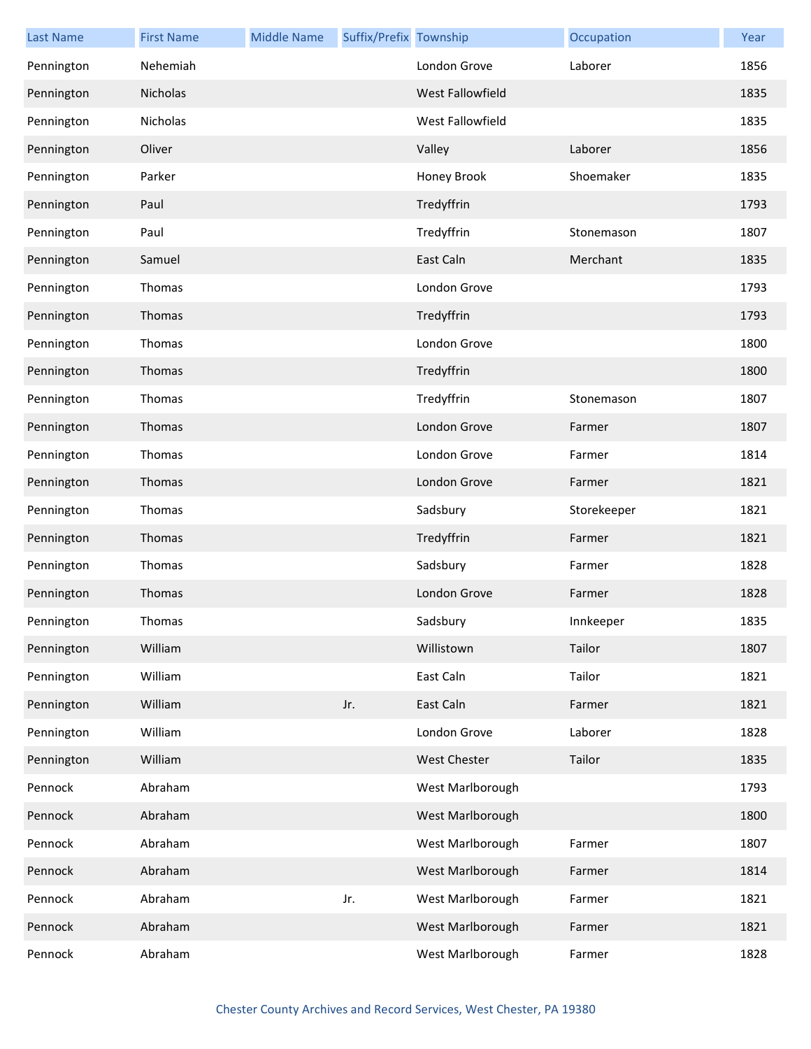| Last Name | First Name | Middle Name | Suffix/Prefix | Township | Occupation | Year |
| --- | --- | --- | --- | --- | --- | --- |
| Pennington | Nehemiah | | | London Grove | Laborer | 1856 |
| Pennington | Nicholas | | | West Fallowfield | | 1835 |
| Pennington | Nicholas | | | West Fallowfield | | 1835 |
| Pennington | Oliver | | | Valley | Laborer | 1856 |
| Pennington | Parker | | | Honey Brook | Shoemaker | 1835 |
| Pennington | Paul | | | Tredyffrin | | 1793 |
| Pennington | Paul | | | Tredyffrin | Stonemason | 1807 |
| Pennington | Samuel | | | East Caln | Merchant | 1835 |
| Pennington | Thomas | | | London Grove | | 1793 |
| Pennington | Thomas | | | Tredyffrin | | 1793 |
| Pennington | Thomas | | | London Grove | | 1800 |
| Pennington | Thomas | | | Tredyffrin | | 1800 |
| Pennington | Thomas | | | Tredyffrin | Stonemason | 1807 |
| Pennington | Thomas | | | London Grove | Farmer | 1807 |
| Pennington | Thomas | | | London Grove | Farmer | 1814 |
| Pennington | Thomas | | | London Grove | Farmer | 1821 |
| Pennington | Thomas | | | Sadsbury | Storekeeper | 1821 |
| Pennington | Thomas | | | Tredyffrin | Farmer | 1821 |
| Pennington | Thomas | | | Sadsbury | Farmer | 1828 |
| Pennington | Thomas | | | London Grove | Farmer | 1828 |
| Pennington | Thomas | | | Sadsbury | Innkeeper | 1835 |
| Pennington | William | | | Willistown | Tailor | 1807 |
| Pennington | William | | | East Caln | Tailor | 1821 |
| Pennington | William | | Jr. | East Caln | Farmer | 1821 |
| Pennington | William | | | London Grove | Laborer | 1828 |
| Pennington | William | | | West Chester | Tailor | 1835 |
| Pennock | Abraham | | | West Marlborough | | 1793 |
| Pennock | Abraham | | | West Marlborough | | 1800 |
| Pennock | Abraham | | | West Marlborough | Farmer | 1807 |
| Pennock | Abraham | | | West Marlborough | Farmer | 1814 |
| Pennock | Abraham | | Jr. | West Marlborough | Farmer | 1821 |
| Pennock | Abraham | | | West Marlborough | Farmer | 1821 |
| Pennock | Abraham | | | West Marlborough | Farmer | 1828 |

Chester County Archives and Record Services, West Chester, PA 19380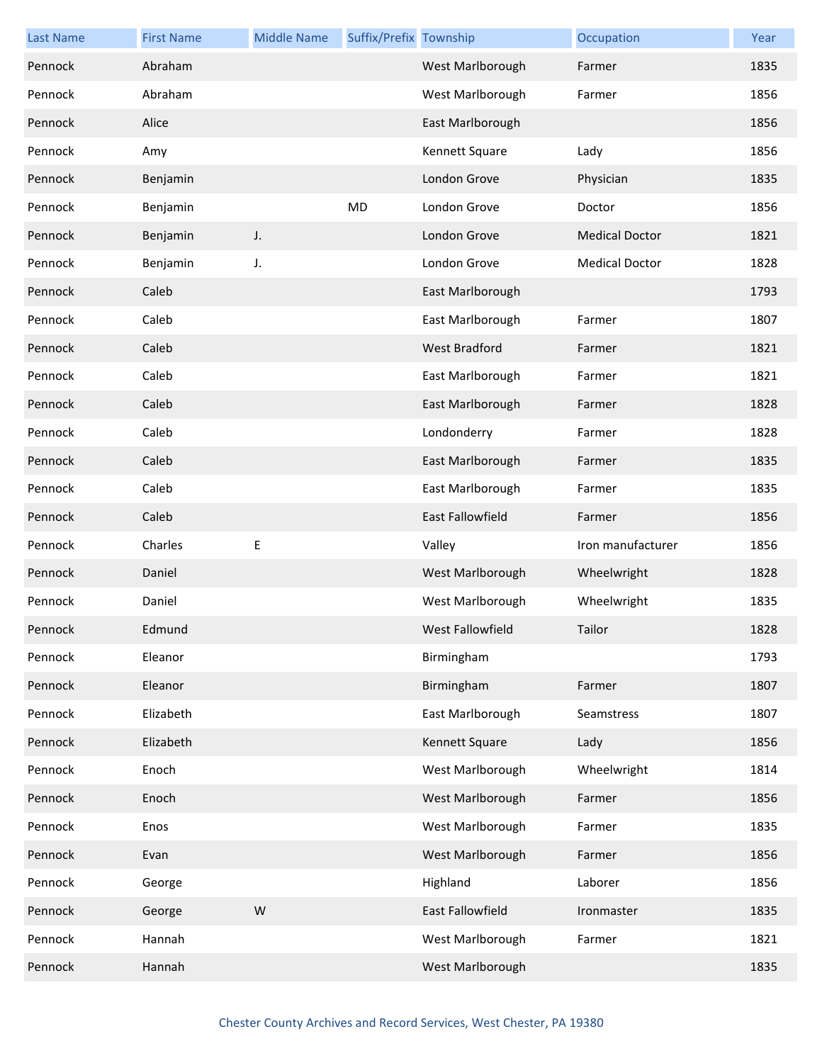| Last Name | First Name | Middle Name | Suffix/Prefix | Township | Occupation | Year |
|---|---|---|---|---|---|---|
| Pennock | Abraham | | | West Marlborough | Farmer | 1835 |
| Pennock | Abraham | | | West Marlborough | Farmer | 1856 |
| Pennock | Alice | | | East Marlborough | | 1856 |
| Pennock | Amy | | | Kennett Square | Lady | 1856 |
| Pennock | Benjamin | | | London Grove | Physician | 1835 |
| Pennock | Benjamin | | MD | London Grove | Doctor | 1856 |
| Pennock | Benjamin | J. | | London Grove | Medical Doctor | 1821 |
| Pennock | Benjamin | J. | | London Grove | Medical Doctor | 1828 |
| Pennock | Caleb | | | East Marlborough | | 1793 |
| Pennock | Caleb | | | East Marlborough | Farmer | 1807 |
| Pennock | Caleb | | | West Bradford | Farmer | 1821 |
| Pennock | Caleb | | | East Marlborough | Farmer | 1821 |
| Pennock | Caleb | | | East Marlborough | Farmer | 1828 |
| Pennock | Caleb | | | Londonderry | Farmer | 1828 |
| Pennock | Caleb | | | East Marlborough | Farmer | 1835 |
| Pennock | Caleb | | | East Marlborough | Farmer | 1835 |
| Pennock | Caleb | | | East Fallowfield | Farmer | 1856 |
| Pennock | Charles | E | | Valley | Iron manufacturer | 1856 |
| Pennock | Daniel | | | West Marlborough | Wheelwright | 1828 |
| Pennock | Daniel | | | West Marlborough | Wheelwright | 1835 |
| Pennock | Edmund | | | West Fallowfield | Tailor | 1828 |
| Pennock | Eleanor | | | Birmingham | | 1793 |
| Pennock | Eleanor | | | Birmingham | Farmer | 1807 |
| Pennock | Elizabeth | | | East Marlborough | Seamstress | 1807 |
| Pennock | Elizabeth | | | Kennett Square | Lady | 1856 |
| Pennock | Enoch | | | West Marlborough | Wheelwright | 1814 |
| Pennock | Enoch | | | West Marlborough | Farmer | 1856 |
| Pennock | Enos | | | West Marlborough | Farmer | 1835 |
| Pennock | Evan | | | West Marlborough | Farmer | 1856 |
| Pennock | George | | | Highland | Laborer | 1856 |
| Pennock | George | W | | East Fallowfield | Ironmaster | 1835 |
| Pennock | Hannah | | | West Marlborough | Farmer | 1821 |
| Pennock | Hannah | | | West Marlborough | | 1835 |

Chester County Archives and Record Services, West Chester, PA 19380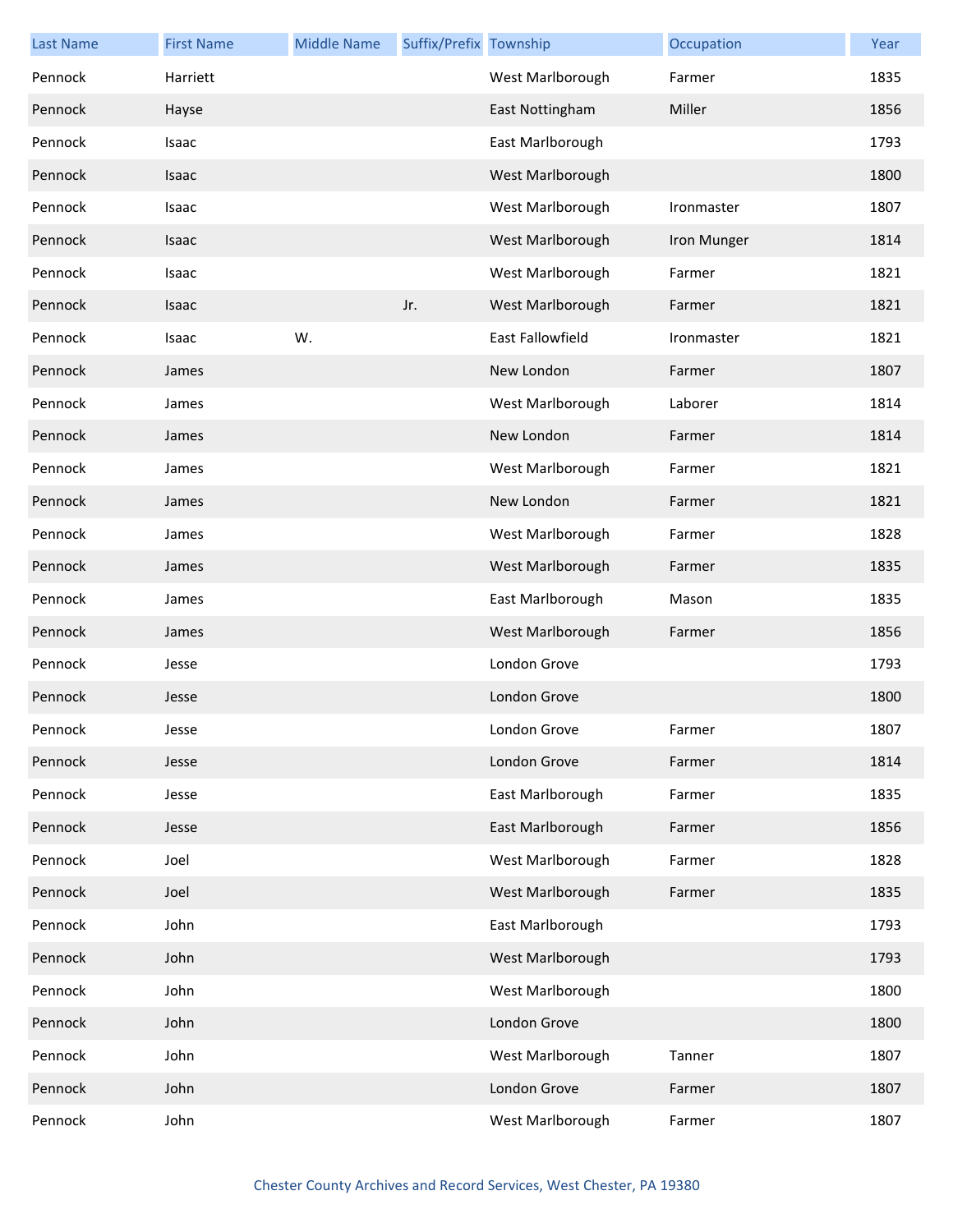| Last Name | First Name | Middle Name | Suffix/Prefix | Township | Occupation | Year |
|---|---|---|---|---|---|---|
| Pennock | Harriett | | | West Marlborough | Farmer | 1835 |
| Pennock | Hayse | | | East Nottingham | Miller | 1856 |
| Pennock | Isaac | | | East Marlborough | | 1793 |
| Pennock | Isaac | | | West Marlborough | | 1800 |
| Pennock | Isaac | | | West Marlborough | Ironmaster | 1807 |
| Pennock | Isaac | | | West Marlborough | Iron Munger | 1814 |
| Pennock | Isaac | | | West Marlborough | Farmer | 1821 |
| Pennock | Isaac | | Jr. | West Marlborough | Farmer | 1821 |
| Pennock | Isaac | W. | | East Fallowfield | Ironmaster | 1821 |
| Pennock | James | | | New London | Farmer | 1807 |
| Pennock | James | | | West Marlborough | Laborer | 1814 |
| Pennock | James | | | New London | Farmer | 1814 |
| Pennock | James | | | West Marlborough | Farmer | 1821 |
| Pennock | James | | | New London | Farmer | 1821 |
| Pennock | James | | | West Marlborough | Farmer | 1828 |
| Pennock | James | | | West Marlborough | Farmer | 1835 |
| Pennock | James | | | East Marlborough | Mason | 1835 |
| Pennock | James | | | West Marlborough | Farmer | 1856 |
| Pennock | Jesse | | | London Grove | | 1793 |
| Pennock | Jesse | | | London Grove | | 1800 |
| Pennock | Jesse | | | London Grove | Farmer | 1807 |
| Pennock | Jesse | | | London Grove | Farmer | 1814 |
| Pennock | Jesse | | | East Marlborough | Farmer | 1835 |
| Pennock | Jesse | | | East Marlborough | Farmer | 1856 |
| Pennock | Joel | | | West Marlborough | Farmer | 1828 |
| Pennock | Joel | | | West Marlborough | Farmer | 1835 |
| Pennock | John | | | East Marlborough | | 1793 |
| Pennock | John | | | West Marlborough | | 1793 |
| Pennock | John | | | West Marlborough | | 1800 |
| Pennock | John | | | London Grove | | 1800 |
| Pennock | John | | | West Marlborough | Tanner | 1807 |
| Pennock | John | | | London Grove | Farmer | 1807 |
| Pennock | John | | | West Marlborough | Farmer | 1807 |

Chester County Archives and Record Services, West Chester, PA 19380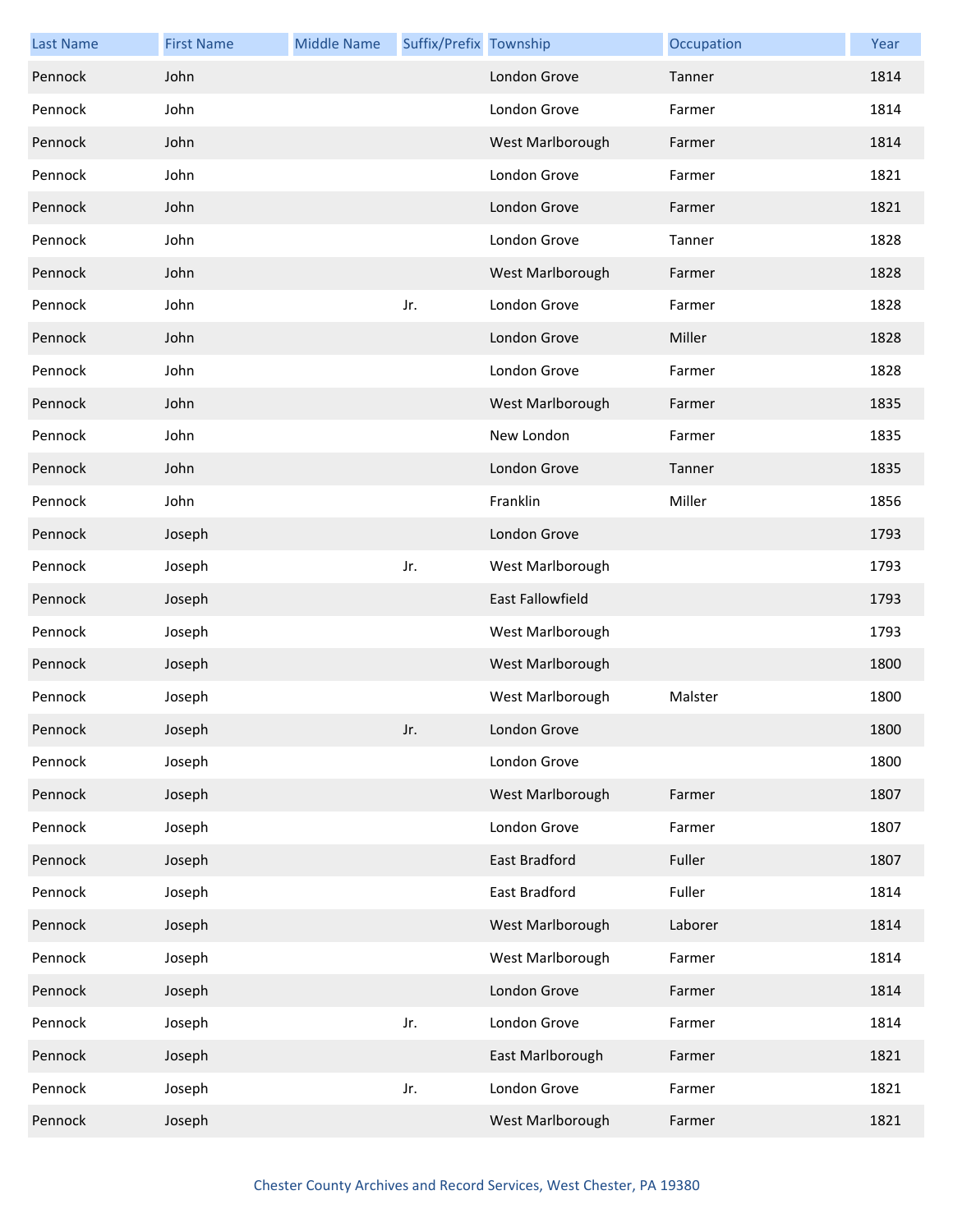| Last Name | First Name | Middle Name | Suffix/Prefix | Township | Occupation | Year |
| --- | --- | --- | --- | --- | --- | --- |
| Pennock | John | | | London Grove | Tanner | 1814 |
| Pennock | John | | | London Grove | Farmer | 1814 |
| Pennock | John | | | West Marlborough | Farmer | 1814 |
| Pennock | John | | | London Grove | Farmer | 1821 |
| Pennock | John | | | London Grove | Farmer | 1821 |
| Pennock | John | | | London Grove | Tanner | 1828 |
| Pennock | John | | | West Marlborough | Farmer | 1828 |
| Pennock | John | | Jr. | London Grove | Farmer | 1828 |
| Pennock | John | | | London Grove | Miller | 1828 |
| Pennock | John | | | London Grove | Farmer | 1828 |
| Pennock | John | | | West Marlborough | Farmer | 1835 |
| Pennock | John | | | New London | Farmer | 1835 |
| Pennock | John | | | London Grove | Tanner | 1835 |
| Pennock | John | | | Franklin | Miller | 1856 |
| Pennock | Joseph | | | London Grove | | 1793 |
| Pennock | Joseph | | Jr. | West Marlborough | | 1793 |
| Pennock | Joseph | | | East Fallowfield | | 1793 |
| Pennock | Joseph | | | West Marlborough | | 1793 |
| Pennock | Joseph | | | West Marlborough | | 1800 |
| Pennock | Joseph | | | West Marlborough | Malster | 1800 |
| Pennock | Joseph | | Jr. | London Grove | | 1800 |
| Pennock | Joseph | | | London Grove | | 1800 |
| Pennock | Joseph | | | West Marlborough | Farmer | 1807 |
| Pennock | Joseph | | | London Grove | Farmer | 1807 |
| Pennock | Joseph | | | East Bradford | Fuller | 1807 |
| Pennock | Joseph | | | East Bradford | Fuller | 1814 |
| Pennock | Joseph | | | West Marlborough | Laborer | 1814 |
| Pennock | Joseph | | | West Marlborough | Farmer | 1814 |
| Pennock | Joseph | | | London Grove | Farmer | 1814 |
| Pennock | Joseph | | Jr. | London Grove | Farmer | 1814 |
| Pennock | Joseph | | | East Marlborough | Farmer | 1821 |
| Pennock | Joseph | | Jr. | London Grove | Farmer | 1821 |
| Pennock | Joseph | | | West Marlborough | Farmer | 1821 |

Chester County Archives and Record Services, West Chester, PA 19380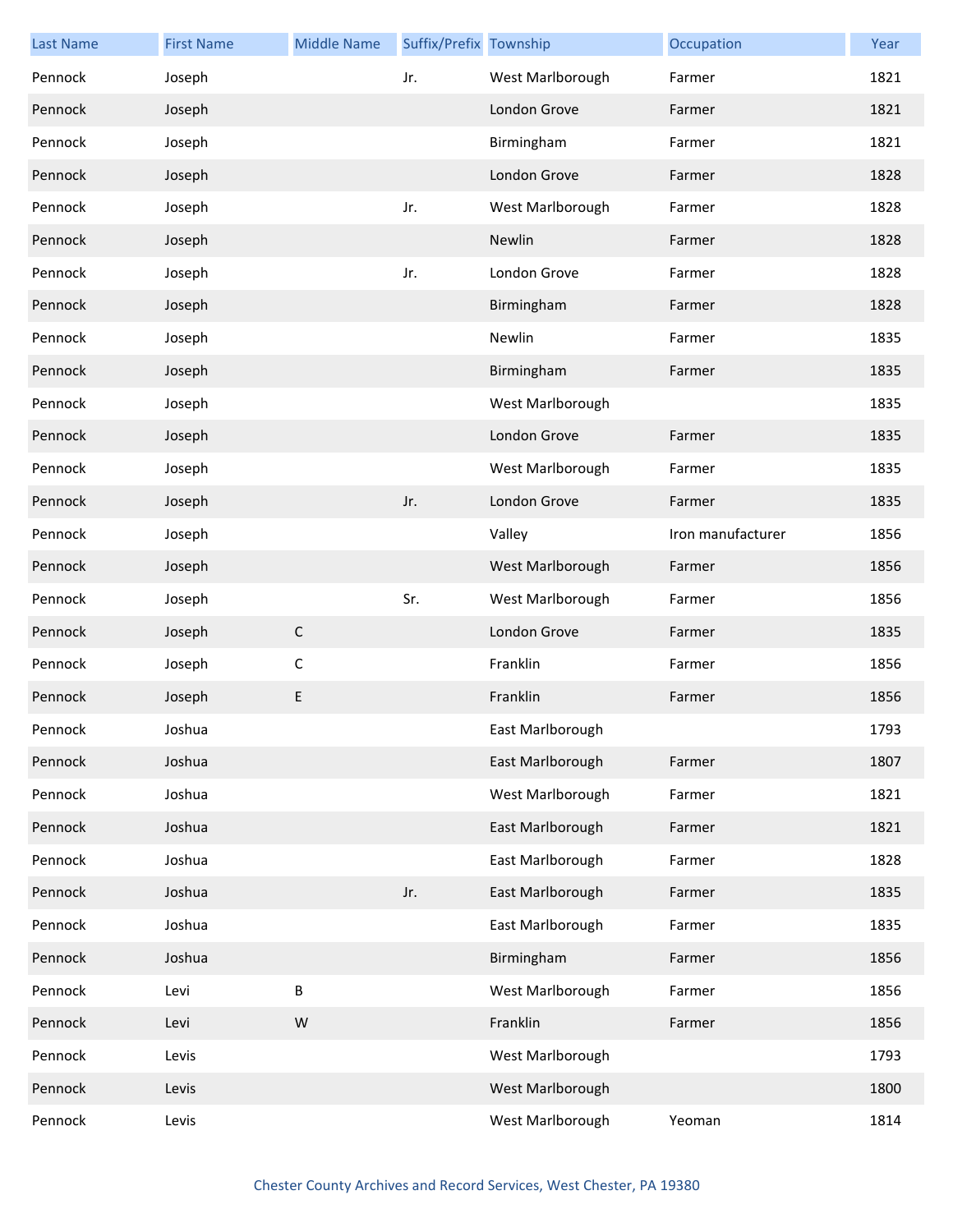| Last Name | First Name | Middle Name | Suffix/Prefix | Township | Occupation | Year |
|---|---|---|---|---|---|---|
| Pennock | Joseph | | Jr. | West Marlborough | Farmer | 1821 |
| Pennock | Joseph | | | London Grove | Farmer | 1821 |
| Pennock | Joseph | | | Birmingham | Farmer | 1821 |
| Pennock | Joseph | | | London Grove | Farmer | 1828 |
| Pennock | Joseph | | Jr. | West Marlborough | Farmer | 1828 |
| Pennock | Joseph | | | Newlin | Farmer | 1828 |
| Pennock | Joseph | | Jr. | London Grove | Farmer | 1828 |
| Pennock | Joseph | | | Birmingham | Farmer | 1828 |
| Pennock | Joseph | | | Newlin | Farmer | 1835 |
| Pennock | Joseph | | | Birmingham | Farmer | 1835 |
| Pennock | Joseph | | | West Marlborough | | 1835 |
| Pennock | Joseph | | | London Grove | Farmer | 1835 |
| Pennock | Joseph | | | West Marlborough | Farmer | 1835 |
| Pennock | Joseph | | Jr. | London Grove | Farmer | 1835 |
| Pennock | Joseph | | | Valley | Iron manufacturer | 1856 |
| Pennock | Joseph | | | West Marlborough | Farmer | 1856 |
| Pennock | Joseph | | Sr. | West Marlborough | Farmer | 1856 |
| Pennock | Joseph | C | | London Grove | Farmer | 1835 |
| Pennock | Joseph | C | | Franklin | Farmer | 1856 |
| Pennock | Joseph | E | | Franklin | Farmer | 1856 |
| Pennock | Joshua | | | East Marlborough | | 1793 |
| Pennock | Joshua | | | East Marlborough | Farmer | 1807 |
| Pennock | Joshua | | | West Marlborough | Farmer | 1821 |
| Pennock | Joshua | | | East Marlborough | Farmer | 1821 |
| Pennock | Joshua | | | East Marlborough | Farmer | 1828 |
| Pennock | Joshua | | Jr. | East Marlborough | Farmer | 1835 |
| Pennock | Joshua | | | East Marlborough | Farmer | 1835 |
| Pennock | Joshua | | | Birmingham | Farmer | 1856 |
| Pennock | Levi | B | | West Marlborough | Farmer | 1856 |
| Pennock | Levi | W | | Franklin | Farmer | 1856 |
| Pennock | Levis | | | West Marlborough | | 1793 |
| Pennock | Levis | | | West Marlborough | | 1800 |
| Pennock | Levis | | | West Marlborough | Yeoman | 1814 |

Chester County Archives and Record Services, West Chester, PA 19380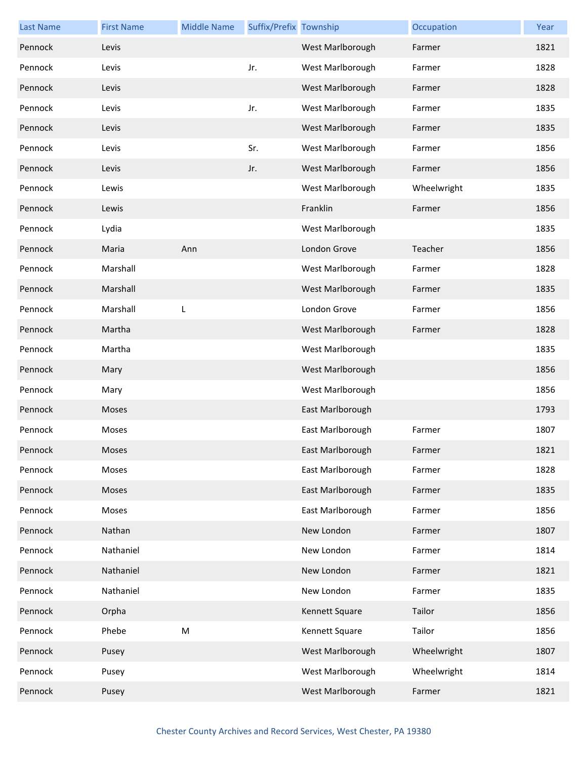| Last Name | First Name | Middle Name | Suffix/Prefix | Township | Occupation | Year |
|---|---|---|---|---|---|---|
| Pennock | Levis | | | West Marlborough | Farmer | 1821 |
| Pennock | Levis | | Jr. | West Marlborough | Farmer | 1828 |
| Pennock | Levis | | | West Marlborough | Farmer | 1828 |
| Pennock | Levis | | Jr. | West Marlborough | Farmer | 1835 |
| Pennock | Levis | | | West Marlborough | Farmer | 1835 |
| Pennock | Levis | | Sr. | West Marlborough | Farmer | 1856 |
| Pennock | Levis | | Jr. | West Marlborough | Farmer | 1856 |
| Pennock | Lewis | | | West Marlborough | Wheelwright | 1835 |
| Pennock | Lewis | | | Franklin | Farmer | 1856 |
| Pennock | Lydia | | | West Marlborough | | 1835 |
| Pennock | Maria | Ann | | London Grove | Teacher | 1856 |
| Pennock | Marshall | | | West Marlborough | Farmer | 1828 |
| Pennock | Marshall | | | West Marlborough | Farmer | 1835 |
| Pennock | Marshall | L | | London Grove | Farmer | 1856 |
| Pennock | Martha | | | West Marlborough | Farmer | 1828 |
| Pennock | Martha | | | West Marlborough | | 1835 |
| Pennock | Mary | | | West Marlborough | | 1856 |
| Pennock | Mary | | | West Marlborough | | 1856 |
| Pennock | Moses | | | East Marlborough | | 1793 |
| Pennock | Moses | | | East Marlborough | Farmer | 1807 |
| Pennock | Moses | | | East Marlborough | Farmer | 1821 |
| Pennock | Moses | | | East Marlborough | Farmer | 1828 |
| Pennock | Moses | | | East Marlborough | Farmer | 1835 |
| Pennock | Moses | | | East Marlborough | Farmer | 1856 |
| Pennock | Nathan | | | New London | Farmer | 1807 |
| Pennock | Nathaniel | | | New London | Farmer | 1814 |
| Pennock | Nathaniel | | | New London | Farmer | 1821 |
| Pennock | Nathaniel | | | New London | Farmer | 1835 |
| Pennock | Orpha | | | Kennett Square | Tailor | 1856 |
| Pennock | Phebe | M | | Kennett Square | Tailor | 1856 |
| Pennock | Pusey | | | West Marlborough | Wheelwright | 1807 |
| Pennock | Pusey | | | West Marlborough | Wheelwright | 1814 |
| Pennock | Pusey | | | West Marlborough | Farmer | 1821 |

Chester County Archives and Record Services, West Chester, PA 19380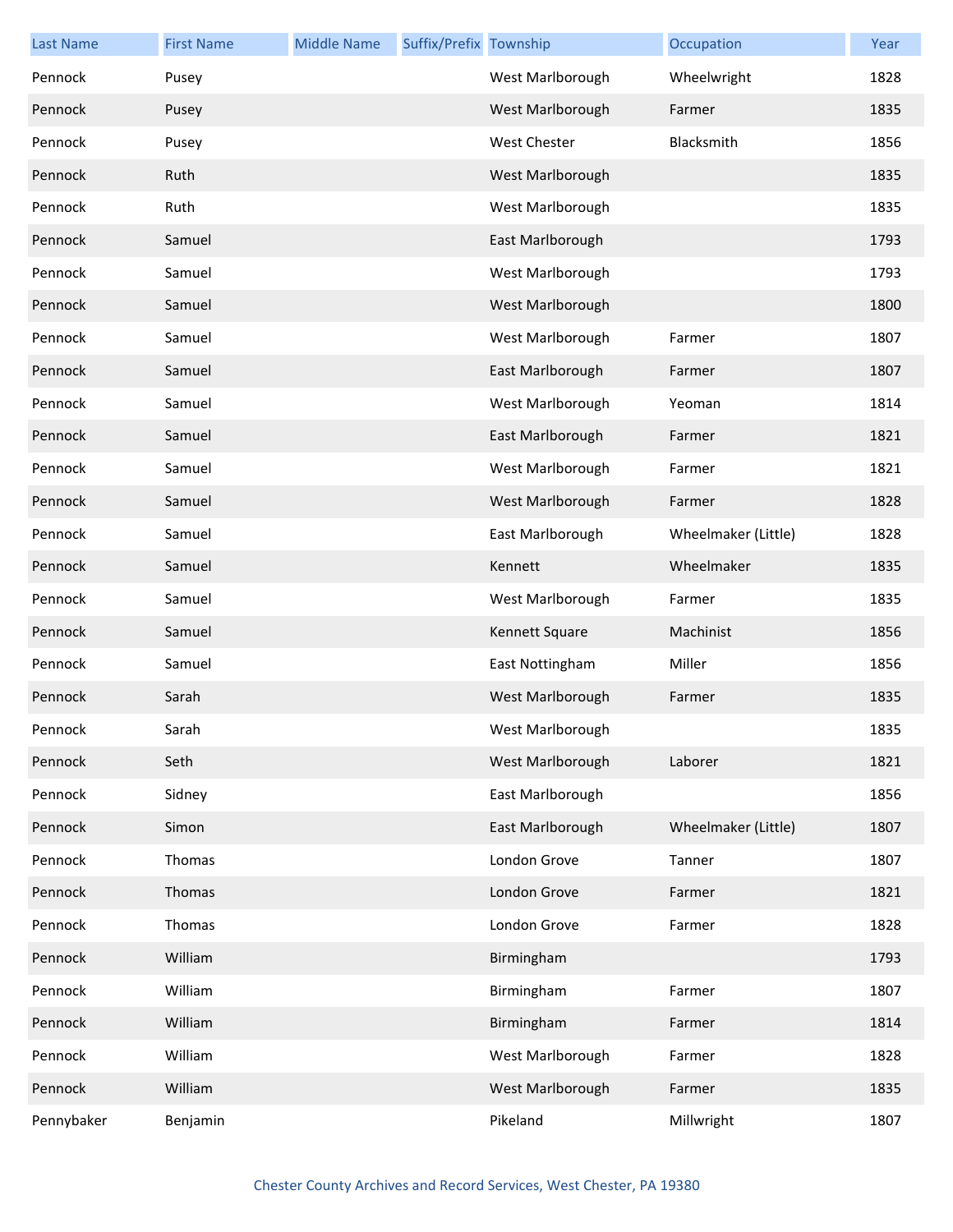| Last Name | First Name | Middle Name | Suffix/Prefix | Township | Occupation | Year |
|---|---|---|---|---|---|---|
| Pennock | Pusey | | | West Marlborough | Wheelwright | 1828 |
| Pennock | Pusey | | | West Marlborough | Farmer | 1835 |
| Pennock | Pusey | | | West Chester | Blacksmith | 1856 |
| Pennock | Ruth | | | West Marlborough | | 1835 |
| Pennock | Ruth | | | West Marlborough | | 1835 |
| Pennock | Samuel | | | East Marlborough | | 1793 |
| Pennock | Samuel | | | West Marlborough | | 1793 |
| Pennock | Samuel | | | West Marlborough | | 1800 |
| Pennock | Samuel | | | West Marlborough | Farmer | 1807 |
| Pennock | Samuel | | | East Marlborough | Farmer | 1807 |
| Pennock | Samuel | | | West Marlborough | Yeoman | 1814 |
| Pennock | Samuel | | | East Marlborough | Farmer | 1821 |
| Pennock | Samuel | | | West Marlborough | Farmer | 1821 |
| Pennock | Samuel | | | West Marlborough | Farmer | 1828 |
| Pennock | Samuel | | | East Marlborough | Wheelmaker (Little) | 1828 |
| Pennock | Samuel | | | Kennett | Wheelmaker | 1835 |
| Pennock | Samuel | | | West Marlborough | Farmer | 1835 |
| Pennock | Samuel | | | Kennett Square | Machinist | 1856 |
| Pennock | Samuel | | | East Nottingham | Miller | 1856 |
| Pennock | Sarah | | | West Marlborough | Farmer | 1835 |
| Pennock | Sarah | | | West Marlborough | | 1835 |
| Pennock | Seth | | | West Marlborough | Laborer | 1821 |
| Pennock | Sidney | | | East Marlborough | | 1856 |
| Pennock | Simon | | | East Marlborough | Wheelmaker (Little) | 1807 |
| Pennock | Thomas | | | London Grove | Tanner | 1807 |
| Pennock | Thomas | | | London Grove | Farmer | 1821 |
| Pennock | Thomas | | | London Grove | Farmer | 1828 |
| Pennock | William | | | Birmingham | | 1793 |
| Pennock | William | | | Birmingham | Farmer | 1807 |
| Pennock | William | | | Birmingham | Farmer | 1814 |
| Pennock | William | | | West Marlborough | Farmer | 1828 |
| Pennock | William | | | West Marlborough | Farmer | 1835 |
| Pennybaker | Benjamin | | | Pikeland | Millwright | 1807 |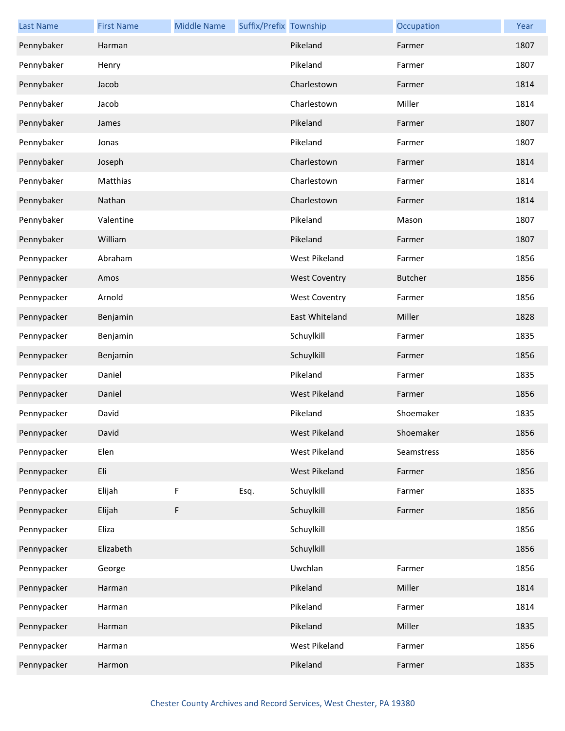| Last Name | First Name | Middle Name | Suffix/Prefix | Township | Occupation | Year |
|---|---|---|---|---|---|---|
| Pennybaker | Harman | | | Pikeland | Farmer | 1807 |
| Pennybaker | Henry | | | Pikeland | Farmer | 1807 |
| Pennybaker | Jacob | | | Charlestown | Farmer | 1814 |
| Pennybaker | Jacob | | | Charlestown | Miller | 1814 |
| Pennybaker | James | | | Pikeland | Farmer | 1807 |
| Pennybaker | Jonas | | | Pikeland | Farmer | 1807 |
| Pennybaker | Joseph | | | Charlestown | Farmer | 1814 |
| Pennybaker | Matthias | | | Charlestown | Farmer | 1814 |
| Pennybaker | Nathan | | | Charlestown | Farmer | 1814 |
| Pennybaker | Valentine | | | Pikeland | Mason | 1807 |
| Pennybaker | William | | | Pikeland | Farmer | 1807 |
| Pennypacker | Abraham | | | West Pikeland | Farmer | 1856 |
| Pennypacker | Amos | | | West Coventry | Butcher | 1856 |
| Pennypacker | Arnold | | | West Coventry | Farmer | 1856 |
| Pennypacker | Benjamin | | | East Whiteland | Miller | 1828 |
| Pennypacker | Benjamin | | | Schuylkill | Farmer | 1835 |
| Pennypacker | Benjamin | | | Schuylkill | Farmer | 1856 |
| Pennypacker | Daniel | | | Pikeland | Farmer | 1835 |
| Pennypacker | Daniel | | | West Pikeland | Farmer | 1856 |
| Pennypacker | David | | | Pikeland | Shoemaker | 1835 |
| Pennypacker | David | | | West Pikeland | Shoemaker | 1856 |
| Pennypacker | Elen | | | West Pikeland | Seamstress | 1856 |
| Pennypacker | Eli | | | West Pikeland | Farmer | 1856 |
| Pennypacker | Elijah | F | Esq. | Schuylkill | Farmer | 1835 |
| Pennypacker | Elijah | F | | Schuylkill | Farmer | 1856 |
| Pennypacker | Eliza | | | Schuylkill | | 1856 |
| Pennypacker | Elizabeth | | | Schuylkill | | 1856 |
| Pennypacker | George | | | Uwchlan | Farmer | 1856 |
| Pennypacker | Harman | | | Pikeland | Miller | 1814 |
| Pennypacker | Harman | | | Pikeland | Farmer | 1814 |
| Pennypacker | Harman | | | Pikeland | Miller | 1835 |
| Pennypacker | Harman | | | West Pikeland | Farmer | 1856 |
| Pennypacker | Harmon | | | Pikeland | Farmer | 1835 |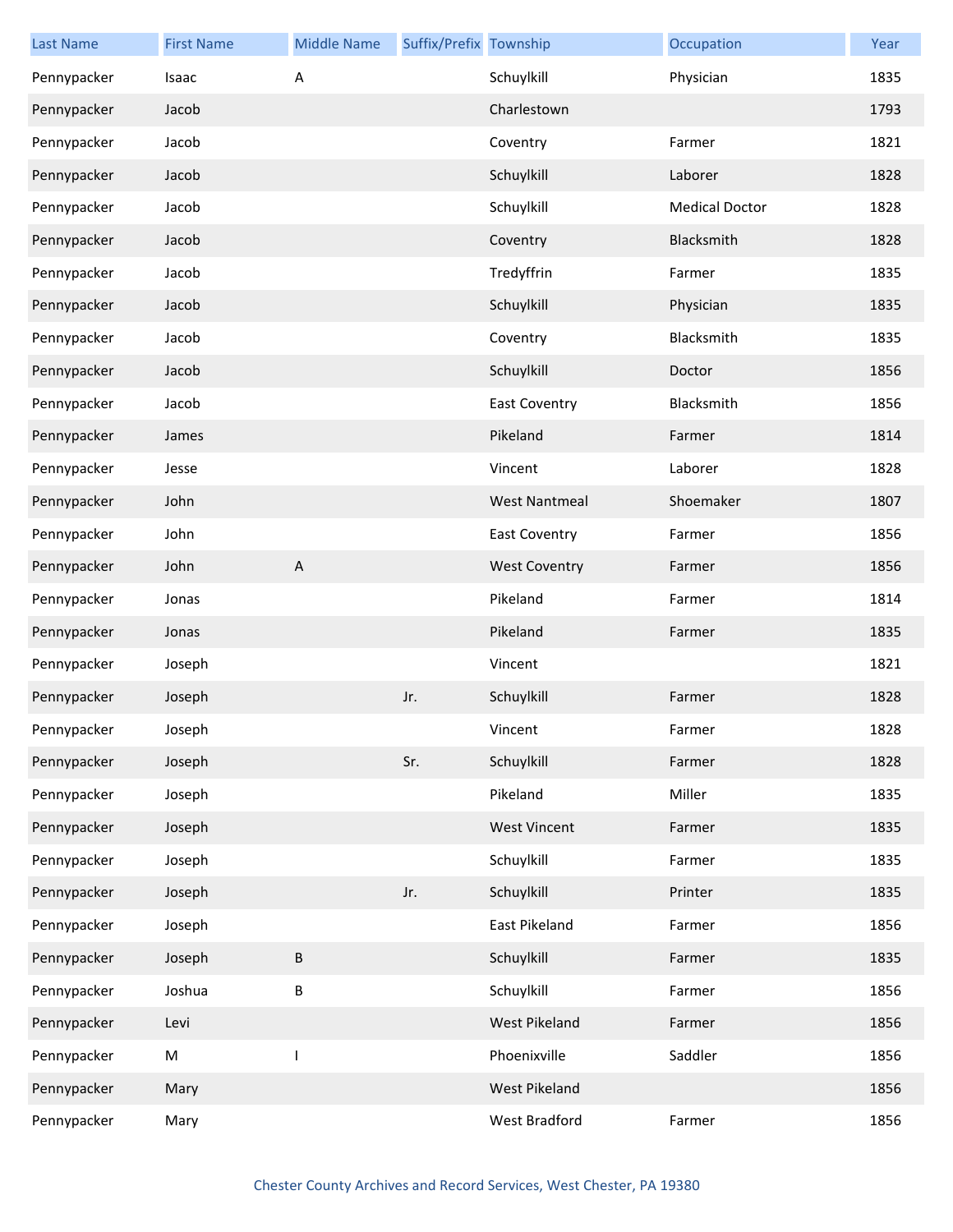| Last Name | First Name | Middle Name | Suffix/Prefix | Township | Occupation | Year |
|---|---|---|---|---|---|---|
| Pennypacker | Isaac | A |  | Schuylkill | Physician | 1835 |
| Pennypacker | Jacob |  |  | Charlestown |  | 1793 |
| Pennypacker | Jacob |  |  | Coventry | Farmer | 1821 |
| Pennypacker | Jacob |  |  | Schuylkill | Laborer | 1828 |
| Pennypacker | Jacob |  |  | Schuylkill | Medical Doctor | 1828 |
| Pennypacker | Jacob |  |  | Coventry | Blacksmith | 1828 |
| Pennypacker | Jacob |  |  | Tredyffrin | Farmer | 1835 |
| Pennypacker | Jacob |  |  | Schuylkill | Physician | 1835 |
| Pennypacker | Jacob |  |  | Coventry | Blacksmith | 1835 |
| Pennypacker | Jacob |  |  | Schuylkill | Doctor | 1856 |
| Pennypacker | Jacob |  |  | East Coventry | Blacksmith | 1856 |
| Pennypacker | James |  |  | Pikeland | Farmer | 1814 |
| Pennypacker | Jesse |  |  | Vincent | Laborer | 1828 |
| Pennypacker | John |  |  | West Nantmeal | Shoemaker | 1807 |
| Pennypacker | John |  |  | East Coventry | Farmer | 1856 |
| Pennypacker | John | A |  | West Coventry | Farmer | 1856 |
| Pennypacker | Jonas |  |  | Pikeland | Farmer | 1814 |
| Pennypacker | Jonas |  |  | Pikeland | Farmer | 1835 |
| Pennypacker | Joseph |  |  | Vincent |  | 1821 |
| Pennypacker | Joseph |  | Jr. | Schuylkill | Farmer | 1828 |
| Pennypacker | Joseph |  |  | Vincent | Farmer | 1828 |
| Pennypacker | Joseph |  | Sr. | Schuylkill | Farmer | 1828 |
| Pennypacker | Joseph |  |  | Pikeland | Miller | 1835 |
| Pennypacker | Joseph |  |  | West Vincent | Farmer | 1835 |
| Pennypacker | Joseph |  |  | Schuylkill | Farmer | 1835 |
| Pennypacker | Joseph |  | Jr. | Schuylkill | Printer | 1835 |
| Pennypacker | Joseph |  |  | East Pikeland | Farmer | 1856 |
| Pennypacker | Joseph | B |  | Schuylkill | Farmer | 1835 |
| Pennypacker | Joshua | B |  | Schuylkill | Farmer | 1856 |
| Pennypacker | Levi |  |  | West Pikeland | Farmer | 1856 |
| Pennypacker | M | I |  | Phoenixville | Saddler | 1856 |
| Pennypacker | Mary |  |  | West Pikeland |  | 1856 |
| Pennypacker | Mary |  |  | West Bradford | Farmer | 1856 |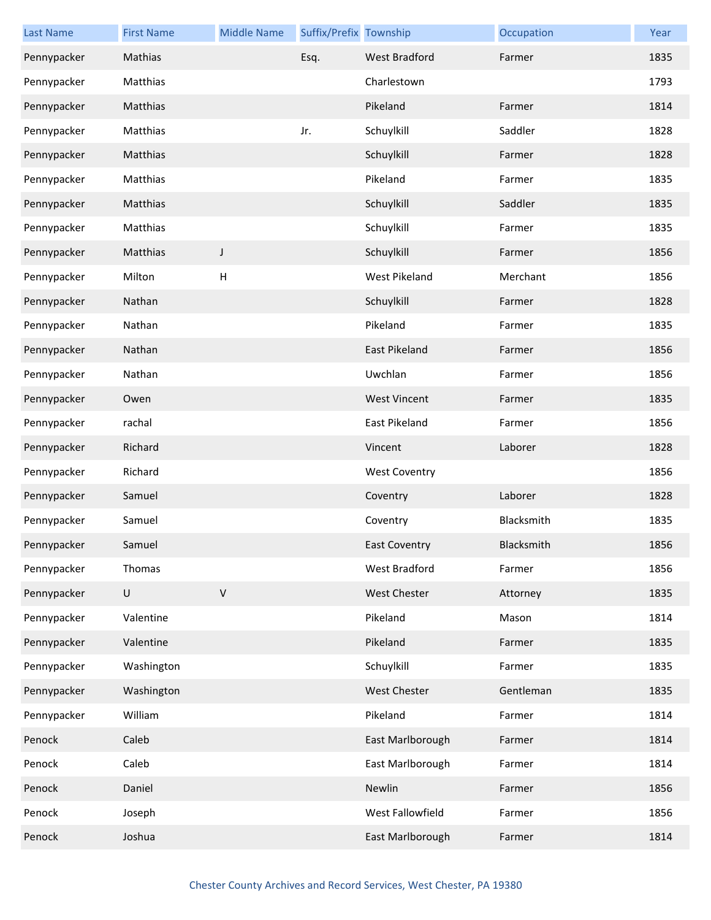| Last Name | First Name | Middle Name | Suffix/Prefix | Township | Occupation | Year |
|---|---|---|---|---|---|---|
| Pennypacker | Mathias | | Esq. | West Bradford | Farmer | 1835 |
| Pennypacker | Matthias | | | Charlestown | | 1793 |
| Pennypacker | Matthias | | | Pikeland | Farmer | 1814 |
| Pennypacker | Matthias | | Jr. | Schuylkill | Saddler | 1828 |
| Pennypacker | Matthias | | | Schuylkill | Farmer | 1828 |
| Pennypacker | Matthias | | | Pikeland | Farmer | 1835 |
| Pennypacker | Matthias | | | Schuylkill | Saddler | 1835 |
| Pennypacker | Matthias | | | Schuylkill | Farmer | 1835 |
| Pennypacker | Matthias | J | | Schuylkill | Farmer | 1856 |
| Pennypacker | Milton | H | | West Pikeland | Merchant | 1856 |
| Pennypacker | Nathan | | | Schuylkill | Farmer | 1828 |
| Pennypacker | Nathan | | | Pikeland | Farmer | 1835 |
| Pennypacker | Nathan | | | East Pikeland | Farmer | 1856 |
| Pennypacker | Nathan | | | Uwchlan | Farmer | 1856 |
| Pennypacker | Owen | | | West Vincent | Farmer | 1835 |
| Pennypacker | rachal | | | East Pikeland | Farmer | 1856 |
| Pennypacker | Richard | | | Vincent | Laborer | 1828 |
| Pennypacker | Richard | | | West Coventry | | 1856 |
| Pennypacker | Samuel | | | Coventry | Laborer | 1828 |
| Pennypacker | Samuel | | | Coventry | Blacksmith | 1835 |
| Pennypacker | Samuel | | | East Coventry | Blacksmith | 1856 |
| Pennypacker | Thomas | | | West Bradford | Farmer | 1856 |
| Pennypacker | U | V | | West Chester | Attorney | 1835 |
| Pennypacker | Valentine | | | Pikeland | Mason | 1814 |
| Pennypacker | Valentine | | | Pikeland | Farmer | 1835 |
| Pennypacker | Washington | | | Schuylkill | Farmer | 1835 |
| Pennypacker | Washington | | | West Chester | Gentleman | 1835 |
| Pennypacker | William | | | Pikeland | Farmer | 1814 |
| Penock | Caleb | | | East Marlborough | Farmer | 1814 |
| Penock | Caleb | | | East Marlborough | Farmer | 1814 |
| Penock | Daniel | | | Newlin | Farmer | 1856 |
| Penock | Joseph | | | West Fallowfield | Farmer | 1856 |
| Penock | Joshua | | | East Marlborough | Farmer | 1814 |

Chester County Archives and Record Services, West Chester, PA 19380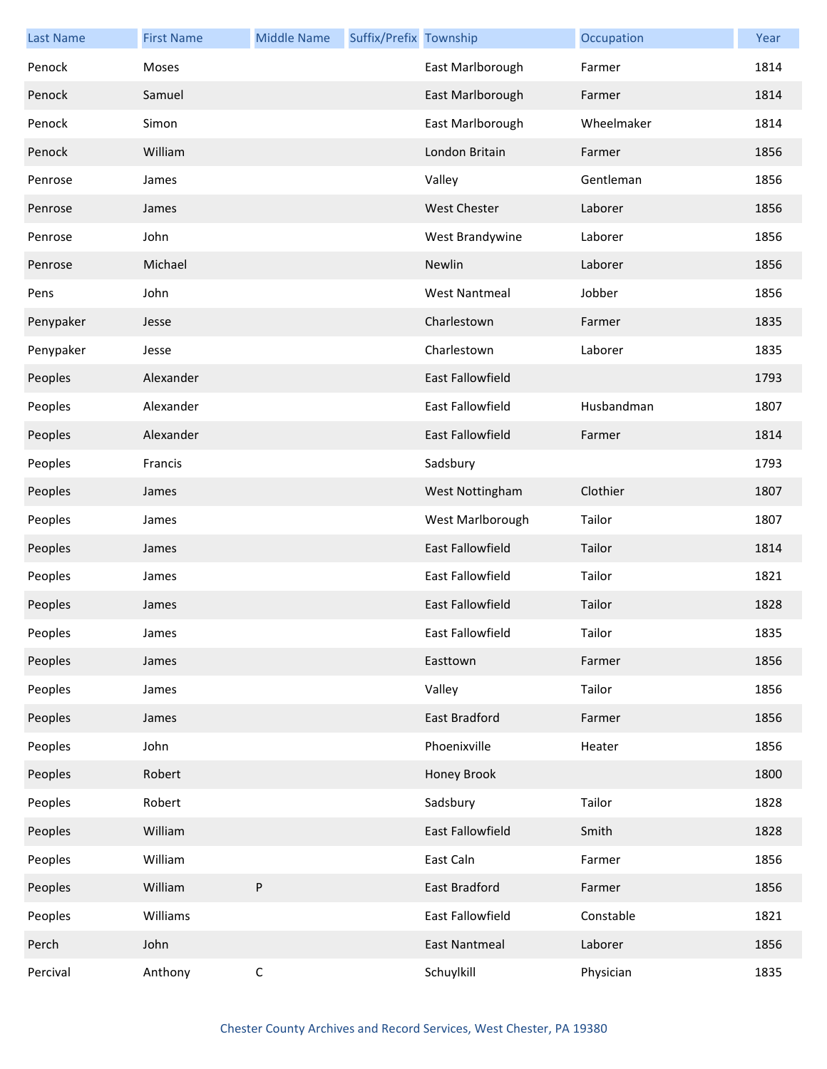| Last Name | First Name | Middle Name | Suffix/Prefix | Township | Occupation | Year |
|---|---|---|---|---|---|---|
| Penock | Moses | | | East Marlborough | Farmer | 1814 |
| Penock | Samuel | | | East Marlborough | Farmer | 1814 |
| Penock | Simon | | | East Marlborough | Wheelmaker | 1814 |
| Penock | William | | | London Britain | Farmer | 1856 |
| Penrose | James | | | Valley | Gentleman | 1856 |
| Penrose | James | | | West Chester | Laborer | 1856 |
| Penrose | John | | | West Brandywine | Laborer | 1856 |
| Penrose | Michael | | | Newlin | Laborer | 1856 |
| Pens | John | | | West Nantmeal | Jobber | 1856 |
| Penypaker | Jesse | | | Charlestown | Farmer | 1835 |
| Penypaker | Jesse | | | Charlestown | Laborer | 1835 |
| Peoples | Alexander | | | East Fallowfield | | 1793 |
| Peoples | Alexander | | | East Fallowfield | Husbandman | 1807 |
| Peoples | Alexander | | | East Fallowfield | Farmer | 1814 |
| Peoples | Francis | | | Sadsbury | | 1793 |
| Peoples | James | | | West Nottingham | Clothier | 1807 |
| Peoples | James | | | West Marlborough | Tailor | 1807 |
| Peoples | James | | | East Fallowfield | Tailor | 1814 |
| Peoples | James | | | East Fallowfield | Tailor | 1821 |
| Peoples | James | | | East Fallowfield | Tailor | 1828 |
| Peoples | James | | | East Fallowfield | Tailor | 1835 |
| Peoples | James | | | Easttown | Farmer | 1856 |
| Peoples | James | | | Valley | Tailor | 1856 |
| Peoples | James | | | East Bradford | Farmer | 1856 |
| Peoples | John | | | Phoenixville | Heater | 1856 |
| Peoples | Robert | | | Honey Brook | | 1800 |
| Peoples | Robert | | | Sadsbury | Tailor | 1828 |
| Peoples | William | | | East Fallowfield | Smith | 1828 |
| Peoples | William | | | East Caln | Farmer | 1856 |
| Peoples | William | P | | East Bradford | Farmer | 1856 |
| Peoples | Williams | | | East Fallowfield | Constable | 1821 |
| Perch | John | | | East Nantmeal | Laborer | 1856 |
| Percival | Anthony | C | | Schuylkill | Physician | 1835 |

Chester County Archives and Record Services, West Chester, PA 19380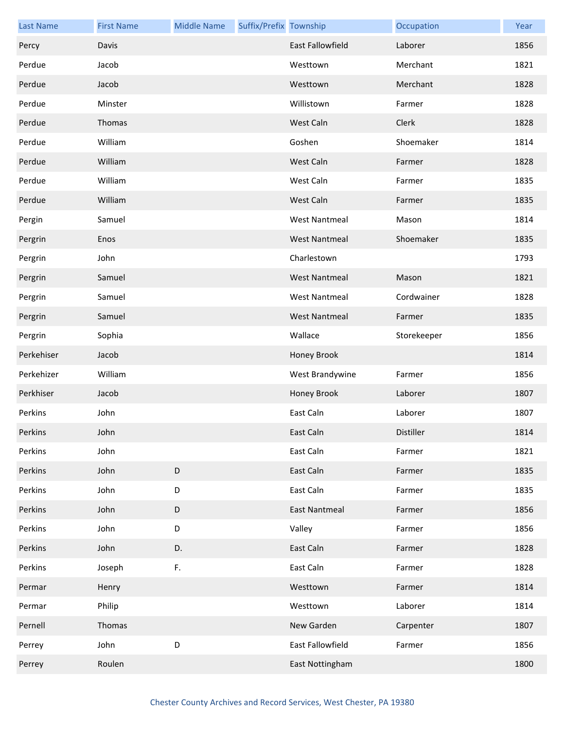| Last Name | First Name | Middle Name | Suffix/Prefix | Township | Occupation | Year |
|---|---|---|---|---|---|---|
| Percy | Davis | | | East Fallowfield | Laborer | 1856 |
| Perdue | Jacob | | | Westtown | Merchant | 1821 |
| Perdue | Jacob | | | Westtown | Merchant | 1828 |
| Perdue | Minster | | | Willistown | Farmer | 1828 |
| Perdue | Thomas | | | West Caln | Clerk | 1828 |
| Perdue | William | | | Goshen | Shoemaker | 1814 |
| Perdue | William | | | West Caln | Farmer | 1828 |
| Perdue | William | | | West Caln | Farmer | 1835 |
| Perdue | William | | | West Caln | Farmer | 1835 |
| Pergin | Samuel | | | West Nantmeal | Mason | 1814 |
| Pergrin | Enos | | | West Nantmeal | Shoemaker | 1835 |
| Pergrin | John | | | Charlestown | | 1793 |
| Pergrin | Samuel | | | West Nantmeal | Mason | 1821 |
| Pergrin | Samuel | | | West Nantmeal | Cordwainer | 1828 |
| Pergrin | Samuel | | | West Nantmeal | Farmer | 1835 |
| Pergrin | Sophia | | | Wallace | Storekeeper | 1856 |
| Perkehiser | Jacob | | | Honey Brook | | 1814 |
| Perkehizer | William | | | West Brandywine | Farmer | 1856 |
| Perkhiser | Jacob | | | Honey Brook | Laborer | 1807 |
| Perkins | John | | | East Caln | Laborer | 1807 |
| Perkins | John | | | East Caln | Distiller | 1814 |
| Perkins | John | | | East Caln | Farmer | 1821 |
| Perkins | John | D | | East Caln | Farmer | 1835 |
| Perkins | John | D | | East Caln | Farmer | 1835 |
| Perkins | John | D | | East Nantmeal | Farmer | 1856 |
| Perkins | John | D | | Valley | Farmer | 1856 |
| Perkins | John | D. | | East Caln | Farmer | 1828 |
| Perkins | Joseph | F. | | East Caln | Farmer | 1828 |
| Permar | Henry | | | Westtown | Farmer | 1814 |
| Permar | Philip | | | Westtown | Laborer | 1814 |
| Pernell | Thomas | | | New Garden | Carpenter | 1807 |
| Perrey | John | D | | East Fallowfield | Farmer | 1856 |
| Perrey | Roulen | | | East Nottingham | | 1800 |

Chester County Archives and Record Services, West Chester, PA 19380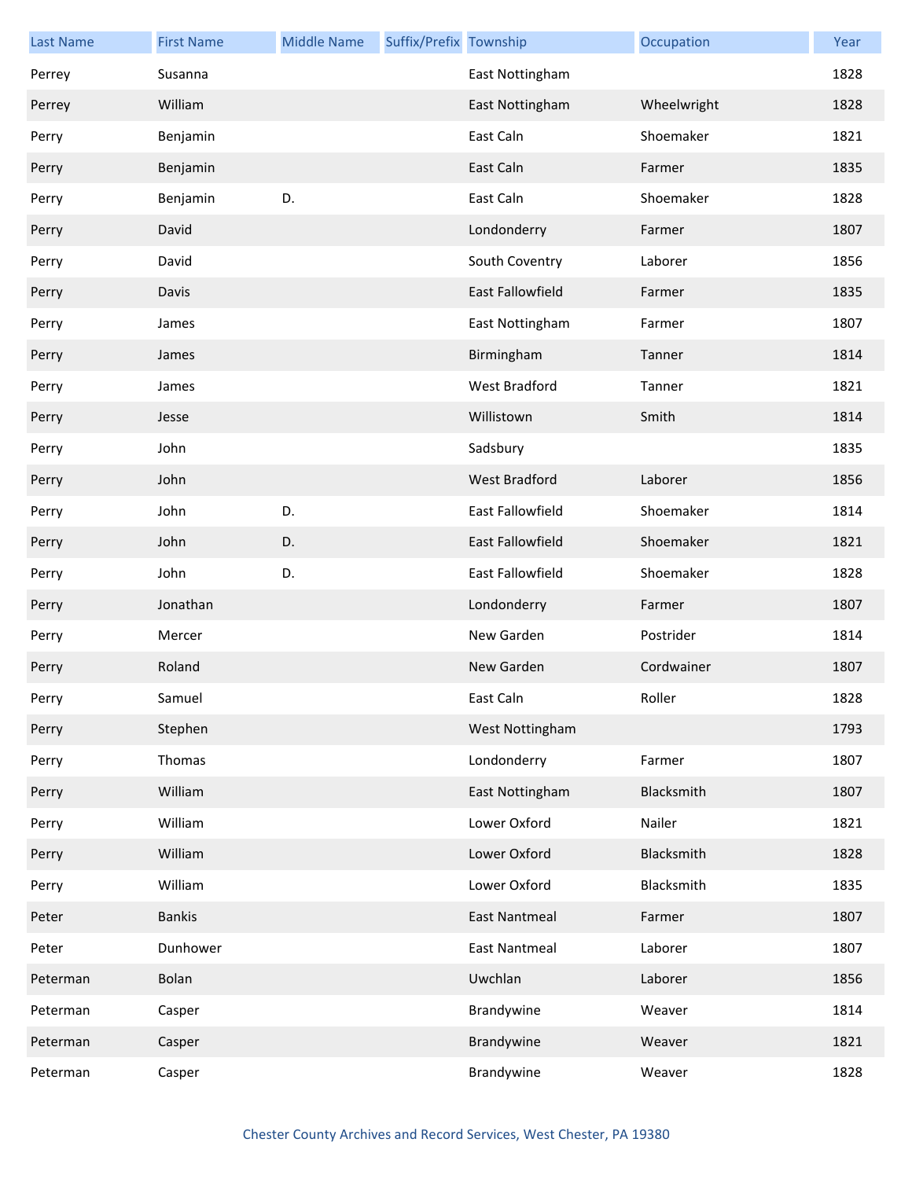| Last Name | First Name | Middle Name | Suffix/Prefix | Township | Occupation | Year |
|---|---|---|---|---|---|---|
| Perrey | Susanna | | | East Nottingham | | 1828 |
| Perrey | William | | | East Nottingham | Wheelwright | 1828 |
| Perry | Benjamin | | | East Caln | Shoemaker | 1821 |
| Perry | Benjamin | | | East Caln | Farmer | 1835 |
| Perry | Benjamin | D. | | East Caln | Shoemaker | 1828 |
| Perry | David | | | Londonderry | Farmer | 1807 |
| Perry | David | | | South Coventry | Laborer | 1856 |
| Perry | Davis | | | East Fallowfield | Farmer | 1835 |
| Perry | James | | | East Nottingham | Farmer | 1807 |
| Perry | James | | | Birmingham | Tanner | 1814 |
| Perry | James | | | West Bradford | Tanner | 1821 |
| Perry | Jesse | | | Willistown | Smith | 1814 |
| Perry | John | | | Sadsbury | | 1835 |
| Perry | John | | | West Bradford | Laborer | 1856 |
| Perry | John | D. | | East Fallowfield | Shoemaker | 1814 |
| Perry | John | D. | | East Fallowfield | Shoemaker | 1821 |
| Perry | John | D. | | East Fallowfield | Shoemaker | 1828 |
| Perry | Jonathan | | | Londonderry | Farmer | 1807 |
| Perry | Mercer | | | New Garden | Postrider | 1814 |
| Perry | Roland | | | New Garden | Cordwainer | 1807 |
| Perry | Samuel | | | East Caln | Roller | 1828 |
| Perry | Stephen | | | West Nottingham | | 1793 |
| Perry | Thomas | | | Londonderry | Farmer | 1807 |
| Perry | William | | | East Nottingham | Blacksmith | 1807 |
| Perry | William | | | Lower Oxford | Nailer | 1821 |
| Perry | William | | | Lower Oxford | Blacksmith | 1828 |
| Perry | William | | | Lower Oxford | Blacksmith | 1835 |
| Peter | Bankis | | | East Nantmeal | Farmer | 1807 |
| Peter | Dunhower | | | East Nantmeal | Laborer | 1807 |
| Peterman | Bolan | | | Uwchlan | Laborer | 1856 |
| Peterman | Casper | | | Brandywine | Weaver | 1814 |
| Peterman | Casper | | | Brandywine | Weaver | 1821 |
| Peterman | Casper | | | Brandywine | Weaver | 1828 |

Chester County Archives and Record Services, West Chester, PA 19380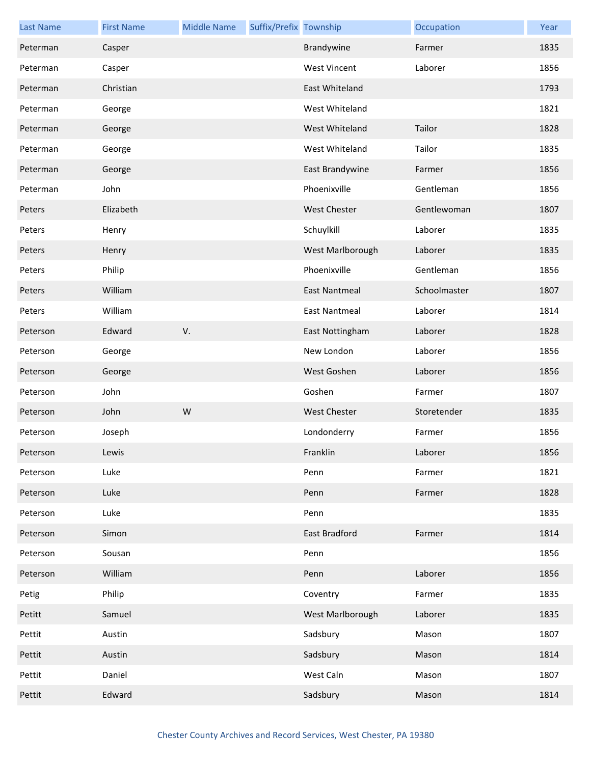| Last Name | First Name | Middle Name | Suffix/Prefix | Township | Occupation | Year |
|---|---|---|---|---|---|---|
| Peterman | Casper | | | Brandywine | Farmer | 1835 |
| Peterman | Casper | | | West Vincent | Laborer | 1856 |
| Peterman | Christian | | | East Whiteland | | 1793 |
| Peterman | George | | | West Whiteland | | 1821 |
| Peterman | George | | | West Whiteland | Tailor | 1828 |
| Peterman | George | | | West Whiteland | Tailor | 1835 |
| Peterman | George | | | East Brandywine | Farmer | 1856 |
| Peterman | John | | | Phoenixville | Gentleman | 1856 |
| Peters | Elizabeth | | | West Chester | Gentlewoman | 1807 |
| Peters | Henry | | | Schuylkill | Laborer | 1835 |
| Peters | Henry | | | West Marlborough | Laborer | 1835 |
| Peters | Philip | | | Phoenixville | Gentleman | 1856 |
| Peters | William | | | East Nantmeal | Schoolmaster | 1807 |
| Peters | William | | | East Nantmeal | Laborer | 1814 |
| Peterson | Edward | V. | | East Nottingham | Laborer | 1828 |
| Peterson | George | | | New London | Laborer | 1856 |
| Peterson | George | | | West Goshen | Laborer | 1856 |
| Peterson | John | | | Goshen | Farmer | 1807 |
| Peterson | John | W | | West Chester | Storetender | 1835 |
| Peterson | Joseph | | | Londonderry | Farmer | 1856 |
| Peterson | Lewis | | | Franklin | Laborer | 1856 |
| Peterson | Luke | | | Penn | Farmer | 1821 |
| Peterson | Luke | | | Penn | Farmer | 1828 |
| Peterson | Luke | | | Penn | | 1835 |
| Peterson | Simon | | | East Bradford | Farmer | 1814 |
| Peterson | Sousan | | | Penn | | 1856 |
| Peterson | William | | | Penn | Laborer | 1856 |
| Petig | Philip | | | Coventry | Farmer | 1835 |
| Petitt | Samuel | | | West Marlborough | Laborer | 1835 |
| Pettit | Austin | | | Sadsbury | Mason | 1807 |
| Pettit | Austin | | | Sadsbury | Mason | 1814 |
| Pettit | Daniel | | | West Caln | Mason | 1807 |
| Pettit | Edward | | | Sadsbury | Mason | 1814 |

Chester County Archives and Record Services, West Chester, PA 19380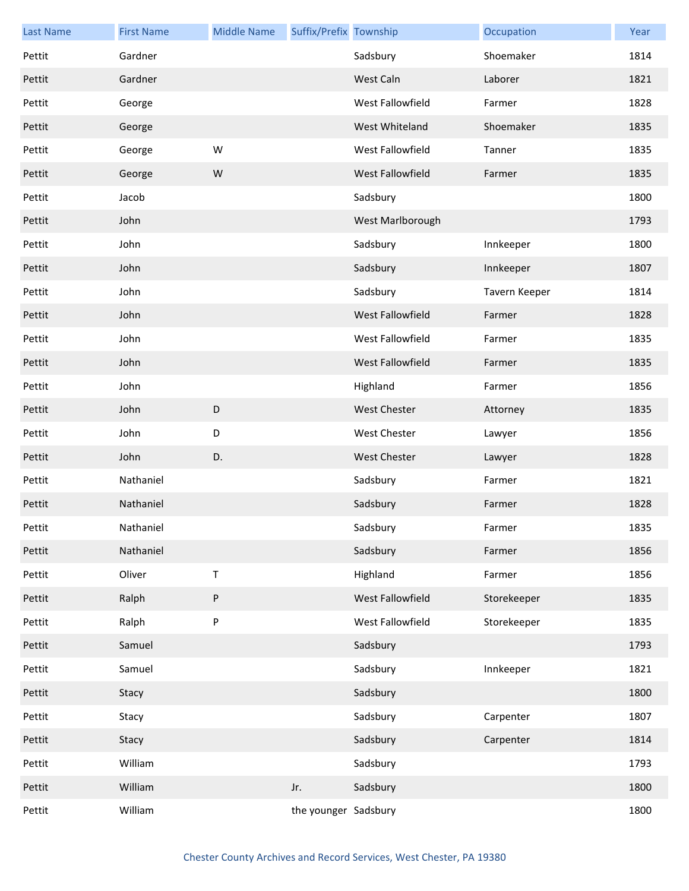| Last Name | First Name | Middle Name | Suffix/Prefix | Township | Occupation | Year |
|---|---|---|---|---|---|---|
| Pettit | Gardner | | | Sadsbury | Shoemaker | 1814 |
| Pettit | Gardner | | | West Caln | Laborer | 1821 |
| Pettit | George | | | West Fallowfield | Farmer | 1828 |
| Pettit | George | | | West Whiteland | Shoemaker | 1835 |
| Pettit | George | W | | West Fallowfield | Tanner | 1835 |
| Pettit | George | W | | West Fallowfield | Farmer | 1835 |
| Pettit | Jacob | | | Sadsbury | | 1800 |
| Pettit | John | | | West Marlborough | | 1793 |
| Pettit | John | | | Sadsbury | Innkeeper | 1800 |
| Pettit | John | | | Sadsbury | Innkeeper | 1807 |
| Pettit | John | | | Sadsbury | Tavern Keeper | 1814 |
| Pettit | John | | | West Fallowfield | Farmer | 1828 |
| Pettit | John | | | West Fallowfield | Farmer | 1835 |
| Pettit | John | | | West Fallowfield | Farmer | 1835 |
| Pettit | John | | | Highland | Farmer | 1856 |
| Pettit | John | D | | West Chester | Attorney | 1835 |
| Pettit | John | D | | West Chester | Lawyer | 1856 |
| Pettit | John | D. | | West Chester | Lawyer | 1828 |
| Pettit | Nathaniel | | | Sadsbury | Farmer | 1821 |
| Pettit | Nathaniel | | | Sadsbury | Farmer | 1828 |
| Pettit | Nathaniel | | | Sadsbury | Farmer | 1835 |
| Pettit | Nathaniel | | | Sadsbury | Farmer | 1856 |
| Pettit | Oliver | T | | Highland | Farmer | 1856 |
| Pettit | Ralph | P | | West Fallowfield | Storekeeper | 1835 |
| Pettit | Ralph | P | | West Fallowfield | Storekeeper | 1835 |
| Pettit | Samuel | | | Sadsbury | | 1793 |
| Pettit | Samuel | | | Sadsbury | Innkeeper | 1821 |
| Pettit | Stacy | | | Sadsbury | | 1800 |
| Pettit | Stacy | | | Sadsbury | Carpenter | 1807 |
| Pettit | Stacy | | | Sadsbury | Carpenter | 1814 |
| Pettit | William | | | Sadsbury | | 1793 |
| Pettit | William | | Jr. | Sadsbury | | 1800 |
| Pettit | William | | the younger | Sadsbury | | 1800 |

Chester County Archives and Record Services, West Chester, PA 19380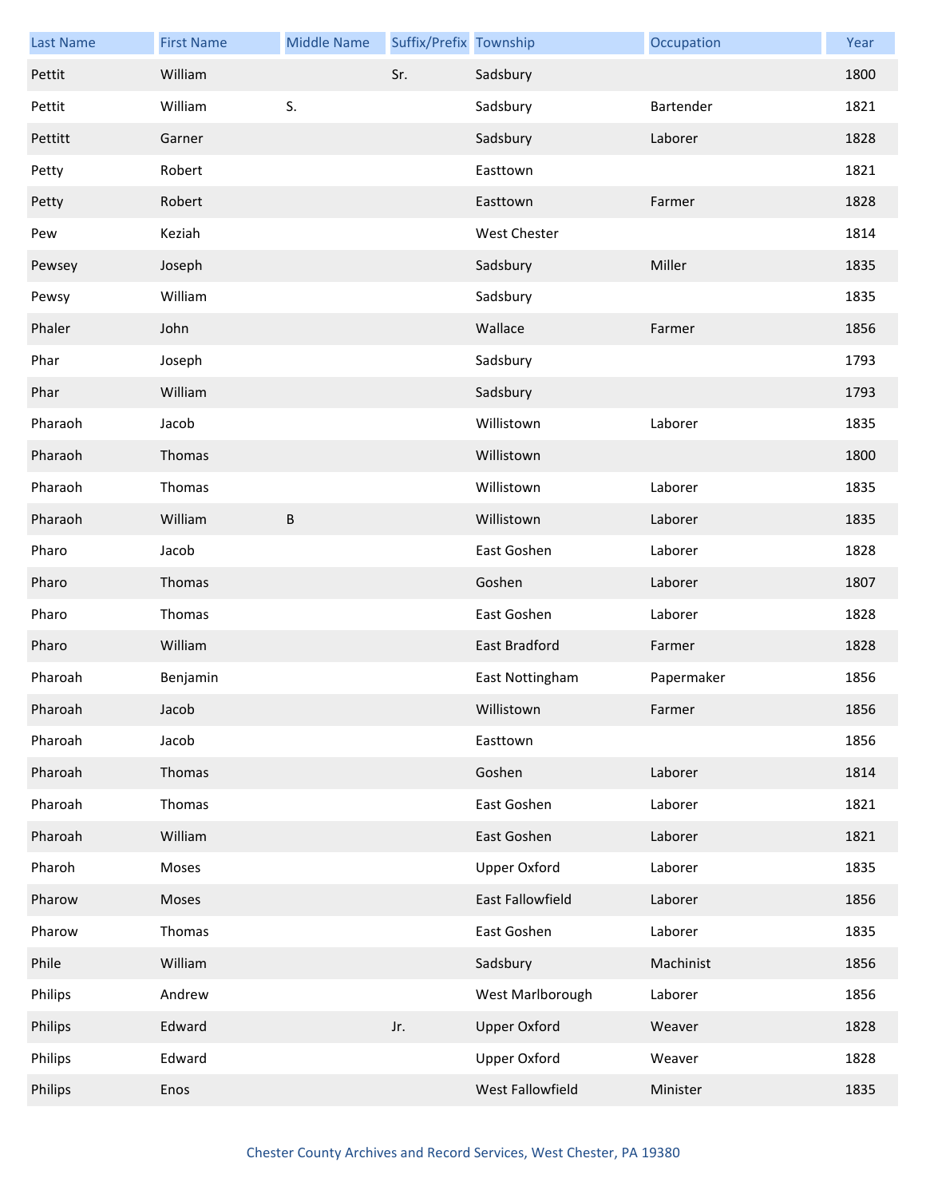| Last Name | First Name | Middle Name | Suffix/Prefix | Township | Occupation | Year |
|---|---|---|---|---|---|---|
| Pettit | William | | Sr. | Sadsbury | | 1800 |
| Pettit | William | S. | | Sadsbury | Bartender | 1821 |
| Pettitt | Garner | | | Sadsbury | Laborer | 1828 |
| Petty | Robert | | | Easttown | | 1821 |
| Petty | Robert | | | Easttown | Farmer | 1828 |
| Pew | Keziah | | | West Chester | | 1814 |
| Pewsey | Joseph | | | Sadsbury | Miller | 1835 |
| Pewsy | William | | | Sadsbury | | 1835 |
| Phaler | John | | | Wallace | Farmer | 1856 |
| Phar | Joseph | | | Sadsbury | | 1793 |
| Phar | William | | | Sadsbury | | 1793 |
| Pharaoh | Jacob | | | Willistown | Laborer | 1835 |
| Pharaoh | Thomas | | | Willistown | | 1800 |
| Pharaoh | Thomas | | | Willistown | Laborer | 1835 |
| Pharaoh | William | B | | Willistown | Laborer | 1835 |
| Pharo | Jacob | | | East Goshen | Laborer | 1828 |
| Pharo | Thomas | | | Goshen | Laborer | 1807 |
| Pharo | Thomas | | | East Goshen | Laborer | 1828 |
| Pharo | William | | | East Bradford | Farmer | 1828 |
| Pharoah | Benjamin | | | East Nottingham | Papermaker | 1856 |
| Pharoah | Jacob | | | Willistown | Farmer | 1856 |
| Pharoah | Jacob | | | Easttown | | 1856 |
| Pharoah | Thomas | | | Goshen | Laborer | 1814 |
| Pharoah | Thomas | | | East Goshen | Laborer | 1821 |
| Pharoah | William | | | East Goshen | Laborer | 1821 |
| Pharoh | Moses | | | Upper Oxford | Laborer | 1835 |
| Pharow | Moses | | | East Fallowfield | Laborer | 1856 |
| Pharow | Thomas | | | East Goshen | Laborer | 1835 |
| Phile | William | | | Sadsbury | Machinist | 1856 |
| Philips | Andrew | | | West Marlborough | Laborer | 1856 |
| Philips | Edward | | Jr. | Upper Oxford | Weaver | 1828 |
| Philips | Edward | | | Upper Oxford | Weaver | 1828 |
| Philips | Enos | | | West Fallowfield | Minister | 1835 |

Chester County Archives and Record Services, West Chester, PA 19380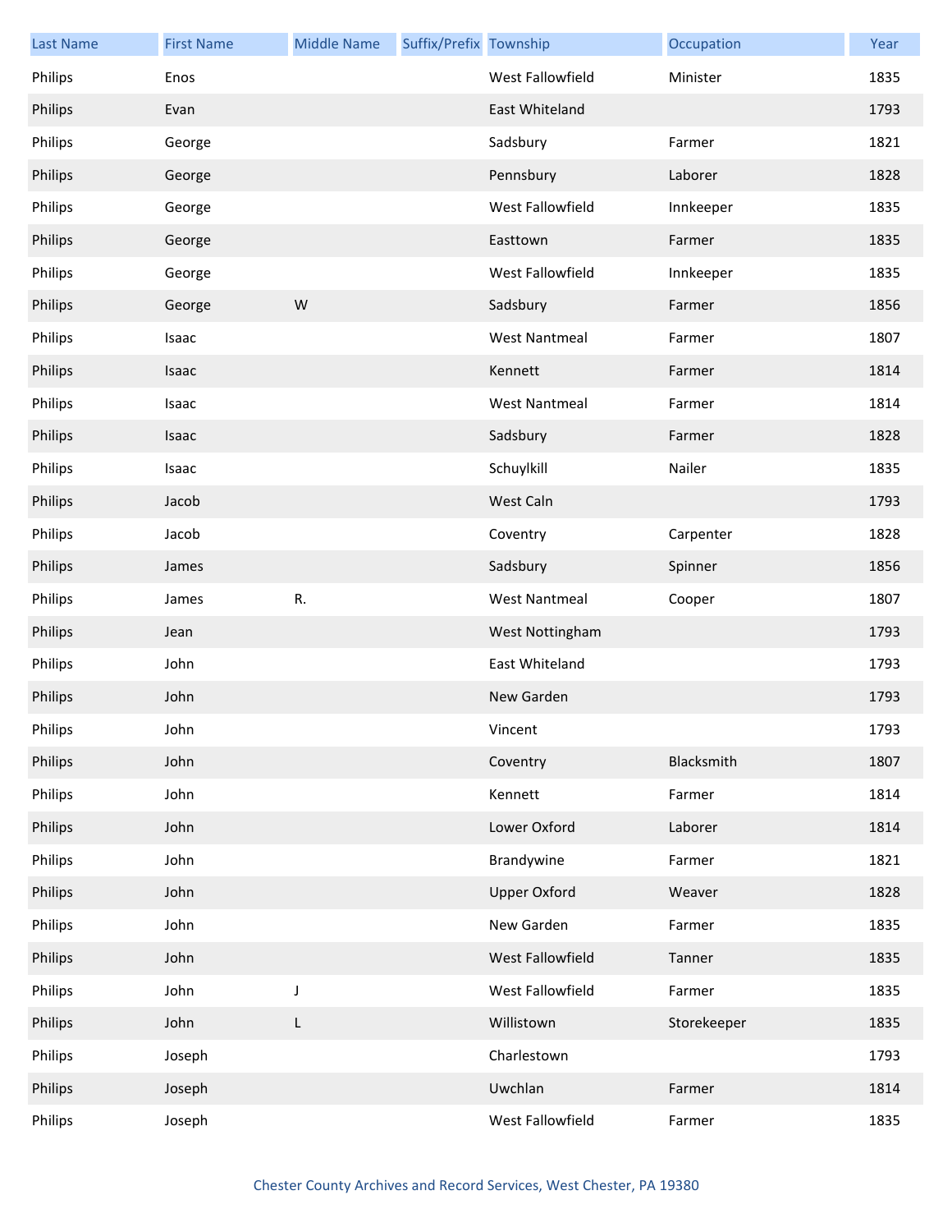| Last Name | First Name | Middle Name | Suffix/Prefix | Township | Occupation | Year |
|---|---|---|---|---|---|---|
| Philips | Enos | | | West Fallowfield | Minister | 1835 |
| Philips | Evan | | | East Whiteland | | 1793 |
| Philips | George | | | Sadsbury | Farmer | 1821 |
| Philips | George | | | Pennsbury | Laborer | 1828 |
| Philips | George | | | West Fallowfield | Innkeeper | 1835 |
| Philips | George | | | Easttown | Farmer | 1835 |
| Philips | George | | | West Fallowfield | Innkeeper | 1835 |
| Philips | George | W | | Sadsbury | Farmer | 1856 |
| Philips | Isaac | | | West Nantmeal | Farmer | 1807 |
| Philips | Isaac | | | Kennett | Farmer | 1814 |
| Philips | Isaac | | | West Nantmeal | Farmer | 1814 |
| Philips | Isaac | | | Sadsbury | Farmer | 1828 |
| Philips | Isaac | | | Schuylkill | Nailer | 1835 |
| Philips | Jacob | | | West Caln | | 1793 |
| Philips | Jacob | | | Coventry | Carpenter | 1828 |
| Philips | James | | | Sadsbury | Spinner | 1856 |
| Philips | James | R. | | West Nantmeal | Cooper | 1807 |
| Philips | Jean | | | West Nottingham | | 1793 |
| Philips | John | | | East Whiteland | | 1793 |
| Philips | John | | | New Garden | | 1793 |
| Philips | John | | | Vincent | | 1793 |
| Philips | John | | | Coventry | Blacksmith | 1807 |
| Philips | John | | | Kennett | Farmer | 1814 |
| Philips | John | | | Lower Oxford | Laborer | 1814 |
| Philips | John | | | Brandywine | Farmer | 1821 |
| Philips | John | | | Upper Oxford | Weaver | 1828 |
| Philips | John | | | New Garden | Farmer | 1835 |
| Philips | John | | | West Fallowfield | Tanner | 1835 |
| Philips | John | J | | West Fallowfield | Farmer | 1835 |
| Philips | John | L | | Willistown | Storekeeper | 1835 |
| Philips | Joseph | | | Charlestown | | 1793 |
| Philips | Joseph | | | Uwchlan | Farmer | 1814 |
| Philips | Joseph | | | West Fallowfield | Farmer | 1835 |

Chester County Archives and Record Services, West Chester, PA 19380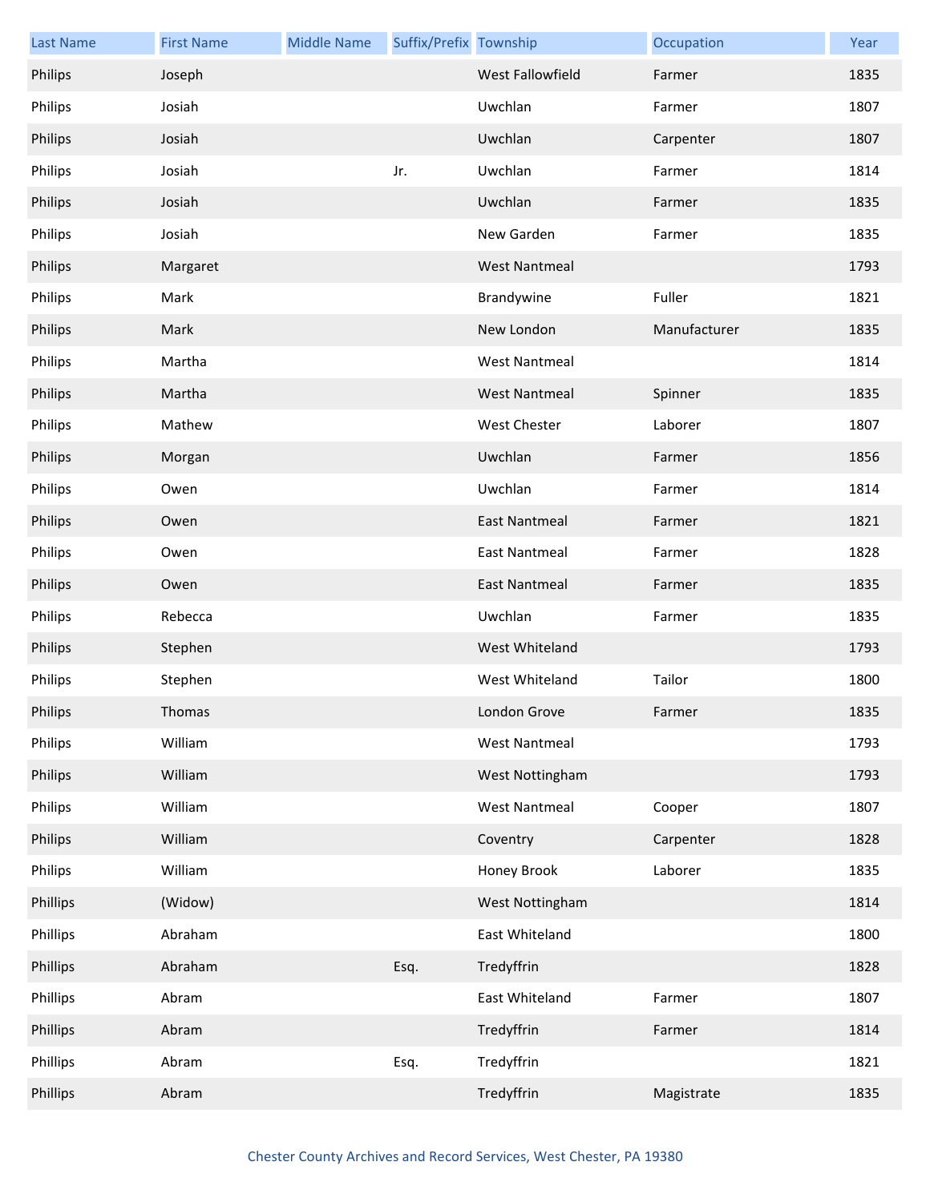| Last Name | First Name | Middle Name | Suffix/Prefix | Township | Occupation | Year |
| --- | --- | --- | --- | --- | --- | --- |
| Philips | Joseph | | | West Fallowfield | Farmer | 1835 |
| Philips | Josiah | | | Uwchlan | Farmer | 1807 |
| Philips | Josiah | | | Uwchlan | Carpenter | 1807 |
| Philips | Josiah | | Jr. | Uwchlan | Farmer | 1814 |
| Philips | Josiah | | | Uwchlan | Farmer | 1835 |
| Philips | Josiah | | | New Garden | Farmer | 1835 |
| Philips | Margaret | | | West Nantmeal | | 1793 |
| Philips | Mark | | | Brandywine | Fuller | 1821 |
| Philips | Mark | | | New London | Manufacturer | 1835 |
| Philips | Martha | | | West Nantmeal | | 1814 |
| Philips | Martha | | | West Nantmeal | Spinner | 1835 |
| Philips | Mathew | | | West Chester | Laborer | 1807 |
| Philips | Morgan | | | Uwchlan | Farmer | 1856 |
| Philips | Owen | | | Uwchlan | Farmer | 1814 |
| Philips | Owen | | | East Nantmeal | Farmer | 1821 |
| Philips | Owen | | | East Nantmeal | Farmer | 1828 |
| Philips | Owen | | | East Nantmeal | Farmer | 1835 |
| Philips | Rebecca | | | Uwchlan | Farmer | 1835 |
| Philips | Stephen | | | West Whiteland | | 1793 |
| Philips | Stephen | | | West Whiteland | Tailor | 1800 |
| Philips | Thomas | | | London Grove | Farmer | 1835 |
| Philips | William | | | West Nantmeal | | 1793 |
| Philips | William | | | West Nottingham | | 1793 |
| Philips | William | | | West Nantmeal | Cooper | 1807 |
| Philips | William | | | Coventry | Carpenter | 1828 |
| Philips | William | | | Honey Brook | Laborer | 1835 |
| Phillips | (Widow) | | | West Nottingham | | 1814 |
| Phillips | Abraham | | | East Whiteland | | 1800 |
| Phillips | Abraham | | Esq. | Tredyffrin | | 1828 |
| Phillips | Abram | | | East Whiteland | Farmer | 1807 |
| Phillips | Abram | | | Tredyffrin | Farmer | 1814 |
| Phillips | Abram | | Esq. | Tredyffrin | | 1821 |
| Phillips | Abram | | | Tredyffrin | Magistrate | 1835 |

Chester County Archives and Record Services, West Chester, PA 19380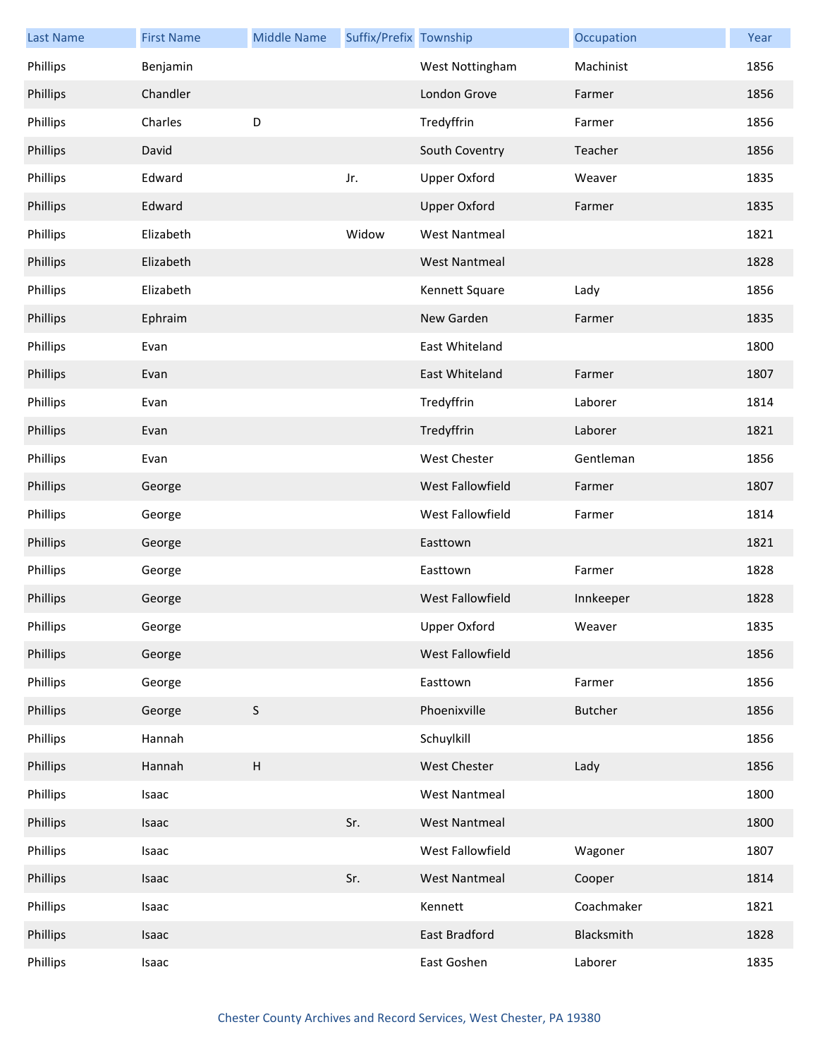| Last Name | First Name | Middle Name | Suffix/Prefix | Township | Occupation | Year |
|---|---|---|---|---|---|---|
| Phillips | Benjamin | | | West Nottingham | Machinist | 1856 |
| Phillips | Chandler | | | London Grove | Farmer | 1856 |
| Phillips | Charles | D | | Tredyffrin | Farmer | 1856 |
| Phillips | David | | | South Coventry | Teacher | 1856 |
| Phillips | Edward | | Jr. | Upper Oxford | Weaver | 1835 |
| Phillips | Edward | | | Upper Oxford | Farmer | 1835 |
| Phillips | Elizabeth | | Widow | West Nantmeal | | 1821 |
| Phillips | Elizabeth | | | West Nantmeal | | 1828 |
| Phillips | Elizabeth | | | Kennett Square | Lady | 1856 |
| Phillips | Ephraim | | | New Garden | Farmer | 1835 |
| Phillips | Evan | | | East Whiteland | | 1800 |
| Phillips | Evan | | | East Whiteland | Farmer | 1807 |
| Phillips | Evan | | | Tredyffrin | Laborer | 1814 |
| Phillips | Evan | | | Tredyffrin | Laborer | 1821 |
| Phillips | Evan | | | West Chester | Gentleman | 1856 |
| Phillips | George | | | West Fallowfield | Farmer | 1807 |
| Phillips | George | | | West Fallowfield | Farmer | 1814 |
| Phillips | George | | | Easttown | | 1821 |
| Phillips | George | | | Easttown | Farmer | 1828 |
| Phillips | George | | | West Fallowfield | Innkeeper | 1828 |
| Phillips | George | | | Upper Oxford | Weaver | 1835 |
| Phillips | George | | | West Fallowfield | | 1856 |
| Phillips | George | | | Easttown | Farmer | 1856 |
| Phillips | George | S | | Phoenixville | Butcher | 1856 |
| Phillips | Hannah | | | Schuylkill | | 1856 |
| Phillips | Hannah | H | | West Chester | Lady | 1856 |
| Phillips | Isaac | | | West Nantmeal | | 1800 |
| Phillips | Isaac | | Sr. | West Nantmeal | | 1800 |
| Phillips | Isaac | | | West Fallowfield | Wagoner | 1807 |
| Phillips | Isaac | | Sr. | West Nantmeal | Cooper | 1814 |
| Phillips | Isaac | | | Kennett | Coachmaker | 1821 |
| Phillips | Isaac | | | East Bradford | Blacksmith | 1828 |
| Phillips | Isaac | | | East Goshen | Laborer | 1835 |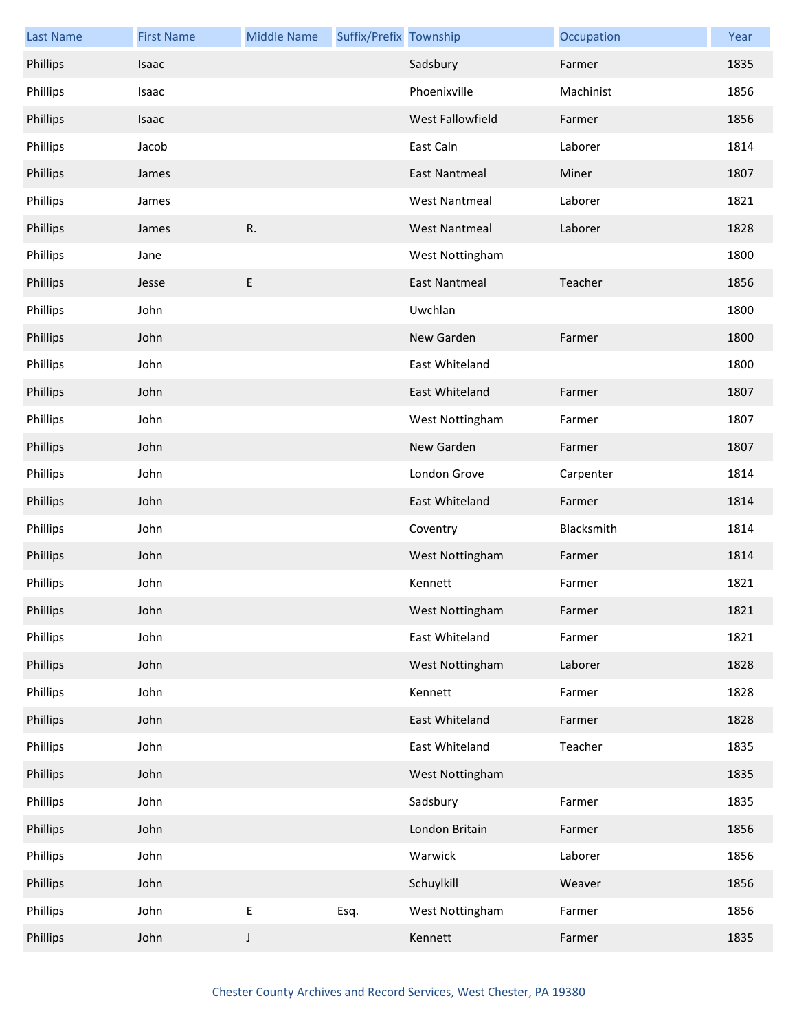| Last Name | First Name | Middle Name | Suffix/Prefix | Township | Occupation | Year |
| --- | --- | --- | --- | --- | --- | --- |
| Phillips | Isaac | | | Sadsbury | Farmer | 1835 |
| Phillips | Isaac | | | Phoenixville | Machinist | 1856 |
| Phillips | Isaac | | | West Fallowfield | Farmer | 1856 |
| Phillips | Jacob | | | East Caln | Laborer | 1814 |
| Phillips | James | | | East Nantmeal | Miner | 1807 |
| Phillips | James | | | West Nantmeal | Laborer | 1821 |
| Phillips | James | R. | | West Nantmeal | Laborer | 1828 |
| Phillips | Jane | | | West Nottingham | | 1800 |
| Phillips | Jesse | E | | East Nantmeal | Teacher | 1856 |
| Phillips | John | | | Uwchlan | | 1800 |
| Phillips | John | | | New Garden | Farmer | 1800 |
| Phillips | John | | | East Whiteland | | 1800 |
| Phillips | John | | | East Whiteland | Farmer | 1807 |
| Phillips | John | | | West Nottingham | Farmer | 1807 |
| Phillips | John | | | New Garden | Farmer | 1807 |
| Phillips | John | | | London Grove | Carpenter | 1814 |
| Phillips | John | | | East Whiteland | Farmer | 1814 |
| Phillips | John | | | Coventry | Blacksmith | 1814 |
| Phillips | John | | | West Nottingham | Farmer | 1814 |
| Phillips | John | | | Kennett | Farmer | 1821 |
| Phillips | John | | | West Nottingham | Farmer | 1821 |
| Phillips | John | | | East Whiteland | Farmer | 1821 |
| Phillips | John | | | West Nottingham | Laborer | 1828 |
| Phillips | John | | | Kennett | Farmer | 1828 |
| Phillips | John | | | East Whiteland | Farmer | 1828 |
| Phillips | John | | | East Whiteland | Teacher | 1835 |
| Phillips | John | | | West Nottingham | | 1835 |
| Phillips | John | | | Sadsbury | Farmer | 1835 |
| Phillips | John | | | London Britain | Farmer | 1856 |
| Phillips | John | | | Warwick | Laborer | 1856 |
| Phillips | John | | | Schuylkill | Weaver | 1856 |
| Phillips | John | E | Esq. | West Nottingham | Farmer | 1856 |
| Phillips | John | J | | Kennett | Farmer | 1835 |

Chester County Archives and Record Services, West Chester, PA 19380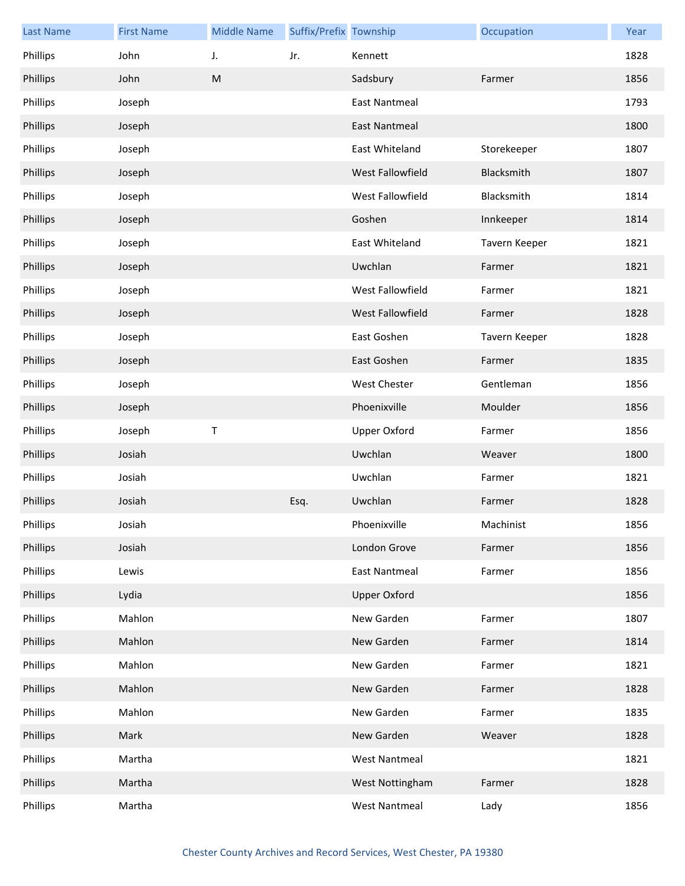| Last Name | First Name | Middle Name | Suffix/Prefix | Township | Occupation | Year |
|---|---|---|---|---|---|---|
| Phillips | John | J. | Jr. | Kennett | | 1828 |
| Phillips | John | M | | Sadsbury | Farmer | 1856 |
| Phillips | Joseph | | | East Nantmeal | | 1793 |
| Phillips | Joseph | | | East Nantmeal | | 1800 |
| Phillips | Joseph | | | East Whiteland | Storekeeper | 1807 |
| Phillips | Joseph | | | West Fallowfield | Blacksmith | 1807 |
| Phillips | Joseph | | | West Fallowfield | Blacksmith | 1814 |
| Phillips | Joseph | | | Goshen | Innkeeper | 1814 |
| Phillips | Joseph | | | East Whiteland | Tavern Keeper | 1821 |
| Phillips | Joseph | | | Uwchlan | Farmer | 1821 |
| Phillips | Joseph | | | West Fallowfield | Farmer | 1821 |
| Phillips | Joseph | | | West Fallowfield | Farmer | 1828 |
| Phillips | Joseph | | | East Goshen | Tavern Keeper | 1828 |
| Phillips | Joseph | | | East Goshen | Farmer | 1835 |
| Phillips | Joseph | | | West Chester | Gentleman | 1856 |
| Phillips | Joseph | | | Phoenixville | Moulder | 1856 |
| Phillips | Joseph | T | | Upper Oxford | Farmer | 1856 |
| Phillips | Josiah | | | Uwchlan | Weaver | 1800 |
| Phillips | Josiah | | | Uwchlan | Farmer | 1821 |
| Phillips | Josiah | | Esq. | Uwchlan | Farmer | 1828 |
| Phillips | Josiah | | | Phoenixville | Machinist | 1856 |
| Phillips | Josiah | | | London Grove | Farmer | 1856 |
| Phillips | Lewis | | | East Nantmeal | Farmer | 1856 |
| Phillips | Lydia | | | Upper Oxford | | 1856 |
| Phillips | Mahlon | | | New Garden | Farmer | 1807 |
| Phillips | Mahlon | | | New Garden | Farmer | 1814 |
| Phillips | Mahlon | | | New Garden | Farmer | 1821 |
| Phillips | Mahlon | | | New Garden | Farmer | 1828 |
| Phillips | Mahlon | | | New Garden | Farmer | 1835 |
| Phillips | Mark | | | New Garden | Weaver | 1828 |
| Phillips | Martha | | | West Nantmeal | | 1821 |
| Phillips | Martha | | | West Nottingham | Farmer | 1828 |
| Phillips | Martha | | | West Nantmeal | Lady | 1856 |

Chester County Archives and Record Services, West Chester, PA 19380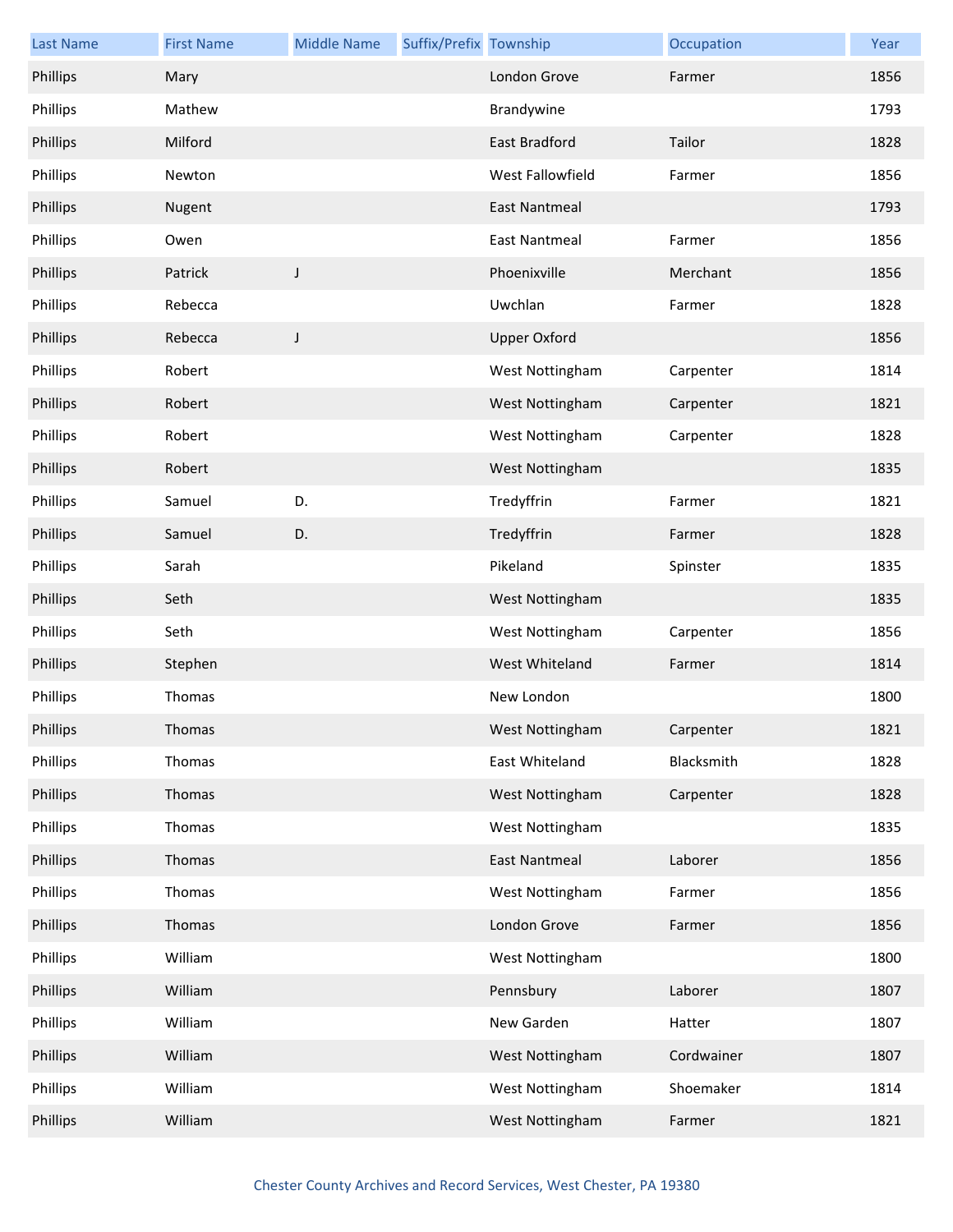| Last Name | First Name | Middle Name | Suffix/Prefix | Township | Occupation | Year |
|---|---|---|---|---|---|---|
| Phillips | Mary | | | London Grove | Farmer | 1856 |
| Phillips | Mathew | | | Brandywine | | 1793 |
| Phillips | Milford | | | East Bradford | Tailor | 1828 |
| Phillips | Newton | | | West Fallowfield | Farmer | 1856 |
| Phillips | Nugent | | | East Nantmeal | | 1793 |
| Phillips | Owen | | | East Nantmeal | Farmer | 1856 |
| Phillips | Patrick | J | | Phoenixville | Merchant | 1856 |
| Phillips | Rebecca | | | Uwchlan | Farmer | 1828 |
| Phillips | Rebecca | J | | Upper Oxford | | 1856 |
| Phillips | Robert | | | West Nottingham | Carpenter | 1814 |
| Phillips | Robert | | | West Nottingham | Carpenter | 1821 |
| Phillips | Robert | | | West Nottingham | Carpenter | 1828 |
| Phillips | Robert | | | West Nottingham | | 1835 |
| Phillips | Samuel | D. | | Tredyffrin | Farmer | 1821 |
| Phillips | Samuel | D. | | Tredyffrin | Farmer | 1828 |
| Phillips | Sarah | | | Pikeland | Spinster | 1835 |
| Phillips | Seth | | | West Nottingham | | 1835 |
| Phillips | Seth | | | West Nottingham | Carpenter | 1856 |
| Phillips | Stephen | | | West Whiteland | Farmer | 1814 |
| Phillips | Thomas | | | New London | | 1800 |
| Phillips | Thomas | | | West Nottingham | Carpenter | 1821 |
| Phillips | Thomas | | | East Whiteland | Blacksmith | 1828 |
| Phillips | Thomas | | | West Nottingham | Carpenter | 1828 |
| Phillips | Thomas | | | West Nottingham | | 1835 |
| Phillips | Thomas | | | East Nantmeal | Laborer | 1856 |
| Phillips | Thomas | | | West Nottingham | Farmer | 1856 |
| Phillips | Thomas | | | London Grove | Farmer | 1856 |
| Phillips | William | | | West Nottingham | | 1800 |
| Phillips | William | | | Pennsbury | Laborer | 1807 |
| Phillips | William | | | New Garden | Hatter | 1807 |
| Phillips | William | | | West Nottingham | Cordwainer | 1807 |
| Phillips | William | | | West Nottingham | Shoemaker | 1814 |
| Phillips | William | | | West Nottingham | Farmer | 1821 |

Chester County Archives and Record Services, West Chester, PA 19380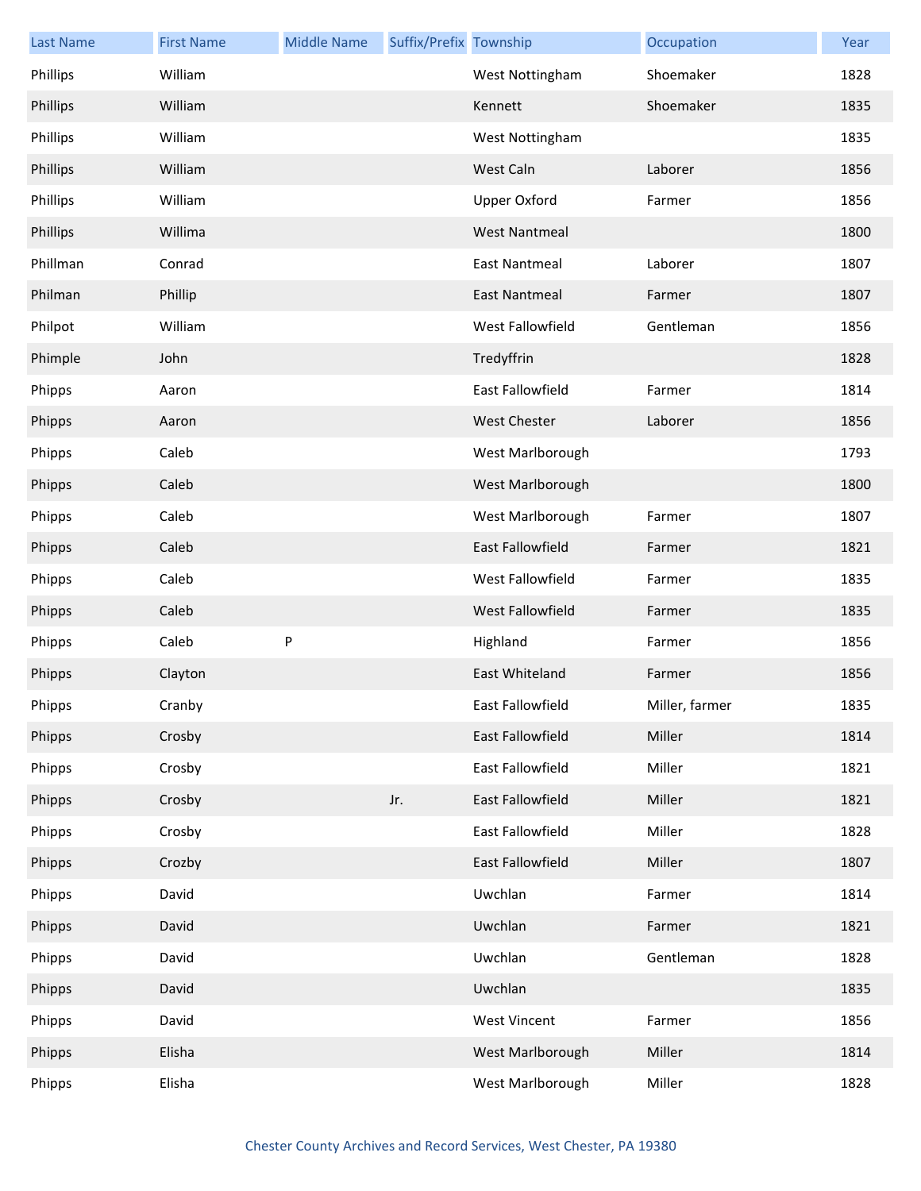| Last Name | First Name | Middle Name | Suffix/Prefix | Township | Occupation | Year |
| --- | --- | --- | --- | --- | --- | --- |
| Phillips | William | | | West Nottingham | Shoemaker | 1828 |
| Phillips | William | | | Kennett | Shoemaker | 1835 |
| Phillips | William | | | West Nottingham | | 1835 |
| Phillips | William | | | West Caln | Laborer | 1856 |
| Phillips | William | | | Upper Oxford | Farmer | 1856 |
| Phillips | Willima | | | West Nantmeal | | 1800 |
| Phillman | Conrad | | | East Nantmeal | Laborer | 1807 |
| Philman | Phillip | | | East Nantmeal | Farmer | 1807 |
| Philpot | William | | | West Fallowfield | Gentleman | 1856 |
| Phimple | John | | | Tredyffrin | | 1828 |
| Phipps | Aaron | | | East Fallowfield | Farmer | 1814 |
| Phipps | Aaron | | | West Chester | Laborer | 1856 |
| Phipps | Caleb | | | West Marlborough | | 1793 |
| Phipps | Caleb | | | West Marlborough | | 1800 |
| Phipps | Caleb | | | West Marlborough | Farmer | 1807 |
| Phipps | Caleb | | | East Fallowfield | Farmer | 1821 |
| Phipps | Caleb | | | West Fallowfield | Farmer | 1835 |
| Phipps | Caleb | | | West Fallowfield | Farmer | 1835 |
| Phipps | Caleb | P | | Highland | Farmer | 1856 |
| Phipps | Clayton | | | East Whiteland | Farmer | 1856 |
| Phipps | Cranby | | | East Fallowfield | Miller, farmer | 1835 |
| Phipps | Crosby | | | East Fallowfield | Miller | 1814 |
| Phipps | Crosby | | | East Fallowfield | Miller | 1821 |
| Phipps | Crosby | | Jr. | East Fallowfield | Miller | 1821 |
| Phipps | Crosby | | | East Fallowfield | Miller | 1828 |
| Phipps | Crozby | | | East Fallowfield | Miller | 1807 |
| Phipps | David | | | Uwchlan | Farmer | 1814 |
| Phipps | David | | | Uwchlan | Farmer | 1821 |
| Phipps | David | | | Uwchlan | Gentleman | 1828 |
| Phipps | David | | | Uwchlan | | 1835 |
| Phipps | David | | | West Vincent | Farmer | 1856 |
| Phipps | Elisha | | | West Marlborough | Miller | 1814 |
| Phipps | Elisha | | | West Marlborough | Miller | 1828 |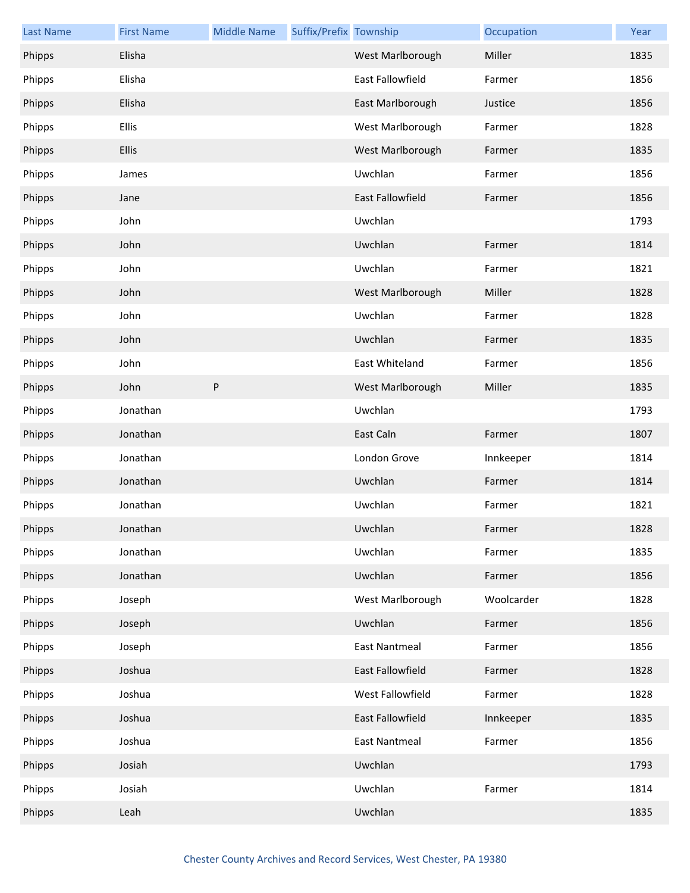| Last Name | First Name | Middle Name | Suffix/Prefix | Township | Occupation | Year |
|---|---|---|---|---|---|---|
| Phipps | Elisha | | | West Marlborough | Miller | 1835 |
| Phipps | Elisha | | | East Fallowfield | Farmer | 1856 |
| Phipps | Elisha | | | East Marlborough | Justice | 1856 |
| Phipps | Ellis | | | West Marlborough | Farmer | 1828 |
| Phipps | Ellis | | | West Marlborough | Farmer | 1835 |
| Phipps | James | | | Uwchlan | Farmer | 1856 |
| Phipps | Jane | | | East Fallowfield | Farmer | 1856 |
| Phipps | John | | | Uwchlan | | 1793 |
| Phipps | John | | | Uwchlan | Farmer | 1814 |
| Phipps | John | | | Uwchlan | Farmer | 1821 |
| Phipps | John | | | West Marlborough | Miller | 1828 |
| Phipps | John | | | Uwchlan | Farmer | 1828 |
| Phipps | John | | | Uwchlan | Farmer | 1835 |
| Phipps | John | | | East Whiteland | Farmer | 1856 |
| Phipps | John | P | | West Marlborough | Miller | 1835 |
| Phipps | Jonathan | | | Uwchlan | | 1793 |
| Phipps | Jonathan | | | East Caln | Farmer | 1807 |
| Phipps | Jonathan | | | London Grove | Innkeeper | 1814 |
| Phipps | Jonathan | | | Uwchlan | Farmer | 1814 |
| Phipps | Jonathan | | | Uwchlan | Farmer | 1821 |
| Phipps | Jonathan | | | Uwchlan | Farmer | 1828 |
| Phipps | Jonathan | | | Uwchlan | Farmer | 1835 |
| Phipps | Jonathan | | | Uwchlan | Farmer | 1856 |
| Phipps | Joseph | | | West Marlborough | Woolcarder | 1828 |
| Phipps | Joseph | | | Uwchlan | Farmer | 1856 |
| Phipps | Joseph | | | East Nantmeal | Farmer | 1856 |
| Phipps | Joshua | | | East Fallowfield | Farmer | 1828 |
| Phipps | Joshua | | | West Fallowfield | Farmer | 1828 |
| Phipps | Joshua | | | East Fallowfield | Innkeeper | 1835 |
| Phipps | Joshua | | | East Nantmeal | Farmer | 1856 |
| Phipps | Josiah | | | Uwchlan | | 1793 |
| Phipps | Josiah | | | Uwchlan | Farmer | 1814 |
| Phipps | Leah | | | Uwchlan | | 1835 |

Chester County Archives and Record Services, West Chester, PA 19380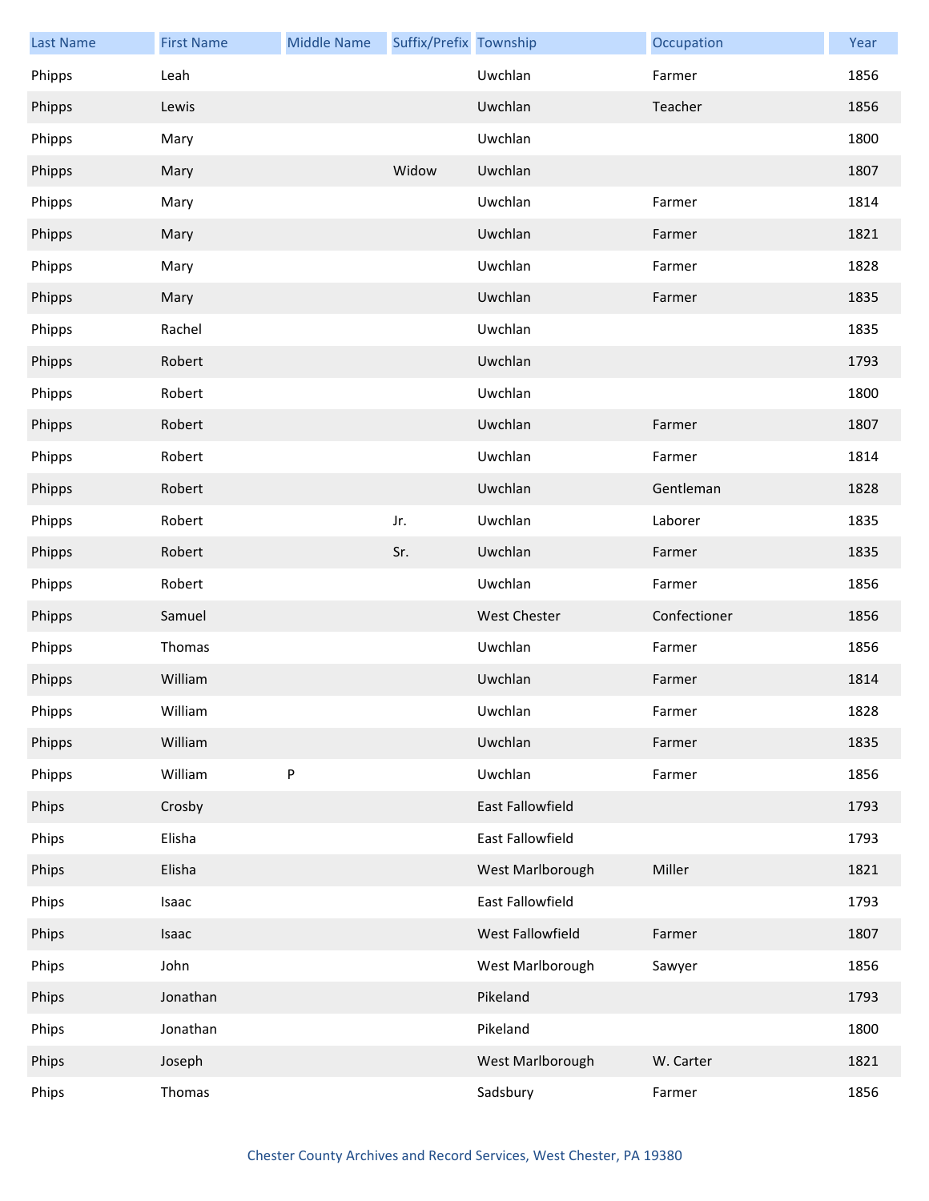| Last Name | First Name | Middle Name | Suffix/Prefix | Township | Occupation | Year |
|---|---|---|---|---|---|---|
| Phipps | Leah | | | Uwchlan | Farmer | 1856 |
| Phipps | Lewis | | | Uwchlan | Teacher | 1856 |
| Phipps | Mary | | | Uwchlan | | 1800 |
| Phipps | Mary | | Widow | Uwchlan | | 1807 |
| Phipps | Mary | | | Uwchlan | Farmer | 1814 |
| Phipps | Mary | | | Uwchlan | Farmer | 1821 |
| Phipps | Mary | | | Uwchlan | Farmer | 1828 |
| Phipps | Mary | | | Uwchlan | Farmer | 1835 |
| Phipps | Rachel | | | Uwchlan | | 1835 |
| Phipps | Robert | | | Uwchlan | | 1793 |
| Phipps | Robert | | | Uwchlan | | 1800 |
| Phipps | Robert | | | Uwchlan | Farmer | 1807 |
| Phipps | Robert | | | Uwchlan | Farmer | 1814 |
| Phipps | Robert | | | Uwchlan | Gentleman | 1828 |
| Phipps | Robert | | Jr. | Uwchlan | Laborer | 1835 |
| Phipps | Robert | | Sr. | Uwchlan | Farmer | 1835 |
| Phipps | Robert | | | Uwchlan | Farmer | 1856 |
| Phipps | Samuel | | | West Chester | Confectioner | 1856 |
| Phipps | Thomas | | | Uwchlan | Farmer | 1856 |
| Phipps | William | | | Uwchlan | Farmer | 1814 |
| Phipps | William | | | Uwchlan | Farmer | 1828 |
| Phipps | William | | | Uwchlan | Farmer | 1835 |
| Phipps | William | P | | Uwchlan | Farmer | 1856 |
| Phips | Crosby | | | East Fallowfield | | 1793 |
| Phips | Elisha | | | East Fallowfield | | 1793 |
| Phips | Elisha | | | West Marlborough | Miller | 1821 |
| Phips | Isaac | | | East Fallowfield | | 1793 |
| Phips | Isaac | | | West Fallowfield | Farmer | 1807 |
| Phips | John | | | West Marlborough | Sawyer | 1856 |
| Phips | Jonathan | | | Pikeland | | 1793 |
| Phips | Jonathan | | | Pikeland | | 1800 |
| Phips | Joseph | | | West Marlborough | W. Carter | 1821 |
| Phips | Thomas | | | Sadsbury | Farmer | 1856 |

Chester County Archives and Record Services, West Chester, PA 19380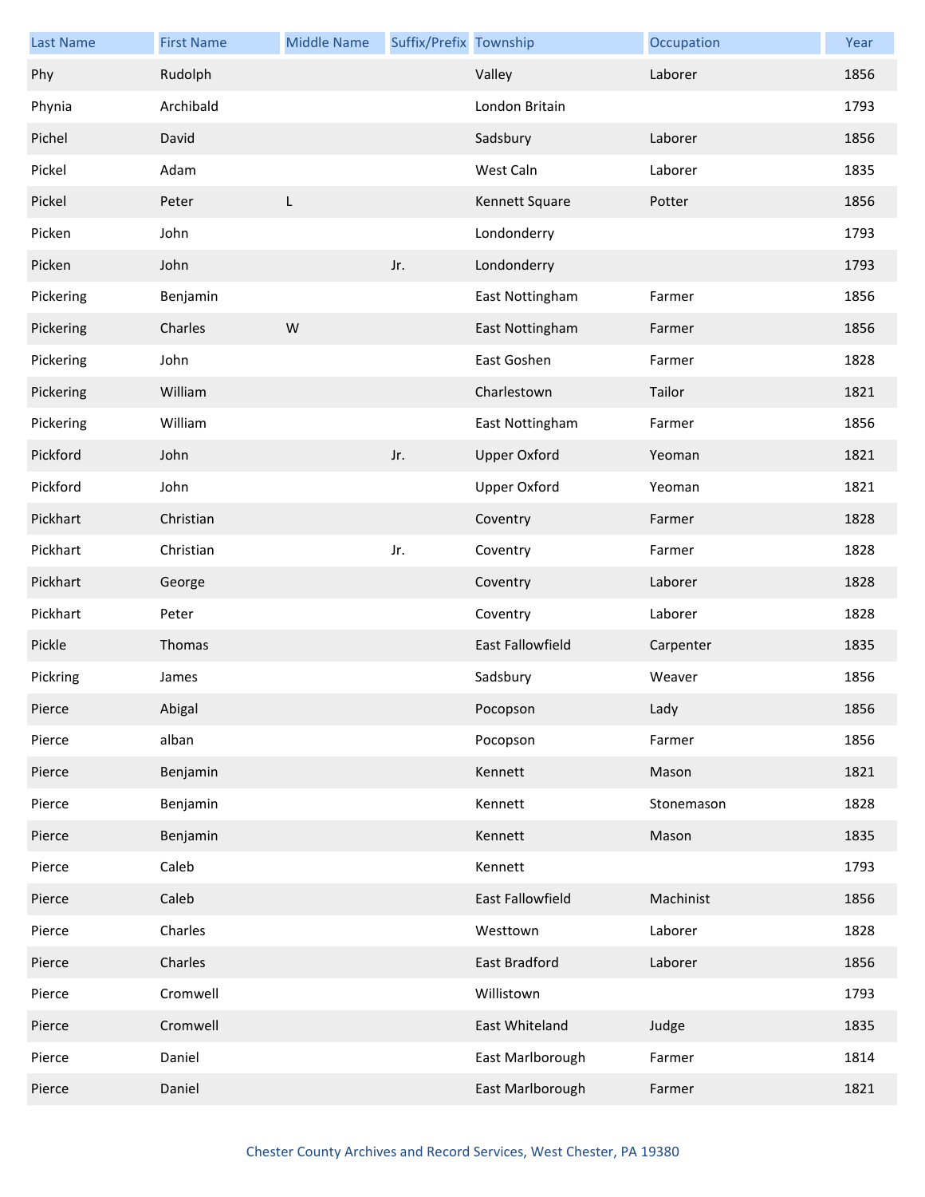| Last Name | First Name | Middle Name | Suffix/Prefix | Township | Occupation | Year |
|---|---|---|---|---|---|---|
| Phy | Rudolph | | | Valley | Laborer | 1856 |
| Phynia | Archibald | | | London Britain | | 1793 |
| Pichel | David | | | Sadsbury | Laborer | 1856 |
| Pickel | Adam | | | West Caln | Laborer | 1835 |
| Pickel | Peter | L | | Kennett Square | Potter | 1856 |
| Picken | John | | | Londonderry | | 1793 |
| Picken | John | | Jr. | Londonderry | | 1793 |
| Pickering | Benjamin | | | East Nottingham | Farmer | 1856 |
| Pickering | Charles | W | | East Nottingham | Farmer | 1856 |
| Pickering | John | | | East Goshen | Farmer | 1828 |
| Pickering | William | | | Charlestown | Tailor | 1821 |
| Pickering | William | | | East Nottingham | Farmer | 1856 |
| Pickford | John | | Jr. | Upper Oxford | Yeoman | 1821 |
| Pickford | John | | | Upper Oxford | Yeoman | 1821 |
| Pickhart | Christian | | | Coventry | Farmer | 1828 |
| Pickhart | Christian | | Jr. | Coventry | Farmer | 1828 |
| Pickhart | George | | | Coventry | Laborer | 1828 |
| Pickhart | Peter | | | Coventry | Laborer | 1828 |
| Pickle | Thomas | | | East Fallowfield | Carpenter | 1835 |
| Pickring | James | | | Sadsbury | Weaver | 1856 |
| Pierce | Abigal | | | Pocopson | Lady | 1856 |
| Pierce | alban | | | Pocopson | Farmer | 1856 |
| Pierce | Benjamin | | | Kennett | Mason | 1821 |
| Pierce | Benjamin | | | Kennett | Stonemason | 1828 |
| Pierce | Benjamin | | | Kennett | Mason | 1835 |
| Pierce | Caleb | | | Kennett | | 1793 |
| Pierce | Caleb | | | East Fallowfield | Machinist | 1856 |
| Pierce | Charles | | | Westtown | Laborer | 1828 |
| Pierce | Charles | | | East Bradford | Laborer | 1856 |
| Pierce | Cromwell | | | Willistown | | 1793 |
| Pierce | Cromwell | | | East Whiteland | Judge | 1835 |
| Pierce | Daniel | | | East Marlborough | Farmer | 1814 |
| Pierce | Daniel | | | East Marlborough | Farmer | 1821 |

Chester County Archives and Record Services, West Chester, PA 19380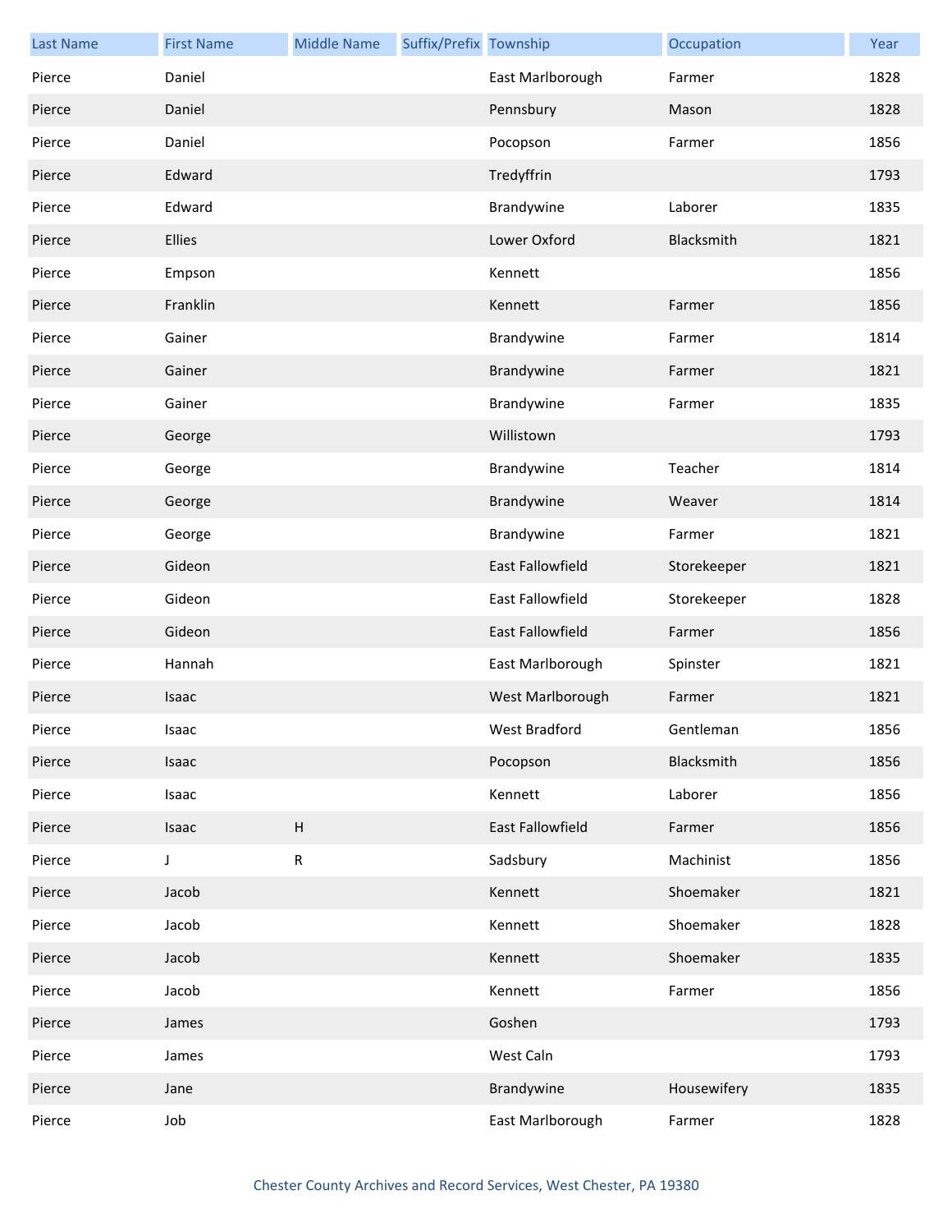| Last Name | First Name | Middle Name | Suffix/Prefix | Township | Occupation | Year |
|---|---|---|---|---|---|---|
| Pierce | Daniel | | | East Marlborough | Farmer | 1828 |
| Pierce | Daniel | | | Pennsbury | Mason | 1828 |
| Pierce | Daniel | | | Pocopson | Farmer | 1856 |
| Pierce | Edward | | | Tredyffrin | | 1793 |
| Pierce | Edward | | | Brandywine | Laborer | 1835 |
| Pierce | Ellies | | | Lower Oxford | Blacksmith | 1821 |
| Pierce | Empson | | | Kennett | | 1856 |
| Pierce | Franklin | | | Kennett | Farmer | 1856 |
| Pierce | Gainer | | | Brandywine | Farmer | 1814 |
| Pierce | Gainer | | | Brandywine | Farmer | 1821 |
| Pierce | Gainer | | | Brandywine | Farmer | 1835 |
| Pierce | George | | | Willistown | | 1793 |
| Pierce | George | | | Brandywine | Teacher | 1814 |
| Pierce | George | | | Brandywine | Weaver | 1814 |
| Pierce | George | | | Brandywine | Farmer | 1821 |
| Pierce | Gideon | | | East Fallowfield | Storekeeper | 1821 |
| Pierce | Gideon | | | East Fallowfield | Storekeeper | 1828 |
| Pierce | Gideon | | | East Fallowfield | Farmer | 1856 |
| Pierce | Hannah | | | East Marlborough | Spinster | 1821 |
| Pierce | Isaac | | | West Marlborough | Farmer | 1821 |
| Pierce | Isaac | | | West Bradford | Gentleman | 1856 |
| Pierce | Isaac | | | Pocopson | Blacksmith | 1856 |
| Pierce | Isaac | | | Kennett | Laborer | 1856 |
| Pierce | Isaac | H | | East Fallowfield | Farmer | 1856 |
| Pierce | J | R | | Sadsbury | Machinist | 1856 |
| Pierce | Jacob | | | Kennett | Shoemaker | 1821 |
| Pierce | Jacob | | | Kennett | Shoemaker | 1828 |
| Pierce | Jacob | | | Kennett | Shoemaker | 1835 |
| Pierce | Jacob | | | Kennett | Farmer | 1856 |
| Pierce | James | | | Goshen | | 1793 |
| Pierce | James | | | West Caln | | 1793 |
| Pierce | Jane | | | Brandywine | Housewifery | 1835 |
| Pierce | Job | | | East Marlborough | Farmer | 1828 |

Chester County Archives and Record Services, West Chester, PA 19380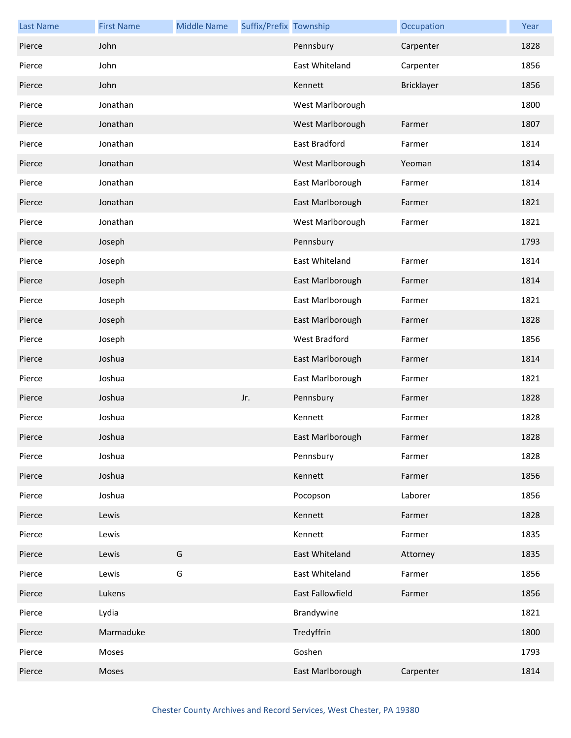| Last Name | First Name | Middle Name | Suffix/Prefix | Township | Occupation | Year |
|---|---|---|---|---|---|---|
| Pierce | John | | | Pennsbury | Carpenter | 1828 |
| Pierce | John | | | East Whiteland | Carpenter | 1856 |
| Pierce | John | | | Kennett | Bricklayer | 1856 |
| Pierce | Jonathan | | | West Marlborough | | 1800 |
| Pierce | Jonathan | | | West Marlborough | Farmer | 1807 |
| Pierce | Jonathan | | | East Bradford | Farmer | 1814 |
| Pierce | Jonathan | | | West Marlborough | Yeoman | 1814 |
| Pierce | Jonathan | | | East Marlborough | Farmer | 1814 |
| Pierce | Jonathan | | | East Marlborough | Farmer | 1821 |
| Pierce | Jonathan | | | West Marlborough | Farmer | 1821 |
| Pierce | Joseph | | | Pennsbury | | 1793 |
| Pierce | Joseph | | | East Whiteland | Farmer | 1814 |
| Pierce | Joseph | | | East Marlborough | Farmer | 1814 |
| Pierce | Joseph | | | East Marlborough | Farmer | 1821 |
| Pierce | Joseph | | | East Marlborough | Farmer | 1828 |
| Pierce | Joseph | | | West Bradford | Farmer | 1856 |
| Pierce | Joshua | | | East Marlborough | Farmer | 1814 |
| Pierce | Joshua | | | East Marlborough | Farmer | 1821 |
| Pierce | Joshua | | Jr. | Pennsbury | Farmer | 1828 |
| Pierce | Joshua | | | Kennett | Farmer | 1828 |
| Pierce | Joshua | | | East Marlborough | Farmer | 1828 |
| Pierce | Joshua | | | Pennsbury | Farmer | 1828 |
| Pierce | Joshua | | | Kennett | Farmer | 1856 |
| Pierce | Joshua | | | Pocopson | Laborer | 1856 |
| Pierce | Lewis | | | Kennett | Farmer | 1828 |
| Pierce | Lewis | | | Kennett | Farmer | 1835 |
| Pierce | Lewis | G | | East Whiteland | Attorney | 1835 |
| Pierce | Lewis | G | | East Whiteland | Farmer | 1856 |
| Pierce | Lukens | | | East Fallowfield | Farmer | 1856 |
| Pierce | Lydia | | | Brandywine | | 1821 |
| Pierce | Marmaduke | | | Tredyffrin | | 1800 |
| Pierce | Moses | | | Goshen | | 1793 |
| Pierce | Moses | | | East Marlborough | Carpenter | 1814 |

Chester County Archives and Record Services, West Chester, PA 19380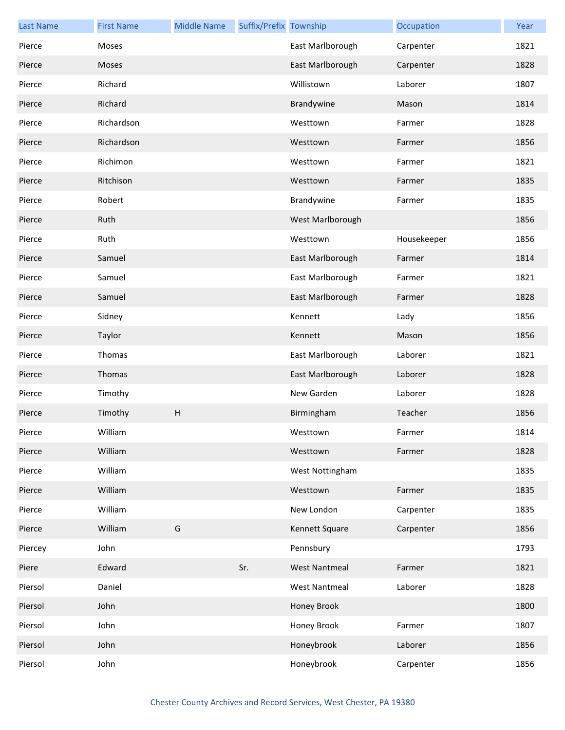| Last Name | First Name | Middle Name | Suffix/Prefix | Township | Occupation | Year |
| --- | --- | --- | --- | --- | --- | --- |
| Pierce | Moses | | | East Marlborough | Carpenter | 1821 |
| Pierce | Moses | | | East Marlborough | Carpenter | 1828 |
| Pierce | Richard | | | Willistown | Laborer | 1807 |
| Pierce | Richard | | | Brandywine | Mason | 1814 |
| Pierce | Richardson | | | Westtown | Farmer | 1828 |
| Pierce | Richardson | | | Westtown | Farmer | 1856 |
| Pierce | Richimon | | | Westtown | Farmer | 1821 |
| Pierce | Ritchison | | | Westtown | Farmer | 1835 |
| Pierce | Robert | | | Brandywine | Farmer | 1835 |
| Pierce | Ruth | | | West Marlborough | | 1856 |
| Pierce | Ruth | | | Westtown | Housekeeper | 1856 |
| Pierce | Samuel | | | East Marlborough | Farmer | 1814 |
| Pierce | Samuel | | | East Marlborough | Farmer | 1821 |
| Pierce | Samuel | | | East Marlborough | Farmer | 1828 |
| Pierce | Sidney | | | Kennett | Lady | 1856 |
| Pierce | Taylor | | | Kennett | Mason | 1856 |
| Pierce | Thomas | | | East Marlborough | Laborer | 1821 |
| Pierce | Thomas | | | East Marlborough | Laborer | 1828 |
| Pierce | Timothy | | | New Garden | Laborer | 1828 |
| Pierce | Timothy | H | | Birmingham | Teacher | 1856 |
| Pierce | William | | | Westtown | Farmer | 1814 |
| Pierce | William | | | Westtown | Farmer | 1828 |
| Pierce | William | | | West Nottingham | | 1835 |
| Pierce | William | | | Westtown | Farmer | 1835 |
| Pierce | William | | | New London | Carpenter | 1835 |
| Pierce | William | G | | Kennett Square | Carpenter | 1856 |
| Piercey | John | | | Pennsbury | | 1793 |
| Piere | Edward | | Sr. | West Nantmeal | Farmer | 1821 |
| Piersol | Daniel | | | West Nantmeal | Laborer | 1828 |
| Piersol | John | | | Honey Brook | | 1800 |
| Piersol | John | | | Honey Brook | Farmer | 1807 |
| Piersol | John | | | Honeybrook | Laborer | 1856 |
| Piersol | John | | | Honeybrook | Carpenter | 1856 |

Chester County Archives and Record Services, West Chester, PA 19380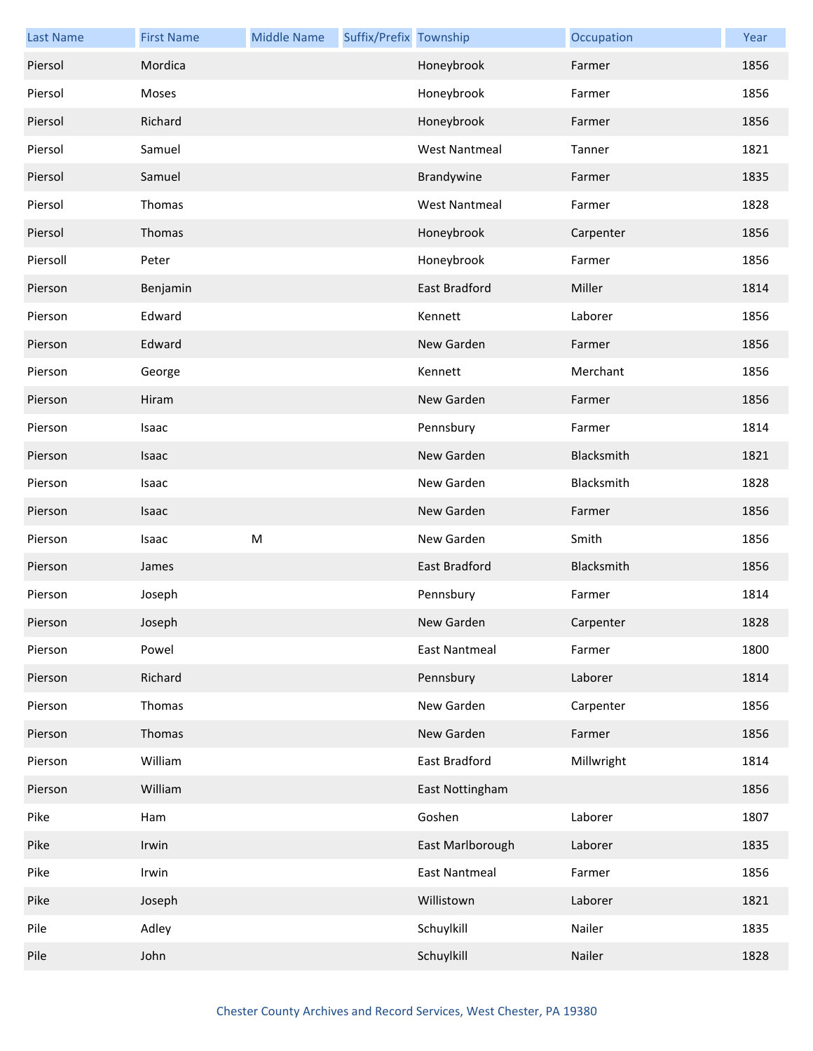| Last Name | First Name | Middle Name | Suffix/Prefix | Township | Occupation | Year |
|---|---|---|---|---|---|---|
| Piersol | Mordica | | | Honeybrook | Farmer | 1856 |
| Piersol | Moses | | | Honeybrook | Farmer | 1856 |
| Piersol | Richard | | | Honeybrook | Farmer | 1856 |
| Piersol | Samuel | | | West Nantmeal | Tanner | 1821 |
| Piersol | Samuel | | | Brandywine | Farmer | 1835 |
| Piersol | Thomas | | | West Nantmeal | Farmer | 1828 |
| Piersol | Thomas | | | Honeybrook | Carpenter | 1856 |
| Piersoll | Peter | | | Honeybrook | Farmer | 1856 |
| Pierson | Benjamin | | | East Bradford | Miller | 1814 |
| Pierson | Edward | | | Kennett | Laborer | 1856 |
| Pierson | Edward | | | New Garden | Farmer | 1856 |
| Pierson | George | | | Kennett | Merchant | 1856 |
| Pierson | Hiram | | | New Garden | Farmer | 1856 |
| Pierson | Isaac | | | Pennsbury | Farmer | 1814 |
| Pierson | Isaac | | | New Garden | Blacksmith | 1821 |
| Pierson | Isaac | | | New Garden | Blacksmith | 1828 |
| Pierson | Isaac | | | New Garden | Farmer | 1856 |
| Pierson | Isaac | M | | New Garden | Smith | 1856 |
| Pierson | James | | | East Bradford | Blacksmith | 1856 |
| Pierson | Joseph | | | Pennsbury | Farmer | 1814 |
| Pierson | Joseph | | | New Garden | Carpenter | 1828 |
| Pierson | Powel | | | East Nantmeal | Farmer | 1800 |
| Pierson | Richard | | | Pennsbury | Laborer | 1814 |
| Pierson | Thomas | | | New Garden | Carpenter | 1856 |
| Pierson | Thomas | | | New Garden | Farmer | 1856 |
| Pierson | William | | | East Bradford | Millwright | 1814 |
| Pierson | William | | | East Nottingham | | 1856 |
| Pike | Ham | | | Goshen | Laborer | 1807 |
| Pike | Irwin | | | East Marlborough | Laborer | 1835 |
| Pike | Irwin | | | East Nantmeal | Farmer | 1856 |
| Pike | Joseph | | | Willistown | Laborer | 1821 |
| Pile | Adley | | | Schuylkill | Nailer | 1835 |
| Pile | John | | | Schuylkill | Nailer | 1828 |

Chester County Archives and Record Services, West Chester, PA 19380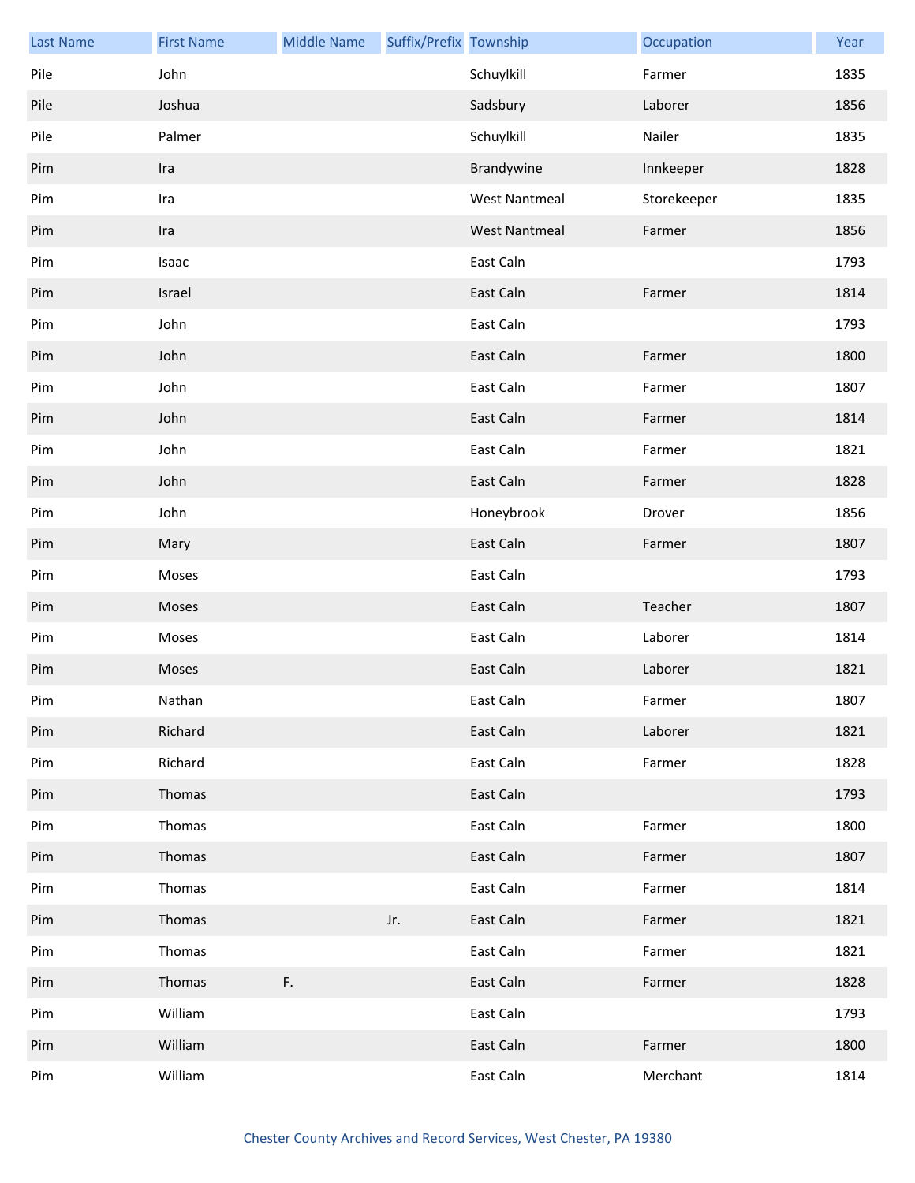| Last Name | First Name | Middle Name | Suffix/Prefix | Township | Occupation | Year |
|---|---|---|---|---|---|---|
| Pile | John | | | Schuylkill | Farmer | 1835 |
| Pile | Joshua | | | Sadsbury | Laborer | 1856 |
| Pile | Palmer | | | Schuylkill | Nailer | 1835 |
| Pim | Ira | | | Brandywine | Innkeeper | 1828 |
| Pim | Ira | | | West Nantmeal | Storekeeper | 1835 |
| Pim | Ira | | | West Nantmeal | Farmer | 1856 |
| Pim | Isaac | | | East Caln | | 1793 |
| Pim | Israel | | | East Caln | Farmer | 1814 |
| Pim | John | | | East Caln | | 1793 |
| Pim | John | | | East Caln | Farmer | 1800 |
| Pim | John | | | East Caln | Farmer | 1807 |
| Pim | John | | | East Caln | Farmer | 1814 |
| Pim | John | | | East Caln | Farmer | 1821 |
| Pim | John | | | East Caln | Farmer | 1828 |
| Pim | John | | | Honeybrook | Drover | 1856 |
| Pim | Mary | | | East Caln | Farmer | 1807 |
| Pim | Moses | | | East Caln | | 1793 |
| Pim | Moses | | | East Caln | Teacher | 1807 |
| Pim | Moses | | | East Caln | Laborer | 1814 |
| Pim | Moses | | | East Caln | Laborer | 1821 |
| Pim | Nathan | | | East Caln | Farmer | 1807 |
| Pim | Richard | | | East Caln | Laborer | 1821 |
| Pim | Richard | | | East Caln | Farmer | 1828 |
| Pim | Thomas | | | East Caln | | 1793 |
| Pim | Thomas | | | East Caln | Farmer | 1800 |
| Pim | Thomas | | | East Caln | Farmer | 1807 |
| Pim | Thomas | | | East Caln | Farmer | 1814 |
| Pim | Thomas | | Jr. | East Caln | Farmer | 1821 |
| Pim | Thomas | | | East Caln | Farmer | 1821 |
| Pim | Thomas | F. | | East Caln | Farmer | 1828 |
| Pim | William | | | East Caln | | 1793 |
| Pim | William | | | East Caln | Farmer | 1800 |
| Pim | William | | | East Caln | Merchant | 1814 |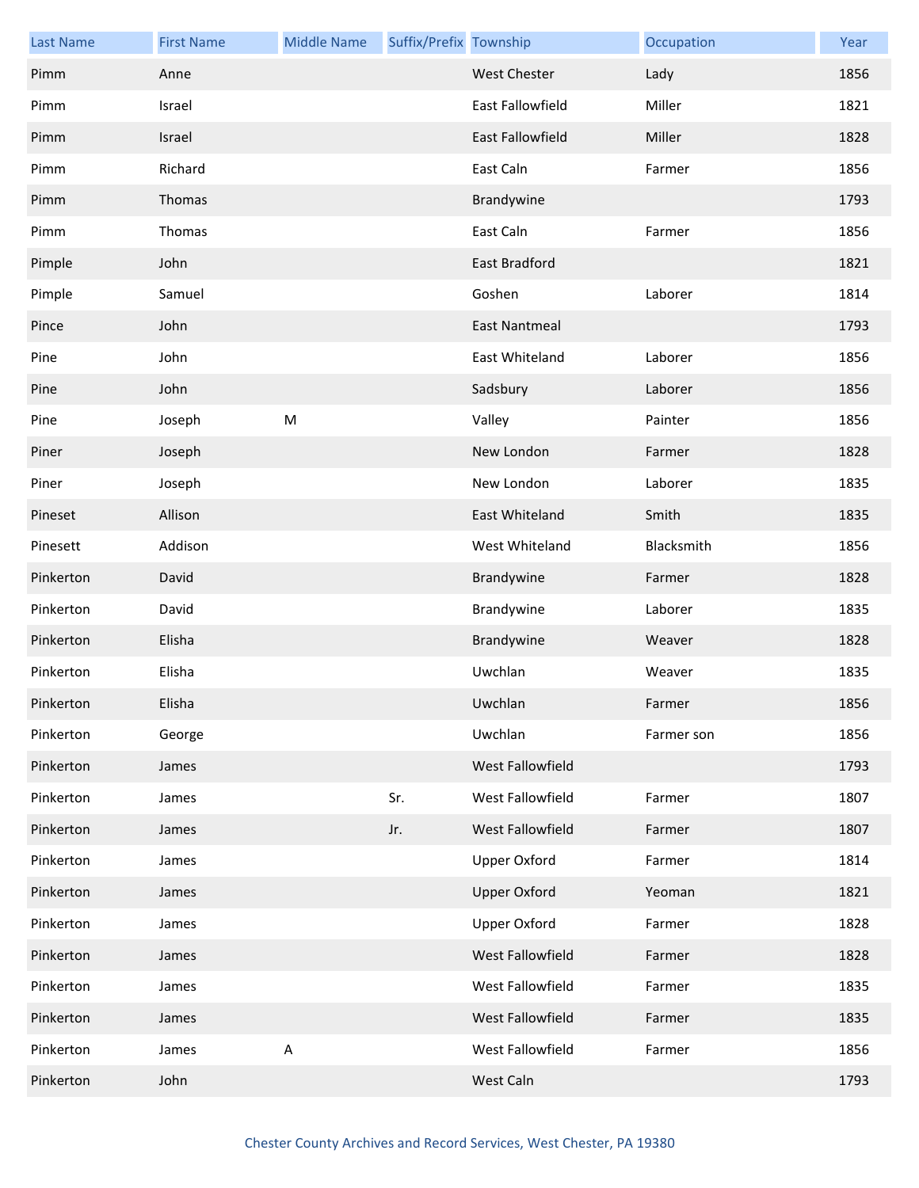| Last Name | First Name | Middle Name | Suffix/Prefix | Township | Occupation | Year |
|---|---|---|---|---|---|---|
| Pimm | Anne | | | West Chester | Lady | 1856 |
| Pimm | Israel | | | East Fallowfield | Miller | 1821 |
| Pimm | Israel | | | East Fallowfield | Miller | 1828 |
| Pimm | Richard | | | East Caln | Farmer | 1856 |
| Pimm | Thomas | | | Brandywine | | 1793 |
| Pimm | Thomas | | | East Caln | Farmer | 1856 |
| Pimple | John | | | East Bradford | | 1821 |
| Pimple | Samuel | | | Goshen | Laborer | 1814 |
| Pince | John | | | East Nantmeal | | 1793 |
| Pine | John | | | East Whiteland | Laborer | 1856 |
| Pine | John | | | Sadsbury | Laborer | 1856 |
| Pine | Joseph | M | | Valley | Painter | 1856 |
| Piner | Joseph | | | New London | Farmer | 1828 |
| Piner | Joseph | | | New London | Laborer | 1835 |
| Pineset | Allison | | | East Whiteland | Smith | 1835 |
| Pinesett | Addison | | | West Whiteland | Blacksmith | 1856 |
| Pinkerton | David | | | Brandywine | Farmer | 1828 |
| Pinkerton | David | | | Brandywine | Laborer | 1835 |
| Pinkerton | Elisha | | | Brandywine | Weaver | 1828 |
| Pinkerton | Elisha | | | Uwchlan | Weaver | 1835 |
| Pinkerton | Elisha | | | Uwchlan | Farmer | 1856 |
| Pinkerton | George | | | Uwchlan | Farmer son | 1856 |
| Pinkerton | James | | | West Fallowfield | | 1793 |
| Pinkerton | James | | Sr. | West Fallowfield | Farmer | 1807 |
| Pinkerton | James | | Jr. | West Fallowfield | Farmer | 1807 |
| Pinkerton | James | | | Upper Oxford | Farmer | 1814 |
| Pinkerton | James | | | Upper Oxford | Yeoman | 1821 |
| Pinkerton | James | | | Upper Oxford | Farmer | 1828 |
| Pinkerton | James | | | West Fallowfield | Farmer | 1828 |
| Pinkerton | James | | | West Fallowfield | Farmer | 1835 |
| Pinkerton | James | | | West Fallowfield | Farmer | 1835 |
| Pinkerton | James | A | | West Fallowfield | Farmer | 1856 |
| Pinkerton | John | | | West Caln | | 1793 |

Chester County Archives and Record Services, West Chester, PA 19380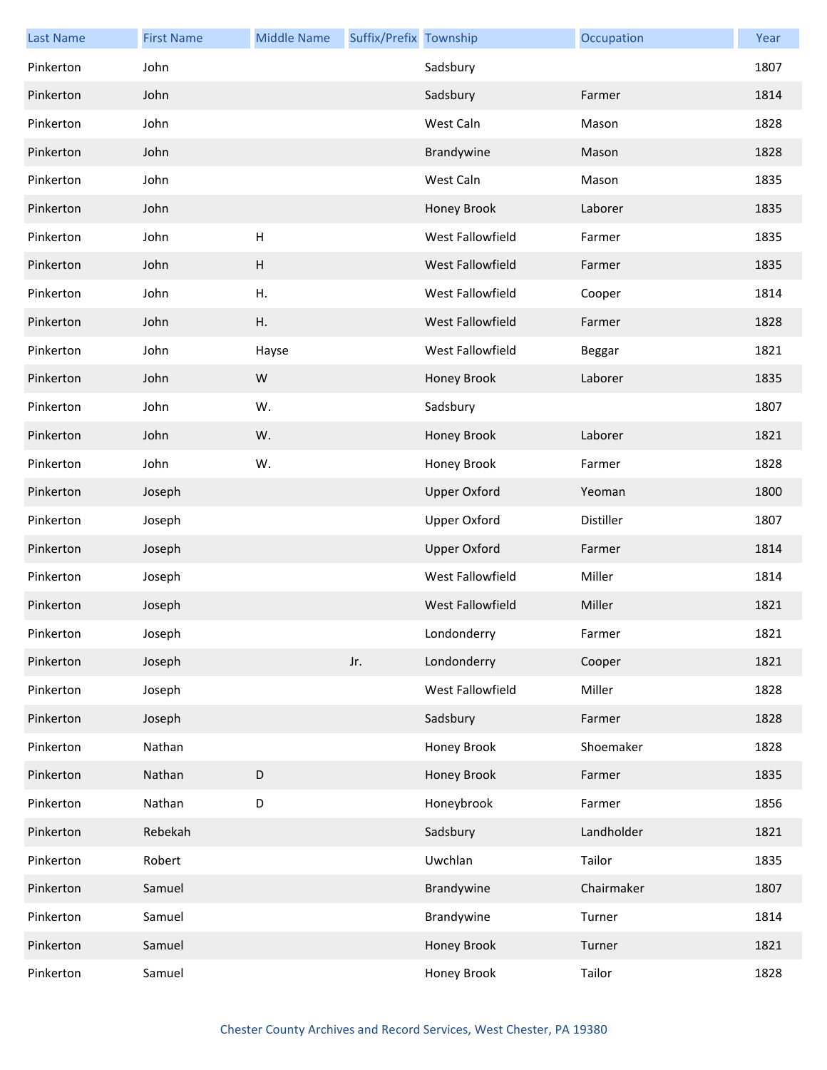| Last Name | First Name | Middle Name | Suffix/Prefix | Township | Occupation | Year |
|---|---|---|---|---|---|---|
| Pinkerton | John | | | Sadsbury | | 1807 |
| Pinkerton | John | | | Sadsbury | Farmer | 1814 |
| Pinkerton | John | | | West Caln | Mason | 1828 |
| Pinkerton | John | | | Brandywine | Mason | 1828 |
| Pinkerton | John | | | West Caln | Mason | 1835 |
| Pinkerton | John | | | Honey Brook | Laborer | 1835 |
| Pinkerton | John | H | | West Fallowfield | Farmer | 1835 |
| Pinkerton | John | H | | West Fallowfield | Farmer | 1835 |
| Pinkerton | John | H. | | West Fallowfield | Cooper | 1814 |
| Pinkerton | John | H. | | West Fallowfield | Farmer | 1828 |
| Pinkerton | John | Hayse | | West Fallowfield | Beggar | 1821 |
| Pinkerton | John | W | | Honey Brook | Laborer | 1835 |
| Pinkerton | John | W. | | Sadsbury | | 1807 |
| Pinkerton | John | W. | | Honey Brook | Laborer | 1821 |
| Pinkerton | John | W. | | Honey Brook | Farmer | 1828 |
| Pinkerton | Joseph | | | Upper Oxford | Yeoman | 1800 |
| Pinkerton | Joseph | | | Upper Oxford | Distiller | 1807 |
| Pinkerton | Joseph | | | Upper Oxford | Farmer | 1814 |
| Pinkerton | Joseph | | | West Fallowfield | Miller | 1814 |
| Pinkerton | Joseph | | | West Fallowfield | Miller | 1821 |
| Pinkerton | Joseph | | | Londonderry | Farmer | 1821 |
| Pinkerton | Joseph | | Jr. | Londonderry | Cooper | 1821 |
| Pinkerton | Joseph | | | West Fallowfield | Miller | 1828 |
| Pinkerton | Joseph | | | Sadsbury | Farmer | 1828 |
| Pinkerton | Nathan | | | Honey Brook | Shoemaker | 1828 |
| Pinkerton | Nathan | D | | Honey Brook | Farmer | 1835 |
| Pinkerton | Nathan | D | | Honeybrook | Farmer | 1856 |
| Pinkerton | Rebekah | | | Sadsbury | Landholder | 1821 |
| Pinkerton | Robert | | | Uwchlan | Tailor | 1835 |
| Pinkerton | Samuel | | | Brandywine | Chairmaker | 1807 |
| Pinkerton | Samuel | | | Brandywine | Turner | 1814 |
| Pinkerton | Samuel | | | Honey Brook | Turner | 1821 |
| Pinkerton | Samuel | | | Honey Brook | Tailor | 1828 |

Chester County Archives and Record Services, West Chester, PA 19380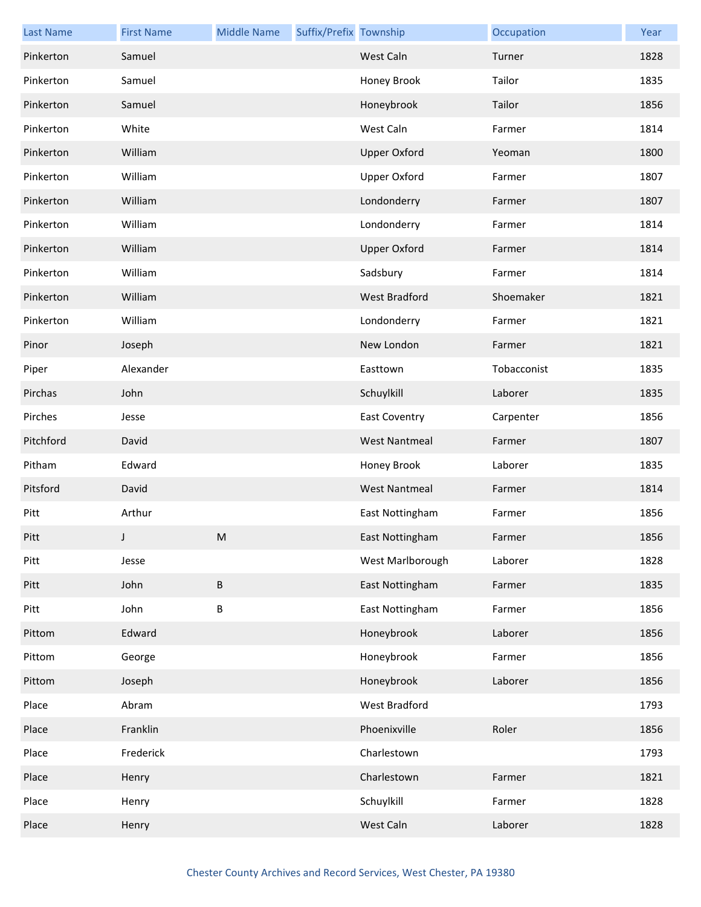| Last Name | First Name | Middle Name | Suffix/Prefix | Township | Occupation | Year |
|---|---|---|---|---|---|---|
| Pinkerton | Samuel | | | West Caln | Turner | 1828 |
| Pinkerton | Samuel | | | Honey Brook | Tailor | 1835 |
| Pinkerton | Samuel | | | Honeybrook | Tailor | 1856 |
| Pinkerton | White | | | West Caln | Farmer | 1814 |
| Pinkerton | William | | | Upper Oxford | Yeoman | 1800 |
| Pinkerton | William | | | Upper Oxford | Farmer | 1807 |
| Pinkerton | William | | | Londonderry | Farmer | 1807 |
| Pinkerton | William | | | Londonderry | Farmer | 1814 |
| Pinkerton | William | | | Upper Oxford | Farmer | 1814 |
| Pinkerton | William | | | Sadsbury | Farmer | 1814 |
| Pinkerton | William | | | West Bradford | Shoemaker | 1821 |
| Pinkerton | William | | | Londonderry | Farmer | 1821 |
| Pinor | Joseph | | | New London | Farmer | 1821 |
| Piper | Alexander | | | Easttown | Tobacconist | 1835 |
| Pirchas | John | | | Schuylkill | Laborer | 1835 |
| Pirches | Jesse | | | East Coventry | Carpenter | 1856 |
| Pitchford | David | | | West Nantmeal | Farmer | 1807 |
| Pitham | Edward | | | Honey Brook | Laborer | 1835 |
| Pitsford | David | | | West Nantmeal | Farmer | 1814 |
| Pitt | Arthur | | | East Nottingham | Farmer | 1856 |
| Pitt | J | M | | East Nottingham | Farmer | 1856 |
| Pitt | Jesse | | | West Marlborough | Laborer | 1828 |
| Pitt | John | B | | East Nottingham | Farmer | 1835 |
| Pitt | John | B | | East Nottingham | Farmer | 1856 |
| Pittom | Edward | | | Honeybrook | Laborer | 1856 |
| Pittom | George | | | Honeybrook | Farmer | 1856 |
| Pittom | Joseph | | | Honeybrook | Laborer | 1856 |
| Place | Abram | | | West Bradford | | 1793 |
| Place | Franklin | | | Phoenixville | Roler | 1856 |
| Place | Frederick | | | Charlestown | | 1793 |
| Place | Henry | | | Charlestown | Farmer | 1821 |
| Place | Henry | | | Schuylkill | Farmer | 1828 |
| Place | Henry | | | West Caln | Laborer | 1828 |

Chester County Archives and Record Services, West Chester, PA 19380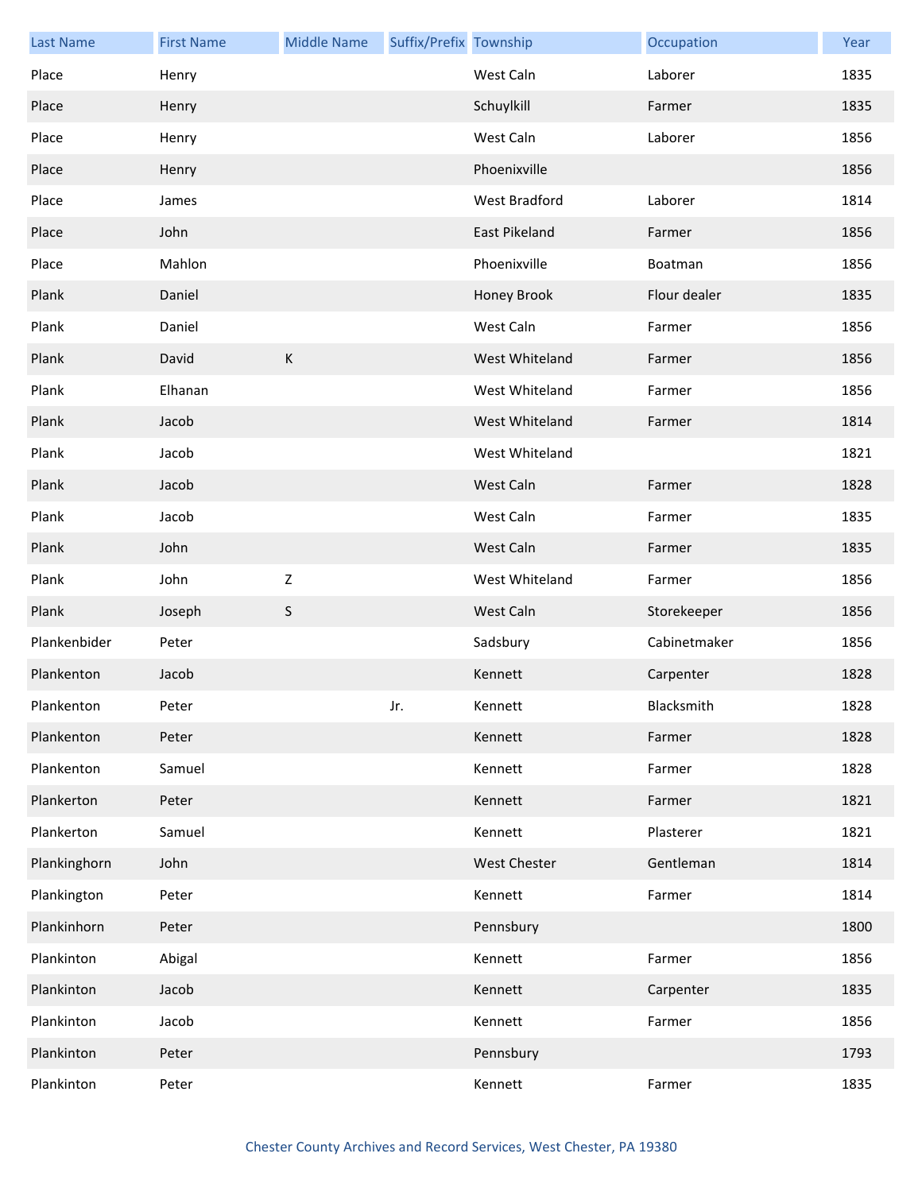| Last Name | First Name | Middle Name | Suffix/Prefix | Township | Occupation | Year |
|---|---|---|---|---|---|---|
| Place | Henry | | | West Caln | Laborer | 1835 |
| Place | Henry | | | Schuylkill | Farmer | 1835 |
| Place | Henry | | | West Caln | Laborer | 1856 |
| Place | Henry | | | Phoenixville | | 1856 |
| Place | James | | | West Bradford | Laborer | 1814 |
| Place | John | | | East Pikeland | Farmer | 1856 |
| Place | Mahlon | | | Phoenixville | Boatman | 1856 |
| Plank | Daniel | | | Honey Brook | Flour dealer | 1835 |
| Plank | Daniel | | | West Caln | Farmer | 1856 |
| Plank | David | K | | West Whiteland | Farmer | 1856 |
| Plank | Elhanan | | | West Whiteland | Farmer | 1856 |
| Plank | Jacob | | | West Whiteland | Farmer | 1814 |
| Plank | Jacob | | | West Whiteland | | 1821 |
| Plank | Jacob | | | West Caln | Farmer | 1828 |
| Plank | Jacob | | | West Caln | Farmer | 1835 |
| Plank | John | | | West Caln | Farmer | 1835 |
| Plank | John | Z | | West Whiteland | Farmer | 1856 |
| Plank | Joseph | S | | West Caln | Storekeeper | 1856 |
| Plankenbider | Peter | | | Sadsbury | Cabinetmaker | 1856 |
| Plankenton | Jacob | | | Kennett | Carpenter | 1828 |
| Plankenton | Peter | | Jr. | Kennett | Blacksmith | 1828 |
| Plankenton | Peter | | | Kennett | Farmer | 1828 |
| Plankenton | Samuel | | | Kennett | Farmer | 1828 |
| Plankerton | Peter | | | Kennett | Farmer | 1821 |
| Plankerton | Samuel | | | Kennett | Plasterer | 1821 |
| Plankinghorn | John | | | West Chester | Gentleman | 1814 |
| Plankington | Peter | | | Kennett | Farmer | 1814 |
| Plankinhorn | Peter | | | Pennsbury | | 1800 |
| Plankinton | Abigal | | | Kennett | Farmer | 1856 |
| Plankinton | Jacob | | | Kennett | Carpenter | 1835 |
| Plankinton | Jacob | | | Kennett | Farmer | 1856 |
| Plankinton | Peter | | | Pennsbury | | 1793 |
| Plankinton | Peter | | | Kennett | Farmer | 1835 |

Chester County Archives and Record Services, West Chester, PA 19380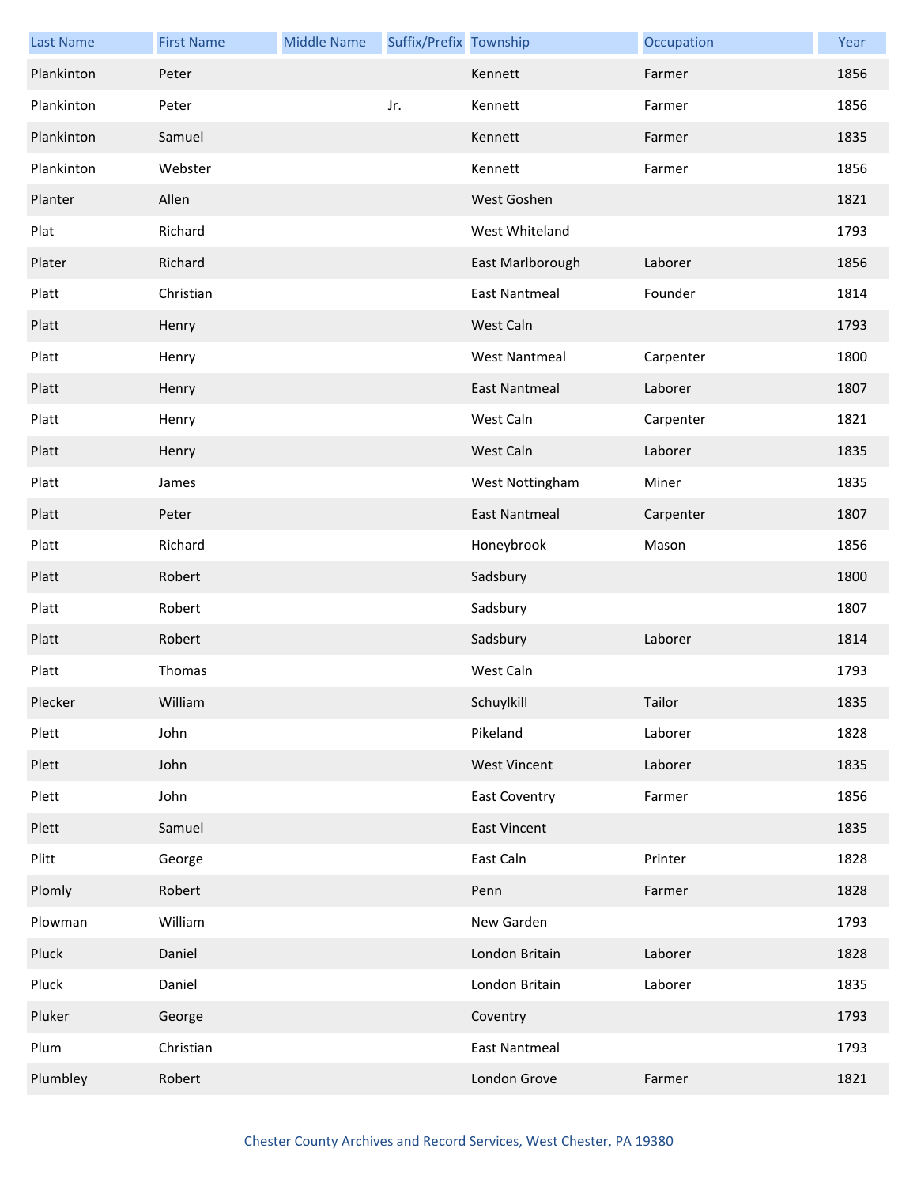| Last Name | First Name | Middle Name | Suffix/Prefix | Township | Occupation | Year |
|---|---|---|---|---|---|---|
| Plankinton | Peter | | | Kennett | Farmer | 1856 |
| Plankinton | Peter | | Jr. | Kennett | Farmer | 1856 |
| Plankinton | Samuel | | | Kennett | Farmer | 1835 |
| Plankinton | Webster | | | Kennett | Farmer | 1856 |
| Planter | Allen | | | West Goshen | | 1821 |
| Plat | Richard | | | West Whiteland | | 1793 |
| Plater | Richard | | | East Marlborough | Laborer | 1856 |
| Platt | Christian | | | East Nantmeal | Founder | 1814 |
| Platt | Henry | | | West Caln | | 1793 |
| Platt | Henry | | | West Nantmeal | Carpenter | 1800 |
| Platt | Henry | | | East Nantmeal | Laborer | 1807 |
| Platt | Henry | | | West Caln | Carpenter | 1821 |
| Platt | Henry | | | West Caln | Laborer | 1835 |
| Platt | James | | | West Nottingham | Miner | 1835 |
| Platt | Peter | | | East Nantmeal | Carpenter | 1807 |
| Platt | Richard | | | Honeybrook | Mason | 1856 |
| Platt | Robert | | | Sadsbury | | 1800 |
| Platt | Robert | | | Sadsbury | | 1807 |
| Platt | Robert | | | Sadsbury | Laborer | 1814 |
| Platt | Thomas | | | West Caln | | 1793 |
| Plecker | William | | | Schuylkill | Tailor | 1835 |
| Plett | John | | | Pikeland | Laborer | 1828 |
| Plett | John | | | West Vincent | Laborer | 1835 |
| Plett | John | | | East Coventry | Farmer | 1856 |
| Plett | Samuel | | | East Vincent | | 1835 |
| Plitt | George | | | East Caln | Printer | 1828 |
| Plomly | Robert | | | Penn | Farmer | 1828 |
| Plowman | William | | | New Garden | | 1793 |
| Pluck | Daniel | | | London Britain | Laborer | 1828 |
| Pluck | Daniel | | | London Britain | Laborer | 1835 |
| Pluker | George | | | Coventry | | 1793 |
| Plum | Christian | | | East Nantmeal | | 1793 |
| Plumbley | Robert | | | London Grove | Farmer | 1821 |

Chester County Archives and Record Services, West Chester, PA 19380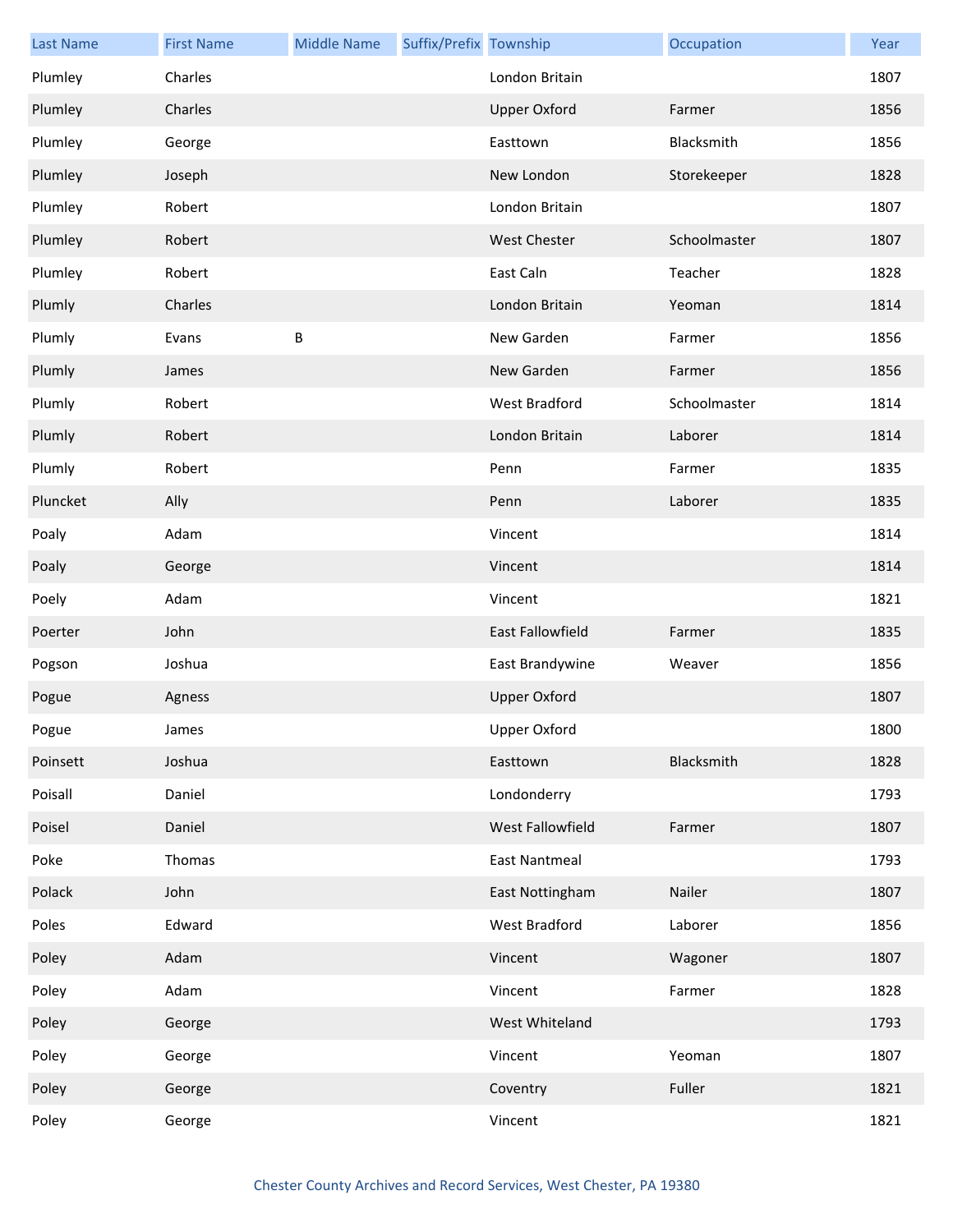| Last Name | First Name | Middle Name | Suffix/Prefix | Township | Occupation | Year |
|---|---|---|---|---|---|---|
| Plumley | Charles | | | London Britain | | 1807 |
| Plumley | Charles | | | Upper Oxford | Farmer | 1856 |
| Plumley | George | | | Easttown | Blacksmith | 1856 |
| Plumley | Joseph | | | New London | Storekeeper | 1828 |
| Plumley | Robert | | | London Britain | | 1807 |
| Plumley | Robert | | | West Chester | Schoolmaster | 1807 |
| Plumley | Robert | | | East Caln | Teacher | 1828 |
| Plumly | Charles | | | London Britain | Yeoman | 1814 |
| Plumly | Evans | B | | New Garden | Farmer | 1856 |
| Plumly | James | | | New Garden | Farmer | 1856 |
| Plumly | Robert | | | West Bradford | Schoolmaster | 1814 |
| Plumly | Robert | | | London Britain | Laborer | 1814 |
| Plumly | Robert | | | Penn | Farmer | 1835 |
| Pluncket | Ally | | | Penn | Laborer | 1835 |
| Poaly | Adam | | | Vincent | | 1814 |
| Poaly | George | | | Vincent | | 1814 |
| Poely | Adam | | | Vincent | | 1821 |
| Poerter | John | | | East Fallowfield | Farmer | 1835 |
| Pogson | Joshua | | | East Brandywine | Weaver | 1856 |
| Pogue | Agness | | | Upper Oxford | | 1807 |
| Pogue | James | | | Upper Oxford | | 1800 |
| Poinsett | Joshua | | | Easttown | Blacksmith | 1828 |
| Poisall | Daniel | | | Londonderry | | 1793 |
| Poisel | Daniel | | | West Fallowfield | Farmer | 1807 |
| Poke | Thomas | | | East Nantmeal | | 1793 |
| Polack | John | | | East Nottingham | Nailer | 1807 |
| Poles | Edward | | | West Bradford | Laborer | 1856 |
| Poley | Adam | | | Vincent | Wagoner | 1807 |
| Poley | Adam | | | Vincent | Farmer | 1828 |
| Poley | George | | | West Whiteland | | 1793 |
| Poley | George | | | Vincent | Yeoman | 1807 |
| Poley | George | | | Coventry | Fuller | 1821 |
| Poley | George | | | Vincent | | 1821 |

Chester County Archives and Record Services, West Chester, PA 19380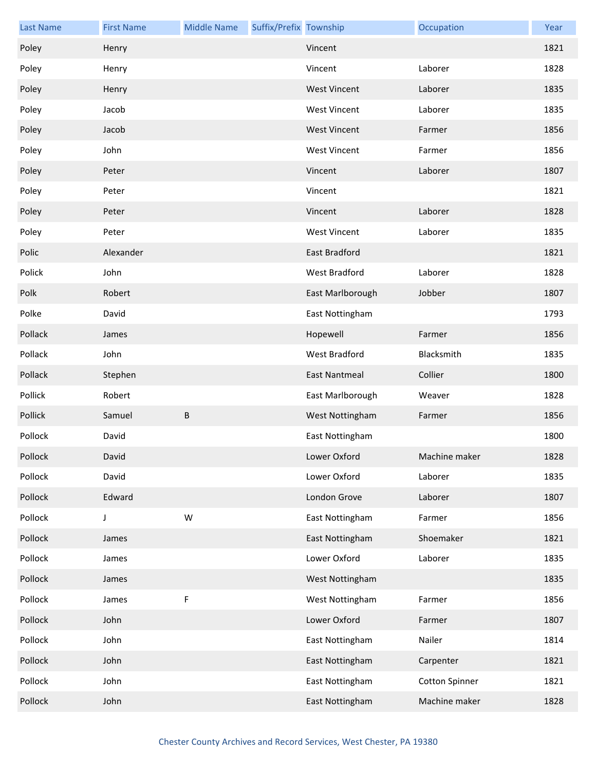| Last Name | First Name | Middle Name | Suffix/Prefix | Township | Occupation | Year |
|---|---|---|---|---|---|---|
| Poley | Henry | | | Vincent | | 1821 |
| Poley | Henry | | | Vincent | Laborer | 1828 |
| Poley | Henry | | | West Vincent | Laborer | 1835 |
| Poley | Jacob | | | West Vincent | Laborer | 1835 |
| Poley | Jacob | | | West Vincent | Farmer | 1856 |
| Poley | John | | | West Vincent | Farmer | 1856 |
| Poley | Peter | | | Vincent | Laborer | 1807 |
| Poley | Peter | | | Vincent | | 1821 |
| Poley | Peter | | | Vincent | Laborer | 1828 |
| Poley | Peter | | | West Vincent | Laborer | 1835 |
| Polic | Alexander | | | East Bradford | | 1821 |
| Polick | John | | | West Bradford | Laborer | 1828 |
| Polk | Robert | | | East Marlborough | Jobber | 1807 |
| Polke | David | | | East Nottingham | | 1793 |
| Pollack | James | | | Hopewell | Farmer | 1856 |
| Pollack | John | | | West Bradford | Blacksmith | 1835 |
| Pollack | Stephen | | | East Nantmeal | Collier | 1800 |
| Pollick | Robert | | | East Marlborough | Weaver | 1828 |
| Pollick | Samuel | B | | West Nottingham | Farmer | 1856 |
| Pollock | David | | | East Nottingham | | 1800 |
| Pollock | David | | | Lower Oxford | Machine maker | 1828 |
| Pollock | David | | | Lower Oxford | Laborer | 1835 |
| Pollock | Edward | | | London Grove | Laborer | 1807 |
| Pollock | J | W | | East Nottingham | Farmer | 1856 |
| Pollock | James | | | East Nottingham | Shoemaker | 1821 |
| Pollock | James | | | Lower Oxford | Laborer | 1835 |
| Pollock | James | | | West Nottingham | | 1835 |
| Pollock | James | F | | West Nottingham | Farmer | 1856 |
| Pollock | John | | | Lower Oxford | Farmer | 1807 |
| Pollock | John | | | East Nottingham | Nailer | 1814 |
| Pollock | John | | | East Nottingham | Carpenter | 1821 |
| Pollock | John | | | East Nottingham | Cotton Spinner | 1821 |
| Pollock | John | | | East Nottingham | Machine maker | 1828 |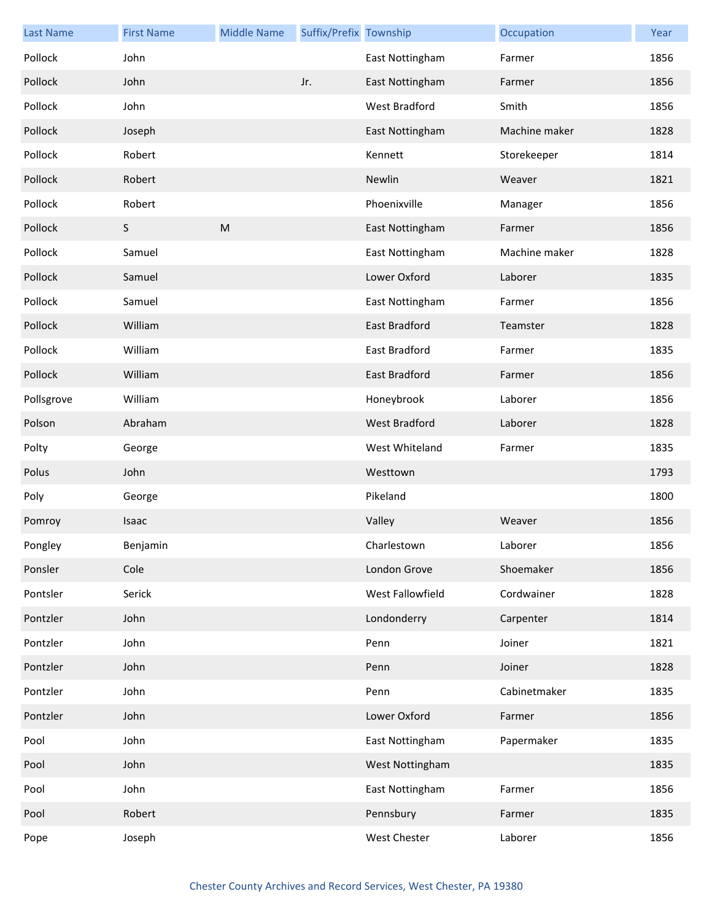| Last Name | First Name | Middle Name | Suffix/Prefix | Township | Occupation | Year |
|---|---|---|---|---|---|---|
| Pollock | John | | | East Nottingham | Farmer | 1856 |
| Pollock | John | | Jr. | East Nottingham | Farmer | 1856 |
| Pollock | John | | | West Bradford | Smith | 1856 |
| Pollock | Joseph | | | East Nottingham | Machine maker | 1828 |
| Pollock | Robert | | | Kennett | Storekeeper | 1814 |
| Pollock | Robert | | | Newlin | Weaver | 1821 |
| Pollock | Robert | | | Phoenixville | Manager | 1856 |
| Pollock | S | M | | East Nottingham | Farmer | 1856 |
| Pollock | Samuel | | | East Nottingham | Machine maker | 1828 |
| Pollock | Samuel | | | Lower Oxford | Laborer | 1835 |
| Pollock | Samuel | | | East Nottingham | Farmer | 1856 |
| Pollock | William | | | East Bradford | Teamster | 1828 |
| Pollock | William | | | East Bradford | Farmer | 1835 |
| Pollock | William | | | East Bradford | Farmer | 1856 |
| Pollsgrove | William | | | Honeybrook | Laborer | 1856 |
| Polson | Abraham | | | West Bradford | Laborer | 1828 |
| Polty | George | | | West Whiteland | Farmer | 1835 |
| Polus | John | | | Westtown | | 1793 |
| Poly | George | | | Pikeland | | 1800 |
| Pomroy | Isaac | | | Valley | Weaver | 1856 |
| Pongley | Benjamin | | | Charlestown | Laborer | 1856 |
| Ponsler | Cole | | | London Grove | Shoemaker | 1856 |
| Pontsler | Serick | | | West Fallowfield | Cordwainer | 1828 |
| Pontzler | John | | | Londonderry | Carpenter | 1814 |
| Pontzler | John | | | Penn | Joiner | 1821 |
| Pontzler | John | | | Penn | Joiner | 1828 |
| Pontzler | John | | | Penn | Cabinetmaker | 1835 |
| Pontzler | John | | | Lower Oxford | Farmer | 1856 |
| Pool | John | | | East Nottingham | Papermaker | 1835 |
| Pool | John | | | West Nottingham | | 1835 |
| Pool | John | | | East Nottingham | Farmer | 1856 |
| Pool | Robert | | | Pennsbury | Farmer | 1835 |
| Pope | Joseph | | | West Chester | Laborer | 1856 |

Chester County Archives and Record Services, West Chester, PA 19380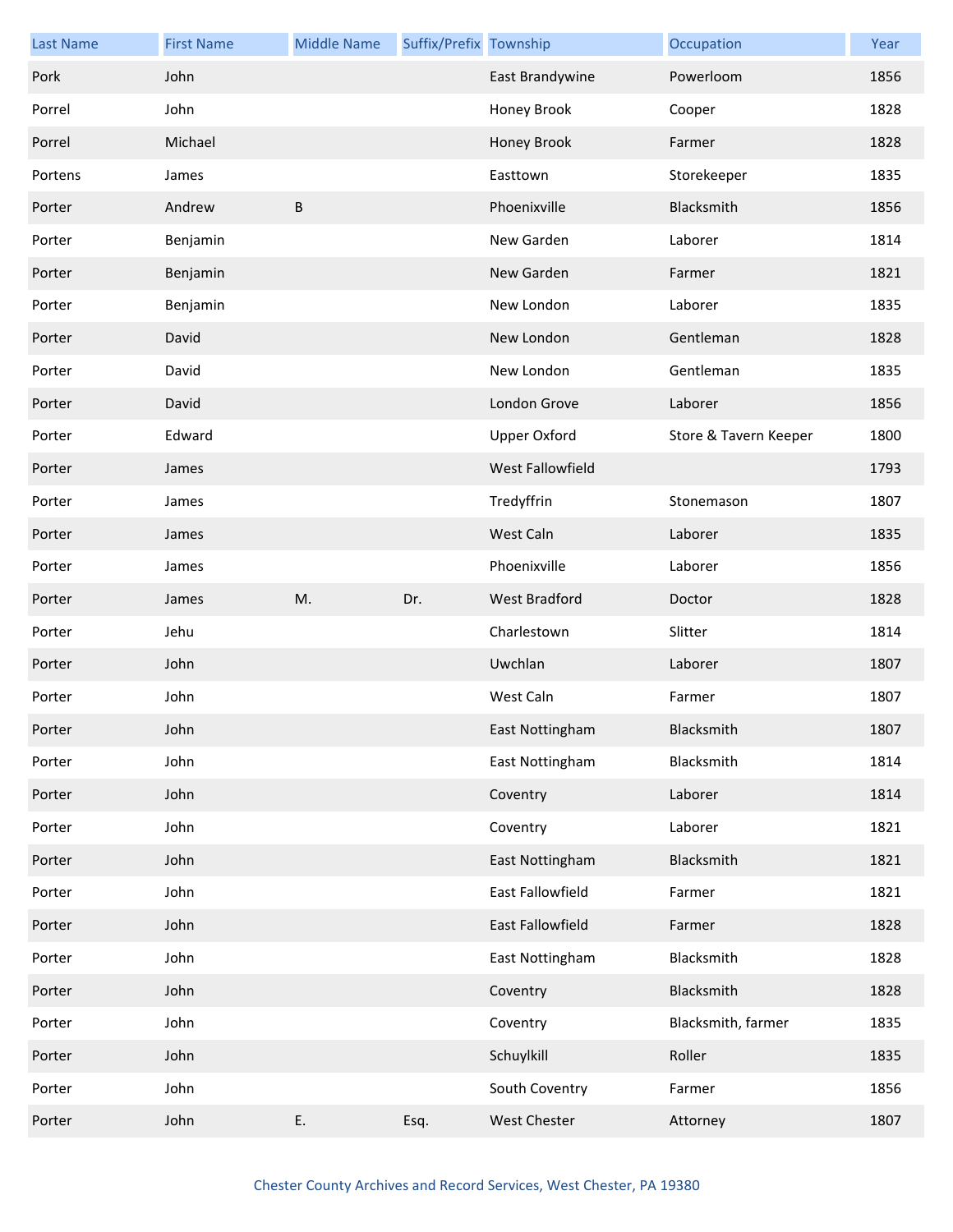| Last Name | First Name | Middle Name | Suffix/Prefix | Township | Occupation | Year |
|---|---|---|---|---|---|---|
| Pork | John | | | East Brandywine | Powerloom | 1856 |
| Porrel | John | | | Honey Brook | Cooper | 1828 |
| Porrel | Michael | | | Honey Brook | Farmer | 1828 |
| Portens | James | | | Easttown | Storekeeper | 1835 |
| Porter | Andrew | B | | Phoenixville | Blacksmith | 1856 |
| Porter | Benjamin | | | New Garden | Laborer | 1814 |
| Porter | Benjamin | | | New Garden | Farmer | 1821 |
| Porter | Benjamin | | | New London | Laborer | 1835 |
| Porter | David | | | New London | Gentleman | 1828 |
| Porter | David | | | New London | Gentleman | 1835 |
| Porter | David | | | London Grove | Laborer | 1856 |
| Porter | Edward | | | Upper Oxford | Store & Tavern Keeper | 1800 |
| Porter | James | | | West Fallowfield | | 1793 |
| Porter | James | | | Tredyffrin | Stonemason | 1807 |
| Porter | James | | | West Caln | Laborer | 1835 |
| Porter | James | | | Phoenixville | Laborer | 1856 |
| Porter | James | M. | Dr. | West Bradford | Doctor | 1828 |
| Porter | Jehu | | | Charlestown | Slitter | 1814 |
| Porter | John | | | Uwchlan | Laborer | 1807 |
| Porter | John | | | West Caln | Farmer | 1807 |
| Porter | John | | | East Nottingham | Blacksmith | 1807 |
| Porter | John | | | East Nottingham | Blacksmith | 1814 |
| Porter | John | | | Coventry | Laborer | 1814 |
| Porter | John | | | Coventry | Laborer | 1821 |
| Porter | John | | | East Nottingham | Blacksmith | 1821 |
| Porter | John | | | East Fallowfield | Farmer | 1821 |
| Porter | John | | | East Fallowfield | Farmer | 1828 |
| Porter | John | | | East Nottingham | Blacksmith | 1828 |
| Porter | John | | | Coventry | Blacksmith | 1828 |
| Porter | John | | | Coventry | Blacksmith, farmer | 1835 |
| Porter | John | | | Schuylkill | Roller | 1835 |
| Porter | John | | | South Coventry | Farmer | 1856 |
| Porter | John | E. | Esq. | West Chester | Attorney | 1807 |

Chester County Archives and Record Services, West Chester, PA 19380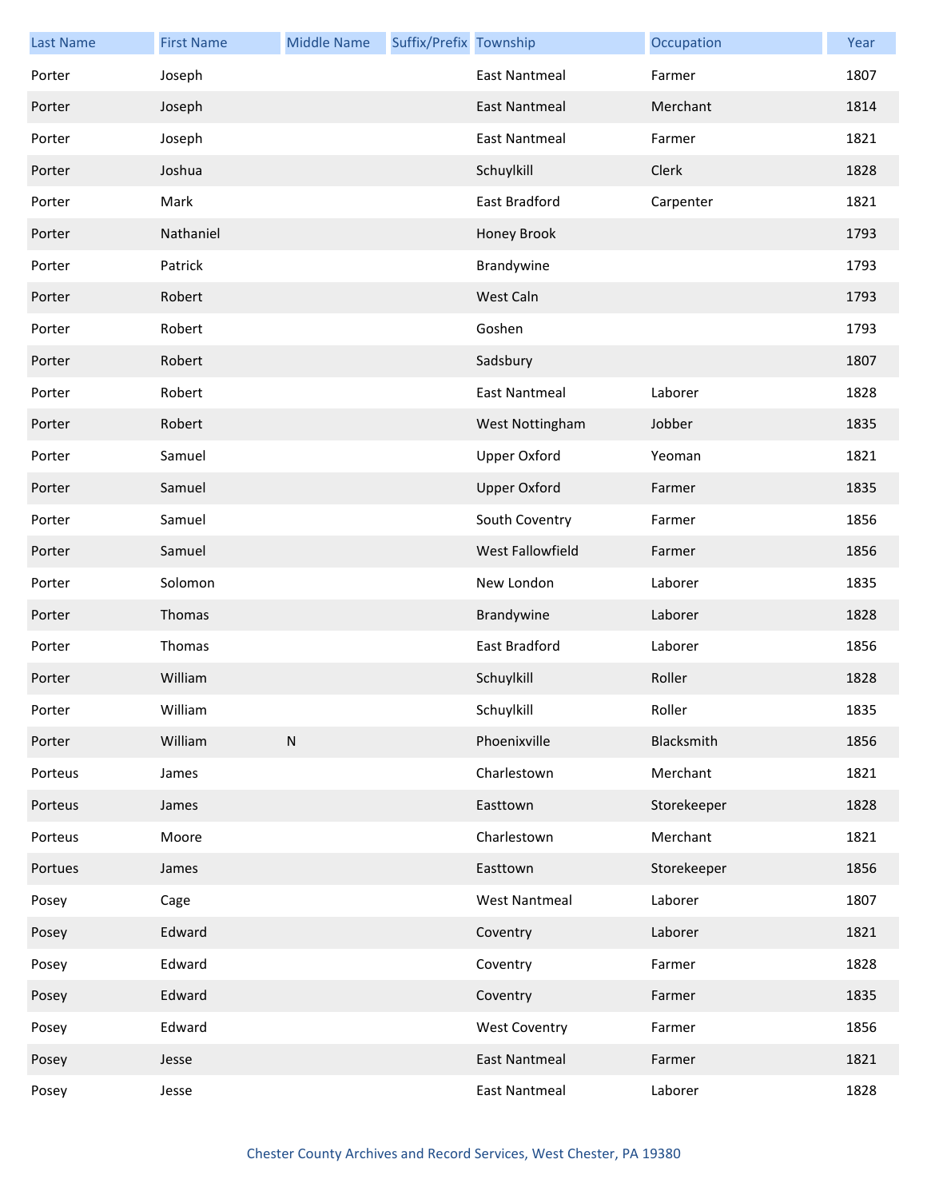| Last Name | First Name | Middle Name | Suffix/Prefix | Township | Occupation | Year |
|---|---|---|---|---|---|---|
| Porter | Joseph | | | East Nantmeal | Farmer | 1807 |
| Porter | Joseph | | | East Nantmeal | Merchant | 1814 |
| Porter | Joseph | | | East Nantmeal | Farmer | 1821 |
| Porter | Joshua | | | Schuylkill | Clerk | 1828 |
| Porter | Mark | | | East Bradford | Carpenter | 1821 |
| Porter | Nathaniel | | | Honey Brook | | 1793 |
| Porter | Patrick | | | Brandywine | | 1793 |
| Porter | Robert | | | West Caln | | 1793 |
| Porter | Robert | | | Goshen | | 1793 |
| Porter | Robert | | | Sadsbury | | 1807 |
| Porter | Robert | | | East Nantmeal | Laborer | 1828 |
| Porter | Robert | | | West Nottingham | Jobber | 1835 |
| Porter | Samuel | | | Upper Oxford | Yeoman | 1821 |
| Porter | Samuel | | | Upper Oxford | Farmer | 1835 |
| Porter | Samuel | | | South Coventry | Farmer | 1856 |
| Porter | Samuel | | | West Fallowfield | Farmer | 1856 |
| Porter | Solomon | | | New London | Laborer | 1835 |
| Porter | Thomas | | | Brandywine | Laborer | 1828 |
| Porter | Thomas | | | East Bradford | Laborer | 1856 |
| Porter | William | | | Schuylkill | Roller | 1828 |
| Porter | William | | | Schuylkill | Roller | 1835 |
| Porter | William | N | | Phoenixville | Blacksmith | 1856 |
| Porteus | James | | | Charlestown | Merchant | 1821 |
| Porteus | James | | | Easttown | Storekeeper | 1828 |
| Porteus | Moore | | | Charlestown | Merchant | 1821 |
| Portues | James | | | Easttown | Storekeeper | 1856 |
| Posey | Cage | | | West Nantmeal | Laborer | 1807 |
| Posey | Edward | | | Coventry | Laborer | 1821 |
| Posey | Edward | | | Coventry | Farmer | 1828 |
| Posey | Edward | | | Coventry | Farmer | 1835 |
| Posey | Edward | | | West Coventry | Farmer | 1856 |
| Posey | Jesse | | | East Nantmeal | Farmer | 1821 |
| Posey | Jesse | | | East Nantmeal | Laborer | 1828 |

Chester County Archives and Record Services, West Chester, PA 19380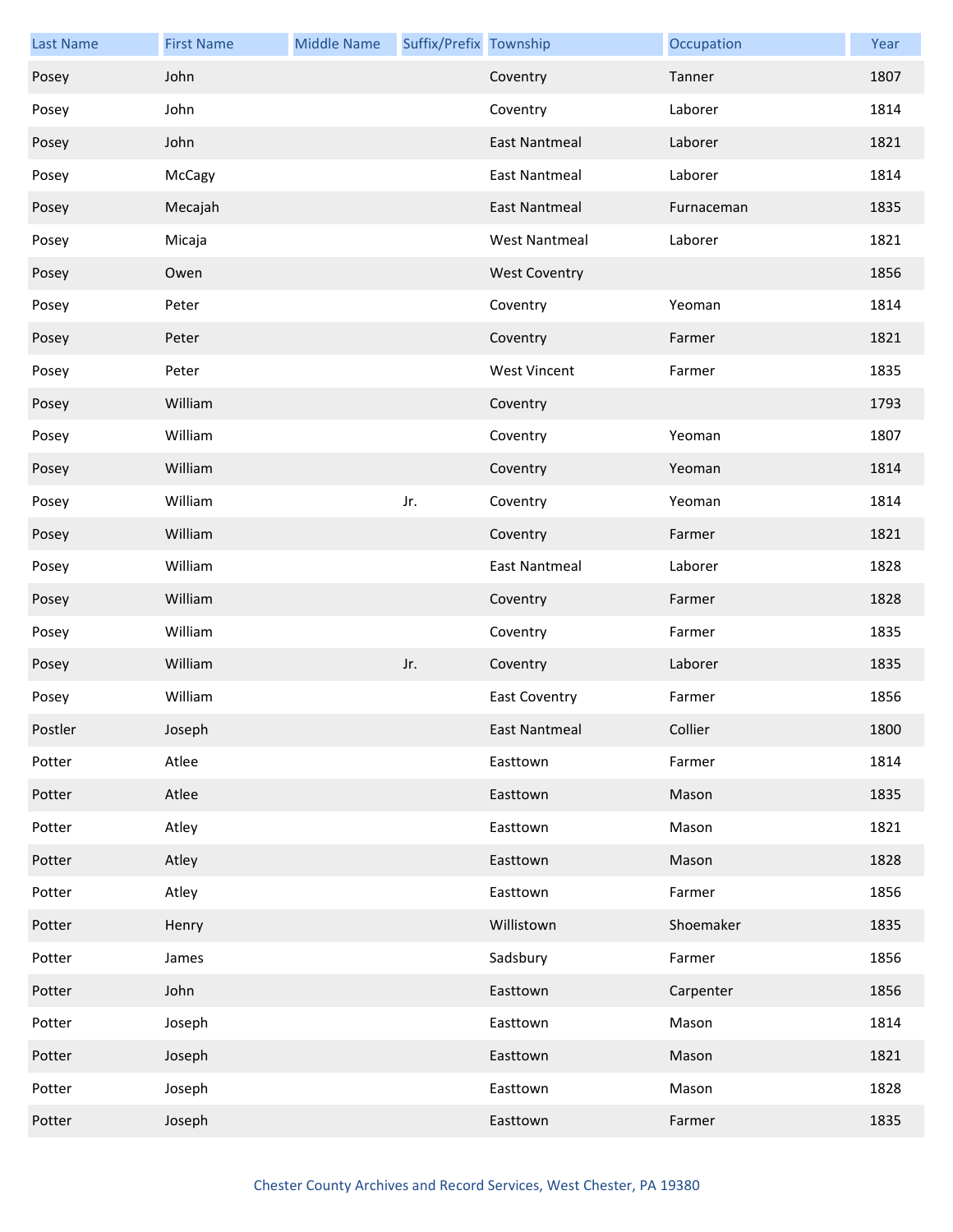| Last Name | First Name | Middle Name | Suffix/Prefix | Township | Occupation | Year |
|---|---|---|---|---|---|---|
| Posey | John | | | Coventry | Tanner | 1807 |
| Posey | John | | | Coventry | Laborer | 1814 |
| Posey | John | | | East Nantmeal | Laborer | 1821 |
| Posey | McCagy | | | East Nantmeal | Laborer | 1814 |
| Posey | Mecajah | | | East Nantmeal | Furnaceman | 1835 |
| Posey | Micaja | | | West Nantmeal | Laborer | 1821 |
| Posey | Owen | | | West Coventry | | 1856 |
| Posey | Peter | | | Coventry | Yeoman | 1814 |
| Posey | Peter | | | Coventry | Farmer | 1821 |
| Posey | Peter | | | West Vincent | Farmer | 1835 |
| Posey | William | | | Coventry | | 1793 |
| Posey | William | | | Coventry | Yeoman | 1807 |
| Posey | William | | | Coventry | Yeoman | 1814 |
| Posey | William | | Jr. | Coventry | Yeoman | 1814 |
| Posey | William | | | Coventry | Farmer | 1821 |
| Posey | William | | | East Nantmeal | Laborer | 1828 |
| Posey | William | | | Coventry | Farmer | 1828 |
| Posey | William | | | Coventry | Farmer | 1835 |
| Posey | William | | Jr. | Coventry | Laborer | 1835 |
| Posey | William | | | East Coventry | Farmer | 1856 |
| Postler | Joseph | | | East Nantmeal | Collier | 1800 |
| Potter | Atlee | | | Easttown | Farmer | 1814 |
| Potter | Atlee | | | Easttown | Mason | 1835 |
| Potter | Atley | | | Easttown | Mason | 1821 |
| Potter | Atley | | | Easttown | Mason | 1828 |
| Potter | Atley | | | Easttown | Farmer | 1856 |
| Potter | Henry | | | Willistown | Shoemaker | 1835 |
| Potter | James | | | Sadsbury | Farmer | 1856 |
| Potter | John | | | Easttown | Carpenter | 1856 |
| Potter | Joseph | | | Easttown | Mason | 1814 |
| Potter | Joseph | | | Easttown | Mason | 1821 |
| Potter | Joseph | | | Easttown | Mason | 1828 |
| Potter | Joseph | | | Easttown | Farmer | 1835 |

Chester County Archives and Record Services, West Chester, PA 19380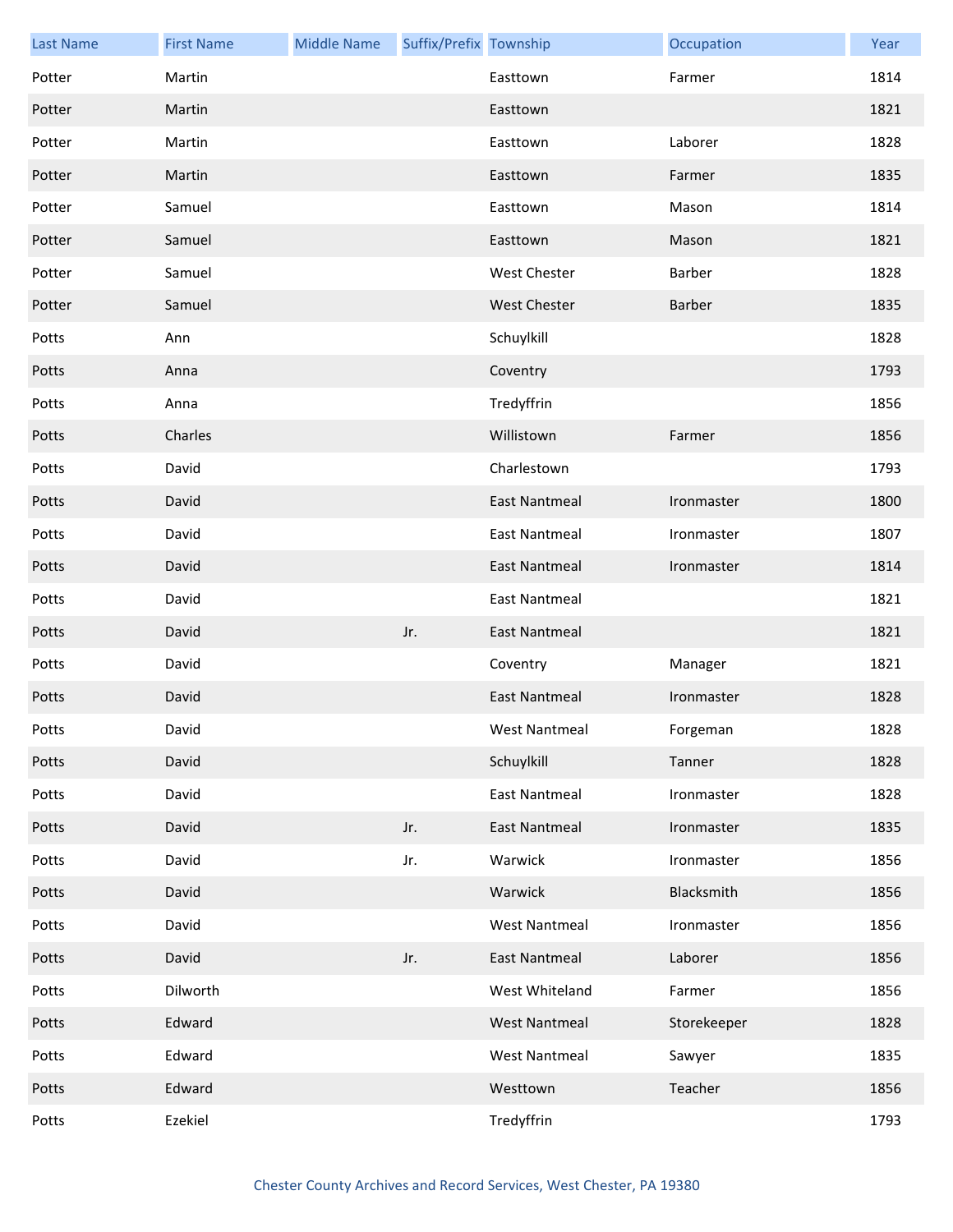| Last Name | First Name | Middle Name | Suffix/Prefix | Township | Occupation | Year |
|---|---|---|---|---|---|---|
| Potter | Martin | | | Easttown | Farmer | 1814 |
| Potter | Martin | | | Easttown | | 1821 |
| Potter | Martin | | | Easttown | Laborer | 1828 |
| Potter | Martin | | | Easttown | Farmer | 1835 |
| Potter | Samuel | | | Easttown | Mason | 1814 |
| Potter | Samuel | | | Easttown | Mason | 1821 |
| Potter | Samuel | | | West Chester | Barber | 1828 |
| Potter | Samuel | | | West Chester | Barber | 1835 |
| Potts | Ann | | | Schuylkill | | 1828 |
| Potts | Anna | | | Coventry | | 1793 |
| Potts | Anna | | | Tredyffrin | | 1856 |
| Potts | Charles | | | Willistown | Farmer | 1856 |
| Potts | David | | | Charlestown | | 1793 |
| Potts | David | | | East Nantmeal | Ironmaster | 1800 |
| Potts | David | | | East Nantmeal | Ironmaster | 1807 |
| Potts | David | | | East Nantmeal | Ironmaster | 1814 |
| Potts | David | | | East Nantmeal | | 1821 |
| Potts | David | | Jr. | East Nantmeal | | 1821 |
| Potts | David | | | Coventry | Manager | 1821 |
| Potts | David | | | East Nantmeal | Ironmaster | 1828 |
| Potts | David | | | West Nantmeal | Forgeman | 1828 |
| Potts | David | | | Schuylkill | Tanner | 1828 |
| Potts | David | | | East Nantmeal | Ironmaster | 1828 |
| Potts | David | | Jr. | East Nantmeal | Ironmaster | 1835 |
| Potts | David | | Jr. | Warwick | Ironmaster | 1856 |
| Potts | David | | | Warwick | Blacksmith | 1856 |
| Potts | David | | | West Nantmeal | Ironmaster | 1856 |
| Potts | David | | Jr. | East Nantmeal | Laborer | 1856 |
| Potts | Dilworth | | | West Whiteland | Farmer | 1856 |
| Potts | Edward | | | West Nantmeal | Storekeeper | 1828 |
| Potts | Edward | | | West Nantmeal | Sawyer | 1835 |
| Potts | Edward | | | Westtown | Teacher | 1856 |
| Potts | Ezekiel | | | Tredyffrin | | 1793 |

Chester County Archives and Record Services, West Chester, PA 19380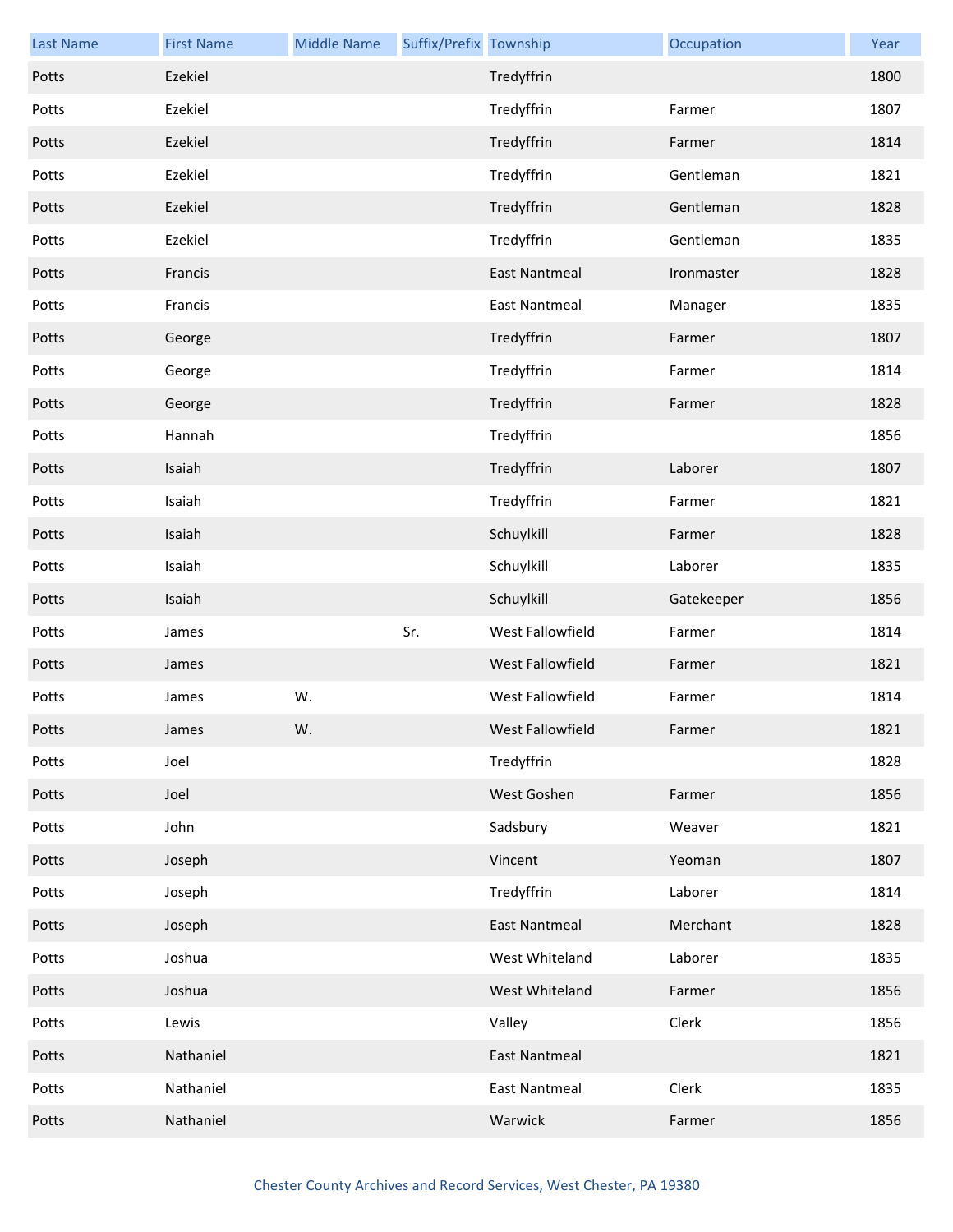| Last Name | First Name | Middle Name | Suffix/Prefix | Township | Occupation | Year |
|---|---|---|---|---|---|---|
| Potts | Ezekiel | | | Tredyffrin | | 1800 |
| Potts | Ezekiel | | | Tredyffrin | Farmer | 1807 |
| Potts | Ezekiel | | | Tredyffrin | Farmer | 1814 |
| Potts | Ezekiel | | | Tredyffrin | Gentleman | 1821 |
| Potts | Ezekiel | | | Tredyffrin | Gentleman | 1828 |
| Potts | Ezekiel | | | Tredyffrin | Gentleman | 1835 |
| Potts | Francis | | | East Nantmeal | Ironmaster | 1828 |
| Potts | Francis | | | East Nantmeal | Manager | 1835 |
| Potts | George | | | Tredyffrin | Farmer | 1807 |
| Potts | George | | | Tredyffrin | Farmer | 1814 |
| Potts | George | | | Tredyffrin | Farmer | 1828 |
| Potts | Hannah | | | Tredyffrin | | 1856 |
| Potts | Isaiah | | | Tredyffrin | Laborer | 1807 |
| Potts | Isaiah | | | Tredyffrin | Farmer | 1821 |
| Potts | Isaiah | | | Schuylkill | Farmer | 1828 |
| Potts | Isaiah | | | Schuylkill | Laborer | 1835 |
| Potts | Isaiah | | | Schuylkill | Gatekeeper | 1856 |
| Potts | James | | Sr. | West Fallowfield | Farmer | 1814 |
| Potts | James | | | West Fallowfield | Farmer | 1821 |
| Potts | James | W. | | West Fallowfield | Farmer | 1814 |
| Potts | James | W. | | West Fallowfield | Farmer | 1821 |
| Potts | Joel | | | Tredyffrin | | 1828 |
| Potts | Joel | | | West Goshen | Farmer | 1856 |
| Potts | John | | | Sadsbury | Weaver | 1821 |
| Potts | Joseph | | | Vincent | Yeoman | 1807 |
| Potts | Joseph | | | Tredyffrin | Laborer | 1814 |
| Potts | Joseph | | | East Nantmeal | Merchant | 1828 |
| Potts | Joshua | | | West Whiteland | Laborer | 1835 |
| Potts | Joshua | | | West Whiteland | Farmer | 1856 |
| Potts | Lewis | | | Valley | Clerk | 1856 |
| Potts | Nathaniel | | | East Nantmeal | | 1821 |
| Potts | Nathaniel | | | East Nantmeal | Clerk | 1835 |
| Potts | Nathaniel | | | Warwick | Farmer | 1856 |

Chester County Archives and Record Services, West Chester, PA 19380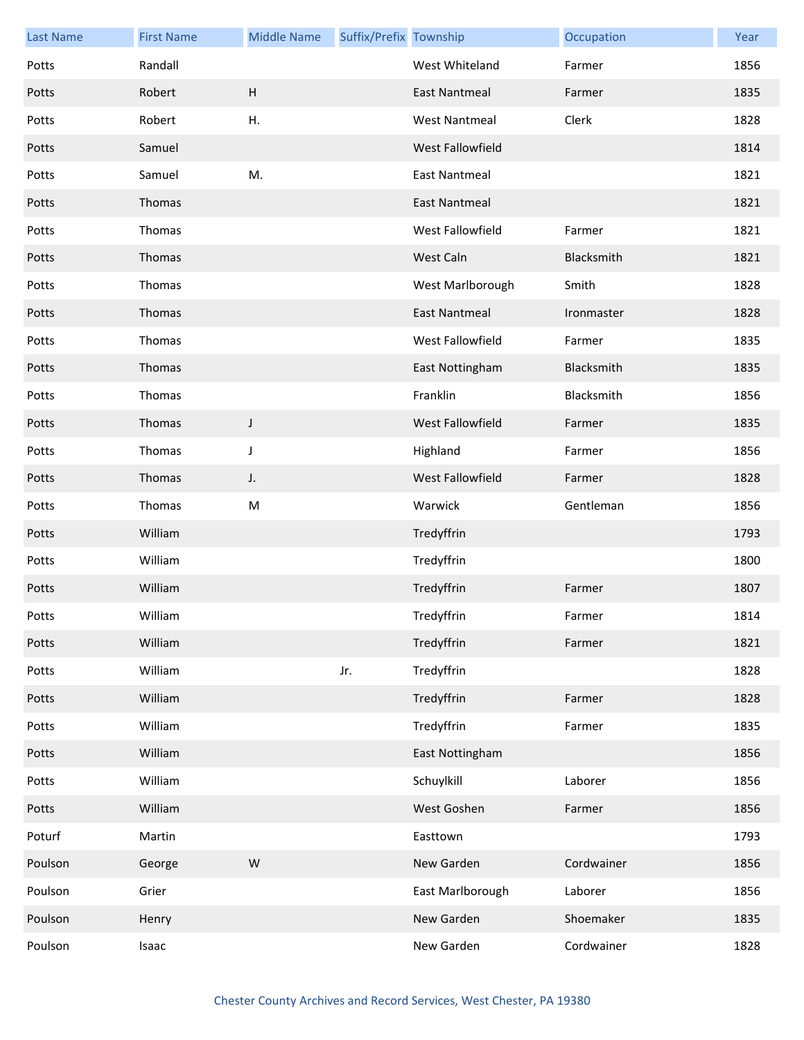| Last Name | First Name | Middle Name | Suffix/Prefix | Township | Occupation | Year |
|---|---|---|---|---|---|---|
| Potts | Randall | | | West Whiteland | Farmer | 1856 |
| Potts | Robert | H | | East Nantmeal | Farmer | 1835 |
| Potts | Robert | H. | | West Nantmeal | Clerk | 1828 |
| Potts | Samuel | | | West Fallowfield | | 1814 |
| Potts | Samuel | M. | | East Nantmeal | | 1821 |
| Potts | Thomas | | | East Nantmeal | | 1821 |
| Potts | Thomas | | | West Fallowfield | Farmer | 1821 |
| Potts | Thomas | | | West Caln | Blacksmith | 1821 |
| Potts | Thomas | | | West Marlborough | Smith | 1828 |
| Potts | Thomas | | | East Nantmeal | Ironmaster | 1828 |
| Potts | Thomas | | | West Fallowfield | Farmer | 1835 |
| Potts | Thomas | | | East Nottingham | Blacksmith | 1835 |
| Potts | Thomas | | | Franklin | Blacksmith | 1856 |
| Potts | Thomas | J | | West Fallowfield | Farmer | 1835 |
| Potts | Thomas | J | | Highland | Farmer | 1856 |
| Potts | Thomas | J. | | West Fallowfield | Farmer | 1828 |
| Potts | Thomas | M | | Warwick | Gentleman | 1856 |
| Potts | William | | | Tredyffrin | | 1793 |
| Potts | William | | | Tredyffrin | | 1800 |
| Potts | William | | | Tredyffrin | Farmer | 1807 |
| Potts | William | | | Tredyffrin | Farmer | 1814 |
| Potts | William | | | Tredyffrin | Farmer | 1821 |
| Potts | William | | Jr. | Tredyffrin | | 1828 |
| Potts | William | | | Tredyffrin | Farmer | 1828 |
| Potts | William | | | Tredyffrin | Farmer | 1835 |
| Potts | William | | | East Nottingham | | 1856 |
| Potts | William | | | Schuylkill | Laborer | 1856 |
| Potts | William | | | West Goshen | Farmer | 1856 |
| Poturf | Martin | | | Easttown | | 1793 |
| Poulson | George | W | | New Garden | Cordwainer | 1856 |
| Poulson | Grier | | | East Marlborough | Laborer | 1856 |
| Poulson | Henry | | | New Garden | Shoemaker | 1835 |
| Poulson | Isaac | | | New Garden | Cordwainer | 1828 |

Chester County Archives and Record Services, West Chester, PA 19380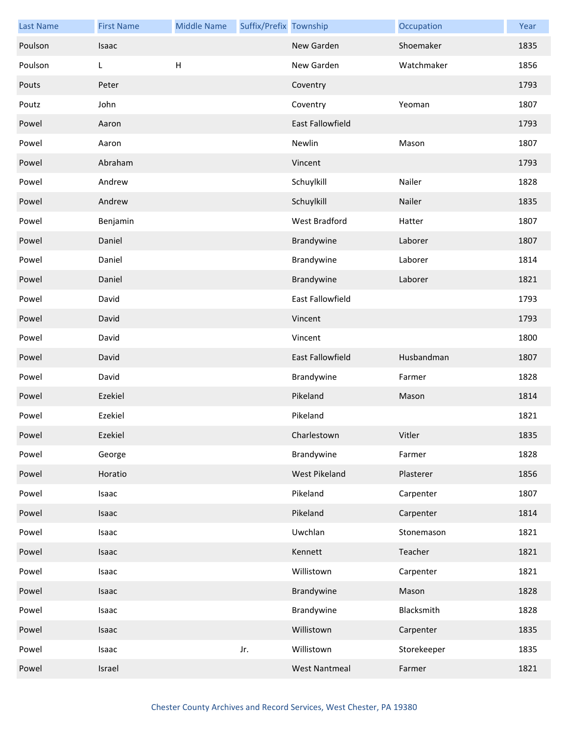| Last Name | First Name | Middle Name | Suffix/Prefix | Township | Occupation | Year |
|---|---|---|---|---|---|---|
| Poulson | Isaac | | | New Garden | Shoemaker | 1835 |
| Poulson | L | H | | New Garden | Watchmaker | 1856 |
| Pouts | Peter | | | Coventry | | 1793 |
| Poutz | John | | | Coventry | Yeoman | 1807 |
| Powel | Aaron | | | East Fallowfield | | 1793 |
| Powel | Aaron | | | Newlin | Mason | 1807 |
| Powel | Abraham | | | Vincent | | 1793 |
| Powel | Andrew | | | Schuylkill | Nailer | 1828 |
| Powel | Andrew | | | Schuylkill | Nailer | 1835 |
| Powel | Benjamin | | | West Bradford | Hatter | 1807 |
| Powel | Daniel | | | Brandywine | Laborer | 1807 |
| Powel | Daniel | | | Brandywine | Laborer | 1814 |
| Powel | Daniel | | | Brandywine | Laborer | 1821 |
| Powel | David | | | East Fallowfield | | 1793 |
| Powel | David | | | Vincent | | 1793 |
| Powel | David | | | Vincent | | 1800 |
| Powel | David | | | East Fallowfield | Husbandman | 1807 |
| Powel | David | | | Brandywine | Farmer | 1828 |
| Powel | Ezekiel | | | Pikeland | Mason | 1814 |
| Powel | Ezekiel | | | Pikeland | | 1821 |
| Powel | Ezekiel | | | Charlestown | Vitler | 1835 |
| Powel | George | | | Brandywine | Farmer | 1828 |
| Powel | Horatio | | | West Pikeland | Plasterer | 1856 |
| Powel | Isaac | | | Pikeland | Carpenter | 1807 |
| Powel | Isaac | | | Pikeland | Carpenter | 1814 |
| Powel | Isaac | | | Uwchlan | Stonemason | 1821 |
| Powel | Isaac | | | Kennett | Teacher | 1821 |
| Powel | Isaac | | | Willistown | Carpenter | 1821 |
| Powel | Isaac | | | Brandywine | Mason | 1828 |
| Powel | Isaac | | | Brandywine | Blacksmith | 1828 |
| Powel | Isaac | | | Willistown | Carpenter | 1835 |
| Powel | Isaac | | Jr. | Willistown | Storekeeper | 1835 |
| Powel | Israel | | | West Nantmeal | Farmer | 1821 |

Chester County Archives and Record Services, West Chester, PA 19380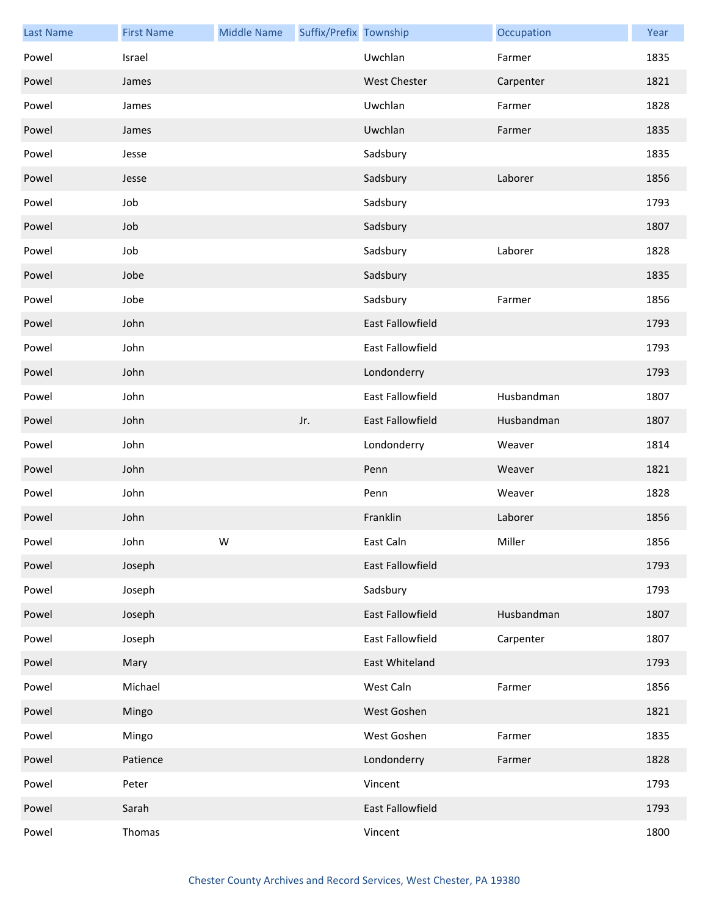| Last Name | First Name | Middle Name | Suffix/Prefix | Township | Occupation | Year |
|---|---|---|---|---|---|---|
| Powel | Israel | | | Uwchlan | Farmer | 1835 |
| Powel | James | | | West Chester | Carpenter | 1821 |
| Powel | James | | | Uwchlan | Farmer | 1828 |
| Powel | James | | | Uwchlan | Farmer | 1835 |
| Powel | Jesse | | | Sadsbury | | 1835 |
| Powel | Jesse | | | Sadsbury | Laborer | 1856 |
| Powel | Job | | | Sadsbury | | 1793 |
| Powel | Job | | | Sadsbury | | 1807 |
| Powel | Job | | | Sadsbury | Laborer | 1828 |
| Powel | Jobe | | | Sadsbury | | 1835 |
| Powel | Jobe | | | Sadsbury | Farmer | 1856 |
| Powel | John | | | East Fallowfield | | 1793 |
| Powel | John | | | East Fallowfield | | 1793 |
| Powel | John | | | Londonderry | | 1793 |
| Powel | John | | | East Fallowfield | Husbandman | 1807 |
| Powel | John | | Jr. | East Fallowfield | Husbandman | 1807 |
| Powel | John | | | Londonderry | Weaver | 1814 |
| Powel | John | | | Penn | Weaver | 1821 |
| Powel | John | | | Penn | Weaver | 1828 |
| Powel | John | | | Franklin | Laborer | 1856 |
| Powel | John | W | | East Caln | Miller | 1856 |
| Powel | Joseph | | | East Fallowfield | | 1793 |
| Powel | Joseph | | | Sadsbury | | 1793 |
| Powel | Joseph | | | East Fallowfield | Husbandman | 1807 |
| Powel | Joseph | | | East Fallowfield | Carpenter | 1807 |
| Powel | Mary | | | East Whiteland | | 1793 |
| Powel | Michael | | | West Caln | Farmer | 1856 |
| Powel | Mingo | | | West Goshen | | 1821 |
| Powel | Mingo | | | West Goshen | Farmer | 1835 |
| Powel | Patience | | | Londonderry | Farmer | 1828 |
| Powel | Peter | | | Vincent | | 1793 |
| Powel | Sarah | | | East Fallowfield | | 1793 |
| Powel | Thomas | | | Vincent | | 1800 |

Chester County Archives and Record Services, West Chester, PA 19380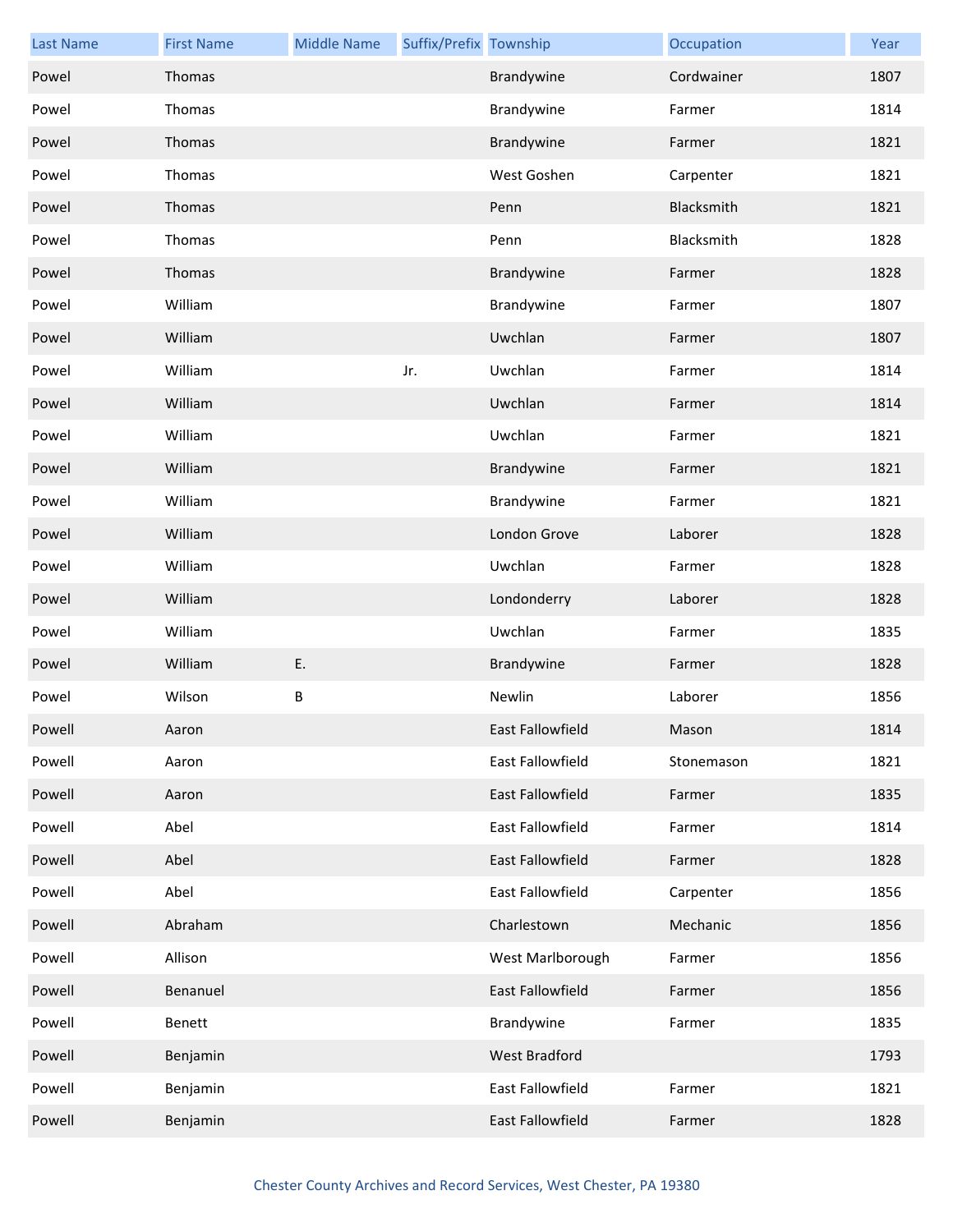| Last Name | First Name | Middle Name | Suffix/Prefix | Township | Occupation | Year |
| --- | --- | --- | --- | --- | --- | --- |
| Powel | Thomas | | | Brandywine | Cordwainer | 1807 |
| Powel | Thomas | | | Brandywine | Farmer | 1814 |
| Powel | Thomas | | | Brandywine | Farmer | 1821 |
| Powel | Thomas | | | West Goshen | Carpenter | 1821 |
| Powel | Thomas | | | Penn | Blacksmith | 1821 |
| Powel | Thomas | | | Penn | Blacksmith | 1828 |
| Powel | Thomas | | | Brandywine | Farmer | 1828 |
| Powel | William | | | Brandywine | Farmer | 1807 |
| Powel | William | | | Uwchlan | Farmer | 1807 |
| Powel | William | | Jr. | Uwchlan | Farmer | 1814 |
| Powel | William | | | Uwchlan | Farmer | 1814 |
| Powel | William | | | Uwchlan | Farmer | 1821 |
| Powel | William | | | Brandywine | Farmer | 1821 |
| Powel | William | | | Brandywine | Farmer | 1821 |
| Powel | William | | | London Grove | Laborer | 1828 |
| Powel | William | | | Uwchlan | Farmer | 1828 |
| Powel | William | | | Londonderry | Laborer | 1828 |
| Powel | William | | | Uwchlan | Farmer | 1835 |
| Powel | William | E. | | Brandywine | Farmer | 1828 |
| Powel | Wilson | B | | Newlin | Laborer | 1856 |
| Powell | Aaron | | | East Fallowfield | Mason | 1814 |
| Powell | Aaron | | | East Fallowfield | Stonemason | 1821 |
| Powell | Aaron | | | East Fallowfield | Farmer | 1835 |
| Powell | Abel | | | East Fallowfield | Farmer | 1814 |
| Powell | Abel | | | East Fallowfield | Farmer | 1828 |
| Powell | Abel | | | East Fallowfield | Carpenter | 1856 |
| Powell | Abraham | | | Charlestown | Mechanic | 1856 |
| Powell | Allison | | | West Marlborough | Farmer | 1856 |
| Powell | Benanuel | | | East Fallowfield | Farmer | 1856 |
| Powell | Benett | | | Brandywine | Farmer | 1835 |
| Powell | Benjamin | | | West Bradford | | 1793 |
| Powell | Benjamin | | | East Fallowfield | Farmer | 1821 |
| Powell | Benjamin | | | East Fallowfield | Farmer | 1828 |

Chester County Archives and Record Services, West Chester, PA 19380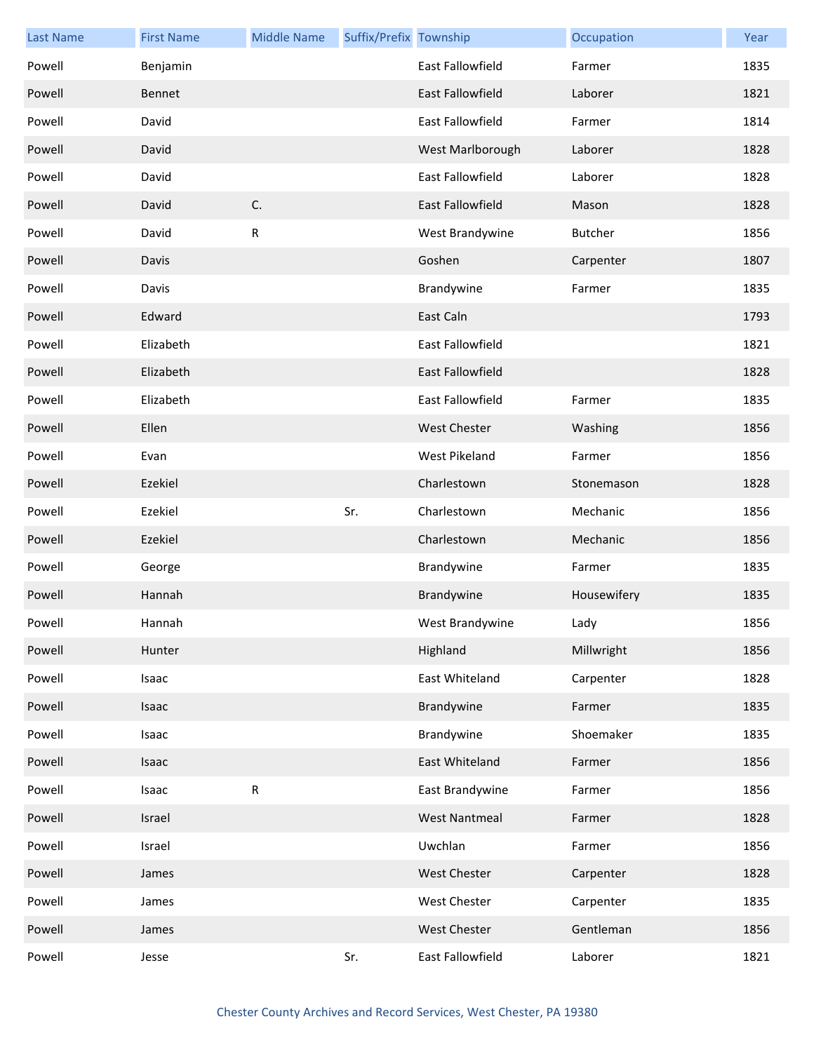| Last Name | First Name | Middle Name | Suffix/Prefix | Township | Occupation | Year |
|---|---|---|---|---|---|---|
| Powell | Benjamin | | | East Fallowfield | Farmer | 1835 |
| Powell | Bennet | | | East Fallowfield | Laborer | 1821 |
| Powell | David | | | East Fallowfield | Farmer | 1814 |
| Powell | David | | | West Marlborough | Laborer | 1828 |
| Powell | David | | | East Fallowfield | Laborer | 1828 |
| Powell | David | C. | | East Fallowfield | Mason | 1828 |
| Powell | David | R | | West Brandywine | Butcher | 1856 |
| Powell | Davis | | | Goshen | Carpenter | 1807 |
| Powell | Davis | | | Brandywine | Farmer | 1835 |
| Powell | Edward | | | East Caln | | 1793 |
| Powell | Elizabeth | | | East Fallowfield | | 1821 |
| Powell | Elizabeth | | | East Fallowfield | | 1828 |
| Powell | Elizabeth | | | East Fallowfield | Farmer | 1835 |
| Powell | Ellen | | | West Chester | Washing | 1856 |
| Powell | Evan | | | West Pikeland | Farmer | 1856 |
| Powell | Ezekiel | | | Charlestown | Stonemason | 1828 |
| Powell | Ezekiel | | Sr. | Charlestown | Mechanic | 1856 |
| Powell | Ezekiel | | | Charlestown | Mechanic | 1856 |
| Powell | George | | | Brandywine | Farmer | 1835 |
| Powell | Hannah | | | Brandywine | Housewifery | 1835 |
| Powell | Hannah | | | West Brandywine | Lady | 1856 |
| Powell | Hunter | | | Highland | Millwright | 1856 |
| Powell | Isaac | | | East Whiteland | Carpenter | 1828 |
| Powell | Isaac | | | Brandywine | Farmer | 1835 |
| Powell | Isaac | | | Brandywine | Shoemaker | 1835 |
| Powell | Isaac | | | East Whiteland | Farmer | 1856 |
| Powell | Isaac | R | | East Brandywine | Farmer | 1856 |
| Powell | Israel | | | West Nantmeal | Farmer | 1828 |
| Powell | Israel | | | Uwchlan | Farmer | 1856 |
| Powell | James | | | West Chester | Carpenter | 1828 |
| Powell | James | | | West Chester | Carpenter | 1835 |
| Powell | James | | | West Chester | Gentleman | 1856 |
| Powell | Jesse | | Sr. | East Fallowfield | Laborer | 1821 |

Chester County Archives and Record Services, West Chester, PA 19380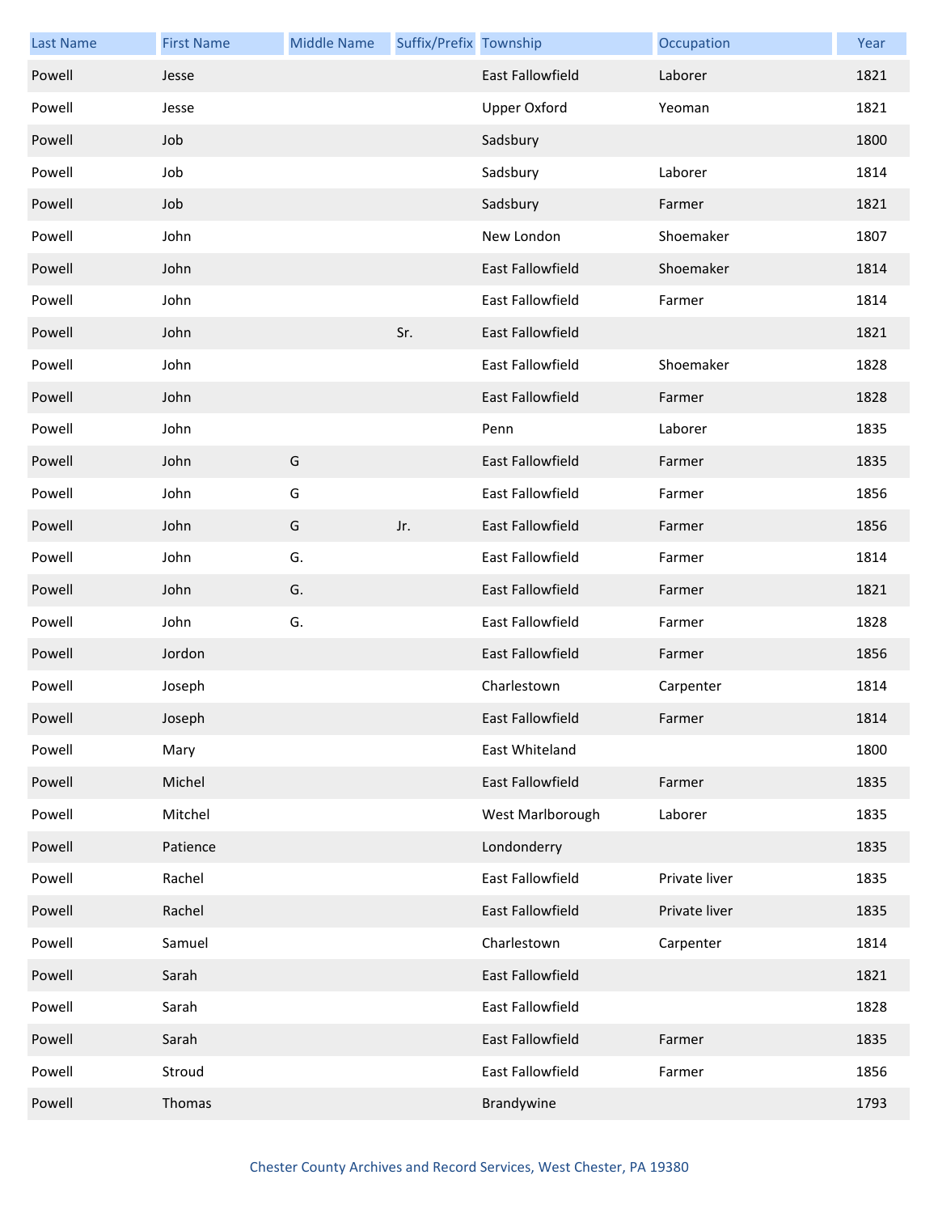| Last Name | First Name | Middle Name | Suffix/Prefix | Township | Occupation | Year |
| --- | --- | --- | --- | --- | --- | --- |
| Powell | Jesse | | | East Fallowfield | Laborer | 1821 |
| Powell | Jesse | | | Upper Oxford | Yeoman | 1821 |
| Powell | Job | | | Sadsbury | | 1800 |
| Powell | Job | | | Sadsbury | Laborer | 1814 |
| Powell | Job | | | Sadsbury | Farmer | 1821 |
| Powell | John | | | New London | Shoemaker | 1807 |
| Powell | John | | | East Fallowfield | Shoemaker | 1814 |
| Powell | John | | | East Fallowfield | Farmer | 1814 |
| Powell | John | | Sr. | East Fallowfield | | 1821 |
| Powell | John | | | East Fallowfield | Shoemaker | 1828 |
| Powell | John | | | East Fallowfield | Farmer | 1828 |
| Powell | John | | | Penn | Laborer | 1835 |
| Powell | John | G | | East Fallowfield | Farmer | 1835 |
| Powell | John | G | | East Fallowfield | Farmer | 1856 |
| Powell | John | G | Jr. | East Fallowfield | Farmer | 1856 |
| Powell | John | G. | | East Fallowfield | Farmer | 1814 |
| Powell | John | G. | | East Fallowfield | Farmer | 1821 |
| Powell | John | G. | | East Fallowfield | Farmer | 1828 |
| Powell | Jordon | | | East Fallowfield | Farmer | 1856 |
| Powell | Joseph | | | Charlestown | Carpenter | 1814 |
| Powell | Joseph | | | East Fallowfield | Farmer | 1814 |
| Powell | Mary | | | East Whiteland | | 1800 |
| Powell | Michel | | | East Fallowfield | Farmer | 1835 |
| Powell | Mitchel | | | West Marlborough | Laborer | 1835 |
| Powell | Patience | | | Londonderry | | 1835 |
| Powell | Rachel | | | East Fallowfield | Private liver | 1835 |
| Powell | Rachel | | | East Fallowfield | Private liver | 1835 |
| Powell | Samuel | | | Charlestown | Carpenter | 1814 |
| Powell | Sarah | | | East Fallowfield | | 1821 |
| Powell | Sarah | | | East Fallowfield | | 1828 |
| Powell | Sarah | | | East Fallowfield | Farmer | 1835 |
| Powell | Stroud | | | East Fallowfield | Farmer | 1856 |
| Powell | Thomas | | | Brandywine | | 1793 |

Chester County Archives and Record Services, West Chester, PA 19380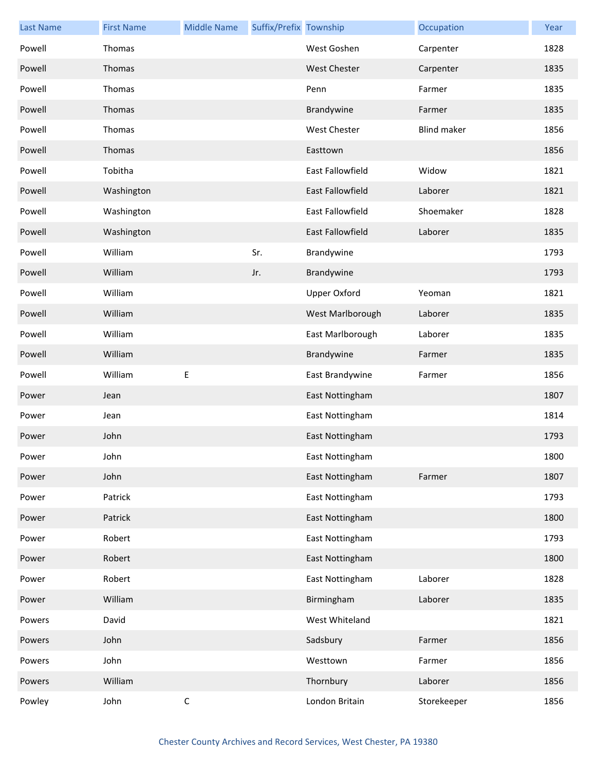| Last Name | First Name | Middle Name | Suffix/Prefix | Township | Occupation | Year |
| --- | --- | --- | --- | --- | --- | --- |
| Powell | Thomas | | | West Goshen | Carpenter | 1828 |
| Powell | Thomas | | | West Chester | Carpenter | 1835 |
| Powell | Thomas | | | Penn | Farmer | 1835 |
| Powell | Thomas | | | Brandywine | Farmer | 1835 |
| Powell | Thomas | | | West Chester | Blind maker | 1856 |
| Powell | Thomas | | | Easttown | | 1856 |
| Powell | Tobitha | | | East Fallowfield | Widow | 1821 |
| Powell | Washington | | | East Fallowfield | Laborer | 1821 |
| Powell | Washington | | | East Fallowfield | Shoemaker | 1828 |
| Powell | Washington | | | East Fallowfield | Laborer | 1835 |
| Powell | William | | Sr. | Brandywine | | 1793 |
| Powell | William | | Jr. | Brandywine | | 1793 |
| Powell | William | | | Upper Oxford | Yeoman | 1821 |
| Powell | William | | | West Marlborough | Laborer | 1835 |
| Powell | William | | | East Marlborough | Laborer | 1835 |
| Powell | William | | | Brandywine | Farmer | 1835 |
| Powell | William | E | | East Brandywine | Farmer | 1856 |
| Power | Jean | | | East Nottingham | | 1807 |
| Power | Jean | | | East Nottingham | | 1814 |
| Power | John | | | East Nottingham | | 1793 |
| Power | John | | | East Nottingham | | 1800 |
| Power | John | | | East Nottingham | Farmer | 1807 |
| Power | Patrick | | | East Nottingham | | 1793 |
| Power | Patrick | | | East Nottingham | | 1800 |
| Power | Robert | | | East Nottingham | | 1793 |
| Power | Robert | | | East Nottingham | | 1800 |
| Power | Robert | | | East Nottingham | Laborer | 1828 |
| Power | William | | | Birmingham | Laborer | 1835 |
| Powers | David | | | West Whiteland | | 1821 |
| Powers | John | | | Sadsbury | Farmer | 1856 |
| Powers | John | | | Westtown | Farmer | 1856 |
| Powers | William | | | Thornbury | Laborer | 1856 |
| Powley | John | C | | London Britain | Storekeeper | 1856 |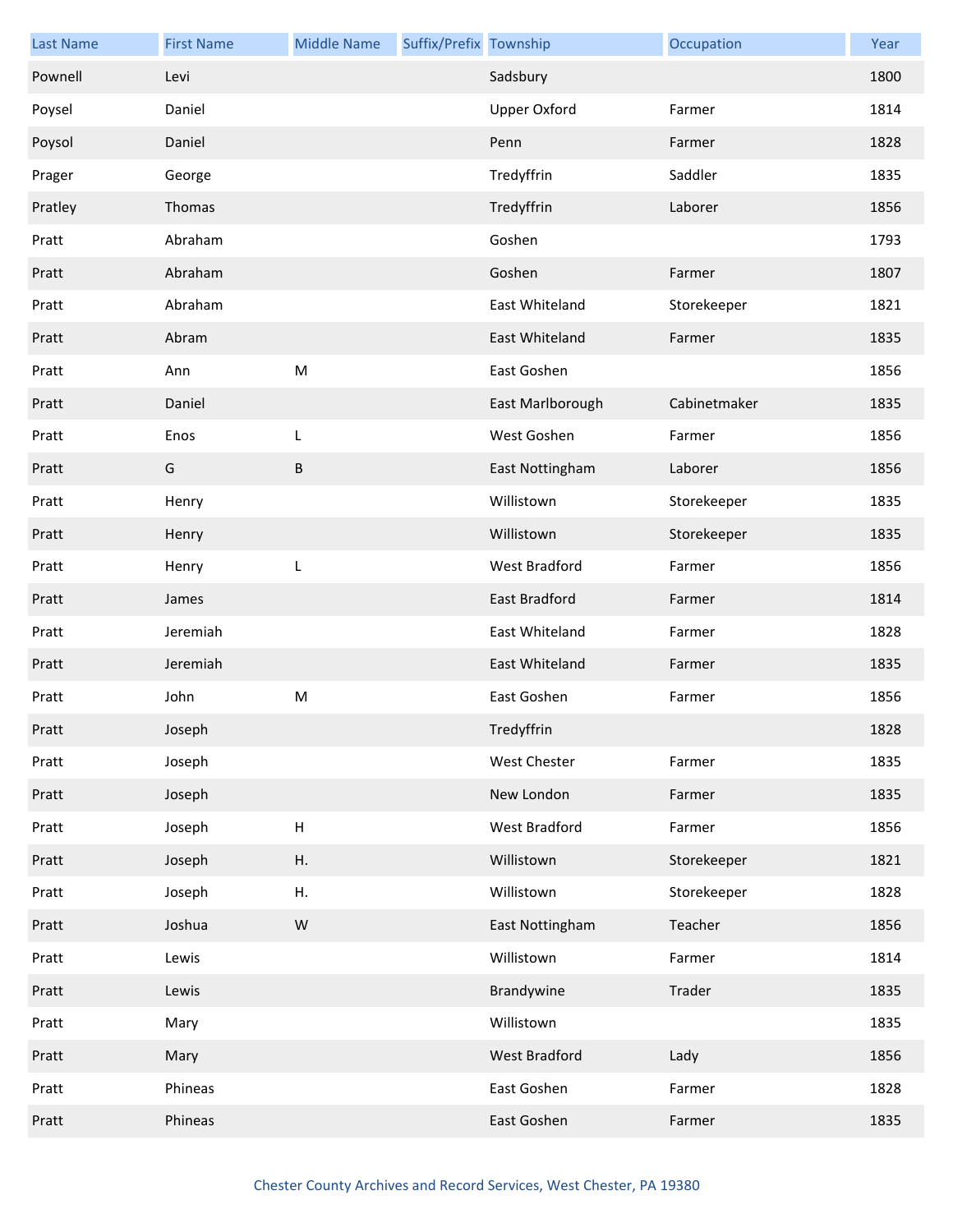| Last Name | First Name | Middle Name | Suffix/Prefix | Township | Occupation | Year |
|---|---|---|---|---|---|---|
| Pownell | Levi | | | Sadsbury | | 1800 |
| Poysel | Daniel | | | Upper Oxford | Farmer | 1814 |
| Poysol | Daniel | | | Penn | Farmer | 1828 |
| Prager | George | | | Tredyffrin | Saddler | 1835 |
| Pratley | Thomas | | | Tredyffrin | Laborer | 1856 |
| Pratt | Abraham | | | Goshen | | 1793 |
| Pratt | Abraham | | | Goshen | Farmer | 1807 |
| Pratt | Abraham | | | East Whiteland | Storekeeper | 1821 |
| Pratt | Abram | | | East Whiteland | Farmer | 1835 |
| Pratt | Ann | M | | East Goshen | | 1856 |
| Pratt | Daniel | | | East Marlborough | Cabinetmaker | 1835 |
| Pratt | Enos | L | | West Goshen | Farmer | 1856 |
| Pratt | G | B | | East Nottingham | Laborer | 1856 |
| Pratt | Henry | | | Willistown | Storekeeper | 1835 |
| Pratt | Henry | | | Willistown | Storekeeper | 1835 |
| Pratt | Henry | L | | West Bradford | Farmer | 1856 |
| Pratt | James | | | East Bradford | Farmer | 1814 |
| Pratt | Jeremiah | | | East Whiteland | Farmer | 1828 |
| Pratt | Jeremiah | | | East Whiteland | Farmer | 1835 |
| Pratt | John | M | | East Goshen | Farmer | 1856 |
| Pratt | Joseph | | | Tredyffrin | | 1828 |
| Pratt | Joseph | | | West Chester | Farmer | 1835 |
| Pratt | Joseph | | | New London | Farmer | 1835 |
| Pratt | Joseph | H | | West Bradford | Farmer | 1856 |
| Pratt | Joseph | H. | | Willistown | Storekeeper | 1821 |
| Pratt | Joseph | H. | | Willistown | Storekeeper | 1828 |
| Pratt | Joshua | W | | East Nottingham | Teacher | 1856 |
| Pratt | Lewis | | | Willistown | Farmer | 1814 |
| Pratt | Lewis | | | Brandywine | Trader | 1835 |
| Pratt | Mary | | | Willistown | | 1835 |
| Pratt | Mary | | | West Bradford | Lady | 1856 |
| Pratt | Phineas | | | East Goshen | Farmer | 1828 |
| Pratt | Phineas | | | East Goshen | Farmer | 1835 |

Chester County Archives and Record Services, West Chester, PA 19380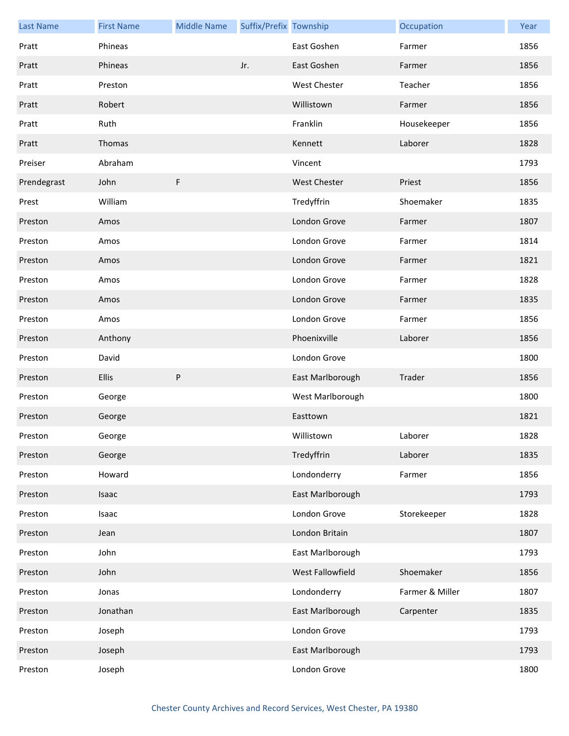| Last Name | First Name | Middle Name | Suffix/Prefix | Township | Occupation | Year |
|---|---|---|---|---|---|---|
| Pratt | Phineas | | | East Goshen | Farmer | 1856 |
| Pratt | Phineas | | Jr. | East Goshen | Farmer | 1856 |
| Pratt | Preston | | | West Chester | Teacher | 1856 |
| Pratt | Robert | | | Willistown | Farmer | 1856 |
| Pratt | Ruth | | | Franklin | Housekeeper | 1856 |
| Pratt | Thomas | | | Kennett | Laborer | 1828 |
| Preiser | Abraham | | | Vincent | | 1793 |
| Prendegrast | John | F | | West Chester | Priest | 1856 |
| Prest | William | | | Tredyffrin | Shoemaker | 1835 |
| Preston | Amos | | | London Grove | Farmer | 1807 |
| Preston | Amos | | | London Grove | Farmer | 1814 |
| Preston | Amos | | | London Grove | Farmer | 1821 |
| Preston | Amos | | | London Grove | Farmer | 1828 |
| Preston | Amos | | | London Grove | Farmer | 1835 |
| Preston | Amos | | | London Grove | Farmer | 1856 |
| Preston | Anthony | | | Phoenixville | Laborer | 1856 |
| Preston | David | | | London Grove | | 1800 |
| Preston | Ellis | P | | East Marlborough | Trader | 1856 |
| Preston | George | | | West Marlborough | | 1800 |
| Preston | George | | | Easttown | | 1821 |
| Preston | George | | | Willistown | Laborer | 1828 |
| Preston | George | | | Tredyffrin | Laborer | 1835 |
| Preston | Howard | | | Londonderry | Farmer | 1856 |
| Preston | Isaac | | | East Marlborough | | 1793 |
| Preston | Isaac | | | London Grove | Storekeeper | 1828 |
| Preston | Jean | | | London Britain | | 1807 |
| Preston | John | | | East Marlborough | | 1793 |
| Preston | John | | | West Fallowfield | Shoemaker | 1856 |
| Preston | Jonas | | | Londonderry | Farmer & Miller | 1807 |
| Preston | Jonathan | | | East Marlborough | Carpenter | 1835 |
| Preston | Joseph | | | London Grove | | 1793 |
| Preston | Joseph | | | East Marlborough | | 1793 |
| Preston | Joseph | | | London Grove | | 1800 |

Chester County Archives and Record Services, West Chester, PA 19380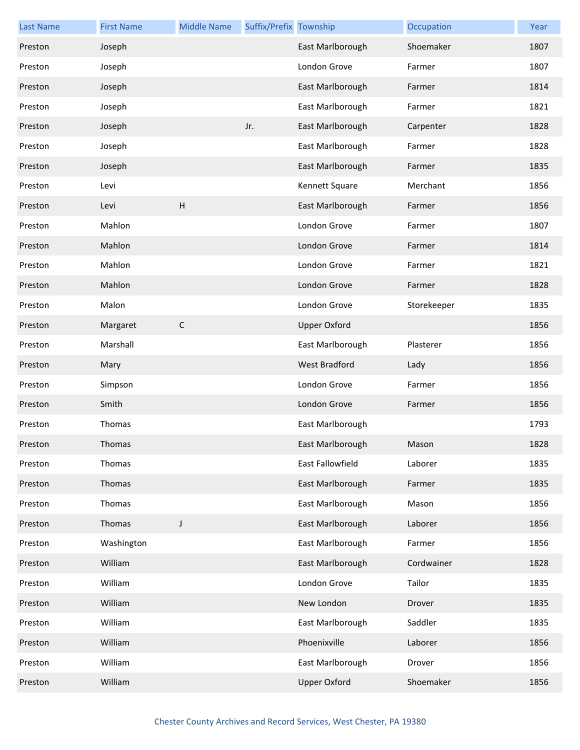| Last Name | First Name | Middle Name | Suffix/Prefix | Township | Occupation | Year |
|---|---|---|---|---|---|---|
| Preston | Joseph | | | East Marlborough | Shoemaker | 1807 |
| Preston | Joseph | | | London Grove | Farmer | 1807 |
| Preston | Joseph | | | East Marlborough | Farmer | 1814 |
| Preston | Joseph | | | East Marlborough | Farmer | 1821 |
| Preston | Joseph | | Jr. | East Marlborough | Carpenter | 1828 |
| Preston | Joseph | | | East Marlborough | Farmer | 1828 |
| Preston | Joseph | | | East Marlborough | Farmer | 1835 |
| Preston | Levi | | | Kennett Square | Merchant | 1856 |
| Preston | Levi | H | | East Marlborough | Farmer | 1856 |
| Preston | Mahlon | | | London Grove | Farmer | 1807 |
| Preston | Mahlon | | | London Grove | Farmer | 1814 |
| Preston | Mahlon | | | London Grove | Farmer | 1821 |
| Preston | Mahlon | | | London Grove | Farmer | 1828 |
| Preston | Malon | | | London Grove | Storekeeper | 1835 |
| Preston | Margaret | C | | Upper Oxford | | 1856 |
| Preston | Marshall | | | East Marlborough | Plasterer | 1856 |
| Preston | Mary | | | West Bradford | Lady | 1856 |
| Preston | Simpson | | | London Grove | Farmer | 1856 |
| Preston | Smith | | | London Grove | Farmer | 1856 |
| Preston | Thomas | | | East Marlborough | | 1793 |
| Preston | Thomas | | | East Marlborough | Mason | 1828 |
| Preston | Thomas | | | East Fallowfield | Laborer | 1835 |
| Preston | Thomas | | | East Marlborough | Farmer | 1835 |
| Preston | Thomas | | | East Marlborough | Mason | 1856 |
| Preston | Thomas | J | | East Marlborough | Laborer | 1856 |
| Preston | Washington | | | East Marlborough | Farmer | 1856 |
| Preston | William | | | East Marlborough | Cordwainer | 1828 |
| Preston | William | | | London Grove | Tailor | 1835 |
| Preston | William | | | New London | Drover | 1835 |
| Preston | William | | | East Marlborough | Saddler | 1835 |
| Preston | William | | | Phoenixville | Laborer | 1856 |
| Preston | William | | | East Marlborough | Drover | 1856 |
| Preston | William | | | Upper Oxford | Shoemaker | 1856 |

Chester County Archives and Record Services, West Chester, PA 19380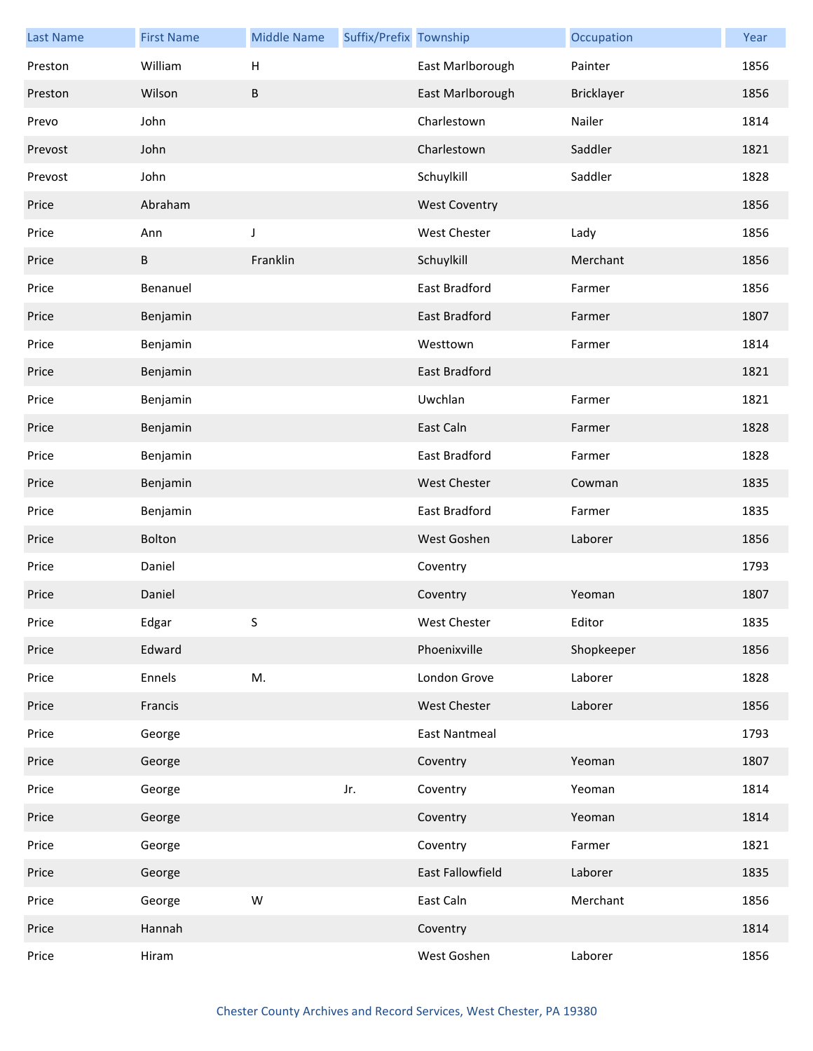| Last Name | First Name | Middle Name | Suffix/Prefix | Township | Occupation | Year |
|---|---|---|---|---|---|---|
| Preston | William | H | | East Marlborough | Painter | 1856 |
| Preston | Wilson | B | | East Marlborough | Bricklayer | 1856 |
| Prevo | John | | | Charlestown | Nailer | 1814 |
| Prevost | John | | | Charlestown | Saddler | 1821 |
| Prevost | John | | | Schuylkill | Saddler | 1828 |
| Price | Abraham | | | West Coventry | | 1856 |
| Price | Ann | J | | West Chester | Lady | 1856 |
| Price | B | Franklin | | Schuylkill | Merchant | 1856 |
| Price | Benanuel | | | East Bradford | Farmer | 1856 |
| Price | Benjamin | | | East Bradford | Farmer | 1807 |
| Price | Benjamin | | | Westtown | Farmer | 1814 |
| Price | Benjamin | | | East Bradford | | 1821 |
| Price | Benjamin | | | Uwchlan | Farmer | 1821 |
| Price | Benjamin | | | East Caln | Farmer | 1828 |
| Price | Benjamin | | | East Bradford | Farmer | 1828 |
| Price | Benjamin | | | West Chester | Cowman | 1835 |
| Price | Benjamin | | | East Bradford | Farmer | 1835 |
| Price | Bolton | | | West Goshen | Laborer | 1856 |
| Price | Daniel | | | Coventry | | 1793 |
| Price | Daniel | | | Coventry | Yeoman | 1807 |
| Price | Edgar | S | | West Chester | Editor | 1835 |
| Price | Edward | | | Phoenixville | Shopkeeper | 1856 |
| Price | Ennels | M. | | London Grove | Laborer | 1828 |
| Price | Francis | | | West Chester | Laborer | 1856 |
| Price | George | | | East Nantmeal | | 1793 |
| Price | George | | | Coventry | Yeoman | 1807 |
| Price | George | | Jr. | Coventry | Yeoman | 1814 |
| Price | George | | | Coventry | Yeoman | 1814 |
| Price | George | | | Coventry | Farmer | 1821 |
| Price | George | | | East Fallowfield | Laborer | 1835 |
| Price | George | W | | East Caln | Merchant | 1856 |
| Price | Hannah | | | Coventry | | 1814 |
| Price | Hiram | | | West Goshen | Laborer | 1856 |

Chester County Archives and Record Services, West Chester, PA 19380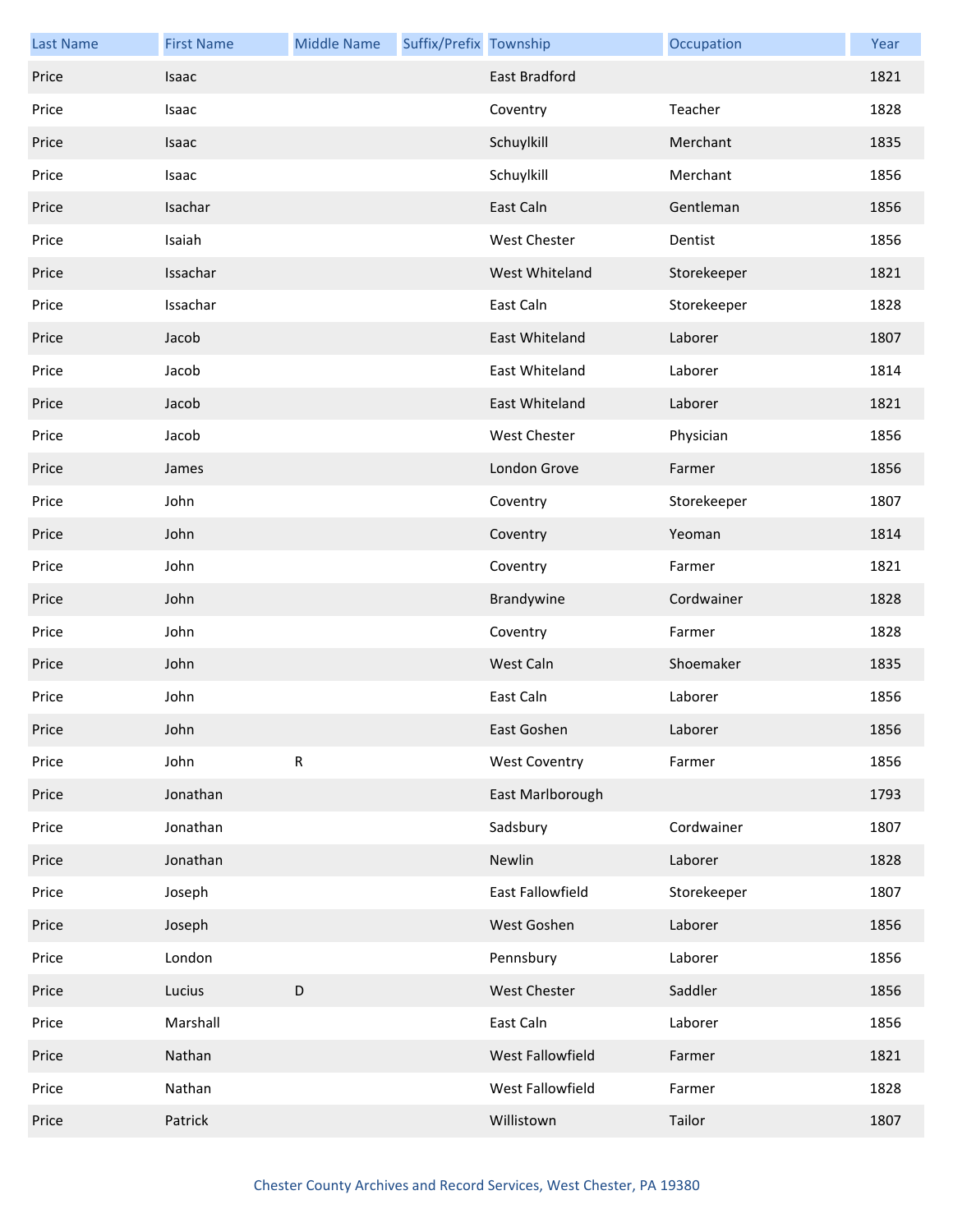| Last Name | First Name | Middle Name | Suffix/Prefix | Township | Occupation | Year |
|---|---|---|---|---|---|---|
| Price | Isaac | | | East Bradford | | 1821 |
| Price | Isaac | | | Coventry | Teacher | 1828 |
| Price | Isaac | | | Schuylkill | Merchant | 1835 |
| Price | Isaac | | | Schuylkill | Merchant | 1856 |
| Price | Isachar | | | East Caln | Gentleman | 1856 |
| Price | Isaiah | | | West Chester | Dentist | 1856 |
| Price | Issachar | | | West Whiteland | Storekeeper | 1821 |
| Price | Issachar | | | East Caln | Storekeeper | 1828 |
| Price | Jacob | | | East Whiteland | Laborer | 1807 |
| Price | Jacob | | | East Whiteland | Laborer | 1814 |
| Price | Jacob | | | East Whiteland | Laborer | 1821 |
| Price | Jacob | | | West Chester | Physician | 1856 |
| Price | James | | | London Grove | Farmer | 1856 |
| Price | John | | | Coventry | Storekeeper | 1807 |
| Price | John | | | Coventry | Yeoman | 1814 |
| Price | John | | | Coventry | Farmer | 1821 |
| Price | John | | | Brandywine | Cordwainer | 1828 |
| Price | John | | | Coventry | Farmer | 1828 |
| Price | John | | | West Caln | Shoemaker | 1835 |
| Price | John | | | East Caln | Laborer | 1856 |
| Price | John | | | East Goshen | Laborer | 1856 |
| Price | John | R | | West Coventry | Farmer | 1856 |
| Price | Jonathan | | | East Marlborough | | 1793 |
| Price | Jonathan | | | Sadsbury | Cordwainer | 1807 |
| Price | Jonathan | | | Newlin | Laborer | 1828 |
| Price | Joseph | | | East Fallowfield | Storekeeper | 1807 |
| Price | Joseph | | | West Goshen | Laborer | 1856 |
| Price | London | | | Pennsbury | Laborer | 1856 |
| Price | Lucius | D | | West Chester | Saddler | 1856 |
| Price | Marshall | | | East Caln | Laborer | 1856 |
| Price | Nathan | | | West Fallowfield | Farmer | 1821 |
| Price | Nathan | | | West Fallowfield | Farmer | 1828 |
| Price | Patrick | | | Willistown | Tailor | 1807 |

Chester County Archives and Record Services, West Chester, PA 19380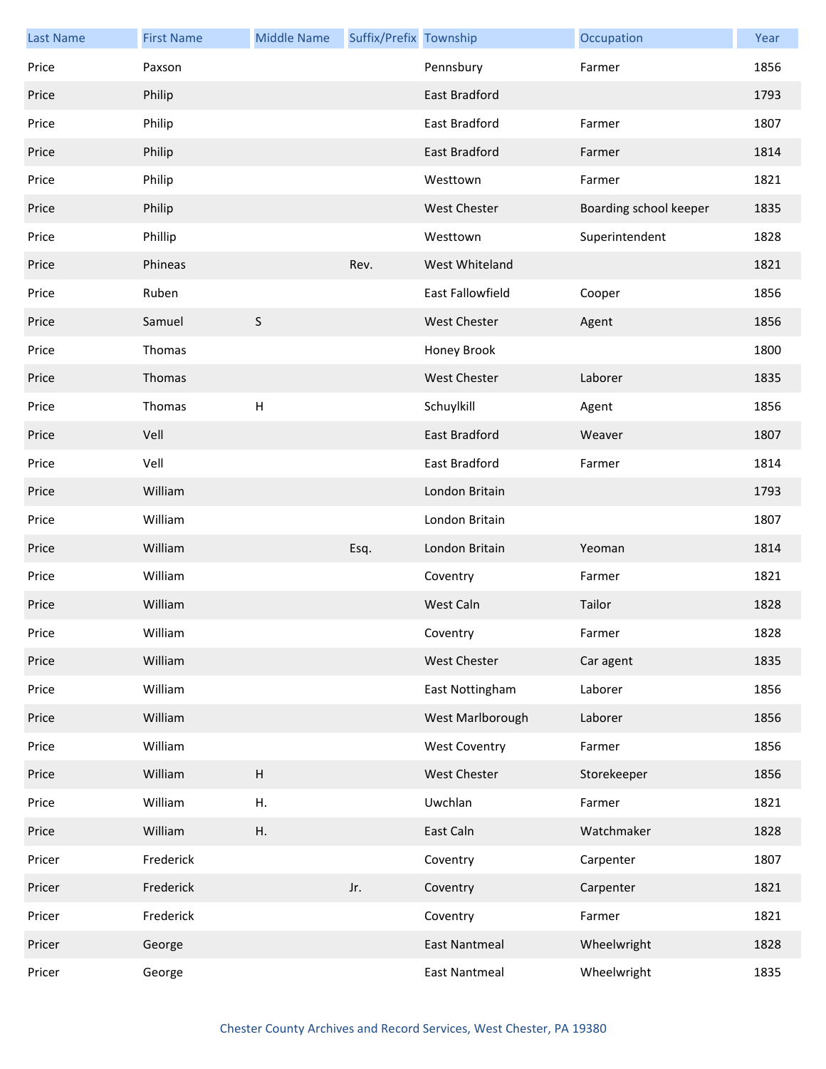| Last Name | First Name | Middle Name | Suffix/Prefix | Township | Occupation | Year |
|---|---|---|---|---|---|---|
| Price | Paxson | | | Pennsbury | Farmer | 1856 |
| Price | Philip | | | East Bradford | | 1793 |
| Price | Philip | | | East Bradford | Farmer | 1807 |
| Price | Philip | | | East Bradford | Farmer | 1814 |
| Price | Philip | | | Westtown | Farmer | 1821 |
| Price | Philip | | | West Chester | Boarding school keeper | 1835 |
| Price | Phillip | | | Westtown | Superintendent | 1828 |
| Price | Phineas | | Rev. | West Whiteland | | 1821 |
| Price | Ruben | | | East Fallowfield | Cooper | 1856 |
| Price | Samuel | S | | West Chester | Agent | 1856 |
| Price | Thomas | | | Honey Brook | | 1800 |
| Price | Thomas | | | West Chester | Laborer | 1835 |
| Price | Thomas | H | | Schuylkill | Agent | 1856 |
| Price | Vell | | | East Bradford | Weaver | 1807 |
| Price | Vell | | | East Bradford | Farmer | 1814 |
| Price | William | | | London Britain | | 1793 |
| Price | William | | | London Britain | | 1807 |
| Price | William | | Esq. | London Britain | Yeoman | 1814 |
| Price | William | | | Coventry | Farmer | 1821 |
| Price | William | | | West Caln | Tailor | 1828 |
| Price | William | | | Coventry | Farmer | 1828 |
| Price | William | | | West Chester | Car agent | 1835 |
| Price | William | | | East Nottingham | Laborer | 1856 |
| Price | William | | | West Marlborough | Laborer | 1856 |
| Price | William | | | West Coventry | Farmer | 1856 |
| Price | William | H | | West Chester | Storekeeper | 1856 |
| Price | William | H. | | Uwchlan | Farmer | 1821 |
| Price | William | H. | | East Caln | Watchmaker | 1828 |
| Pricer | Frederick | | | Coventry | Carpenter | 1807 |
| Pricer | Frederick | | Jr. | Coventry | Carpenter | 1821 |
| Pricer | Frederick | | | Coventry | Farmer | 1821 |
| Pricer | George | | | East Nantmeal | Wheelwright | 1828 |
| Pricer | George | | | East Nantmeal | Wheelwright | 1835 |

Chester County Archives and Record Services, West Chester, PA 19380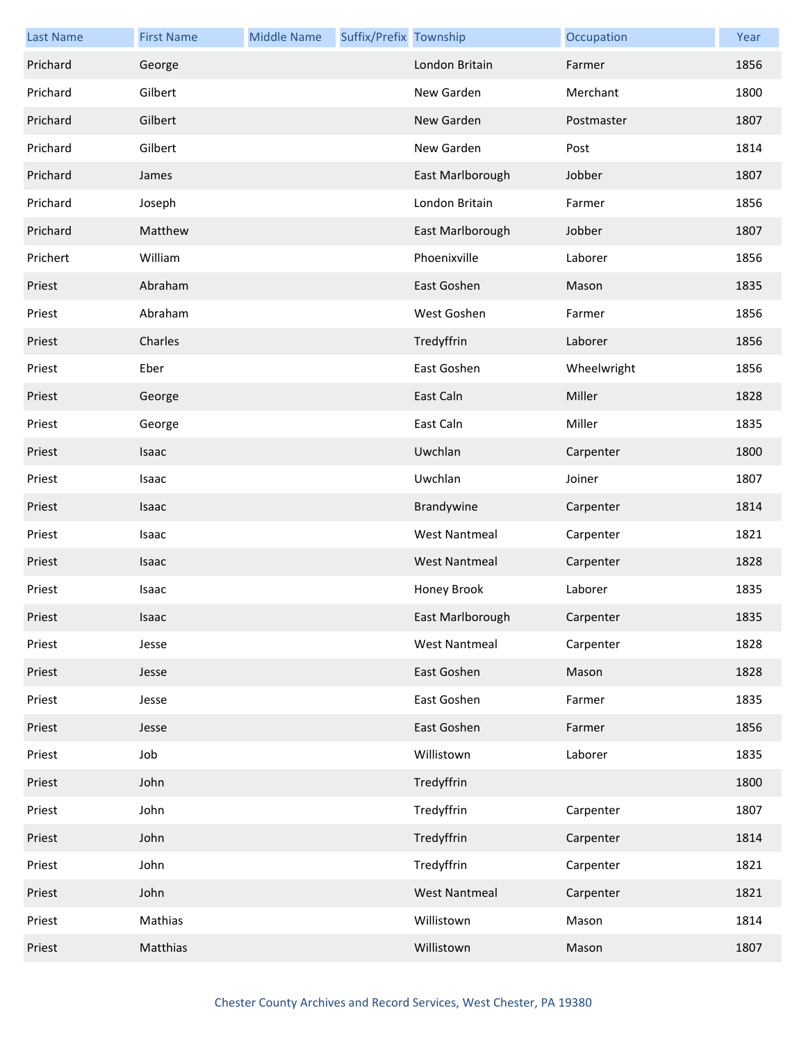| Last Name | First Name | Middle Name | Suffix/Prefix | Township | Occupation | Year |
|---|---|---|---|---|---|---|
| Prichard | George | | | London Britain | Farmer | 1856 |
| Prichard | Gilbert | | | New Garden | Merchant | 1800 |
| Prichard | Gilbert | | | New Garden | Postmaster | 1807 |
| Prichard | Gilbert | | | New Garden | Post | 1814 |
| Prichard | James | | | East Marlborough | Jobber | 1807 |
| Prichard | Joseph | | | London Britain | Farmer | 1856 |
| Prichard | Matthew | | | East Marlborough | Jobber | 1807 |
| Prichert | William | | | Phoenixville | Laborer | 1856 |
| Priest | Abraham | | | East Goshen | Mason | 1835 |
| Priest | Abraham | | | West Goshen | Farmer | 1856 |
| Priest | Charles | | | Tredyffrin | Laborer | 1856 |
| Priest | Eber | | | East Goshen | Wheelwright | 1856 |
| Priest | George | | | East Caln | Miller | 1828 |
| Priest | George | | | East Caln | Miller | 1835 |
| Priest | Isaac | | | Uwchlan | Carpenter | 1800 |
| Priest | Isaac | | | Uwchlan | Joiner | 1807 |
| Priest | Isaac | | | Brandywine | Carpenter | 1814 |
| Priest | Isaac | | | West Nantmeal | Carpenter | 1821 |
| Priest | Isaac | | | West Nantmeal | Carpenter | 1828 |
| Priest | Isaac | | | Honey Brook | Laborer | 1835 |
| Priest | Isaac | | | East Marlborough | Carpenter | 1835 |
| Priest | Jesse | | | West Nantmeal | Carpenter | 1828 |
| Priest | Jesse | | | East Goshen | Mason | 1828 |
| Priest | Jesse | | | East Goshen | Farmer | 1835 |
| Priest | Jesse | | | East Goshen | Farmer | 1856 |
| Priest | Job | | | Willistown | Laborer | 1835 |
| Priest | John | | | Tredyffrin | | 1800 |
| Priest | John | | | Tredyffrin | Carpenter | 1807 |
| Priest | John | | | Tredyffrin | Carpenter | 1814 |
| Priest | John | | | Tredyffrin | Carpenter | 1821 |
| Priest | John | | | West Nantmeal | Carpenter | 1821 |
| Priest | Mathias | | | Willistown | Mason | 1814 |
| Priest | Matthias | | | Willistown | Mason | 1807 |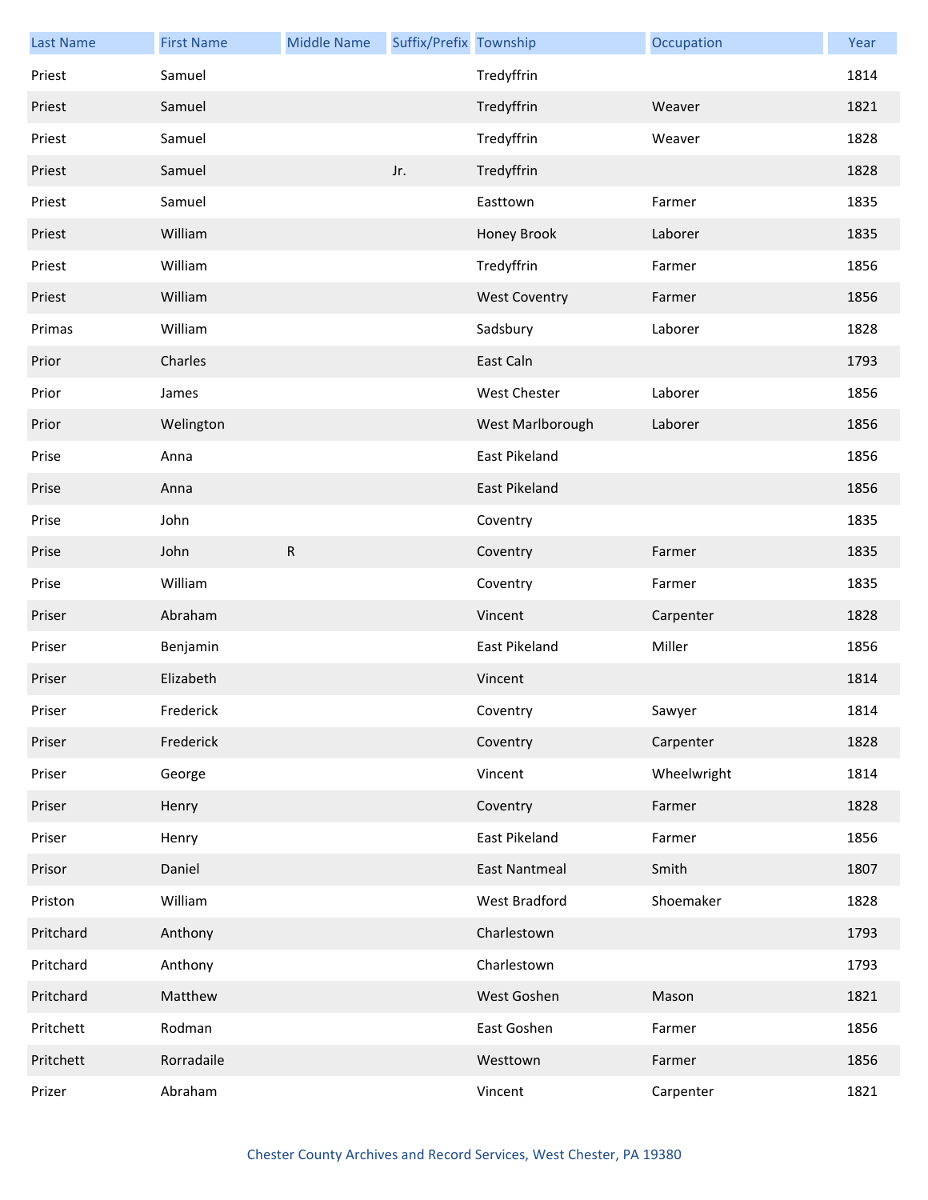| Last Name | First Name | Middle Name | Suffix/Prefix | Township | Occupation | Year |
|---|---|---|---|---|---|---|
| Priest | Samuel | | | Tredyffrin | | 1814 |
| Priest | Samuel | | | Tredyffrin | Weaver | 1821 |
| Priest | Samuel | | | Tredyffrin | Weaver | 1828 |
| Priest | Samuel | | Jr. | Tredyffrin | | 1828 |
| Priest | Samuel | | | Easttown | Farmer | 1835 |
| Priest | William | | | Honey Brook | Laborer | 1835 |
| Priest | William | | | Tredyffrin | Farmer | 1856 |
| Priest | William | | | West Coventry | Farmer | 1856 |
| Primas | William | | | Sadsbury | Laborer | 1828 |
| Prior | Charles | | | East Caln | | 1793 |
| Prior | James | | | West Chester | Laborer | 1856 |
| Prior | Welington | | | West Marlborough | Laborer | 1856 |
| Prise | Anna | | | East Pikeland | | 1856 |
| Prise | Anna | | | East Pikeland | | 1856 |
| Prise | John | | | Coventry | | 1835 |
| Prise | John | R | | Coventry | Farmer | 1835 |
| Prise | William | | | Coventry | Farmer | 1835 |
| Priser | Abraham | | | Vincent | Carpenter | 1828 |
| Priser | Benjamin | | | East Pikeland | Miller | 1856 |
| Priser | Elizabeth | | | Vincent | | 1814 |
| Priser | Frederick | | | Coventry | Sawyer | 1814 |
| Priser | Frederick | | | Coventry | Carpenter | 1828 |
| Priser | George | | | Vincent | Wheelwright | 1814 |
| Priser | Henry | | | Coventry | Farmer | 1828 |
| Priser | Henry | | | East Pikeland | Farmer | 1856 |
| Prisor | Daniel | | | East Nantmeal | Smith | 1807 |
| Priston | William | | | West Bradford | Shoemaker | 1828 |
| Pritchard | Anthony | | | Charlestown | | 1793 |
| Pritchard | Anthony | | | Charlestown | | 1793 |
| Pritchard | Matthew | | | West Goshen | Mason | 1821 |
| Pritchett | Rodman | | | East Goshen | Farmer | 1856 |
| Pritchett | Rorradaile | | | Westtown | Farmer | 1856 |
| Prizer | Abraham | | | Vincent | Carpenter | 1821 |

Chester County Archives and Record Services, West Chester, PA 19380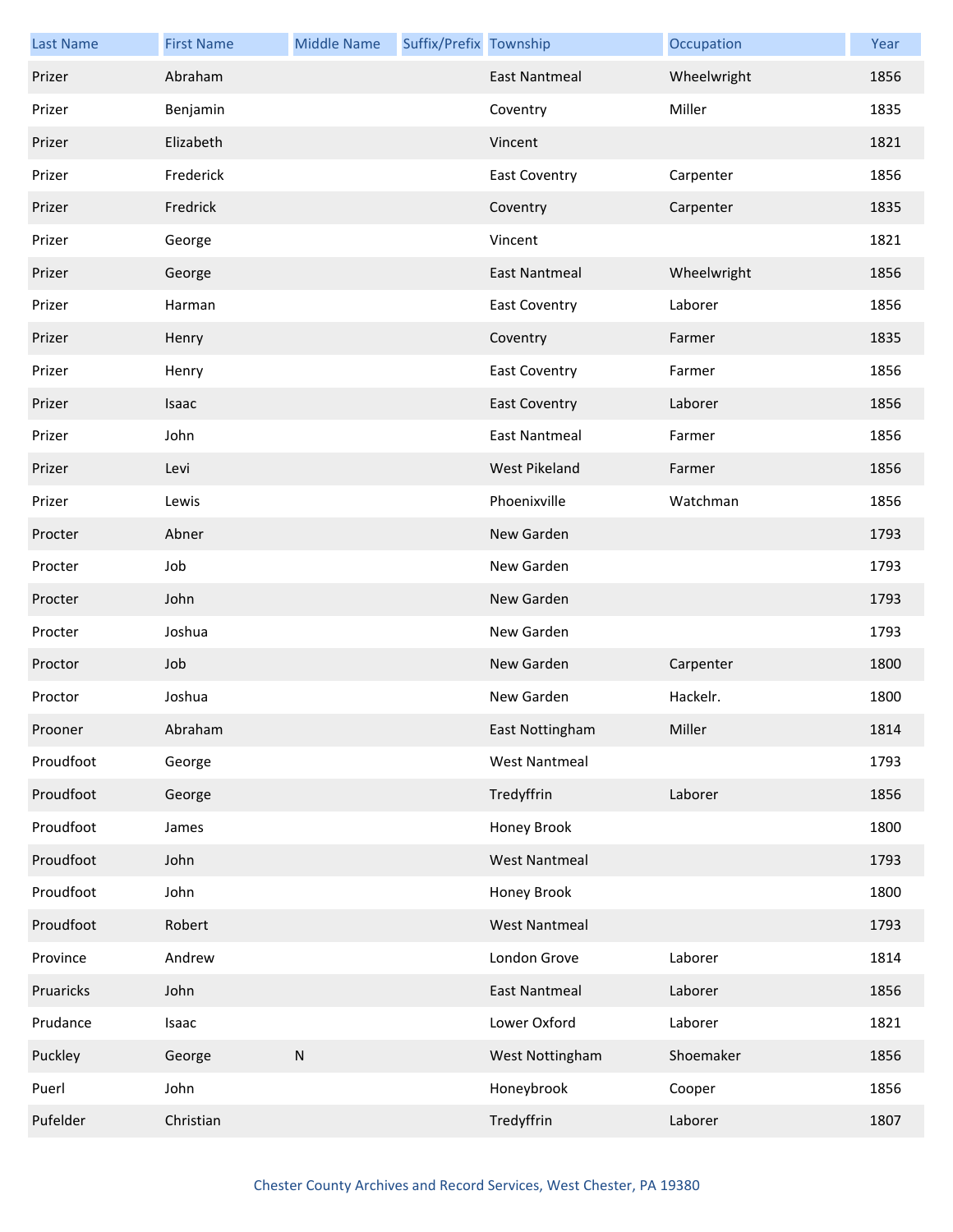| Last Name | First Name | Middle Name | Suffix/Prefix | Township | Occupation | Year |
|---|---|---|---|---|---|---|
| Prizer | Abraham | | | East Nantmeal | Wheelwright | 1856 |
| Prizer | Benjamin | | | Coventry | Miller | 1835 |
| Prizer | Elizabeth | | | Vincent | | 1821 |
| Prizer | Frederick | | | East Coventry | Carpenter | 1856 |
| Prizer | Fredrick | | | Coventry | Carpenter | 1835 |
| Prizer | George | | | Vincent | | 1821 |
| Prizer | George | | | East Nantmeal | Wheelwright | 1856 |
| Prizer | Harman | | | East Coventry | Laborer | 1856 |
| Prizer | Henry | | | Coventry | Farmer | 1835 |
| Prizer | Henry | | | East Coventry | Farmer | 1856 |
| Prizer | Isaac | | | East Coventry | Laborer | 1856 |
| Prizer | John | | | East Nantmeal | Farmer | 1856 |
| Prizer | Levi | | | West Pikeland | Farmer | 1856 |
| Prizer | Lewis | | | Phoenixville | Watchman | 1856 |
| Procter | Abner | | | New Garden | | 1793 |
| Procter | Job | | | New Garden | | 1793 |
| Procter | John | | | New Garden | | 1793 |
| Procter | Joshua | | | New Garden | | 1793 |
| Proctor | Job | | | New Garden | Carpenter | 1800 |
| Proctor | Joshua | | | New Garden | Hackelr. | 1800 |
| Prooner | Abraham | | | East Nottingham | Miller | 1814 |
| Proudfoot | George | | | West Nantmeal | | 1793 |
| Proudfoot | George | | | Tredyffrin | Laborer | 1856 |
| Proudfoot | James | | | Honey Brook | | 1800 |
| Proudfoot | John | | | West Nantmeal | | 1793 |
| Proudfoot | John | | | Honey Brook | | 1800 |
| Proudfoot | Robert | | | West Nantmeal | | 1793 |
| Province | Andrew | | | London Grove | Laborer | 1814 |
| Pruaricks | John | | | East Nantmeal | Laborer | 1856 |
| Prudance | Isaac | | | Lower Oxford | Laborer | 1821 |
| Puckley | George | N | | West Nottingham | Shoemaker | 1856 |
| Puerl | John | | | Honeybrook | Cooper | 1856 |
| Pufelder | Christian | | | Tredyffrin | Laborer | 1807 |

Chester County Archives and Record Services, West Chester, PA 19380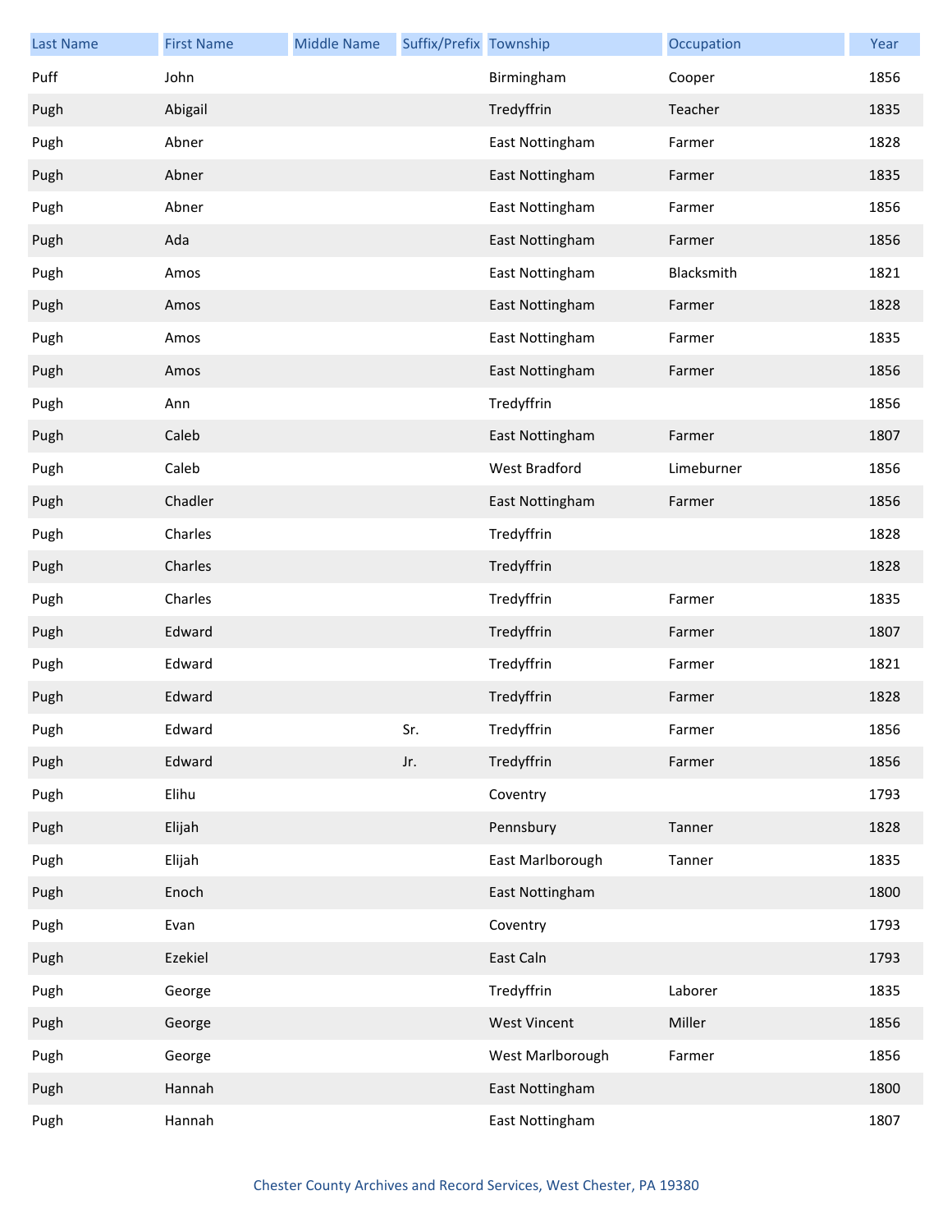| Last Name | First Name | Middle Name | Suffix/Prefix | Township | Occupation | Year |
|---|---|---|---|---|---|---|
| Puff | John | | | Birmingham | Cooper | 1856 |
| Pugh | Abigail | | | Tredyffrin | Teacher | 1835 |
| Pugh | Abner | | | East Nottingham | Farmer | 1828 |
| Pugh | Abner | | | East Nottingham | Farmer | 1835 |
| Pugh | Abner | | | East Nottingham | Farmer | 1856 |
| Pugh | Ada | | | East Nottingham | Farmer | 1856 |
| Pugh | Amos | | | East Nottingham | Blacksmith | 1821 |
| Pugh | Amos | | | East Nottingham | Farmer | 1828 |
| Pugh | Amos | | | East Nottingham | Farmer | 1835 |
| Pugh | Amos | | | East Nottingham | Farmer | 1856 |
| Pugh | Ann | | | Tredyffrin | | 1856 |
| Pugh | Caleb | | | East Nottingham | Farmer | 1807 |
| Pugh | Caleb | | | West Bradford | Limeburner | 1856 |
| Pugh | Chadler | | | East Nottingham | Farmer | 1856 |
| Pugh | Charles | | | Tredyffrin | | 1828 |
| Pugh | Charles | | | Tredyffrin | | 1828 |
| Pugh | Charles | | | Tredyffrin | Farmer | 1835 |
| Pugh | Edward | | | Tredyffrin | Farmer | 1807 |
| Pugh | Edward | | | Tredyffrin | Farmer | 1821 |
| Pugh | Edward | | | Tredyffrin | Farmer | 1828 |
| Pugh | Edward | | Sr. | Tredyffrin | Farmer | 1856 |
| Pugh | Edward | | Jr. | Tredyffrin | Farmer | 1856 |
| Pugh | Elihu | | | Coventry | | 1793 |
| Pugh | Elijah | | | Pennsbury | Tanner | 1828 |
| Pugh | Elijah | | | East Marlborough | Tanner | 1835 |
| Pugh | Enoch | | | East Nottingham | | 1800 |
| Pugh | Evan | | | Coventry | | 1793 |
| Pugh | Ezekiel | | | East Caln | | 1793 |
| Pugh | George | | | Tredyffrin | Laborer | 1835 |
| Pugh | George | | | West Vincent | Miller | 1856 |
| Pugh | George | | | West Marlborough | Farmer | 1856 |
| Pugh | Hannah | | | East Nottingham | | 1800 |
| Pugh | Hannah | | | East Nottingham | | 1807 |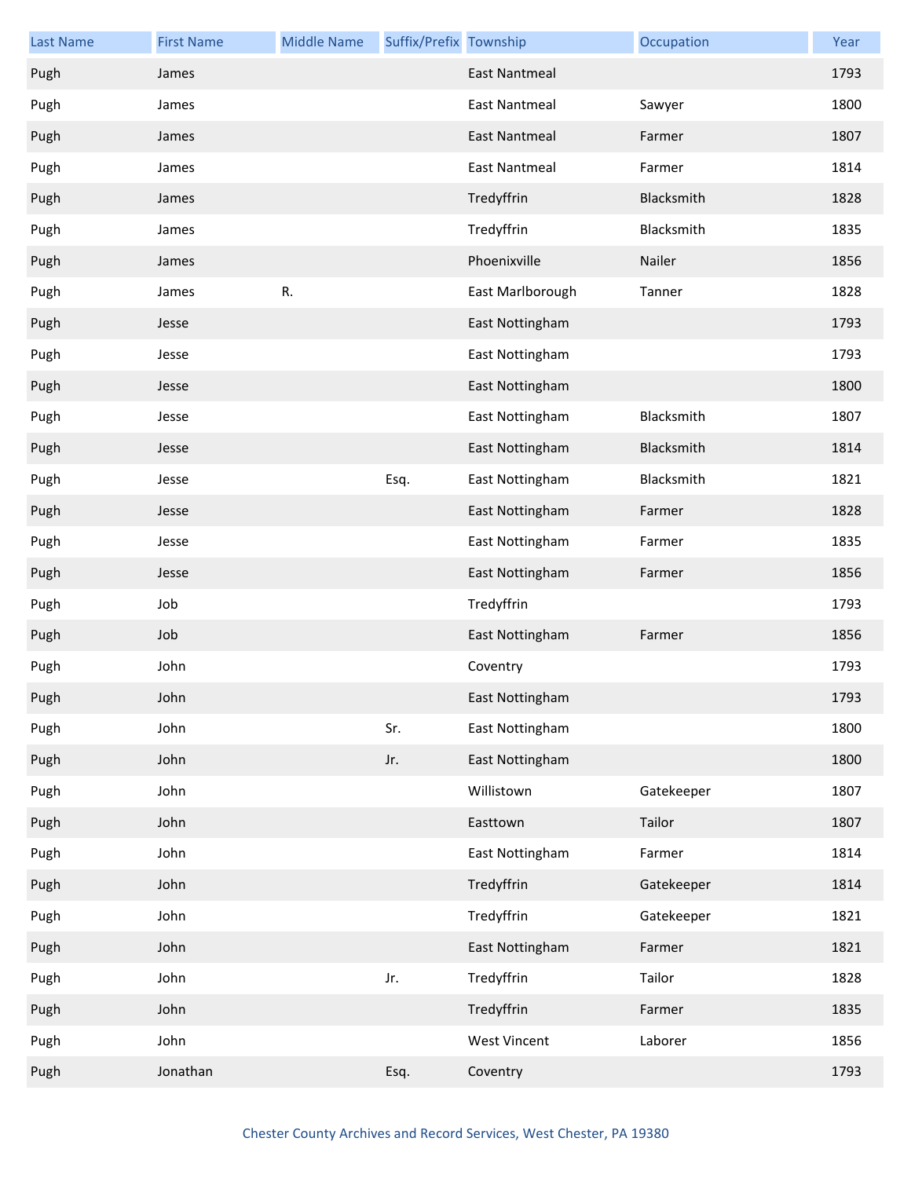| Last Name | First Name | Middle Name | Suffix/Prefix | Township | Occupation | Year |
|---|---|---|---|---|---|---|
| Pugh | James | | | East Nantmeal | | 1793 |
| Pugh | James | | | East Nantmeal | Sawyer | 1800 |
| Pugh | James | | | East Nantmeal | Farmer | 1807 |
| Pugh | James | | | East Nantmeal | Farmer | 1814 |
| Pugh | James | | | Tredyffrin | Blacksmith | 1828 |
| Pugh | James | | | Tredyffrin | Blacksmith | 1835 |
| Pugh | James | | | Phoenixville | Nailer | 1856 |
| Pugh | James | R. | | East Marlborough | Tanner | 1828 |
| Pugh | Jesse | | | East Nottingham | | 1793 |
| Pugh | Jesse | | | East Nottingham | | 1793 |
| Pugh | Jesse | | | East Nottingham | | 1800 |
| Pugh | Jesse | | | East Nottingham | Blacksmith | 1807 |
| Pugh | Jesse | | | East Nottingham | Blacksmith | 1814 |
| Pugh | Jesse | | Esq. | East Nottingham | Blacksmith | 1821 |
| Pugh | Jesse | | | East Nottingham | Farmer | 1828 |
| Pugh | Jesse | | | East Nottingham | Farmer | 1835 |
| Pugh | Jesse | | | East Nottingham | Farmer | 1856 |
| Pugh | Job | | | Tredyffrin | | 1793 |
| Pugh | Job | | | East Nottingham | Farmer | 1856 |
| Pugh | John | | | Coventry | | 1793 |
| Pugh | John | | | East Nottingham | | 1793 |
| Pugh | John | | Sr. | East Nottingham | | 1800 |
| Pugh | John | | Jr. | East Nottingham | | 1800 |
| Pugh | John | | | Willistown | Gatekeeper | 1807 |
| Pugh | John | | | Easttown | Tailor | 1807 |
| Pugh | John | | | East Nottingham | Farmer | 1814 |
| Pugh | John | | | Tredyffrin | Gatekeeper | 1814 |
| Pugh | John | | | Tredyffrin | Gatekeeper | 1821 |
| Pugh | John | | | East Nottingham | Farmer | 1821 |
| Pugh | John | | Jr. | Tredyffrin | Tailor | 1828 |
| Pugh | John | | | Tredyffrin | Farmer | 1835 |
| Pugh | John | | | West Vincent | Laborer | 1856 |
| Pugh | Jonathan | | Esq. | Coventry | | 1793 |

Chester County Archives and Record Services, West Chester, PA 19380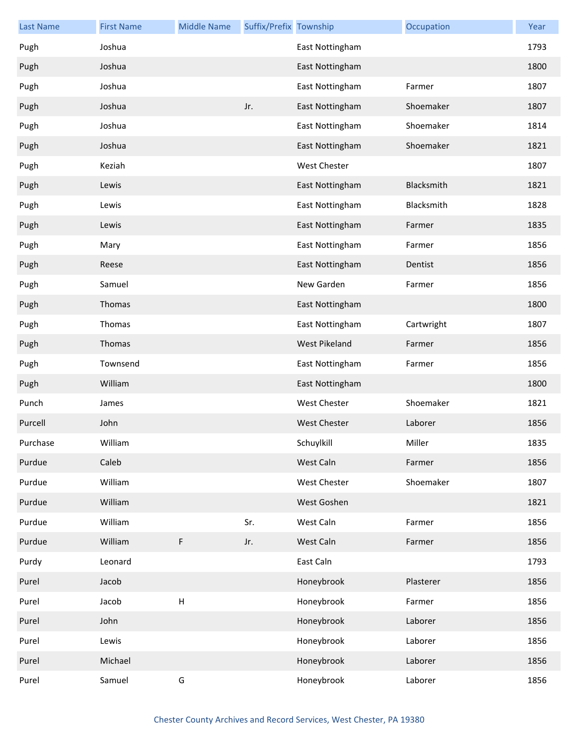| Last Name | First Name | Middle Name | Suffix/Prefix | Township | Occupation | Year |
|---|---|---|---|---|---|---|
| Pugh | Joshua | | | East Nottingham | | 1793 |
| Pugh | Joshua | | | East Nottingham | | 1800 |
| Pugh | Joshua | | | East Nottingham | Farmer | 1807 |
| Pugh | Joshua | | Jr. | East Nottingham | Shoemaker | 1807 |
| Pugh | Joshua | | | East Nottingham | Shoemaker | 1814 |
| Pugh | Joshua | | | East Nottingham | Shoemaker | 1821 |
| Pugh | Keziah | | | West Chester | | 1807 |
| Pugh | Lewis | | | East Nottingham | Blacksmith | 1821 |
| Pugh | Lewis | | | East Nottingham | Blacksmith | 1828 |
| Pugh | Lewis | | | East Nottingham | Farmer | 1835 |
| Pugh | Mary | | | East Nottingham | Farmer | 1856 |
| Pugh | Reese | | | East Nottingham | Dentist | 1856 |
| Pugh | Samuel | | | New Garden | Farmer | 1856 |
| Pugh | Thomas | | | East Nottingham | | 1800 |
| Pugh | Thomas | | | East Nottingham | Cartwright | 1807 |
| Pugh | Thomas | | | West Pikeland | Farmer | 1856 |
| Pugh | Townsend | | | East Nottingham | Farmer | 1856 |
| Pugh | William | | | East Nottingham | | 1800 |
| Punch | James | | | West Chester | Shoemaker | 1821 |
| Purcell | John | | | West Chester | Laborer | 1856 |
| Purchase | William | | | Schuylkill | Miller | 1835 |
| Purdue | Caleb | | | West Caln | Farmer | 1856 |
| Purdue | William | | | West Chester | Shoemaker | 1807 |
| Purdue | William | | | West Goshen | | 1821 |
| Purdue | William | | Sr. | West Caln | Farmer | 1856 |
| Purdue | William | F | Jr. | West Caln | Farmer | 1856 |
| Purdy | Leonard | | | East Caln | | 1793 |
| Purel | Jacob | | | Honeybrook | Plasterer | 1856 |
| Purel | Jacob | H | | Honeybrook | Farmer | 1856 |
| Purel | John | | | Honeybrook | Laborer | 1856 |
| Purel | Lewis | | | Honeybrook | Laborer | 1856 |
| Purel | Michael | | | Honeybrook | Laborer | 1856 |
| Purel | Samuel | G | | Honeybrook | Laborer | 1856 |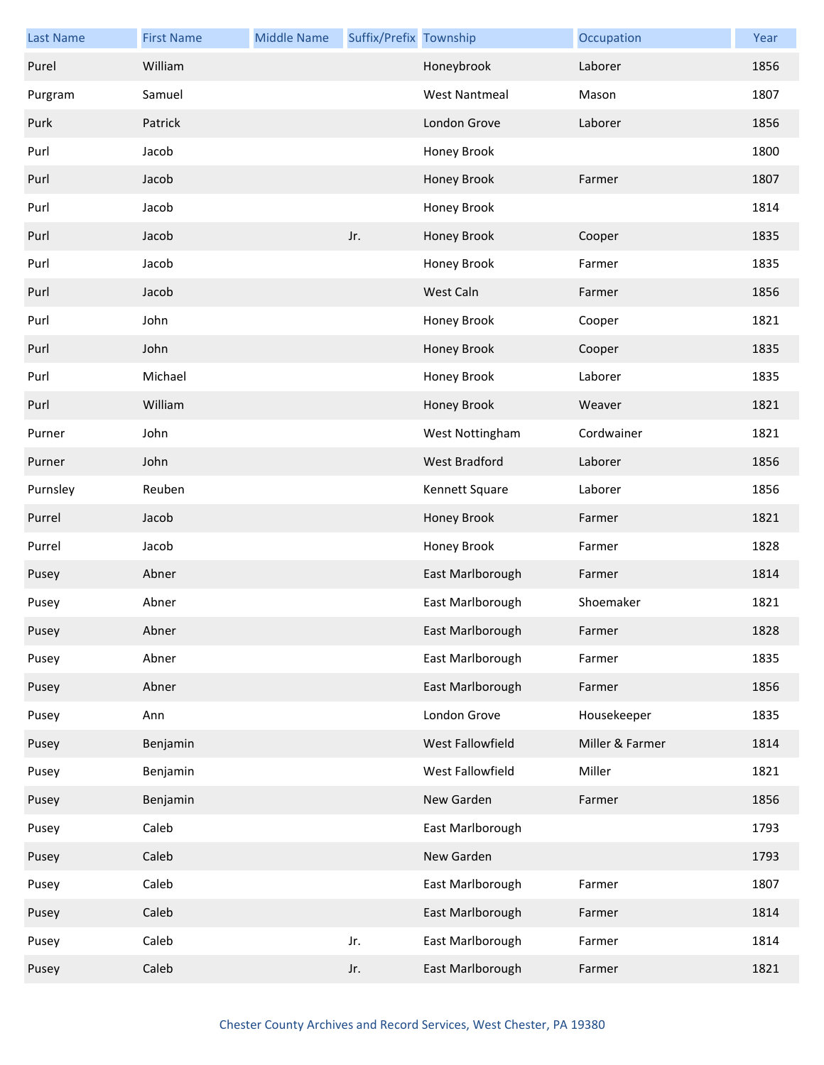| Last Name | First Name | Middle Name | Suffix/Prefix | Township | Occupation | Year |
|---|---|---|---|---|---|---|
| Purel | William | | | Honeybrook | Laborer | 1856 |
| Purgram | Samuel | | | West Nantmeal | Mason | 1807 |
| Purk | Patrick | | | London Grove | Laborer | 1856 |
| Purl | Jacob | | | Honey Brook | | 1800 |
| Purl | Jacob | | | Honey Brook | Farmer | 1807 |
| Purl | Jacob | | | Honey Brook | | 1814 |
| Purl | Jacob | | Jr. | Honey Brook | Cooper | 1835 |
| Purl | Jacob | | | Honey Brook | Farmer | 1835 |
| Purl | Jacob | | | West Caln | Farmer | 1856 |
| Purl | John | | | Honey Brook | Cooper | 1821 |
| Purl | John | | | Honey Brook | Cooper | 1835 |
| Purl | Michael | | | Honey Brook | Laborer | 1835 |
| Purl | William | | | Honey Brook | Weaver | 1821 |
| Purner | John | | | West Nottingham | Cordwainer | 1821 |
| Purner | John | | | West Bradford | Laborer | 1856 |
| Purnsley | Reuben | | | Kennett Square | Laborer | 1856 |
| Purrel | Jacob | | | Honey Brook | Farmer | 1821 |
| Purrel | Jacob | | | Honey Brook | Farmer | 1828 |
| Pusey | Abner | | | East Marlborough | Farmer | 1814 |
| Pusey | Abner | | | East Marlborough | Shoemaker | 1821 |
| Pusey | Abner | | | East Marlborough | Farmer | 1828 |
| Pusey | Abner | | | East Marlborough | Farmer | 1835 |
| Pusey | Abner | | | East Marlborough | Farmer | 1856 |
| Pusey | Ann | | | London Grove | Housekeeper | 1835 |
| Pusey | Benjamin | | | West Fallowfield | Miller & Farmer | 1814 |
| Pusey | Benjamin | | | West Fallowfield | Miller | 1821 |
| Pusey | Benjamin | | | New Garden | Farmer | 1856 |
| Pusey | Caleb | | | East Marlborough | | 1793 |
| Pusey | Caleb | | | New Garden | | 1793 |
| Pusey | Caleb | | | East Marlborough | Farmer | 1807 |
| Pusey | Caleb | | | East Marlborough | Farmer | 1814 |
| Pusey | Caleb | | Jr. | East Marlborough | Farmer | 1814 |
| Pusey | Caleb | | Jr. | East Marlborough | Farmer | 1821 |

Chester County Archives and Record Services, West Chester, PA 19380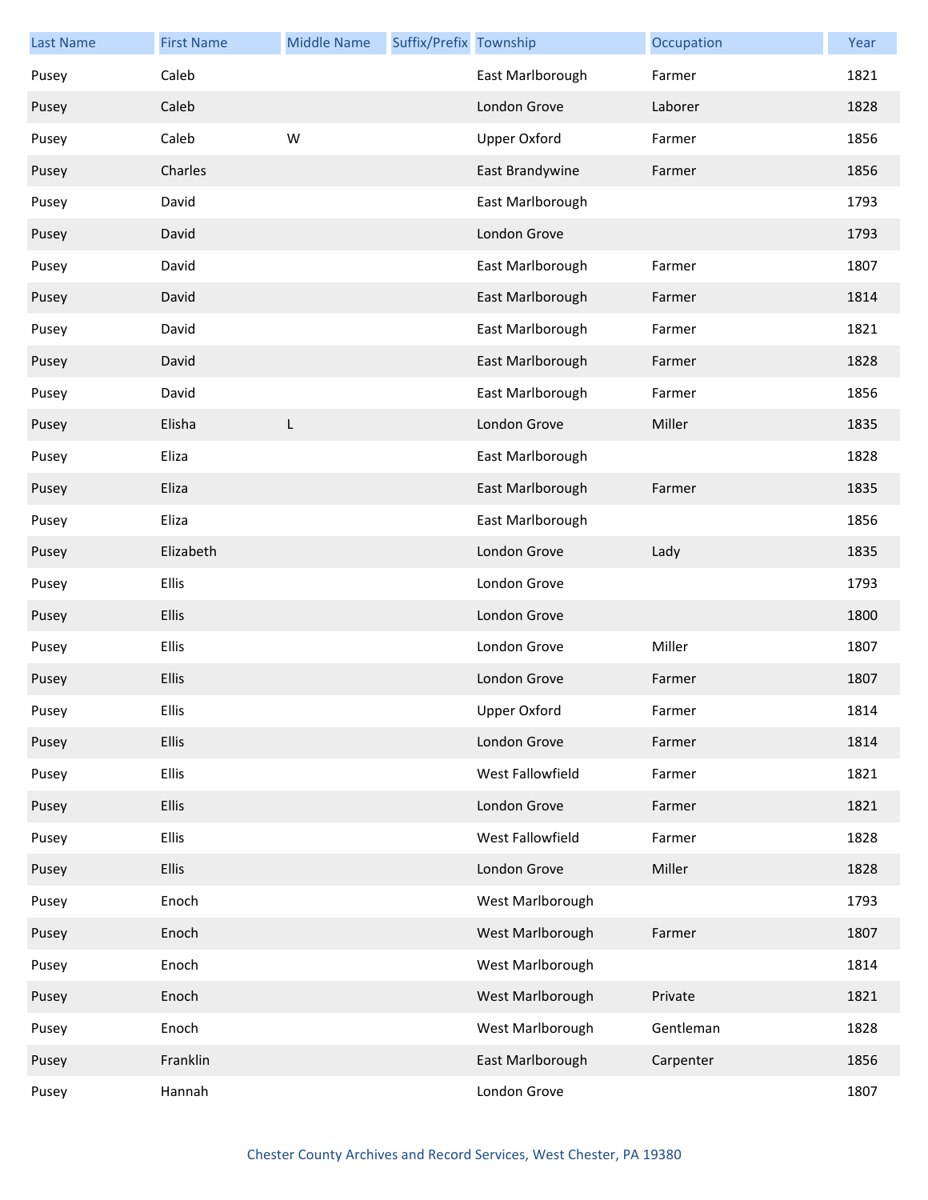| Last Name | First Name | Middle Name | Suffix/Prefix | Township | Occupation | Year |
|---|---|---|---|---|---|---|
| Pusey | Caleb | | | East Marlborough | Farmer | 1821 |
| Pusey | Caleb | | | London Grove | Laborer | 1828 |
| Pusey | Caleb | W | | Upper Oxford | Farmer | 1856 |
| Pusey | Charles | | | East Brandywine | Farmer | 1856 |
| Pusey | David | | | East Marlborough | | 1793 |
| Pusey | David | | | London Grove | | 1793 |
| Pusey | David | | | East Marlborough | Farmer | 1807 |
| Pusey | David | | | East Marlborough | Farmer | 1814 |
| Pusey | David | | | East Marlborough | Farmer | 1821 |
| Pusey | David | | | East Marlborough | Farmer | 1828 |
| Pusey | David | | | East Marlborough | Farmer | 1856 |
| Pusey | Elisha | L | | London Grove | Miller | 1835 |
| Pusey | Eliza | | | East Marlborough | | 1828 |
| Pusey | Eliza | | | East Marlborough | Farmer | 1835 |
| Pusey | Eliza | | | East Marlborough | | 1856 |
| Pusey | Elizabeth | | | London Grove | Lady | 1835 |
| Pusey | Ellis | | | London Grove | | 1793 |
| Pusey | Ellis | | | London Grove | | 1800 |
| Pusey | Ellis | | | London Grove | Miller | 1807 |
| Pusey | Ellis | | | London Grove | Farmer | 1807 |
| Pusey | Ellis | | | Upper Oxford | Farmer | 1814 |
| Pusey | Ellis | | | London Grove | Farmer | 1814 |
| Pusey | Ellis | | | West Fallowfield | Farmer | 1821 |
| Pusey | Ellis | | | London Grove | Farmer | 1821 |
| Pusey | Ellis | | | West Fallowfield | Farmer | 1828 |
| Pusey | Ellis | | | London Grove | Miller | 1828 |
| Pusey | Enoch | | | West Marlborough | | 1793 |
| Pusey | Enoch | | | West Marlborough | Farmer | 1807 |
| Pusey | Enoch | | | West Marlborough | | 1814 |
| Pusey | Enoch | | | West Marlborough | Private | 1821 |
| Pusey | Enoch | | | West Marlborough | Gentleman | 1828 |
| Pusey | Franklin | | | East Marlborough | Carpenter | 1856 |
| Pusey | Hannah | | | London Grove | | 1807 |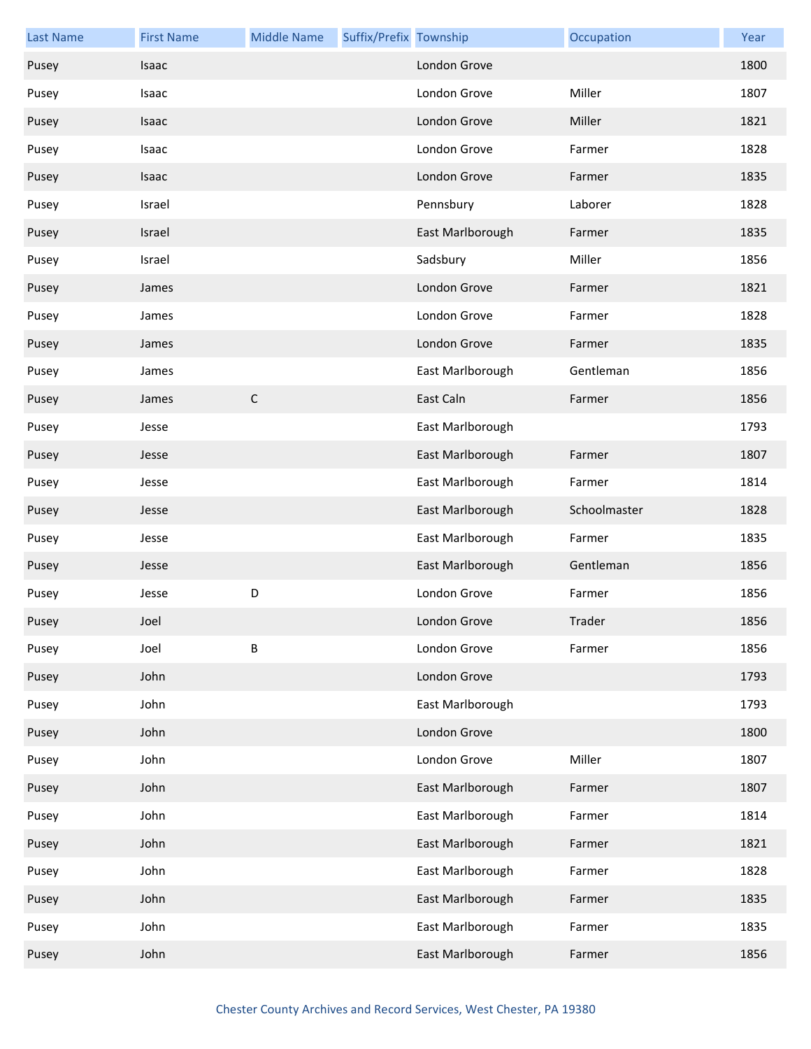| Last Name | First Name | Middle Name | Suffix/Prefix | Township | Occupation | Year |
| --- | --- | --- | --- | --- | --- | --- |
| Pusey | Isaac | | | London Grove | | 1800 |
| Pusey | Isaac | | | London Grove | Miller | 1807 |
| Pusey | Isaac | | | London Grove | Miller | 1821 |
| Pusey | Isaac | | | London Grove | Farmer | 1828 |
| Pusey | Isaac | | | London Grove | Farmer | 1835 |
| Pusey | Israel | | | Pennsbury | Laborer | 1828 |
| Pusey | Israel | | | East Marlborough | Farmer | 1835 |
| Pusey | Israel | | | Sadsbury | Miller | 1856 |
| Pusey | James | | | London Grove | Farmer | 1821 |
| Pusey | James | | | London Grove | Farmer | 1828 |
| Pusey | James | | | London Grove | Farmer | 1835 |
| Pusey | James | | | East Marlborough | Gentleman | 1856 |
| Pusey | James | C | | East Caln | Farmer | 1856 |
| Pusey | Jesse | | | East Marlborough | | 1793 |
| Pusey | Jesse | | | East Marlborough | Farmer | 1807 |
| Pusey | Jesse | | | East Marlborough | Farmer | 1814 |
| Pusey | Jesse | | | East Marlborough | Schoolmaster | 1828 |
| Pusey | Jesse | | | East Marlborough | Farmer | 1835 |
| Pusey | Jesse | | | East Marlborough | Gentleman | 1856 |
| Pusey | Jesse | D | | London Grove | Farmer | 1856 |
| Pusey | Joel | | | London Grove | Trader | 1856 |
| Pusey | Joel | B | | London Grove | Farmer | 1856 |
| Pusey | John | | | London Grove | | 1793 |
| Pusey | John | | | East Marlborough | | 1793 |
| Pusey | John | | | London Grove | | 1800 |
| Pusey | John | | | London Grove | Miller | 1807 |
| Pusey | John | | | East Marlborough | Farmer | 1807 |
| Pusey | John | | | East Marlborough | Farmer | 1814 |
| Pusey | John | | | East Marlborough | Farmer | 1821 |
| Pusey | John | | | East Marlborough | Farmer | 1828 |
| Pusey | John | | | East Marlborough | Farmer | 1835 |
| Pusey | John | | | East Marlborough | Farmer | 1835 |
| Pusey | John | | | East Marlborough | Farmer | 1856 |

Chester County Archives and Record Services, West Chester, PA 19380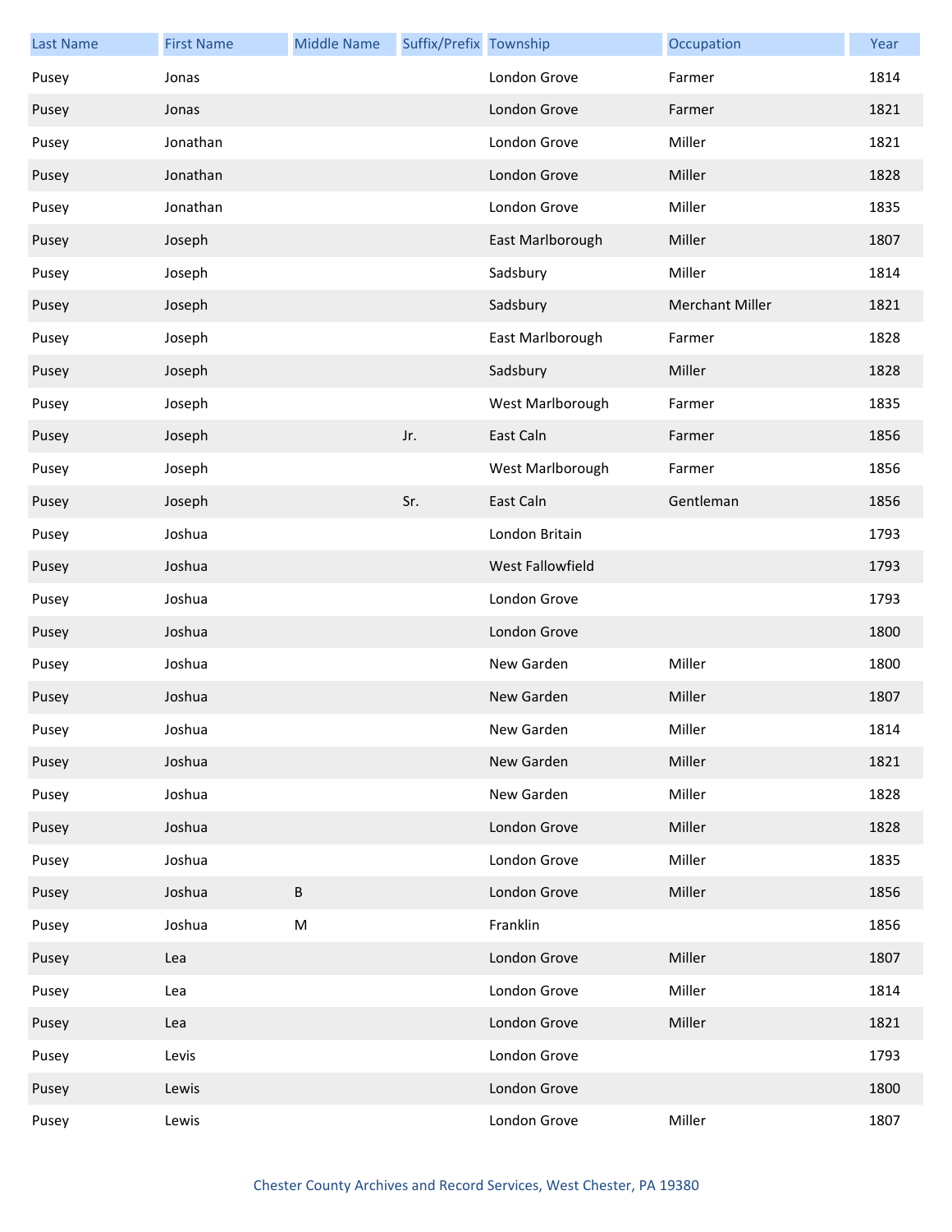| Last Name | First Name | Middle Name | Suffix/Prefix | Township | Occupation | Year |
|---|---|---|---|---|---|---|
| Pusey | Jonas | | | London Grove | Farmer | 1814 |
| Pusey | Jonas | | | London Grove | Farmer | 1821 |
| Pusey | Jonathan | | | London Grove | Miller | 1821 |
| Pusey | Jonathan | | | London Grove | Miller | 1828 |
| Pusey | Jonathan | | | London Grove | Miller | 1835 |
| Pusey | Joseph | | | East Marlborough | Miller | 1807 |
| Pusey | Joseph | | | Sadsbury | Miller | 1814 |
| Pusey | Joseph | | | Sadsbury | Merchant Miller | 1821 |
| Pusey | Joseph | | | East Marlborough | Farmer | 1828 |
| Pusey | Joseph | | | Sadsbury | Miller | 1828 |
| Pusey | Joseph | | | West Marlborough | Farmer | 1835 |
| Pusey | Joseph | | Jr. | East Caln | Farmer | 1856 |
| Pusey | Joseph | | | West Marlborough | Farmer | 1856 |
| Pusey | Joseph | | Sr. | East Caln | Gentleman | 1856 |
| Pusey | Joshua | | | London Britain | | 1793 |
| Pusey | Joshua | | | West Fallowfield | | 1793 |
| Pusey | Joshua | | | London Grove | | 1793 |
| Pusey | Joshua | | | London Grove | | 1800 |
| Pusey | Joshua | | | New Garden | Miller | 1800 |
| Pusey | Joshua | | | New Garden | Miller | 1807 |
| Pusey | Joshua | | | New Garden | Miller | 1814 |
| Pusey | Joshua | | | New Garden | Miller | 1821 |
| Pusey | Joshua | | | New Garden | Miller | 1828 |
| Pusey | Joshua | | | London Grove | Miller | 1828 |
| Pusey | Joshua | | | London Grove | Miller | 1835 |
| Pusey | Joshua | B | | London Grove | Miller | 1856 |
| Pusey | Joshua | M | | Franklin | | 1856 |
| Pusey | Lea | | | London Grove | Miller | 1807 |
| Pusey | Lea | | | London Grove | Miller | 1814 |
| Pusey | Lea | | | London Grove | Miller | 1821 |
| Pusey | Levis | | | London Grove | | 1793 |
| Pusey | Lewis | | | London Grove | | 1800 |
| Pusey | Lewis | | | London Grove | Miller | 1807 |

Chester County Archives and Record Services, West Chester, PA 19380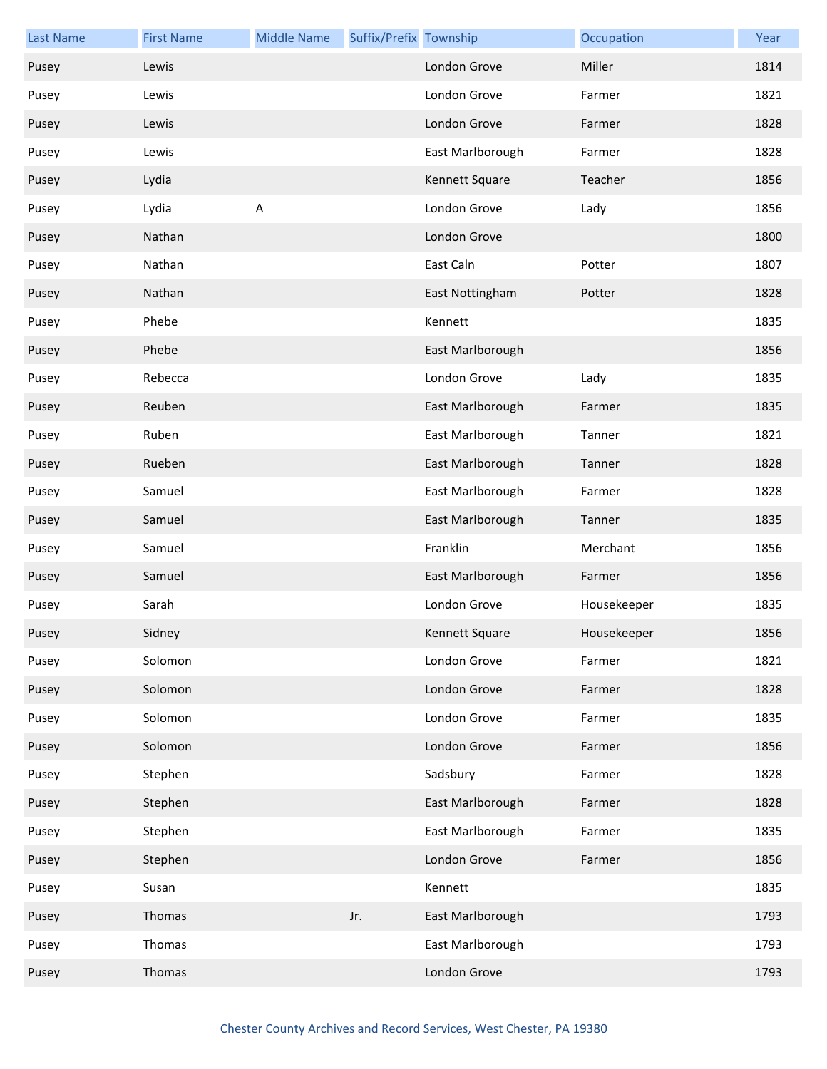| Last Name | First Name | Middle Name | Suffix/Prefix | Township | Occupation | Year |
|---|---|---|---|---|---|---|
| Pusey | Lewis | | | London Grove | Miller | 1814 |
| Pusey | Lewis | | | London Grove | Farmer | 1821 |
| Pusey | Lewis | | | London Grove | Farmer | 1828 |
| Pusey | Lewis | | | East Marlborough | Farmer | 1828 |
| Pusey | Lydia | | | Kennett Square | Teacher | 1856 |
| Pusey | Lydia | A | | London Grove | Lady | 1856 |
| Pusey | Nathan | | | London Grove | | 1800 |
| Pusey | Nathan | | | East Caln | Potter | 1807 |
| Pusey | Nathan | | | East Nottingham | Potter | 1828 |
| Pusey | Phebe | | | Kennett | | 1835 |
| Pusey | Phebe | | | East Marlborough | | 1856 |
| Pusey | Rebecca | | | London Grove | Lady | 1835 |
| Pusey | Reuben | | | East Marlborough | Farmer | 1835 |
| Pusey | Ruben | | | East Marlborough | Tanner | 1821 |
| Pusey | Rueben | | | East Marlborough | Tanner | 1828 |
| Pusey | Samuel | | | East Marlborough | Farmer | 1828 |
| Pusey | Samuel | | | East Marlborough | Tanner | 1835 |
| Pusey | Samuel | | | Franklin | Merchant | 1856 |
| Pusey | Samuel | | | East Marlborough | Farmer | 1856 |
| Pusey | Sarah | | | London Grove | Housekeeper | 1835 |
| Pusey | Sidney | | | Kennett Square | Housekeeper | 1856 |
| Pusey | Solomon | | | London Grove | Farmer | 1821 |
| Pusey | Solomon | | | London Grove | Farmer | 1828 |
| Pusey | Solomon | | | London Grove | Farmer | 1835 |
| Pusey | Solomon | | | London Grove | Farmer | 1856 |
| Pusey | Stephen | | | Sadsbury | Farmer | 1828 |
| Pusey | Stephen | | | East Marlborough | Farmer | 1828 |
| Pusey | Stephen | | | East Marlborough | Farmer | 1835 |
| Pusey | Stephen | | | London Grove | Farmer | 1856 |
| Pusey | Susan | | | Kennett | | 1835 |
| Pusey | Thomas | | Jr. | East Marlborough | | 1793 |
| Pusey | Thomas | | | East Marlborough | | 1793 |
| Pusey | Thomas | | | London Grove | | 1793 |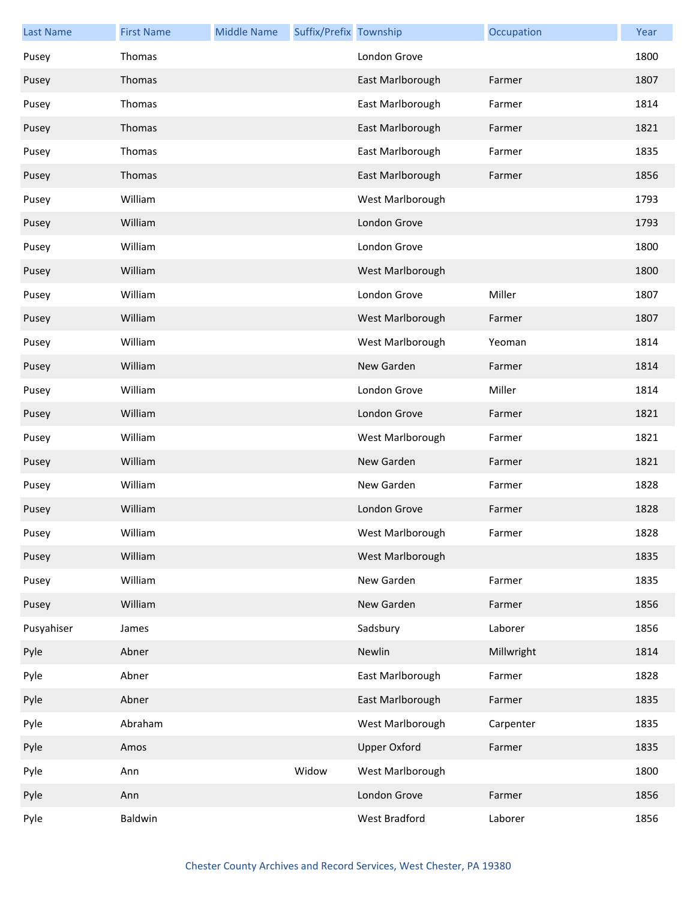| Last Name | First Name | Middle Name | Suffix/Prefix | Township | Occupation | Year |
| --- | --- | --- | --- | --- | --- | --- |
| Pusey | Thomas | | | London Grove | | 1800 |
| Pusey | Thomas | | | East Marlborough | Farmer | 1807 |
| Pusey | Thomas | | | East Marlborough | Farmer | 1814 |
| Pusey | Thomas | | | East Marlborough | Farmer | 1821 |
| Pusey | Thomas | | | East Marlborough | Farmer | 1835 |
| Pusey | Thomas | | | East Marlborough | Farmer | 1856 |
| Pusey | William | | | West Marlborough | | 1793 |
| Pusey | William | | | London Grove | | 1793 |
| Pusey | William | | | London Grove | | 1800 |
| Pusey | William | | | West Marlborough | | 1800 |
| Pusey | William | | | London Grove | Miller | 1807 |
| Pusey | William | | | West Marlborough | Farmer | 1807 |
| Pusey | William | | | West Marlborough | Yeoman | 1814 |
| Pusey | William | | | New Garden | Farmer | 1814 |
| Pusey | William | | | London Grove | Miller | 1814 |
| Pusey | William | | | London Grove | Farmer | 1821 |
| Pusey | William | | | West Marlborough | Farmer | 1821 |
| Pusey | William | | | New Garden | Farmer | 1821 |
| Pusey | William | | | New Garden | Farmer | 1828 |
| Pusey | William | | | London Grove | Farmer | 1828 |
| Pusey | William | | | West Marlborough | Farmer | 1828 |
| Pusey | William | | | West Marlborough | | 1835 |
| Pusey | William | | | New Garden | Farmer | 1835 |
| Pusey | William | | | New Garden | Farmer | 1856 |
| Pusyahiser | James | | | Sadsbury | Laborer | 1856 |
| Pyle | Abner | | | Newlin | Millwright | 1814 |
| Pyle | Abner | | | East Marlborough | Farmer | 1828 |
| Pyle | Abner | | | East Marlborough | Farmer | 1835 |
| Pyle | Abraham | | | West Marlborough | Carpenter | 1835 |
| Pyle | Amos | | | Upper Oxford | Farmer | 1835 |
| Pyle | Ann | | Widow | West Marlborough | | 1800 |
| Pyle | Ann | | | London Grove | Farmer | 1856 |
| Pyle | Baldwin | | | West Bradford | Laborer | 1856 |

Chester County Archives and Record Services, West Chester, PA 19380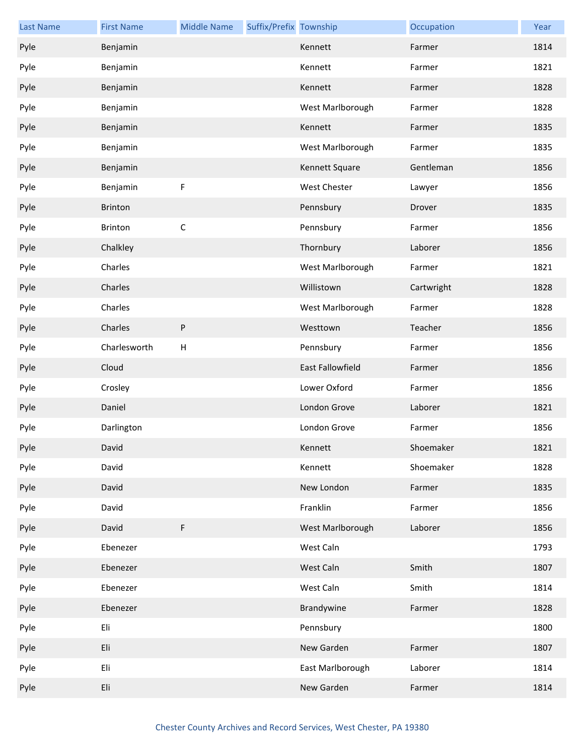| Last Name | First Name | Middle Name | Suffix/Prefix | Township | Occupation | Year |
|---|---|---|---|---|---|---|
| Pyle | Benjamin | | | Kennett | Farmer | 1814 |
| Pyle | Benjamin | | | Kennett | Farmer | 1821 |
| Pyle | Benjamin | | | Kennett | Farmer | 1828 |
| Pyle | Benjamin | | | West Marlborough | Farmer | 1828 |
| Pyle | Benjamin | | | Kennett | Farmer | 1835 |
| Pyle | Benjamin | | | West Marlborough | Farmer | 1835 |
| Pyle | Benjamin | | | Kennett Square | Gentleman | 1856 |
| Pyle | Benjamin | F | | West Chester | Lawyer | 1856 |
| Pyle | Brinton | | | Pennsbury | Drover | 1835 |
| Pyle | Brinton | C | | Pennsbury | Farmer | 1856 |
| Pyle | Chalkley | | | Thornbury | Laborer | 1856 |
| Pyle | Charles | | | West Marlborough | Farmer | 1821 |
| Pyle | Charles | | | Willistown | Cartwright | 1828 |
| Pyle | Charles | | | West Marlborough | Farmer | 1828 |
| Pyle | Charles | P | | Westtown | Teacher | 1856 |
| Pyle | Charlesworth | H | | Pennsbury | Farmer | 1856 |
| Pyle | Cloud | | | East Fallowfield | Farmer | 1856 |
| Pyle | Crosley | | | Lower Oxford | Farmer | 1856 |
| Pyle | Daniel | | | London Grove | Laborer | 1821 |
| Pyle | Darlington | | | London Grove | Farmer | 1856 |
| Pyle | David | | | Kennett | Shoemaker | 1821 |
| Pyle | David | | | Kennett | Shoemaker | 1828 |
| Pyle | David | | | New London | Farmer | 1835 |
| Pyle | David | | | Franklin | Farmer | 1856 |
| Pyle | David | F | | West Marlborough | Laborer | 1856 |
| Pyle | Ebenezer | | | West Caln | | 1793 |
| Pyle | Ebenezer | | | West Caln | Smith | 1807 |
| Pyle | Ebenezer | | | West Caln | Smith | 1814 |
| Pyle | Ebenezer | | | Brandywine | Farmer | 1828 |
| Pyle | Eli | | | Pennsbury | | 1800 |
| Pyle | Eli | | | New Garden | Farmer | 1807 |
| Pyle | Eli | | | East Marlborough | Laborer | 1814 |
| Pyle | Eli | | | New Garden | Farmer | 1814 |

Chester County Archives and Record Services, West Chester, PA 19380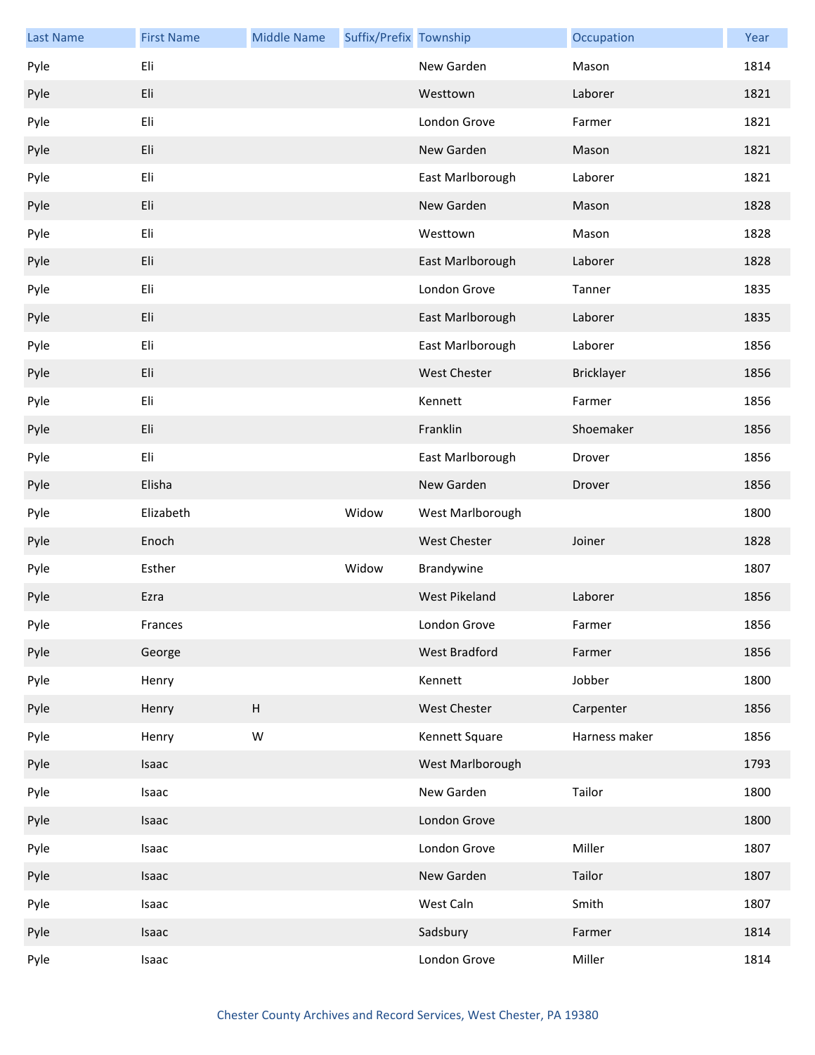| Last Name | First Name | Middle Name | Suffix/Prefix | Township | Occupation | Year |
|---|---|---|---|---|---|---|
| Pyle | Eli | | | New Garden | Mason | 1814 |
| Pyle | Eli | | | Westtown | Laborer | 1821 |
| Pyle | Eli | | | London Grove | Farmer | 1821 |
| Pyle | Eli | | | New Garden | Mason | 1821 |
| Pyle | Eli | | | East Marlborough | Laborer | 1821 |
| Pyle | Eli | | | New Garden | Mason | 1828 |
| Pyle | Eli | | | Westtown | Mason | 1828 |
| Pyle | Eli | | | East Marlborough | Laborer | 1828 |
| Pyle | Eli | | | London Grove | Tanner | 1835 |
| Pyle | Eli | | | East Marlborough | Laborer | 1835 |
| Pyle | Eli | | | East Marlborough | Laborer | 1856 |
| Pyle | Eli | | | West Chester | Bricklayer | 1856 |
| Pyle | Eli | | | Kennett | Farmer | 1856 |
| Pyle | Eli | | | Franklin | Shoemaker | 1856 |
| Pyle | Eli | | | East Marlborough | Drover | 1856 |
| Pyle | Elisha | | | New Garden | Drover | 1856 |
| Pyle | Elizabeth | | Widow | West Marlborough | | 1800 |
| Pyle | Enoch | | | West Chester | Joiner | 1828 |
| Pyle | Esther | | Widow | Brandywine | | 1807 |
| Pyle | Ezra | | | West Pikeland | Laborer | 1856 |
| Pyle | Frances | | | London Grove | Farmer | 1856 |
| Pyle | George | | | West Bradford | Farmer | 1856 |
| Pyle | Henry | | | Kennett | Jobber | 1800 |
| Pyle | Henry | H | | West Chester | Carpenter | 1856 |
| Pyle | Henry | W | | Kennett Square | Harness maker | 1856 |
| Pyle | Isaac | | | West Marlborough | | 1793 |
| Pyle | Isaac | | | New Garden | Tailor | 1800 |
| Pyle | Isaac | | | London Grove | | 1800 |
| Pyle | Isaac | | | London Grove | Miller | 1807 |
| Pyle | Isaac | | | New Garden | Tailor | 1807 |
| Pyle | Isaac | | | West Caln | Smith | 1807 |
| Pyle | Isaac | | | Sadsbury | Farmer | 1814 |
| Pyle | Isaac | | | London Grove | Miller | 1814 |

Chester County Archives and Record Services, West Chester, PA 19380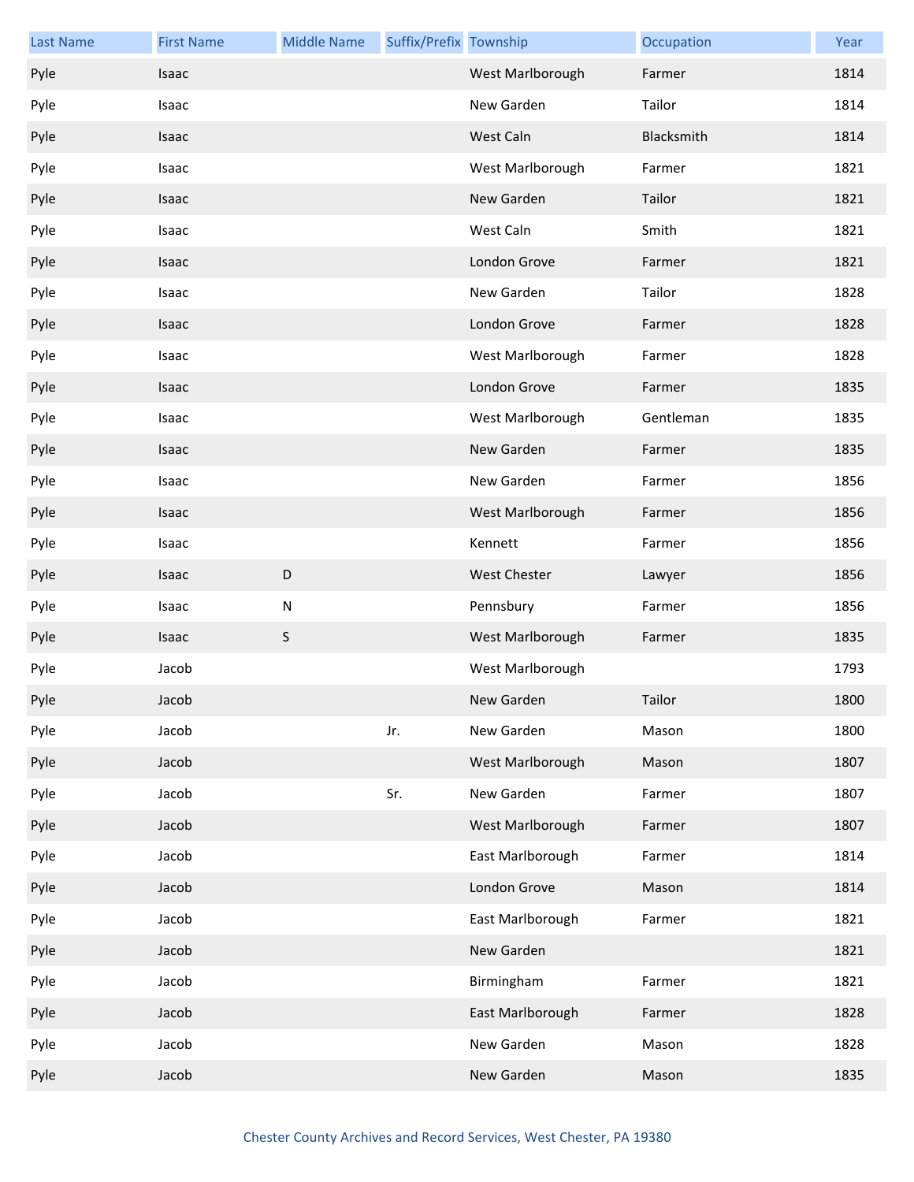| Last Name | First Name | Middle Name | Suffix/Prefix | Township | Occupation | Year |
|---|---|---|---|---|---|---|
| Pyle | Isaac | | | West Marlborough | Farmer | 1814 |
| Pyle | Isaac | | | New Garden | Tailor | 1814 |
| Pyle | Isaac | | | West Caln | Blacksmith | 1814 |
| Pyle | Isaac | | | West Marlborough | Farmer | 1821 |
| Pyle | Isaac | | | New Garden | Tailor | 1821 |
| Pyle | Isaac | | | West Caln | Smith | 1821 |
| Pyle | Isaac | | | London Grove | Farmer | 1821 |
| Pyle | Isaac | | | New Garden | Tailor | 1828 |
| Pyle | Isaac | | | London Grove | Farmer | 1828 |
| Pyle | Isaac | | | West Marlborough | Farmer | 1828 |
| Pyle | Isaac | | | London Grove | Farmer | 1835 |
| Pyle | Isaac | | | West Marlborough | Gentleman | 1835 |
| Pyle | Isaac | | | New Garden | Farmer | 1835 |
| Pyle | Isaac | | | New Garden | Farmer | 1856 |
| Pyle | Isaac | | | West Marlborough | Farmer | 1856 |
| Pyle | Isaac | | | Kennett | Farmer | 1856 |
| Pyle | Isaac | D | | West Chester | Lawyer | 1856 |
| Pyle | Isaac | N | | Pennsbury | Farmer | 1856 |
| Pyle | Isaac | S | | West Marlborough | Farmer | 1835 |
| Pyle | Jacob | | | West Marlborough | | 1793 |
| Pyle | Jacob | | | New Garden | Tailor | 1800 |
| Pyle | Jacob | | Jr. | New Garden | Mason | 1800 |
| Pyle | Jacob | | | West Marlborough | Mason | 1807 |
| Pyle | Jacob | | Sr. | New Garden | Farmer | 1807 |
| Pyle | Jacob | | | West Marlborough | Farmer | 1807 |
| Pyle | Jacob | | | East Marlborough | Farmer | 1814 |
| Pyle | Jacob | | | London Grove | Mason | 1814 |
| Pyle | Jacob | | | East Marlborough | Farmer | 1821 |
| Pyle | Jacob | | | New Garden | | 1821 |
| Pyle | Jacob | | | Birmingham | Farmer | 1821 |
| Pyle | Jacob | | | East Marlborough | Farmer | 1828 |
| Pyle | Jacob | | | New Garden | Mason | 1828 |
| Pyle | Jacob | | | New Garden | Mason | 1835 |

Chester County Archives and Record Services, West Chester, PA 19380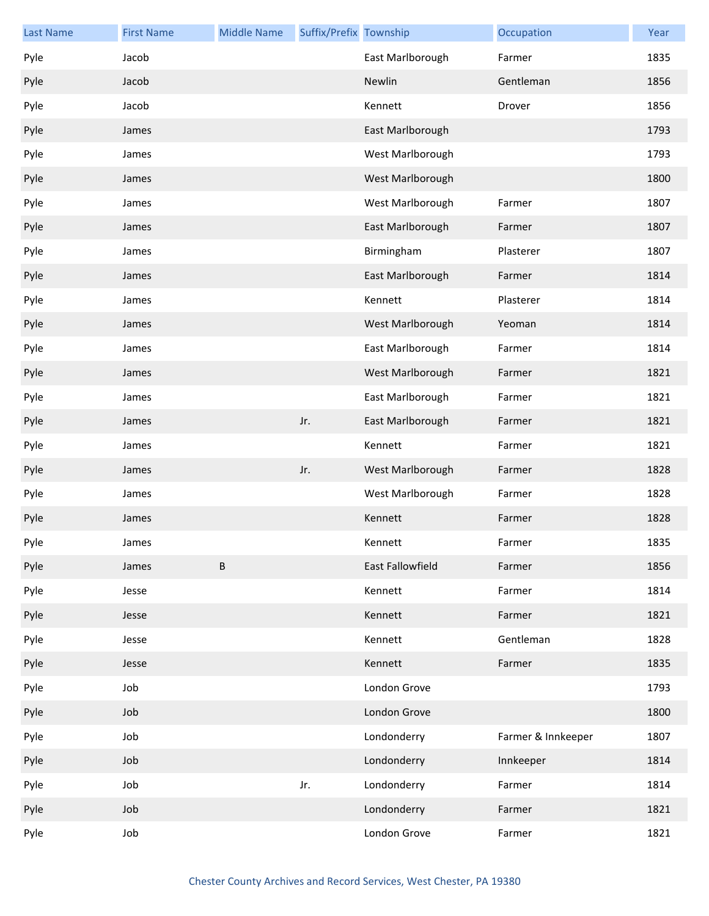| Last Name | First Name | Middle Name | Suffix/Prefix | Township | Occupation | Year |
|---|---|---|---|---|---|---|
| Pyle | Jacob | | | East Marlborough | Farmer | 1835 |
| Pyle | Jacob | | | Newlin | Gentleman | 1856 |
| Pyle | Jacob | | | Kennett | Drover | 1856 |
| Pyle | James | | | East Marlborough | | 1793 |
| Pyle | James | | | West Marlborough | | 1793 |
| Pyle | James | | | West Marlborough | | 1800 |
| Pyle | James | | | West Marlborough | Farmer | 1807 |
| Pyle | James | | | East Marlborough | Farmer | 1807 |
| Pyle | James | | | Birmingham | Plasterer | 1807 |
| Pyle | James | | | East Marlborough | Farmer | 1814 |
| Pyle | James | | | Kennett | Plasterer | 1814 |
| Pyle | James | | | West Marlborough | Yeoman | 1814 |
| Pyle | James | | | East Marlborough | Farmer | 1814 |
| Pyle | James | | | West Marlborough | Farmer | 1821 |
| Pyle | James | | | East Marlborough | Farmer | 1821 |
| Pyle | James | | Jr. | East Marlborough | Farmer | 1821 |
| Pyle | James | | | Kennett | Farmer | 1821 |
| Pyle | James | | Jr. | West Marlborough | Farmer | 1828 |
| Pyle | James | | | West Marlborough | Farmer | 1828 |
| Pyle | James | | | Kennett | Farmer | 1828 |
| Pyle | James | | | Kennett | Farmer | 1835 |
| Pyle | James | B | | East Fallowfield | Farmer | 1856 |
| Pyle | Jesse | | | Kennett | Farmer | 1814 |
| Pyle | Jesse | | | Kennett | Farmer | 1821 |
| Pyle | Jesse | | | Kennett | Gentleman | 1828 |
| Pyle | Jesse | | | Kennett | Farmer | 1835 |
| Pyle | Job | | | London Grove | | 1793 |
| Pyle | Job | | | London Grove | | 1800 |
| Pyle | Job | | | Londonderry | Farmer & Innkeeper | 1807 |
| Pyle | Job | | | Londonderry | Innkeeper | 1814 |
| Pyle | Job | | Jr. | Londonderry | Farmer | 1814 |
| Pyle | Job | | | Londonderry | Farmer | 1821 |
| Pyle | Job | | | London Grove | Farmer | 1821 |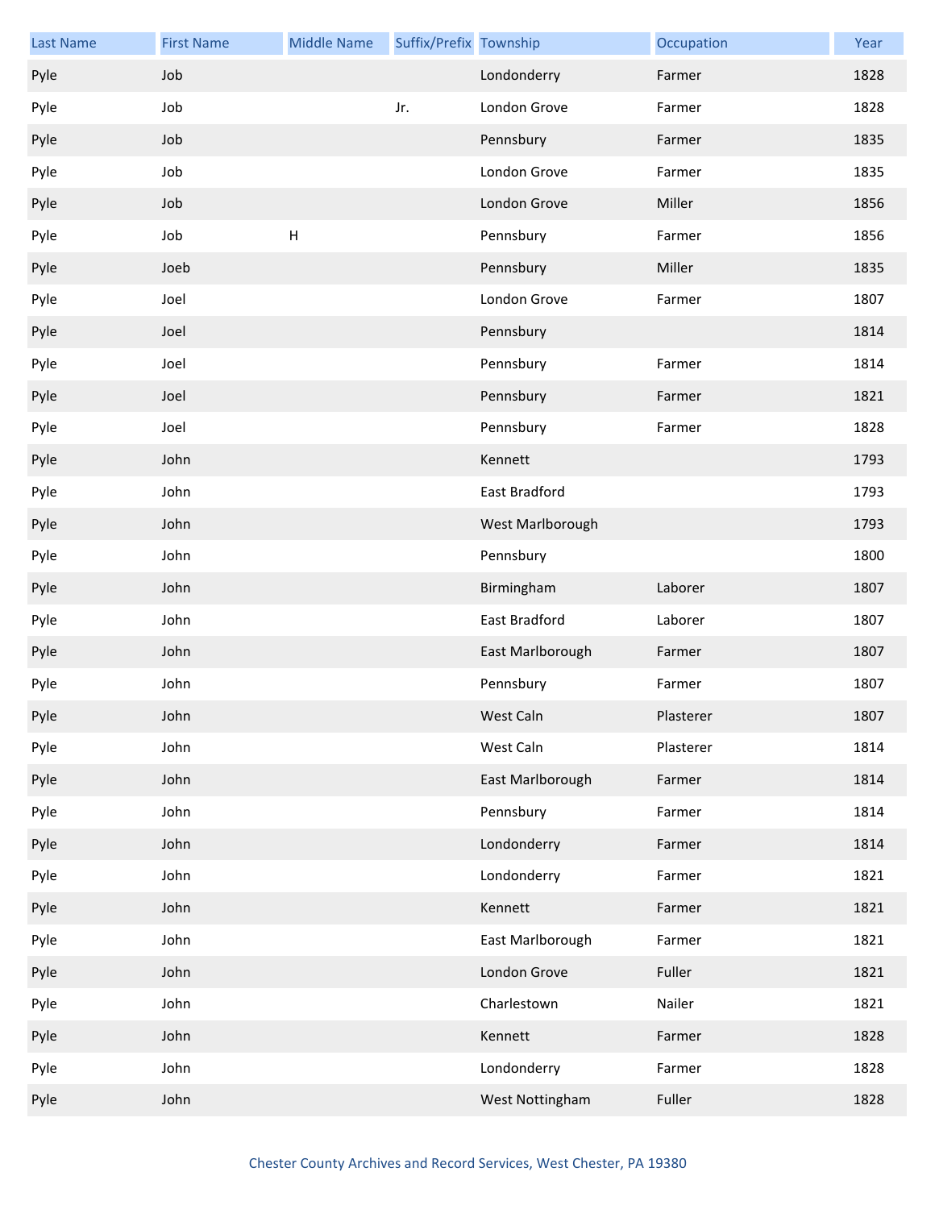| Last Name | First Name | Middle Name | Suffix/Prefix | Township | Occupation | Year |
|---|---|---|---|---|---|---|
| Pyle | Job | | | Londonderry | Farmer | 1828 |
| Pyle | Job | | Jr. | London Grove | Farmer | 1828 |
| Pyle | Job | | | Pennsbury | Farmer | 1835 |
| Pyle | Job | | | London Grove | Farmer | 1835 |
| Pyle | Job | | | London Grove | Miller | 1856 |
| Pyle | Job | H | | Pennsbury | Farmer | 1856 |
| Pyle | Joeb | | | Pennsbury | Miller | 1835 |
| Pyle | Joel | | | London Grove | Farmer | 1807 |
| Pyle | Joel | | | Pennsbury | | 1814 |
| Pyle | Joel | | | Pennsbury | Farmer | 1814 |
| Pyle | Joel | | | Pennsbury | Farmer | 1821 |
| Pyle | Joel | | | Pennsbury | Farmer | 1828 |
| Pyle | John | | | Kennett | | 1793 |
| Pyle | John | | | East Bradford | | 1793 |
| Pyle | John | | | West Marlborough | | 1793 |
| Pyle | John | | | Pennsbury | | 1800 |
| Pyle | John | | | Birmingham | Laborer | 1807 |
| Pyle | John | | | East Bradford | Laborer | 1807 |
| Pyle | John | | | East Marlborough | Farmer | 1807 |
| Pyle | John | | | Pennsbury | Farmer | 1807 |
| Pyle | John | | | West Caln | Plasterer | 1807 |
| Pyle | John | | | West Caln | Plasterer | 1814 |
| Pyle | John | | | East Marlborough | Farmer | 1814 |
| Pyle | John | | | Pennsbury | Farmer | 1814 |
| Pyle | John | | | Londonderry | Farmer | 1814 |
| Pyle | John | | | Londonderry | Farmer | 1821 |
| Pyle | John | | | Kennett | Farmer | 1821 |
| Pyle | John | | | East Marlborough | Farmer | 1821 |
| Pyle | John | | | London Grove | Fuller | 1821 |
| Pyle | John | | | Charlestown | Nailer | 1821 |
| Pyle | John | | | Kennett | Farmer | 1828 |
| Pyle | John | | | Londonderry | Farmer | 1828 |
| Pyle | John | | | West Nottingham | Fuller | 1828 |

Chester County Archives and Record Services, West Chester, PA 19380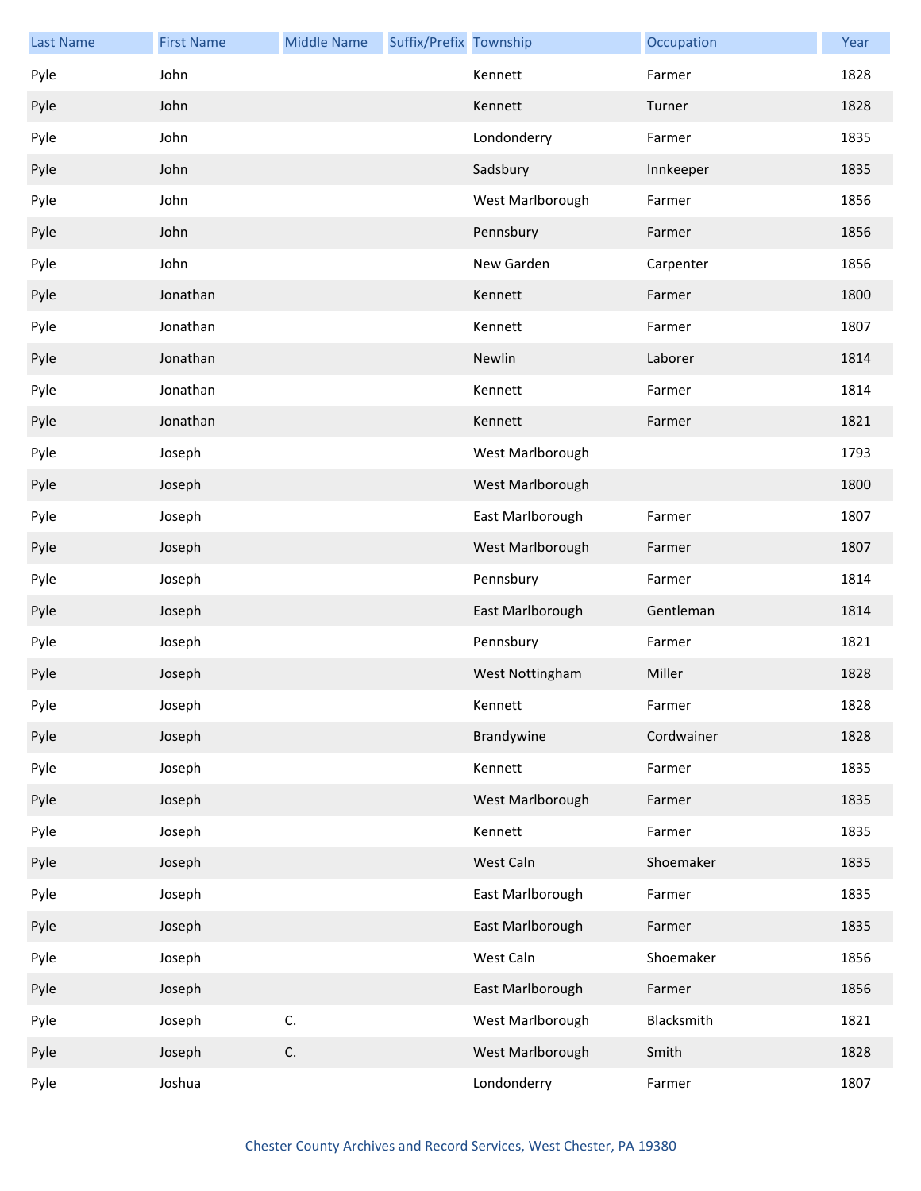| Last Name | First Name | Middle Name | Suffix/Prefix | Township | Occupation | Year |
|---|---|---|---|---|---|---|
| Pyle | John | | | Kennett | Farmer | 1828 |
| Pyle | John | | | Kennett | Turner | 1828 |
| Pyle | John | | | Londonderry | Farmer | 1835 |
| Pyle | John | | | Sadsbury | Innkeeper | 1835 |
| Pyle | John | | | West Marlborough | Farmer | 1856 |
| Pyle | John | | | Pennsbury | Farmer | 1856 |
| Pyle | John | | | New Garden | Carpenter | 1856 |
| Pyle | Jonathan | | | Kennett | Farmer | 1800 |
| Pyle | Jonathan | | | Kennett | Farmer | 1807 |
| Pyle | Jonathan | | | Newlin | Laborer | 1814 |
| Pyle | Jonathan | | | Kennett | Farmer | 1814 |
| Pyle | Jonathan | | | Kennett | Farmer | 1821 |
| Pyle | Joseph | | | West Marlborough | | 1793 |
| Pyle | Joseph | | | West Marlborough | | 1800 |
| Pyle | Joseph | | | East Marlborough | Farmer | 1807 |
| Pyle | Joseph | | | West Marlborough | Farmer | 1807 |
| Pyle | Joseph | | | Pennsbury | Farmer | 1814 |
| Pyle | Joseph | | | East Marlborough | Gentleman | 1814 |
| Pyle | Joseph | | | Pennsbury | Farmer | 1821 |
| Pyle | Joseph | | | West Nottingham | Miller | 1828 |
| Pyle | Joseph | | | Kennett | Farmer | 1828 |
| Pyle | Joseph | | | Brandywine | Cordwainer | 1828 |
| Pyle | Joseph | | | Kennett | Farmer | 1835 |
| Pyle | Joseph | | | West Marlborough | Farmer | 1835 |
| Pyle | Joseph | | | Kennett | Farmer | 1835 |
| Pyle | Joseph | | | West Caln | Shoemaker | 1835 |
| Pyle | Joseph | | | East Marlborough | Farmer | 1835 |
| Pyle | Joseph | | | East Marlborough | Farmer | 1835 |
| Pyle | Joseph | | | West Caln | Shoemaker | 1856 |
| Pyle | Joseph | | | East Marlborough | Farmer | 1856 |
| Pyle | Joseph | C. | | West Marlborough | Blacksmith | 1821 |
| Pyle | Joseph | C. | | West Marlborough | Smith | 1828 |
| Pyle | Joshua | | | Londonderry | Farmer | 1807 |

Chester County Archives and Record Services, West Chester, PA 19380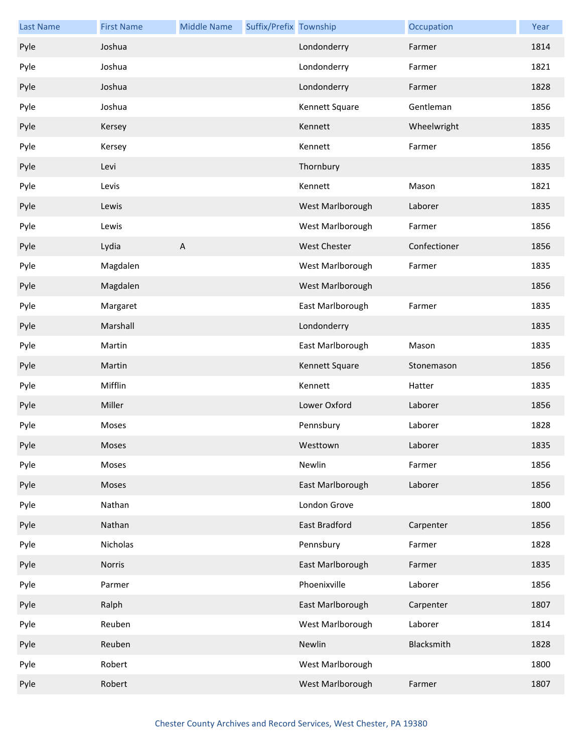| Last Name | First Name | Middle Name | Suffix/Prefix | Township | Occupation | Year |
|---|---|---|---|---|---|---|
| Pyle | Joshua | | | Londonderry | Farmer | 1814 |
| Pyle | Joshua | | | Londonderry | Farmer | 1821 |
| Pyle | Joshua | | | Londonderry | Farmer | 1828 |
| Pyle | Joshua | | | Kennett Square | Gentleman | 1856 |
| Pyle | Kersey | | | Kennett | Wheelwright | 1835 |
| Pyle | Kersey | | | Kennett | Farmer | 1856 |
| Pyle | Levi | | | Thornbury | | 1835 |
| Pyle | Levis | | | Kennett | Mason | 1821 |
| Pyle | Lewis | | | West Marlborough | Laborer | 1835 |
| Pyle | Lewis | | | West Marlborough | Farmer | 1856 |
| Pyle | Lydia | A | | West Chester | Confectioner | 1856 |
| Pyle | Magdalen | | | West Marlborough | Farmer | 1835 |
| Pyle | Magdalen | | | West Marlborough | | 1856 |
| Pyle | Margaret | | | East Marlborough | Farmer | 1835 |
| Pyle | Marshall | | | Londonderry | | 1835 |
| Pyle | Martin | | | East Marlborough | Mason | 1835 |
| Pyle | Martin | | | Kennett Square | Stonemason | 1856 |
| Pyle | Mifflin | | | Kennett | Hatter | 1835 |
| Pyle | Miller | | | Lower Oxford | Laborer | 1856 |
| Pyle | Moses | | | Pennsbury | Laborer | 1828 |
| Pyle | Moses | | | Westtown | Laborer | 1835 |
| Pyle | Moses | | | Newlin | Farmer | 1856 |
| Pyle | Moses | | | East Marlborough | Laborer | 1856 |
| Pyle | Nathan | | | London Grove | | 1800 |
| Pyle | Nathan | | | East Bradford | Carpenter | 1856 |
| Pyle | Nicholas | | | Pennsbury | Farmer | 1828 |
| Pyle | Norris | | | East Marlborough | Farmer | 1835 |
| Pyle | Parmer | | | Phoenixville | Laborer | 1856 |
| Pyle | Ralph | | | East Marlborough | Carpenter | 1807 |
| Pyle | Reuben | | | West Marlborough | Laborer | 1814 |
| Pyle | Reuben | | | Newlin | Blacksmith | 1828 |
| Pyle | Robert | | | West Marlborough | | 1800 |
| Pyle | Robert | | | West Marlborough | Farmer | 1807 |

Chester County Archives and Record Services, West Chester, PA 19380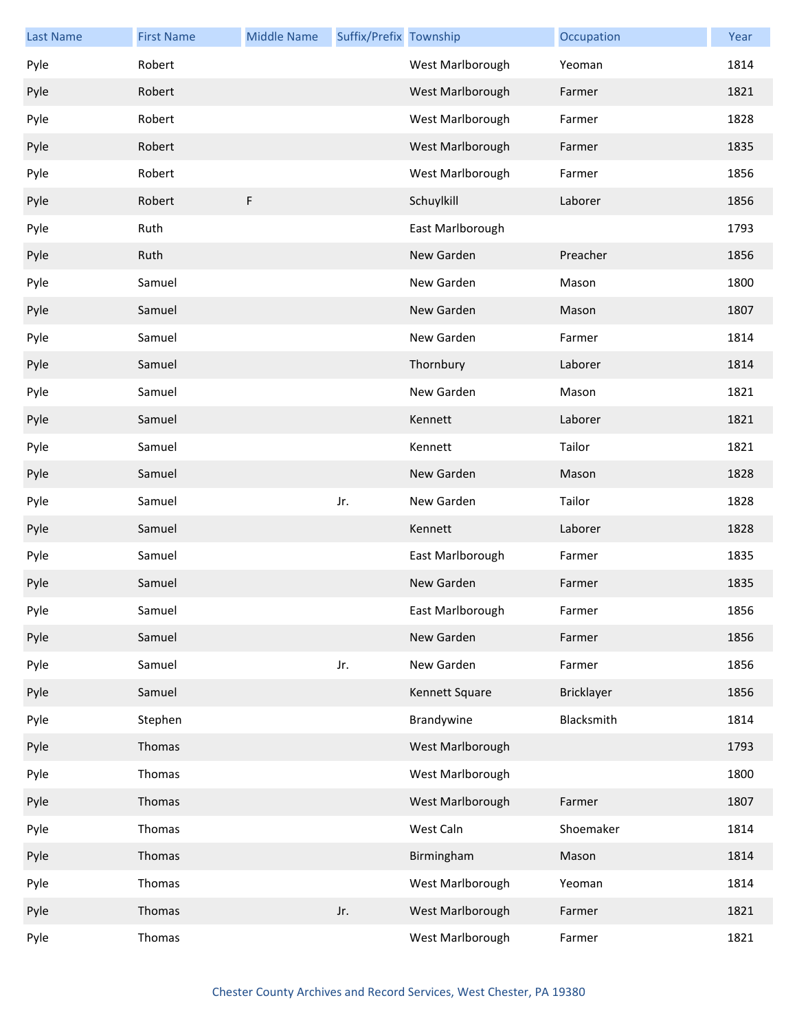| Last Name | First Name | Middle Name | Suffix/Prefix | Township | Occupation | Year |
|---|---|---|---|---|---|---|
| Pyle | Robert | | | West Marlborough | Yeoman | 1814 |
| Pyle | Robert | | | West Marlborough | Farmer | 1821 |
| Pyle | Robert | | | West Marlborough | Farmer | 1828 |
| Pyle | Robert | | | West Marlborough | Farmer | 1835 |
| Pyle | Robert | | | West Marlborough | Farmer | 1856 |
| Pyle | Robert | F | | Schuylkill | Laborer | 1856 |
| Pyle | Ruth | | | East Marlborough | | 1793 |
| Pyle | Ruth | | | New Garden | Preacher | 1856 |
| Pyle | Samuel | | | New Garden | Mason | 1800 |
| Pyle | Samuel | | | New Garden | Mason | 1807 |
| Pyle | Samuel | | | New Garden | Farmer | 1814 |
| Pyle | Samuel | | | Thornbury | Laborer | 1814 |
| Pyle | Samuel | | | New Garden | Mason | 1821 |
| Pyle | Samuel | | | Kennett | Laborer | 1821 |
| Pyle | Samuel | | | Kennett | Tailor | 1821 |
| Pyle | Samuel | | | New Garden | Mason | 1828 |
| Pyle | Samuel | | Jr. | New Garden | Tailor | 1828 |
| Pyle | Samuel | | | Kennett | Laborer | 1828 |
| Pyle | Samuel | | | East Marlborough | Farmer | 1835 |
| Pyle | Samuel | | | New Garden | Farmer | 1835 |
| Pyle | Samuel | | | East Marlborough | Farmer | 1856 |
| Pyle | Samuel | | | New Garden | Farmer | 1856 |
| Pyle | Samuel | | Jr. | New Garden | Farmer | 1856 |
| Pyle | Samuel | | | Kennett Square | Bricklayer | 1856 |
| Pyle | Stephen | | | Brandywine | Blacksmith | 1814 |
| Pyle | Thomas | | | West Marlborough | | 1793 |
| Pyle | Thomas | | | West Marlborough | | 1800 |
| Pyle | Thomas | | | West Marlborough | Farmer | 1807 |
| Pyle | Thomas | | | West Caln | Shoemaker | 1814 |
| Pyle | Thomas | | | Birmingham | Mason | 1814 |
| Pyle | Thomas | | | West Marlborough | Yeoman | 1814 |
| Pyle | Thomas | | Jr. | West Marlborough | Farmer | 1821 |
| Pyle | Thomas | | | West Marlborough | Farmer | 1821 |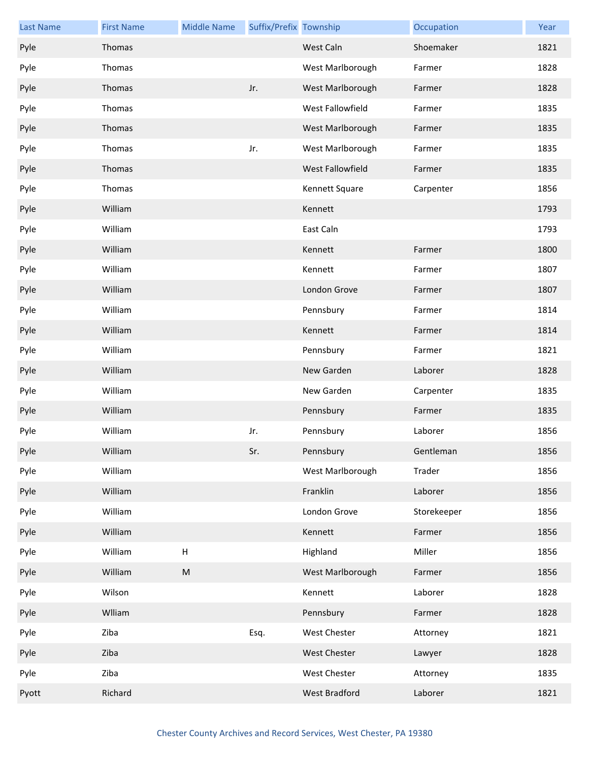| Last Name | First Name | Middle Name | Suffix/Prefix | Township | Occupation | Year |
|---|---|---|---|---|---|---|
| Pyle | Thomas | | | West Caln | Shoemaker | 1821 |
| Pyle | Thomas | | | West Marlborough | Farmer | 1828 |
| Pyle | Thomas | | Jr. | West Marlborough | Farmer | 1828 |
| Pyle | Thomas | | | West Fallowfield | Farmer | 1835 |
| Pyle | Thomas | | | West Marlborough | Farmer | 1835 |
| Pyle | Thomas | | Jr. | West Marlborough | Farmer | 1835 |
| Pyle | Thomas | | | West Fallowfield | Farmer | 1835 |
| Pyle | Thomas | | | Kennett Square | Carpenter | 1856 |
| Pyle | William | | | Kennett | | 1793 |
| Pyle | William | | | East Caln | | 1793 |
| Pyle | William | | | Kennett | Farmer | 1800 |
| Pyle | William | | | Kennett | Farmer | 1807 |
| Pyle | William | | | London Grove | Farmer | 1807 |
| Pyle | William | | | Pennsbury | Farmer | 1814 |
| Pyle | William | | | Kennett | Farmer | 1814 |
| Pyle | William | | | Pennsbury | Farmer | 1821 |
| Pyle | William | | | New Garden | Laborer | 1828 |
| Pyle | William | | | New Garden | Carpenter | 1835 |
| Pyle | William | | | Pennsbury | Farmer | 1835 |
| Pyle | William | | Jr. | Pennsbury | Laborer | 1856 |
| Pyle | William | | Sr. | Pennsbury | Gentleman | 1856 |
| Pyle | William | | | West Marlborough | Trader | 1856 |
| Pyle | William | | | Franklin | Laborer | 1856 |
| Pyle | William | | | London Grove | Storekeeper | 1856 |
| Pyle | William | | | Kennett | Farmer | 1856 |
| Pyle | William | H | | Highland | Miller | 1856 |
| Pyle | William | M | | West Marlborough | Farmer | 1856 |
| Pyle | Wilson | | | Kennett | Laborer | 1828 |
| Pyle | Wlliam | | | Pennsbury | Farmer | 1828 |
| Pyle | Ziba | | Esq. | West Chester | Attorney | 1821 |
| Pyle | Ziba | | | West Chester | Lawyer | 1828 |
| Pyle | Ziba | | | West Chester | Attorney | 1835 |
| Pyott | Richard | | | West Bradford | Laborer | 1821 |

Chester County Archives and Record Services, West Chester, PA 19380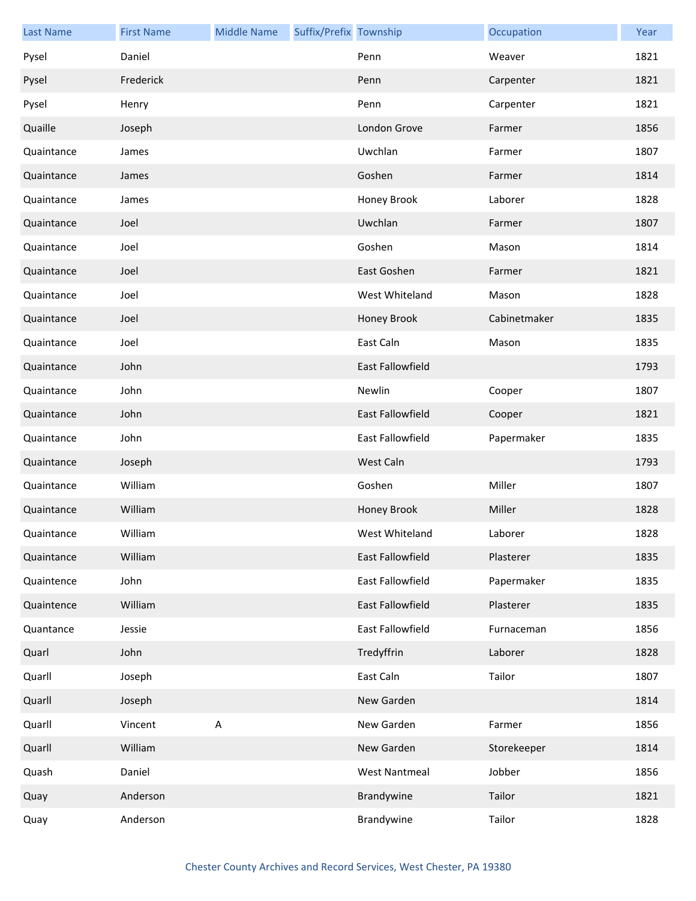| Last Name | First Name | Middle Name | Suffix/Prefix | Township | Occupation | Year |
|---|---|---|---|---|---|---|
| Pysel | Daniel | | | Penn | Weaver | 1821 |
| Pysel | Frederick | | | Penn | Carpenter | 1821 |
| Pysel | Henry | | | Penn | Carpenter | 1821 |
| Quaille | Joseph | | | London Grove | Farmer | 1856 |
| Quaintance | James | | | Uwchlan | Farmer | 1807 |
| Quaintance | James | | | Goshen | Farmer | 1814 |
| Quaintance | James | | | Honey Brook | Laborer | 1828 |
| Quaintance | Joel | | | Uwchlan | Farmer | 1807 |
| Quaintance | Joel | | | Goshen | Mason | 1814 |
| Quaintance | Joel | | | East Goshen | Farmer | 1821 |
| Quaintance | Joel | | | West Whiteland | Mason | 1828 |
| Quaintance | Joel | | | Honey Brook | Cabinetmaker | 1835 |
| Quaintance | Joel | | | East Caln | Mason | 1835 |
| Quaintance | John | | | East Fallowfield | | 1793 |
| Quaintance | John | | | Newlin | Cooper | 1807 |
| Quaintance | John | | | East Fallowfield | Cooper | 1821 |
| Quaintance | John | | | East Fallowfield | Papermaker | 1835 |
| Quaintance | Joseph | | | West Caln | | 1793 |
| Quaintance | William | | | Goshen | Miller | 1807 |
| Quaintance | William | | | Honey Brook | Miller | 1828 |
| Quaintance | William | | | West Whiteland | Laborer | 1828 |
| Quaintance | William | | | East Fallowfield | Plasterer | 1835 |
| Quaintence | John | | | East Fallowfield | Papermaker | 1835 |
| Quaintence | William | | | East Fallowfield | Plasterer | 1835 |
| Quantance | Jessie | | | East Fallowfield | Furnaceman | 1856 |
| Quarl | John | | | Tredyffrin | Laborer | 1828 |
| Quarll | Joseph | | | East Caln | Tailor | 1807 |
| Quarll | Joseph | | | New Garden | | 1814 |
| Quarll | Vincent | A | | New Garden | Farmer | 1856 |
| Quarll | William | | | New Garden | Storekeeper | 1814 |
| Quash | Daniel | | | West Nantmeal | Jobber | 1856 |
| Quay | Anderson | | | Brandywine | Tailor | 1821 |
| Quay | Anderson | | | Brandywine | Tailor | 1828 |

Chester County Archives and Record Services, West Chester, PA 19380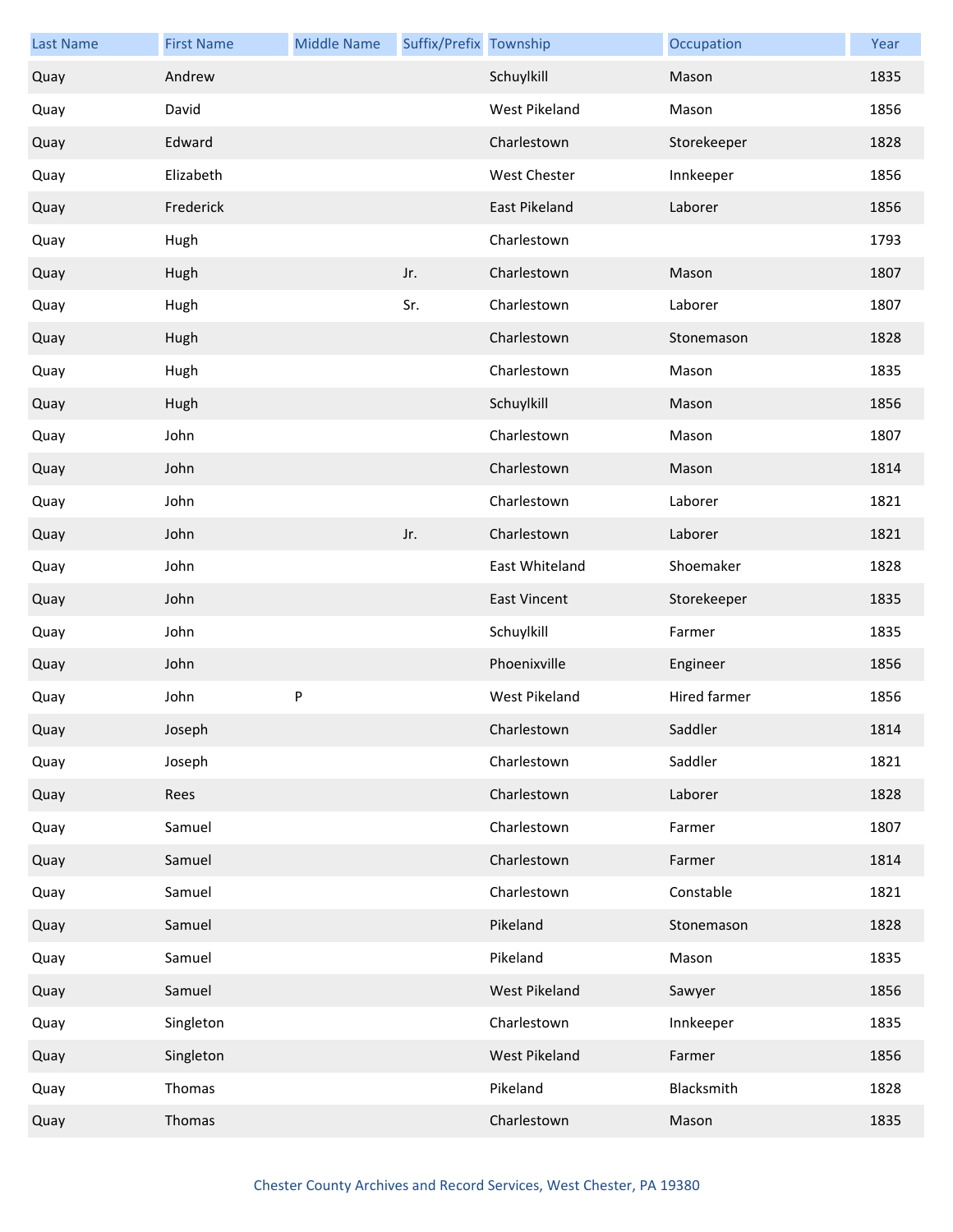| Last Name | First Name | Middle Name | Suffix/Prefix | Township | Occupation | Year |
|---|---|---|---|---|---|---|
| Quay | Andrew | | | Schuylkill | Mason | 1835 |
| Quay | David | | | West Pikeland | Mason | 1856 |
| Quay | Edward | | | Charlestown | Storekeeper | 1828 |
| Quay | Elizabeth | | | West Chester | Innkeeper | 1856 |
| Quay | Frederick | | | East Pikeland | Laborer | 1856 |
| Quay | Hugh | | | Charlestown | | 1793 |
| Quay | Hugh | | Jr. | Charlestown | Mason | 1807 |
| Quay | Hugh | | Sr. | Charlestown | Laborer | 1807 |
| Quay | Hugh | | | Charlestown | Stonemason | 1828 |
| Quay | Hugh | | | Charlestown | Mason | 1835 |
| Quay | Hugh | | | Schuylkill | Mason | 1856 |
| Quay | John | | | Charlestown | Mason | 1807 |
| Quay | John | | | Charlestown | Mason | 1814 |
| Quay | John | | | Charlestown | Laborer | 1821 |
| Quay | John | | Jr. | Charlestown | Laborer | 1821 |
| Quay | John | | | East Whiteland | Shoemaker | 1828 |
| Quay | John | | | East Vincent | Storekeeper | 1835 |
| Quay | John | | | Schuylkill | Farmer | 1835 |
| Quay | John | | | Phoenixville | Engineer | 1856 |
| Quay | John | P | | West Pikeland | Hired farmer | 1856 |
| Quay | Joseph | | | Charlestown | Saddler | 1814 |
| Quay | Joseph | | | Charlestown | Saddler | 1821 |
| Quay | Rees | | | Charlestown | Laborer | 1828 |
| Quay | Samuel | | | Charlestown | Farmer | 1807 |
| Quay | Samuel | | | Charlestown | Farmer | 1814 |
| Quay | Samuel | | | Charlestown | Constable | 1821 |
| Quay | Samuel | | | Pikeland | Stonemason | 1828 |
| Quay | Samuel | | | Pikeland | Mason | 1835 |
| Quay | Samuel | | | West Pikeland | Sawyer | 1856 |
| Quay | Singleton | | | Charlestown | Innkeeper | 1835 |
| Quay | Singleton | | | West Pikeland | Farmer | 1856 |
| Quay | Thomas | | | Pikeland | Blacksmith | 1828 |
| Quay | Thomas | | | Charlestown | Mason | 1835 |

Chester County Archives and Record Services, West Chester, PA 19380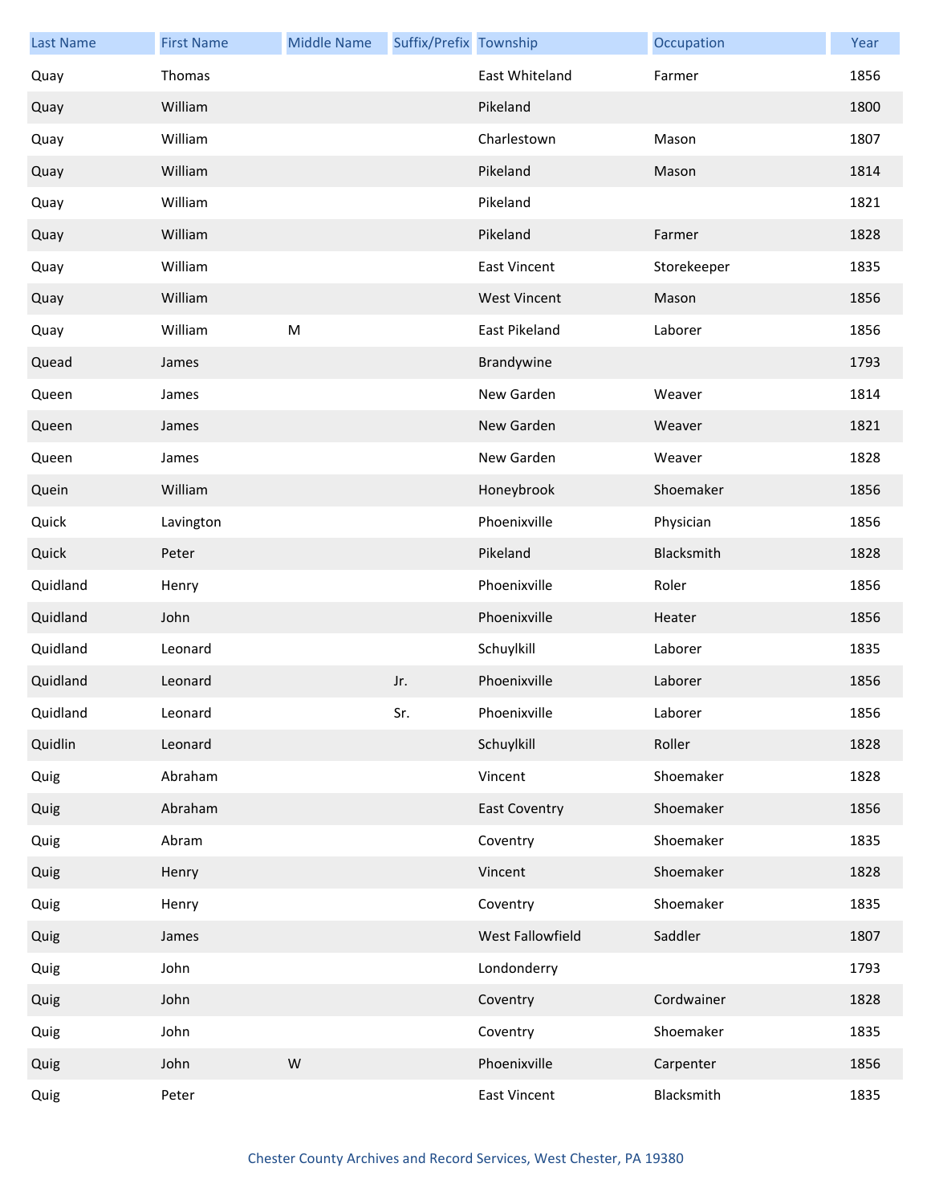| Last Name | First Name | Middle Name | Suffix/Prefix | Township | Occupation | Year |
|---|---|---|---|---|---|---|
| Quay | Thomas | | | East Whiteland | Farmer | 1856 |
| Quay | William | | | Pikeland | | 1800 |
| Quay | William | | | Charlestown | Mason | 1807 |
| Quay | William | | | Pikeland | Mason | 1814 |
| Quay | William | | | Pikeland | | 1821 |
| Quay | William | | | Pikeland | Farmer | 1828 |
| Quay | William | | | East Vincent | Storekeeper | 1835 |
| Quay | William | | | West Vincent | Mason | 1856 |
| Quay | William | M | | East Pikeland | Laborer | 1856 |
| Quead | James | | | Brandywine | | 1793 |
| Queen | James | | | New Garden | Weaver | 1814 |
| Queen | James | | | New Garden | Weaver | 1821 |
| Queen | James | | | New Garden | Weaver | 1828 |
| Quein | William | | | Honeybrook | Shoemaker | 1856 |
| Quick | Lavington | | | Phoenixville | Physician | 1856 |
| Quick | Peter | | | Pikeland | Blacksmith | 1828 |
| Quidland | Henry | | | Phoenixville | Roler | 1856 |
| Quidland | John | | | Phoenixville | Heater | 1856 |
| Quidland | Leonard | | | Schuylkill | Laborer | 1835 |
| Quidland | Leonard | | Jr. | Phoenixville | Laborer | 1856 |
| Quidland | Leonard | | Sr. | Phoenixville | Laborer | 1856 |
| Quidlin | Leonard | | | Schuylkill | Roller | 1828 |
| Quig | Abraham | | | Vincent | Shoemaker | 1828 |
| Quig | Abraham | | | East Coventry | Shoemaker | 1856 |
| Quig | Abram | | | Coventry | Shoemaker | 1835 |
| Quig | Henry | | | Vincent | Shoemaker | 1828 |
| Quig | Henry | | | Coventry | Shoemaker | 1835 |
| Quig | James | | | West Fallowfield | Saddler | 1807 |
| Quig | John | | | Londonderry | | 1793 |
| Quig | John | | | Coventry | Cordwainer | 1828 |
| Quig | John | | | Coventry | Shoemaker | 1835 |
| Quig | John | W | | Phoenixville | Carpenter | 1856 |
| Quig | Peter | | | East Vincent | Blacksmith | 1835 |

Chester County Archives and Record Services, West Chester, PA 19380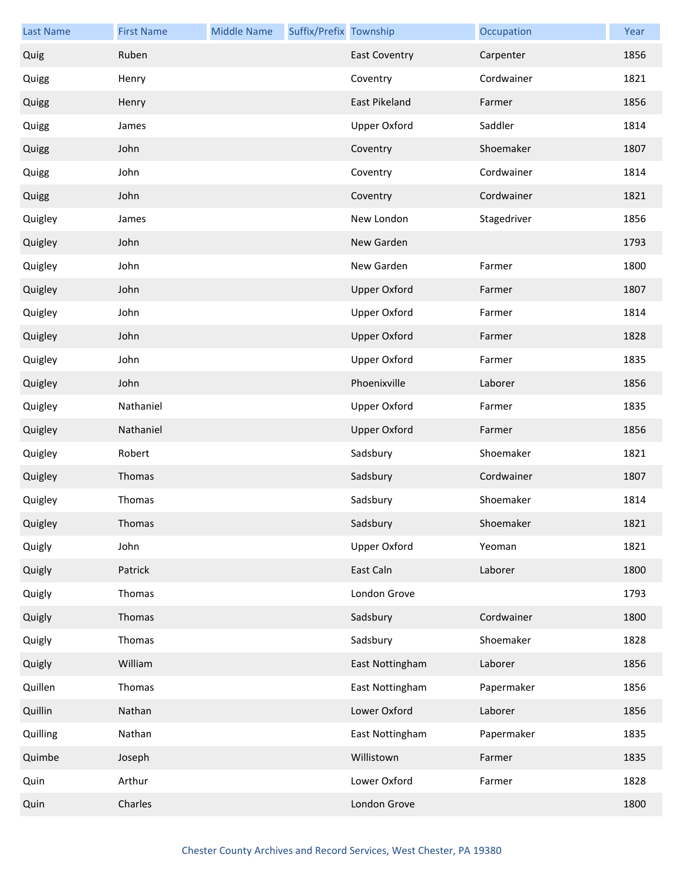| Last Name | First Name | Middle Name | Suffix/Prefix | Township | Occupation | Year |
|---|---|---|---|---|---|---|
| Quig | Ruben | | | East Coventry | Carpenter | 1856 |
| Quigg | Henry | | | Coventry | Cordwainer | 1821 |
| Quigg | Henry | | | East Pikeland | Farmer | 1856 |
| Quigg | James | | | Upper Oxford | Saddler | 1814 |
| Quigg | John | | | Coventry | Shoemaker | 1807 |
| Quigg | John | | | Coventry | Cordwainer | 1814 |
| Quigg | John | | | Coventry | Cordwainer | 1821 |
| Quigley | James | | | New London | Stagedriver | 1856 |
| Quigley | John | | | New Garden | | 1793 |
| Quigley | John | | | New Garden | Farmer | 1800 |
| Quigley | John | | | Upper Oxford | Farmer | 1807 |
| Quigley | John | | | Upper Oxford | Farmer | 1814 |
| Quigley | John | | | Upper Oxford | Farmer | 1828 |
| Quigley | John | | | Upper Oxford | Farmer | 1835 |
| Quigley | John | | | Phoenixville | Laborer | 1856 |
| Quigley | Nathaniel | | | Upper Oxford | Farmer | 1835 |
| Quigley | Nathaniel | | | Upper Oxford | Farmer | 1856 |
| Quigley | Robert | | | Sadsbury | Shoemaker | 1821 |
| Quigley | Thomas | | | Sadsbury | Cordwainer | 1807 |
| Quigley | Thomas | | | Sadsbury | Shoemaker | 1814 |
| Quigley | Thomas | | | Sadsbury | Shoemaker | 1821 |
| Quigly | John | | | Upper Oxford | Yeoman | 1821 |
| Quigly | Patrick | | | East Caln | Laborer | 1800 |
| Quigly | Thomas | | | London Grove | | 1793 |
| Quigly | Thomas | | | Sadsbury | Cordwainer | 1800 |
| Quigly | Thomas | | | Sadsbury | Shoemaker | 1828 |
| Quigly | William | | | East Nottingham | Laborer | 1856 |
| Quillen | Thomas | | | East Nottingham | Papermaker | 1856 |
| Quillin | Nathan | | | Lower Oxford | Laborer | 1856 |
| Quilling | Nathan | | | East Nottingham | Papermaker | 1835 |
| Quimbe | Joseph | | | Willistown | Farmer | 1835 |
| Quin | Arthur | | | Lower Oxford | Farmer | 1828 |
| Quin | Charles | | | London Grove | | 1800 |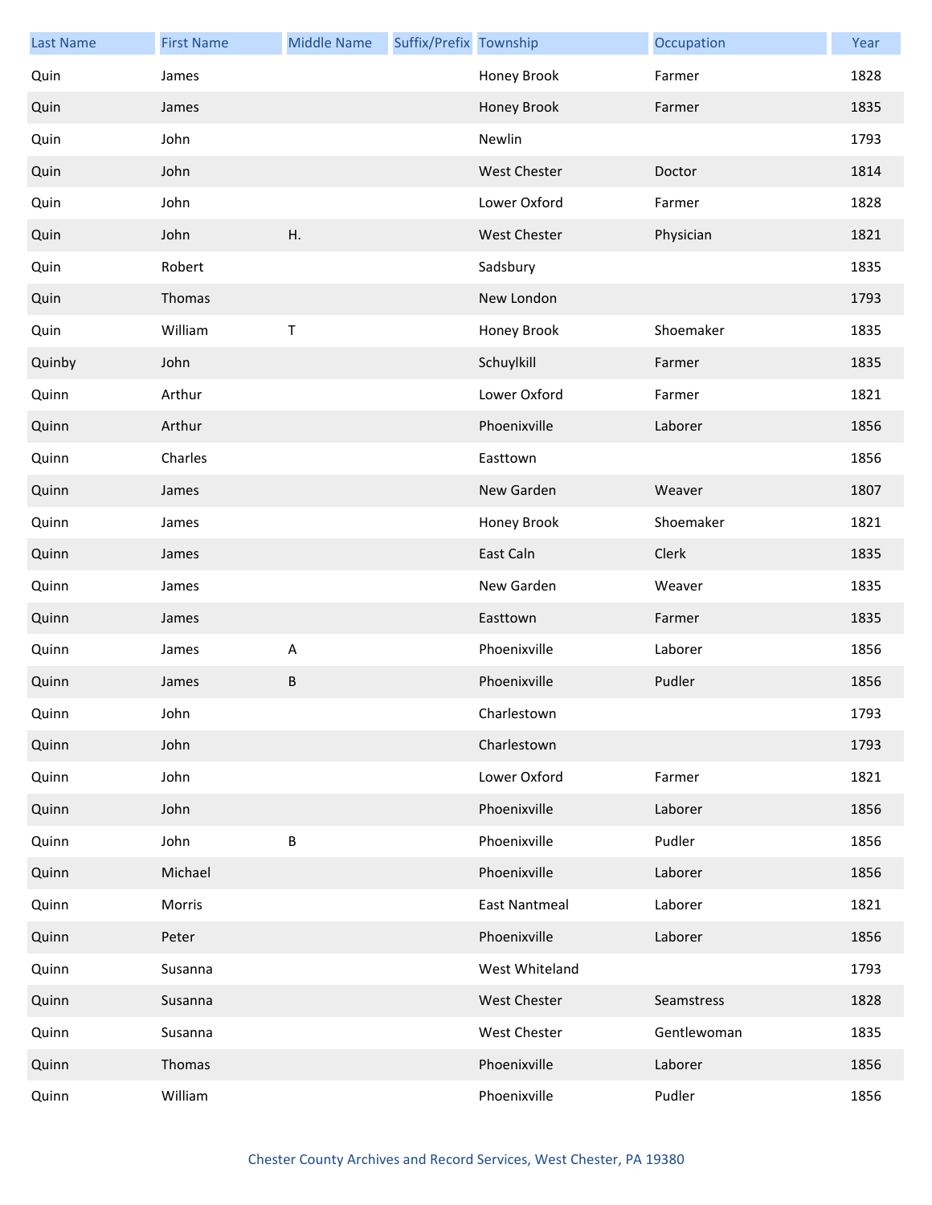| Last Name | First Name | Middle Name | Suffix/Prefix | Township | Occupation | Year |
|---|---|---|---|---|---|---|
| Quin | James | | | Honey Brook | Farmer | 1828 |
| Quin | James | | | Honey Brook | Farmer | 1835 |
| Quin | John | | | Newlin | | 1793 |
| Quin | John | | | West Chester | Doctor | 1814 |
| Quin | John | | | Lower Oxford | Farmer | 1828 |
| Quin | John | H. | | West Chester | Physician | 1821 |
| Quin | Robert | | | Sadsbury | | 1835 |
| Quin | Thomas | | | New London | | 1793 |
| Quin | William | T | | Honey Brook | Shoemaker | 1835 |
| Quinby | John | | | Schuylkill | Farmer | 1835 |
| Quinn | Arthur | | | Lower Oxford | Farmer | 1821 |
| Quinn | Arthur | | | Phoenixville | Laborer | 1856 |
| Quinn | Charles | | | Easttown | | 1856 |
| Quinn | James | | | New Garden | Weaver | 1807 |
| Quinn | James | | | Honey Brook | Shoemaker | 1821 |
| Quinn | James | | | East Caln | Clerk | 1835 |
| Quinn | James | | | New Garden | Weaver | 1835 |
| Quinn | James | | | Easttown | Farmer | 1835 |
| Quinn | James | A | | Phoenixville | Laborer | 1856 |
| Quinn | James | B | | Phoenixville | Pudler | 1856 |
| Quinn | John | | | Charlestown | | 1793 |
| Quinn | John | | | Charlestown | | 1793 |
| Quinn | John | | | Lower Oxford | Farmer | 1821 |
| Quinn | John | | | Phoenixville | Laborer | 1856 |
| Quinn | John | B | | Phoenixville | Pudler | 1856 |
| Quinn | Michael | | | Phoenixville | Laborer | 1856 |
| Quinn | Morris | | | East Nantmeal | Laborer | 1821 |
| Quinn | Peter | | | Phoenixville | Laborer | 1856 |
| Quinn | Susanna | | | West Whiteland | | 1793 |
| Quinn | Susanna | | | West Chester | Seamstress | 1828 |
| Quinn | Susanna | | | West Chester | Gentlewoman | 1835 |
| Quinn | Thomas | | | Phoenixville | Laborer | 1856 |
| Quinn | William | | | Phoenixville | Pudler | 1856 |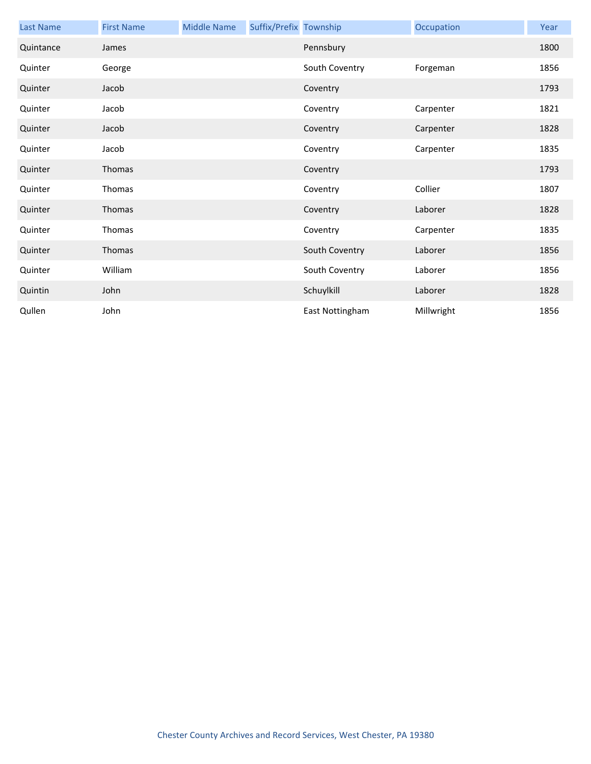| Last Name | First Name | Middle Name | Suffix/Prefix | Township | Occupation | Year |
|---|---|---|---|---|---|---|
| Quintance | James | | | Pennsbury | | 1800 |
| Quinter | George | | | South Coventry | Forgeman | 1856 |
| Quinter | Jacob | | | Coventry | | 1793 |
| Quinter | Jacob | | | Coventry | Carpenter | 1821 |
| Quinter | Jacob | | | Coventry | Carpenter | 1828 |
| Quinter | Jacob | | | Coventry | Carpenter | 1835 |
| Quinter | Thomas | | | Coventry | | 1793 |
| Quinter | Thomas | | | Coventry | Collier | 1807 |
| Quinter | Thomas | | | Coventry | Laborer | 1828 |
| Quinter | Thomas | | | Coventry | Carpenter | 1835 |
| Quinter | Thomas | | | South Coventry | Laborer | 1856 |
| Quinter | William | | | South Coventry | Laborer | 1856 |
| Quintin | John | | | Schuylkill | Laborer | 1828 |
| Qullen | John | | | East Nottingham | Millwright | 1856 |